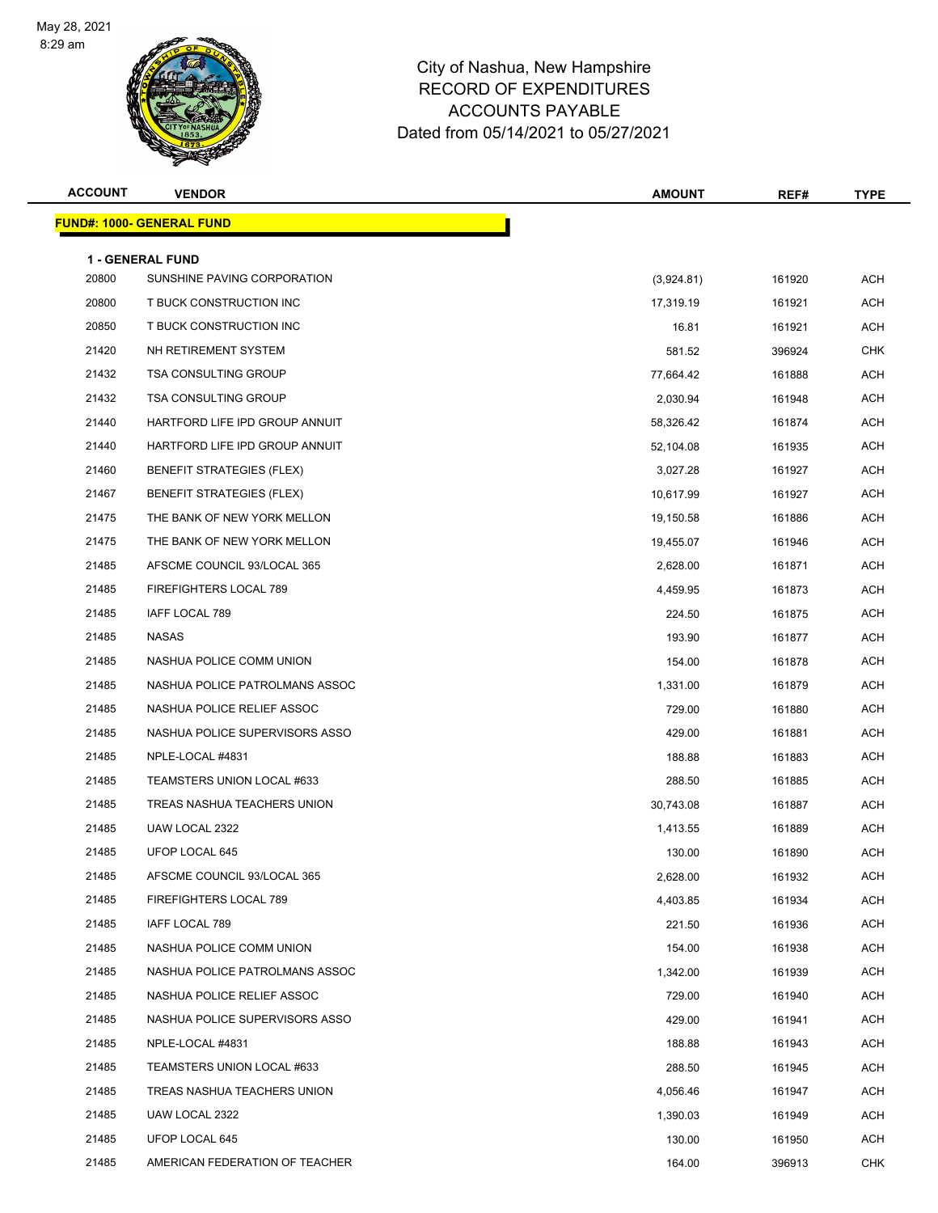May 28, 2021
8:29 am

# City of Nashua, New Hampshire
## RECORD OF EXPENDITURES
## ACCOUNTS PAYABLE
## Dated from 05/14/2021 to 05/27/2021

| ACCOUNT | VENDOR | AMOUNT | REF# | TYPE |
|---|---|---|---|---|
| **FUND#: 1000- GENERAL FUND** | | | | |
| **1 - GENERAL FUND** | | | | |
| 20800 | SUNSHINE PAVING CORPORATION | (3,924.81) | 161920 | ACH |
| 20800 | T BUCK CONSTRUCTION INC | 17,319.19 | 161921 | ACH |
| 20850 | T BUCK CONSTRUCTION INC | 16.81 | 161921 | ACH |
| 21420 | NH RETIREMENT SYSTEM | 581.52 | 396924 | CHK |
| 21432 | TSA CONSULTING GROUP | 77,664.42 | 161888 | ACH |
| 21432 | TSA CONSULTING GROUP | 2,030.94 | 161948 | ACH |
| 21440 | HARTFORD LIFE IPD GROUP ANNUIT | 58,326.42 | 161874 | ACH |
| 21440 | HARTFORD LIFE IPD GROUP ANNUIT | 52,104.08 | 161935 | ACH |
| 21460 | BENEFIT STRATEGIES (FLEX) | 3,027.28 | 161927 | ACH |
| 21467 | BENEFIT STRATEGIES (FLEX) | 10,617.99 | 161927 | ACH |
| 21475 | THE BANK OF NEW YORK MELLON | 19,150.58 | 161886 | ACH |
| 21475 | THE BANK OF NEW YORK MELLON | 19,455.07 | 161946 | ACH |
| 21485 | AFSCME COUNCIL 93/LOCAL 365 | 2,628.00 | 161871 | ACH |
| 21485 | FIREFIGHTERS LOCAL 789 | 4,459.95 | 161873 | ACH |
| 21485 | IAFF LOCAL 789 | 224.50 | 161875 | ACH |
| 21485 | NASAS | 193.90 | 161877 | ACH |
| 21485 | NASHUA POLICE COMM UNION | 154.00 | 161878 | ACH |
| 21485 | NASHUA POLICE PATROLMANS ASSOC | 1,331.00 | 161879 | ACH |
| 21485 | NASHUA POLICE RELIEF ASSOC | 729.00 | 161880 | ACH |
| 21485 | NASHUA POLICE SUPERVISORS ASSO | 429.00 | 161881 | ACH |
| 21485 | NPLE-LOCAL #4831 | 188.88 | 161883 | ACH |
| 21485 | TEAMSTERS UNION LOCAL #633 | 288.50 | 161885 | ACH |
| 21485 | TREAS NASHUA TEACHERS UNION | 30,743.08 | 161887 | ACH |
| 21485 | UAW LOCAL 2322 | 1,413.55 | 161889 | ACH |
| 21485 | UFOP LOCAL 645 | 130.00 | 161890 | ACH |
| 21485 | AFSCME COUNCIL 93/LOCAL 365 | 2,628.00 | 161932 | ACH |
| 21485 | FIREFIGHTERS LOCAL 789 | 4,403.85 | 161934 | ACH |
| 21485 | IAFF LOCAL 789 | 221.50 | 161936 | ACH |
| 21485 | NASHUA POLICE COMM UNION | 154.00 | 161938 | ACH |
| 21485 | NASHUA POLICE PATROLMANS ASSOC | 1,342.00 | 161939 | ACH |
| 21485 | NASHUA POLICE RELIEF ASSOC | 729.00 | 161940 | ACH |
| 21485 | NASHUA POLICE SUPERVISORS ASSO | 429.00 | 161941 | ACH |
| 21485 | NPLE-LOCAL #4831 | 188.88 | 161943 | ACH |
| 21485 | TEAMSTERS UNION LOCAL #633 | 288.50 | 161945 | ACH |
| 21485 | TREAS NASHUA TEACHERS UNION | 4,056.46 | 161947 | ACH |
| 21485 | UAW LOCAL 2322 | 1,390.03 | 161949 | ACH |
| 21485 | UFOP LOCAL 645 | 130.00 | 161950 | ACH |
| 21485 | AMERICAN FEDERATION OF TEACHER | 164.00 | 396913 | CHK |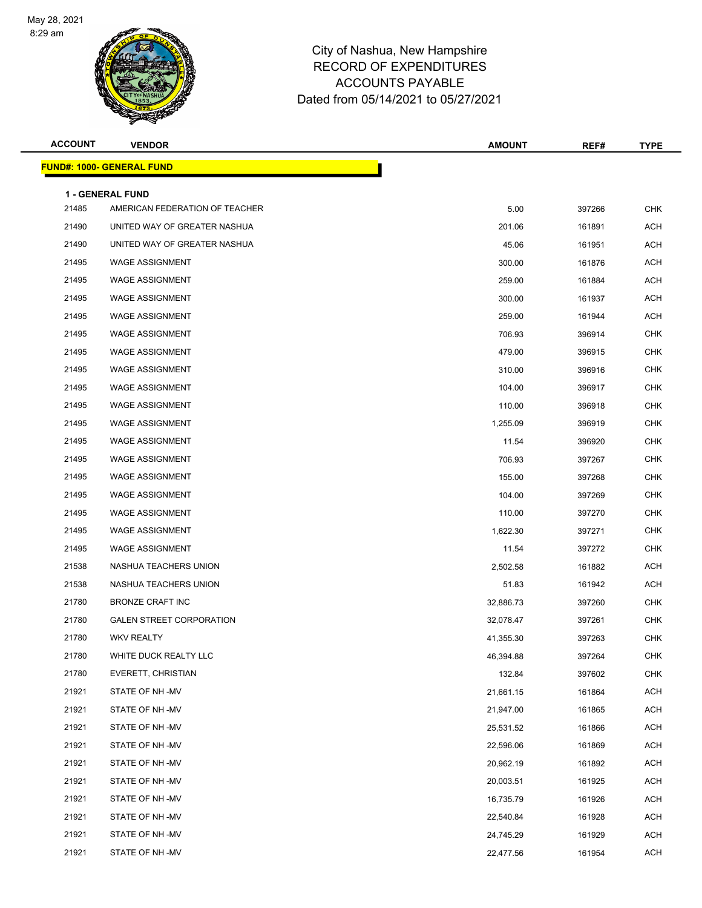City of Nashua, New Hampshire
RECORD OF EXPENDITURES
ACCOUNTS PAYABLE
Dated from 05/14/2021 to 05/27/2021

| ACCOUNT | VENDOR | AMOUNT | REF# | TYPE |
|---|---|---|---|---|
| **FUND#: 1000- GENERAL FUND** | | | | |
| **1 - GENERAL FUND** | | | | |
| 21485 | AMERICAN FEDERATION OF TEACHER | 5.00 | 397266 | CHK |
| 21490 | UNITED WAY OF GREATER NASHUA | 201.06 | 161891 | ACH |
| 21490 | UNITED WAY OF GREATER NASHUA | 45.06 | 161951 | ACH |
| 21495 | WAGE ASSIGNMENT | 300.00 | 161876 | ACH |
| 21495 | WAGE ASSIGNMENT | 259.00 | 161884 | ACH |
| 21495 | WAGE ASSIGNMENT | 300.00 | 161937 | ACH |
| 21495 | WAGE ASSIGNMENT | 259.00 | 161944 | ACH |
| 21495 | WAGE ASSIGNMENT | 706.93 | 396914 | CHK |
| 21495 | WAGE ASSIGNMENT | 479.00 | 396915 | CHK |
| 21495 | WAGE ASSIGNMENT | 310.00 | 396916 | CHK |
| 21495 | WAGE ASSIGNMENT | 104.00 | 396917 | CHK |
| 21495 | WAGE ASSIGNMENT | 110.00 | 396918 | CHK |
| 21495 | WAGE ASSIGNMENT | 1,255.09 | 396919 | CHK |
| 21495 | WAGE ASSIGNMENT | 11.54 | 396920 | CHK |
| 21495 | WAGE ASSIGNMENT | 706.93 | 397267 | CHK |
| 21495 | WAGE ASSIGNMENT | 155.00 | 397268 | CHK |
| 21495 | WAGE ASSIGNMENT | 104.00 | 397269 | CHK |
| 21495 | WAGE ASSIGNMENT | 110.00 | 397270 | CHK |
| 21495 | WAGE ASSIGNMENT | 1,622.30 | 397271 | CHK |
| 21495 | WAGE ASSIGNMENT | 11.54 | 397272 | CHK |
| 21538 | NASHUA TEACHERS UNION | 2,502.58 | 161882 | ACH |
| 21538 | NASHUA TEACHERS UNION | 51.83 | 161942 | ACH |
| 21780 | BRONZE CRAFT INC | 32,886.73 | 397260 | CHK |
| 21780 | GALEN STREET CORPORATION | 32,078.47 | 397261 | CHK |
| 21780 | WKV REALTY | 41,355.30 | 397263 | CHK |
| 21780 | WHITE DUCK REALTY LLC | 46,394.88 | 397264 | CHK |
| 21780 | EVERETT, CHRISTIAN | 132.84 | 397602 | CHK |
| 21921 | STATE OF NH -MV | 21,661.15 | 161864 | ACH |
| 21921 | STATE OF NH -MV | 21,947.00 | 161865 | ACH |
| 21921 | STATE OF NH -MV | 25,531.52 | 161866 | ACH |
| 21921 | STATE OF NH -MV | 22,596.06 | 161869 | ACH |
| 21921 | STATE OF NH -MV | 20,962.19 | 161892 | ACH |
| 21921 | STATE OF NH -MV | 20,003.51 | 161925 | ACH |
| 21921 | STATE OF NH -MV | 16,735.79 | 161926 | ACH |
| 21921 | STATE OF NH -MV | 22,540.84 | 161928 | ACH |
| 21921 | STATE OF NH -MV | 24,745.29 | 161929 | ACH |
| 21921 | STATE OF NH -MV | 22,477.56 | 161954 | ACH |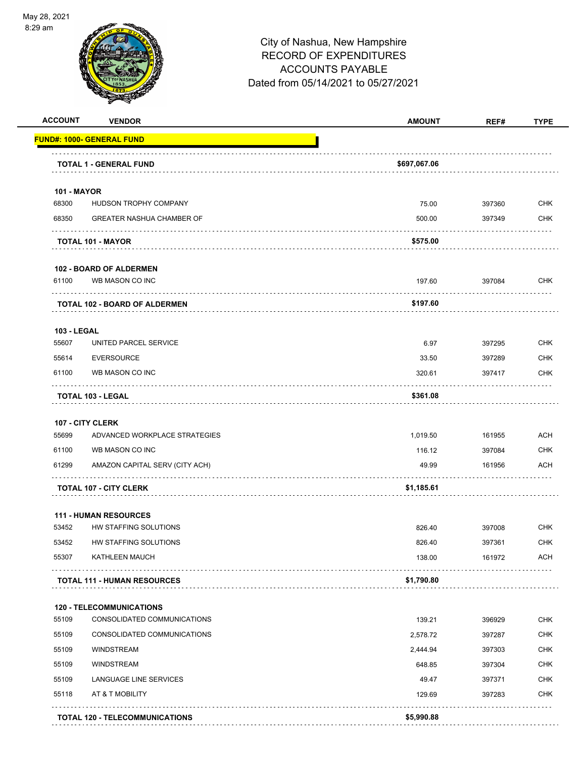May 28, 2021
8:29 am

City of Nashua, New Hampshire
RECORD OF EXPENDITURES
ACCOUNTS PAYABLE
Dated from 05/14/2021 to 05/27/2021

| ACCOUNT | VENDOR | AMOUNT | REF# | TYPE |
|---|---|---|---|---|
| **FUND#: 1000- GENERAL FUND** | | | | |
| | **TOTAL 1 - GENERAL FUND** | **$697,067.06** | | |
| **101 - MAYOR** | | | | |
| 68300 | HUDSON TROPHY COMPANY | 75.00 | 397360 | CHK |
| 68350 | GREATER NASHUA CHAMBER OF | 500.00 | 397349 | CHK |
| | **TOTAL 101 - MAYOR** | **$575.00** | | |
| **102 - BOARD OF ALDERMEN** | | | | |
| 61100 | WB MASON CO INC | 197.60 | 397084 | CHK |
| | **TOTAL 102 - BOARD OF ALDERMEN** | **$197.60** | | |
| **103 - LEGAL** | | | | |
| 55607 | UNITED PARCEL SERVICE | 6.97 | 397295 | CHK |
| 55614 | EVERSOURCE | 33.50 | 397289 | CHK |
| 61100 | WB MASON CO INC | 320.61 | 397417 | CHK |
| | **TOTAL 103 - LEGAL** | **$361.08** | | |
| **107 - CITY CLERK** | | | | |
| 55699 | ADVANCED WORKPLACE STRATEGIES | 1,019.50 | 161955 | ACH |
| 61100 | WB MASON CO INC | 116.12 | 397084 | CHK |
| 61299 | AMAZON CAPITAL SERV (CITY ACH) | 49.99 | 161956 | ACH |
| | **TOTAL 107 - CITY CLERK** | **$1,185.61** | | |
| **111 - HUMAN RESOURCES** | | | | |
| 53452 | HW STAFFING SOLUTIONS | 826.40 | 397008 | CHK |
| 53452 | HW STAFFING SOLUTIONS | 826.40 | 397361 | CHK |
| 55307 | KATHLEEN MAUCH | 138.00 | 161972 | ACH |
| | **TOTAL 111 - HUMAN RESOURCES** | **$1,790.80** | | |
| **120 - TELECOMMUNICATIONS** | | | | |
| 55109 | CONSOLIDATED COMMUNICATIONS | 139.21 | 396929 | CHK |
| 55109 | CONSOLIDATED COMMUNICATIONS | 2,578.72 | 397287 | CHK |
| 55109 | WINDSTREAM | 2,444.94 | 397303 | CHK |
| 55109 | WINDSTREAM | 648.85 | 397304 | CHK |
| 55109 | LANGUAGE LINE SERVICES | 49.47 | 397371 | CHK |
| 55118 | AT & T MOBILITY | 129.69 | 397283 | CHK |
| | **TOTAL 120 - TELECOMMUNICATIONS** | **$5,990.88** | | |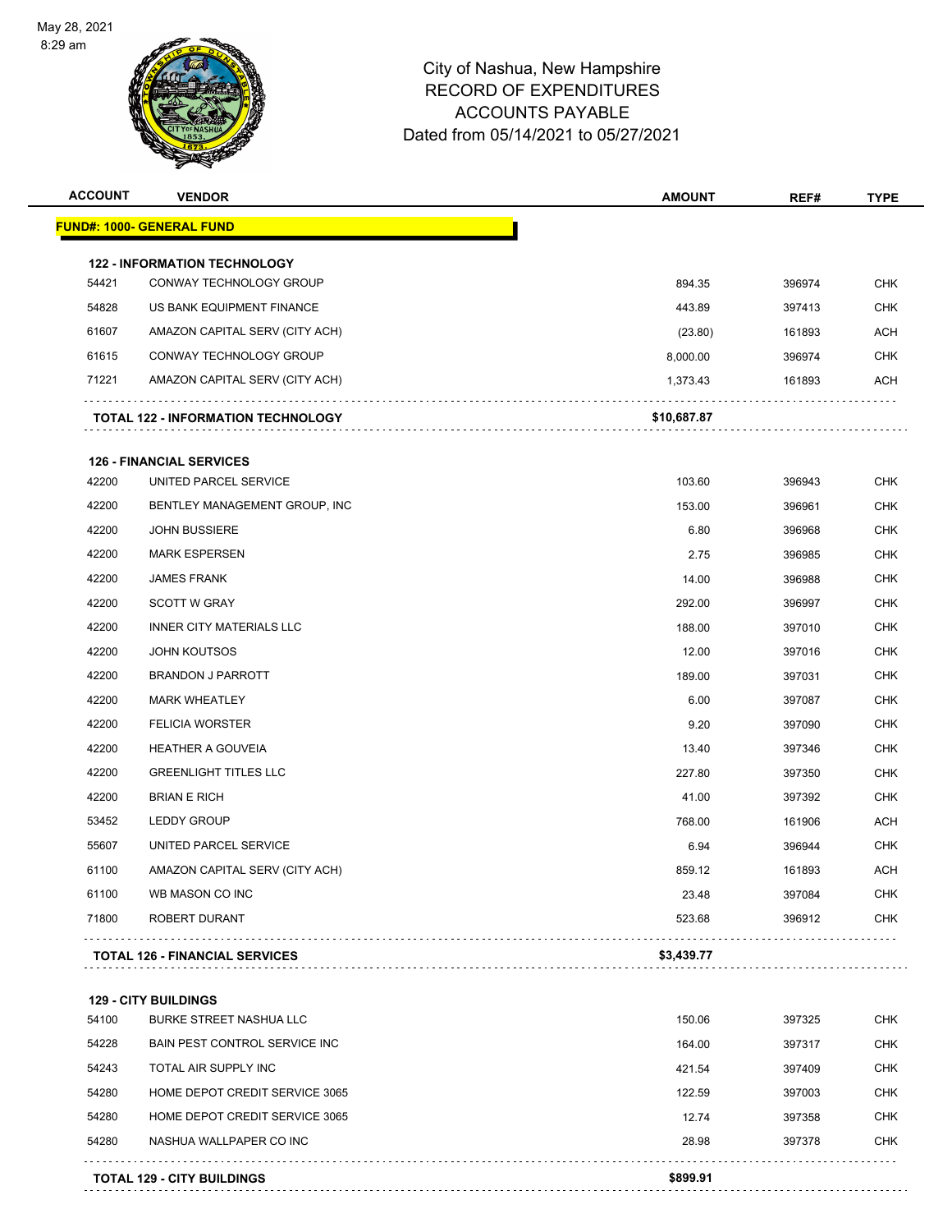City of Nashua, New Hampshire
RECORD OF EXPENDITURES
ACCOUNTS PAYABLE
Dated from 05/14/2021 to 05/27/2021

| ACCOUNT | VENDOR | AMOUNT | REF# | TYPE |
|---|---|---|---|---|
| **FUND#: 1000- GENERAL FUND** | | | | |
| **122 - INFORMATION TECHNOLOGY** | | | | |
| 54421 | CONWAY TECHNOLOGY GROUP | 894.35 | 396974 | CHK |
| 54828 | US BANK EQUIPMENT FINANCE | 443.89 | 397413 | CHK |
| 61607 | AMAZON CAPITAL SERV (CITY ACH) | (23.80) | 161893 | ACH |
| 61615 | CONWAY TECHNOLOGY GROUP | 8,000.00 | 396974 | CHK |
| 71221 | AMAZON CAPITAL SERV (CITY ACH) | 1,373.43 | 161893 | ACH |
| | **TOTAL 122 - INFORMATION TECHNOLOGY** | **$10,687.87** | | |
| **126 - FINANCIAL SERVICES** | | | | |
| 42200 | UNITED PARCEL SERVICE | 103.60 | 396943 | CHK |
| 42200 | BENTLEY MANAGEMENT GROUP, INC | 153.00 | 396961 | CHK |
| 42200 | JOHN BUSSIERE | 6.80 | 396968 | CHK |
| 42200 | MARK ESPERSEN | 2.75 | 396985 | CHK |
| 42200 | JAMES FRANK | 14.00 | 396988 | CHK |
| 42200 | SCOTT W GRAY | 292.00 | 396997 | CHK |
| 42200 | INNER CITY MATERIALS LLC | 188.00 | 397010 | CHK |
| 42200 | JOHN KOUTSOS | 12.00 | 397016 | CHK |
| 42200 | BRANDON J PARROTT | 189.00 | 397031 | CHK |
| 42200 | MARK WHEATLEY | 6.00 | 397087 | CHK |
| 42200 | FELICIA WORSTER | 9.20 | 397090 | CHK |
| 42200 | HEATHER A GOUVEIA | 13.40 | 397346 | CHK |
| 42200 | GREENLIGHT TITLES LLC | 227.80 | 397350 | CHK |
| 42200 | BRIAN E RICH | 41.00 | 397392 | CHK |
| 53452 | LEDDY GROUP | 768.00 | 161906 | ACH |
| 55607 | UNITED PARCEL SERVICE | 6.94 | 396944 | CHK |
| 61100 | AMAZON CAPITAL SERV (CITY ACH) | 859.12 | 161893 | ACH |
| 61100 | WB MASON CO INC | 23.48 | 397084 | CHK |
| 71800 | ROBERT DURANT | 523.68 | 396912 | CHK |
| | **TOTAL 126 - FINANCIAL SERVICES** | **$3,439.77** | | |
| **129 - CITY BUILDINGS** | | | | |
| 54100 | BURKE STREET NASHUA LLC | 150.06 | 397325 | CHK |
| 54228 | BAIN PEST CONTROL SERVICE INC | 164.00 | 397317 | CHK |
| 54243 | TOTAL AIR SUPPLY INC | 421.54 | 397409 | CHK |
| 54280 | HOME DEPOT CREDIT SERVICE 3065 | 122.59 | 397003 | CHK |
| 54280 | HOME DEPOT CREDIT SERVICE 3065 | 12.74 | 397358 | CHK |
| 54280 | NASHUA WALLPAPER CO INC | 28.98 | 397378 | CHK |
| | **TOTAL 129 - CITY BUILDINGS** | **$899.91** | | |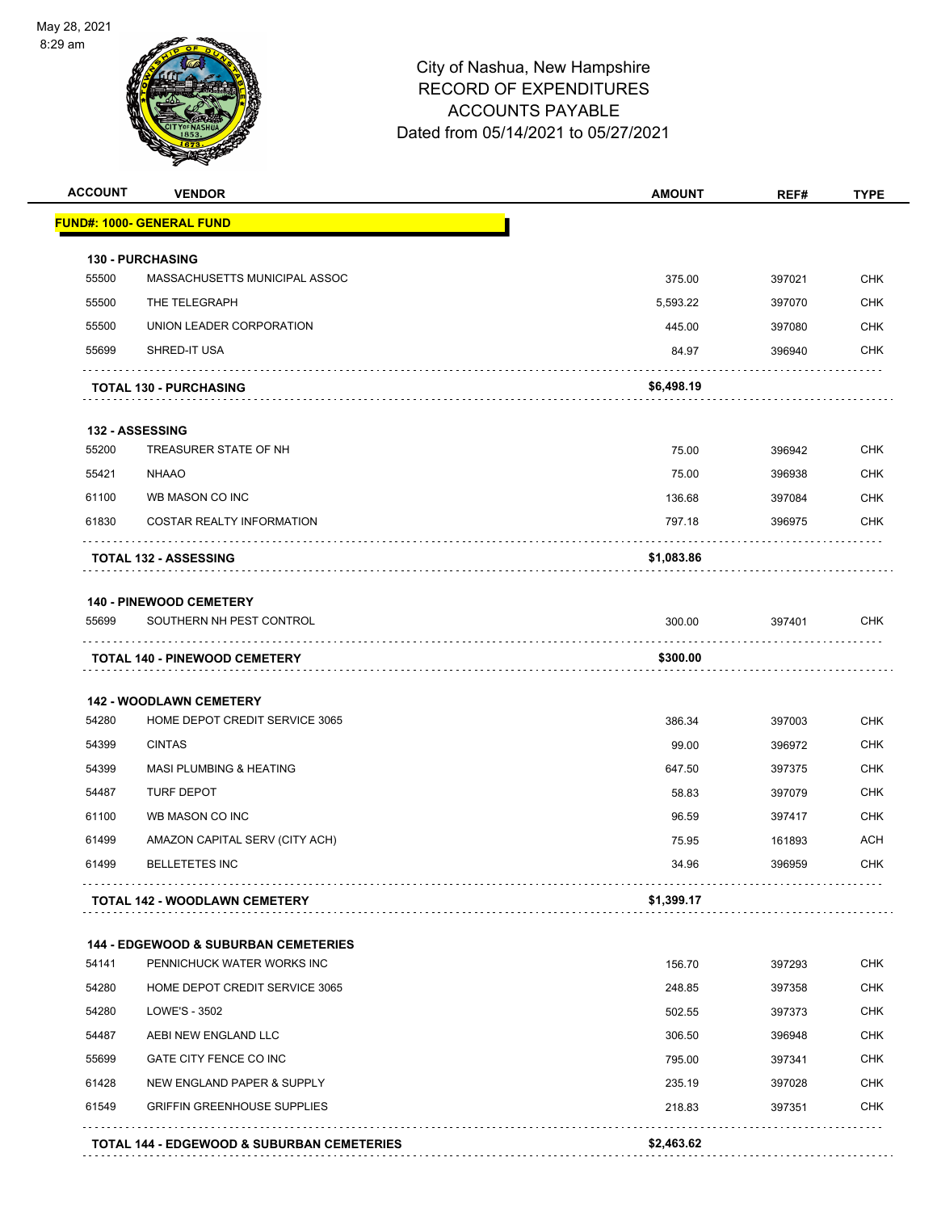City of Nashua, New Hampshire
RECORD OF EXPENDITURES
ACCOUNTS PAYABLE
Dated from 05/14/2021 to 05/27/2021

| ACCOUNT | VENDOR | AMOUNT | REF# | TYPE |
|---|---|---|---|---|
| **FUND#: 1000- GENERAL FUND** | | | | |
| **130 - PURCHASING** | | | | |
| 55500 | MASSACHUSETTS MUNICIPAL ASSOC | 375.00 | 397021 | CHK |
| 55500 | THE TELEGRAPH | 5,593.22 | 397070 | CHK |
| 55500 | UNION LEADER CORPORATION | 445.00 | 397080 | CHK |
| 55699 | SHRED-IT USA | 84.97 | 396940 | CHK |
| | **TOTAL 130 - PURCHASING** | **$6,498.19** | | |
| **132 - ASSESSING** | | | | |
| 55200 | TREASURER STATE OF NH | 75.00 | 396942 | CHK |
| 55421 | NHAAO | 75.00 | 396938 | CHK |
| 61100 | WB MASON CO INC | 136.68 | 397084 | CHK |
| 61830 | COSTAR REALTY INFORMATION | 797.18 | 396975 | CHK |
| | **TOTAL 132 - ASSESSING** | **$1,083.86** | | |
| **140 - PINEWOOD CEMETERY** | | | | |
| 55699 | SOUTHERN NH PEST CONTROL | 300.00 | 397401 | CHK |
| | **TOTAL 140 - PINEWOOD CEMETERY** | **$300.00** | | |
| **142 - WOODLAWN CEMETERY** | | | | |
| 54280 | HOME DEPOT CREDIT SERVICE 3065 | 386.34 | 397003 | CHK |
| 54399 | CINTAS | 99.00 | 396972 | CHK |
| 54399 | MASI PLUMBING & HEATING | 647.50 | 397375 | CHK |
| 54487 | TURF DEPOT | 58.83 | 397079 | CHK |
| 61100 | WB MASON CO INC | 96.59 | 397417 | CHK |
| 61499 | AMAZON CAPITAL SERV (CITY ACH) | 75.95 | 161893 | ACH |
| 61499 | BELLETETES INC | 34.96 | 396959 | CHK |
| | **TOTAL 142 - WOODLAWN CEMETERY** | **$1,399.17** | | |
| **144 - EDGEWOOD & SUBURBAN CEMETERIES** | | | | |
| 54141 | PENNICHUCK WATER WORKS INC | 156.70 | 397293 | CHK |
| 54280 | HOME DEPOT CREDIT SERVICE 3065 | 248.85 | 397358 | CHK |
| 54280 | LOWE'S - 3502 | 502.55 | 397373 | CHK |
| 54487 | AEBI NEW ENGLAND LLC | 306.50 | 396948 | CHK |
| 55699 | GATE CITY FENCE CO INC | 795.00 | 397341 | CHK |
| 61428 | NEW ENGLAND PAPER & SUPPLY | 235.19 | 397028 | CHK |
| 61549 | GRIFFIN GREENHOUSE SUPPLIES | 218.83 | 397351 | CHK |
| | **TOTAL 144 - EDGEWOOD & SUBURBAN CEMETERIES** | **$2,463.62** | | |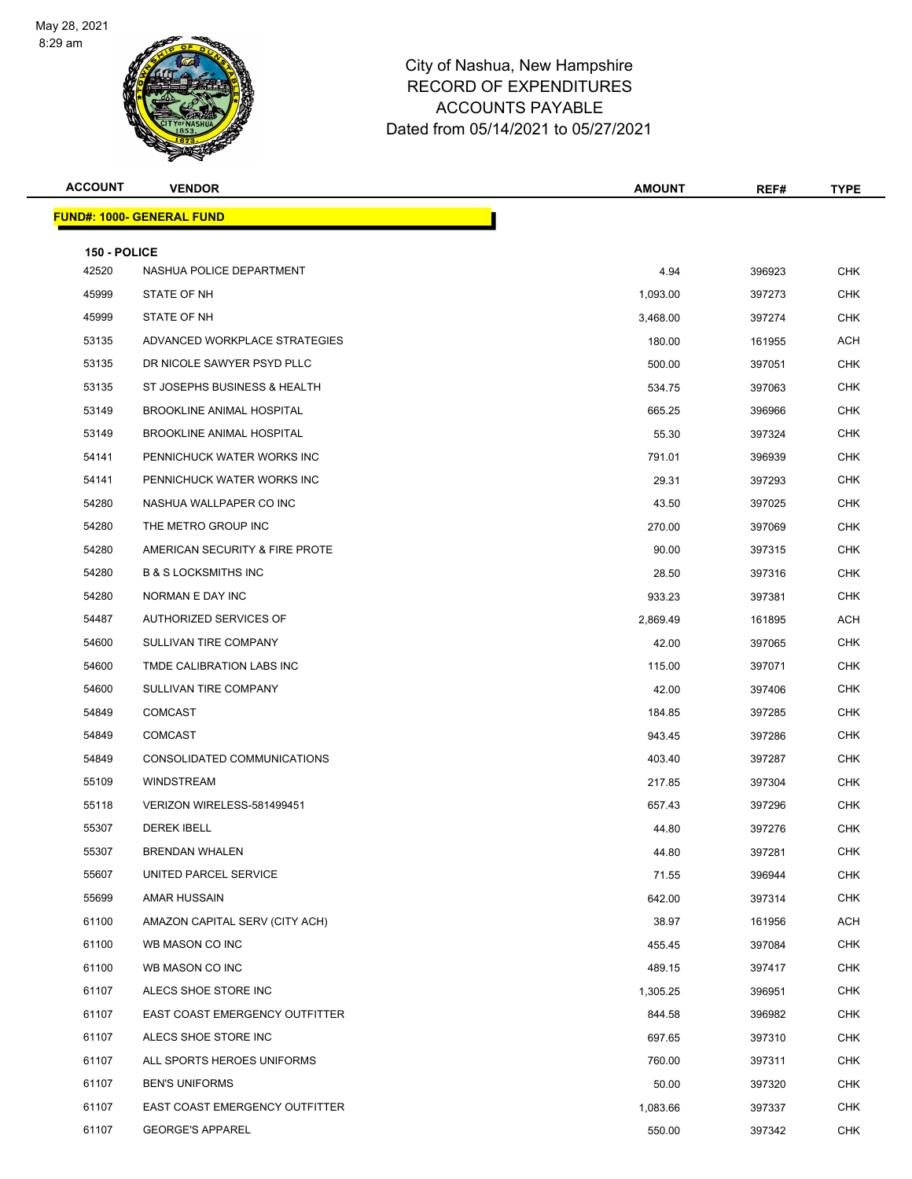May 28, 2021
8:29 am

# City of Nashua, New Hampshire
## RECORD OF EXPENDITURES
## ACCOUNTS PAYABLE
## Dated from 05/14/2021 to 05/27/2021

| ACCOUNT | VENDOR | AMOUNT | REF# | TYPE |
|---|---|---|---|---|
| **FUND#: 1000- GENERAL FUND** | | | | |
| **150 - POLICE** | | | | |
| 42520 | NASHUA POLICE DEPARTMENT | 4.94 | 396923 | CHK |
| 45999 | STATE OF NH | 1,093.00 | 397273 | CHK |
| 45999 | STATE OF NH | 3,468.00 | 397274 | CHK |
| 53135 | ADVANCED WORKPLACE STRATEGIES | 180.00 | 161955 | ACH |
| 53135 | DR NICOLE SAWYER PSYD PLLC | 500.00 | 397051 | CHK |
| 53135 | ST JOSEPHS BUSINESS & HEALTH | 534.75 | 397063 | CHK |
| 53149 | BROOKLINE ANIMAL HOSPITAL | 665.25 | 396966 | CHK |
| 53149 | BROOKLINE ANIMAL HOSPITAL | 55.30 | 397324 | CHK |
| 54141 | PENNICHUCK WATER WORKS INC | 791.01 | 396939 | CHK |
| 54141 | PENNICHUCK WATER WORKS INC | 29.31 | 397293 | CHK |
| 54280 | NASHUA WALLPAPER CO INC | 43.50 | 397025 | CHK |
| 54280 | THE METRO GROUP INC | 270.00 | 397069 | CHK |
| 54280 | AMERICAN SECURITY & FIRE PROTE | 90.00 | 397315 | CHK |
| 54280 | B & S LOCKSMITHS INC | 28.50 | 397316 | CHK |
| 54280 | NORMAN E DAY INC | 933.23 | 397381 | CHK |
| 54487 | AUTHORIZED SERVICES OF | 2,869.49 | 161895 | ACH |
| 54600 | SULLIVAN TIRE COMPANY | 42.00 | 397065 | CHK |
| 54600 | TMDE CALIBRATION LABS INC | 115.00 | 397071 | CHK |
| 54600 | SULLIVAN TIRE COMPANY | 42.00 | 397406 | CHK |
| 54849 | COMCAST | 184.85 | 397285 | CHK |
| 54849 | COMCAST | 943.45 | 397286 | CHK |
| 54849 | CONSOLIDATED COMMUNICATIONS | 403.40 | 397287 | CHK |
| 55109 | WINDSTREAM | 217.85 | 397304 | CHK |
| 55118 | VERIZON WIRELESS-581499451 | 657.43 | 397296 | CHK |
| 55307 | DEREK IBELL | 44.80 | 397276 | CHK |
| 55307 | BRENDAN WHALEN | 44.80 | 397281 | CHK |
| 55607 | UNITED PARCEL SERVICE | 71.55 | 396944 | CHK |
| 55699 | AMAR HUSSAIN | 642.00 | 397314 | CHK |
| 61100 | AMAZON CAPITAL SERV (CITY ACH) | 38.97 | 161956 | ACH |
| 61100 | WB MASON CO INC | 455.45 | 397084 | CHK |
| 61100 | WB MASON CO INC | 489.15 | 397417 | CHK |
| 61107 | ALECS SHOE STORE INC | 1,305.25 | 396951 | CHK |
| 61107 | EAST COAST EMERGENCY OUTFITTER | 844.58 | 396982 | CHK |
| 61107 | ALECS SHOE STORE INC | 697.65 | 397310 | CHK |
| 61107 | ALL SPORTS HEROES UNIFORMS | 760.00 | 397311 | CHK |
| 61107 | BEN'S UNIFORMS | 50.00 | 397320 | CHK |
| 61107 | EAST COAST EMERGENCY OUTFITTER | 1,083.66 | 397337 | CHK |
| 61107 | GEORGE'S APPAREL | 550.00 | 397342 | CHK |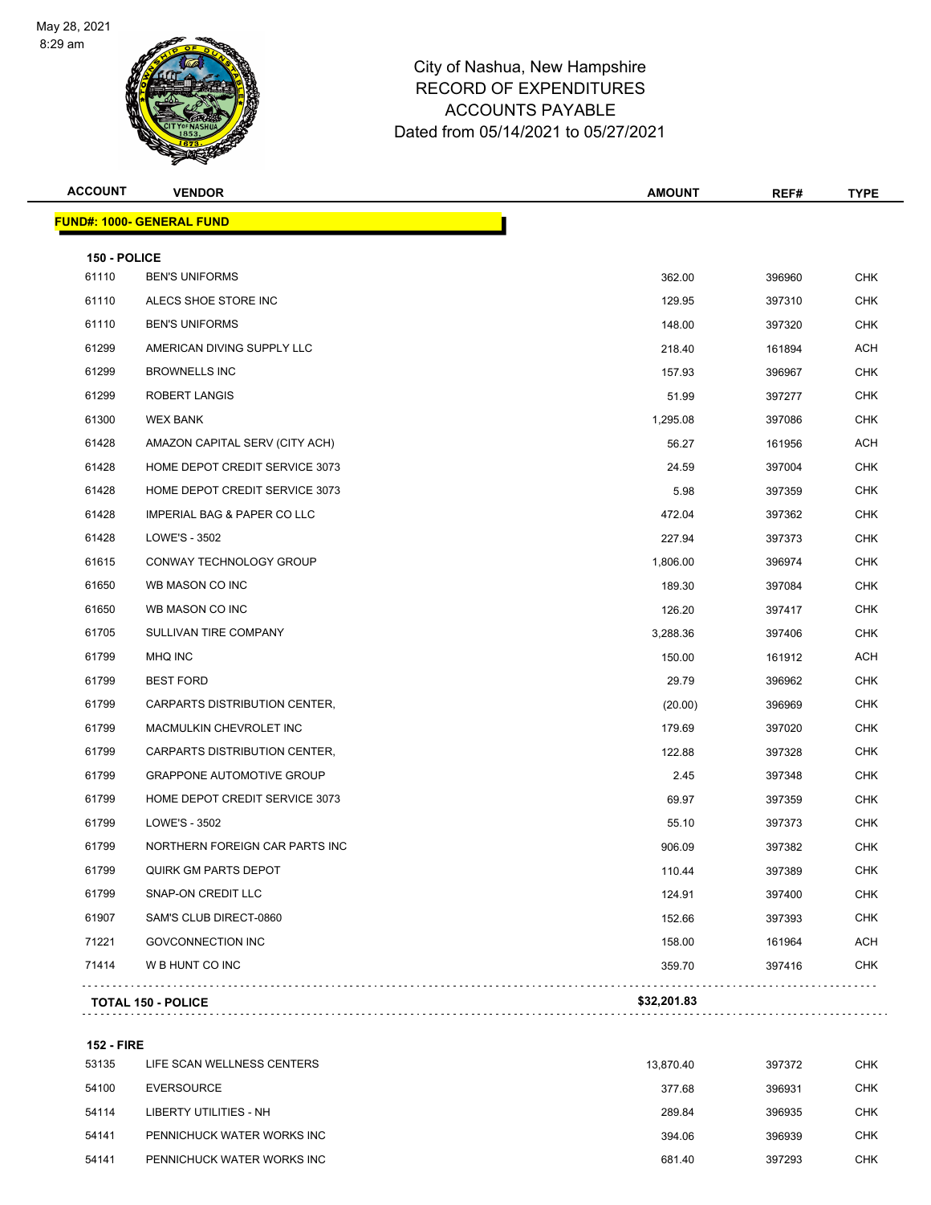City of Nashua, New Hampshire
RECORD OF EXPENDITURES
ACCOUNTS PAYABLE
Dated from 05/14/2021 to 05/27/2021

May 28, 2021
8:29 am

| ACCOUNT | VENDOR | AMOUNT | REF# | TYPE |
|---|---|---|---|---|
| **FUND#: 1000- GENERAL FUND** | | | | |
| **150 - POLICE** | | | | |
| 61110 | BEN'S UNIFORMS | 362.00 | 396960 | CHK |
| 61110 | ALECS SHOE STORE INC | 129.95 | 397310 | CHK |
| 61110 | BEN'S UNIFORMS | 148.00 | 397320 | CHK |
| 61299 | AMERICAN DIVING SUPPLY LLC | 218.40 | 161894 | ACH |
| 61299 | BROWNELLS INC | 157.93 | 396967 | CHK |
| 61299 | ROBERT LANGIS | 51.99 | 397277 | CHK |
| 61300 | WEX BANK | 1,295.08 | 397086 | CHK |
| 61428 | AMAZON CAPITAL SERV (CITY ACH) | 56.27 | 161956 | ACH |
| 61428 | HOME DEPOT CREDIT SERVICE 3073 | 24.59 | 397004 | CHK |
| 61428 | HOME DEPOT CREDIT SERVICE 3073 | 5.98 | 397359 | CHK |
| 61428 | IMPERIAL BAG & PAPER CO LLC | 472.04 | 397362 | CHK |
| 61428 | LOWE'S - 3502 | 227.94 | 397373 | CHK |
| 61615 | CONWAY TECHNOLOGY GROUP | 1,806.00 | 396974 | CHK |
| 61650 | WB MASON CO INC | 189.30 | 397084 | CHK |
| 61650 | WB MASON CO INC | 126.20 | 397417 | CHK |
| 61705 | SULLIVAN TIRE COMPANY | 3,288.36 | 397406 | CHK |
| 61799 | MHQ INC | 150.00 | 161912 | ACH |
| 61799 | BEST FORD | 29.79 | 396962 | CHK |
| 61799 | CARPARTS DISTRIBUTION CENTER, | (20.00) | 396969 | CHK |
| 61799 | MACMULKIN CHEVROLET INC | 179.69 | 397020 | CHK |
| 61799 | CARPARTS DISTRIBUTION CENTER, | 122.88 | 397328 | CHK |
| 61799 | GRAPPONE AUTOMOTIVE GROUP | 2.45 | 397348 | CHK |
| 61799 | HOME DEPOT CREDIT SERVICE 3073 | 69.97 | 397359 | CHK |
| 61799 | LOWE'S - 3502 | 55.10 | 397373 | CHK |
| 61799 | NORTHERN FOREIGN CAR PARTS INC | 906.09 | 397382 | CHK |
| 61799 | QUIRK GM PARTS DEPOT | 110.44 | 397389 | CHK |
| 61799 | SNAP-ON CREDIT LLC | 124.91 | 397400 | CHK |
| 61907 | SAM'S CLUB DIRECT-0860 | 152.66 | 397393 | CHK |
| 71221 | GOVCONNECTION INC | 158.00 | 161964 | ACH |
| 71414 | W B HUNT CO INC | 359.70 | 397416 | CHK |
| **TOTAL 150 - POLICE** | | **$32,201.83** | | |
| **152 - FIRE** | | | | |
| 53135 | LIFE SCAN WELLNESS CENTERS | 13,870.40 | 397372 | CHK |
| 54100 | EVERSOURCE | 377.68 | 396931 | CHK |
| 54114 | LIBERTY UTILITIES - NH | 289.84 | 396935 | CHK |
| 54141 | PENNICHUCK WATER WORKS INC | 394.06 | 396939 | CHK |
| 54141 | PENNICHUCK WATER WORKS INC | 681.40 | 397293 | CHK |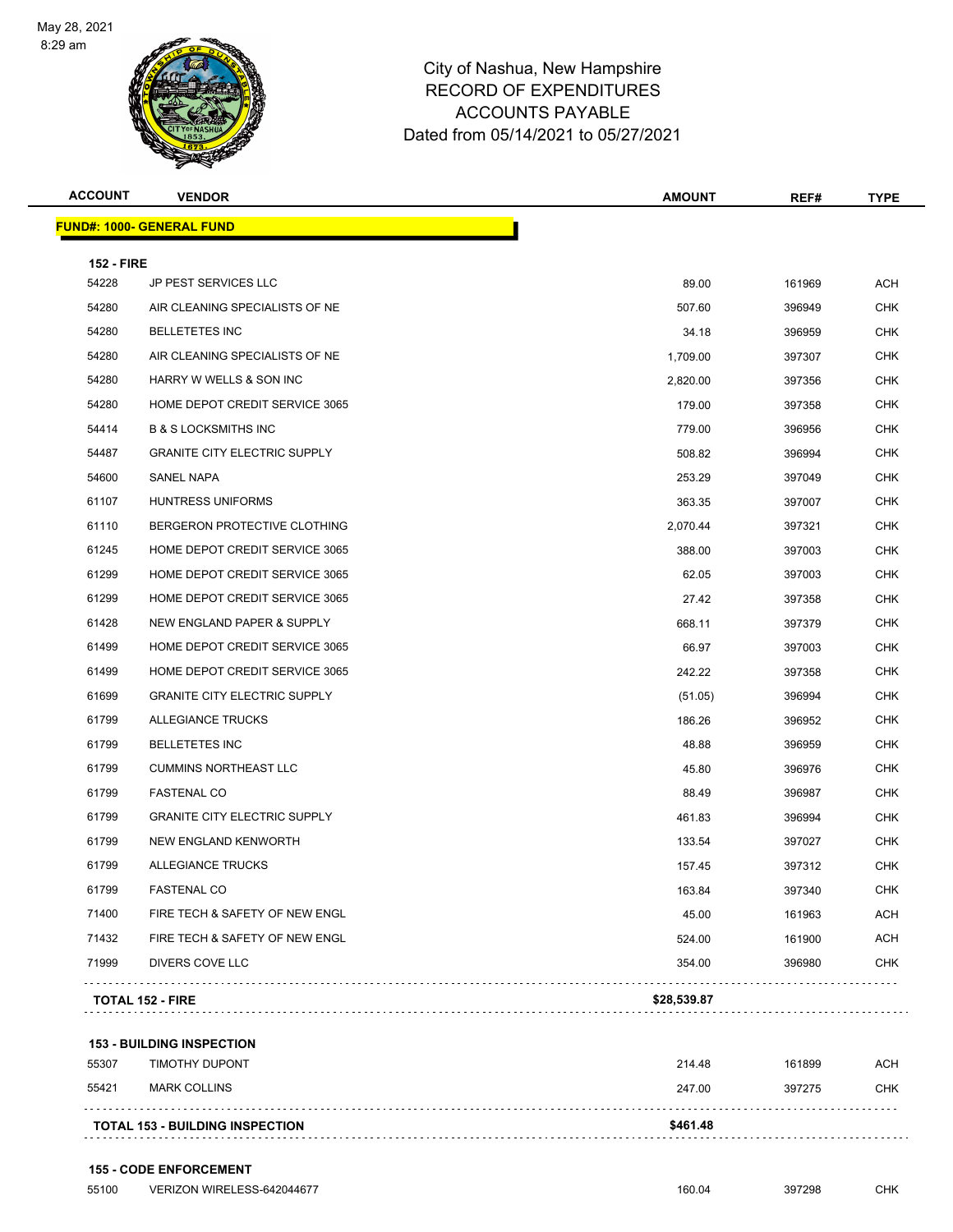May 28, 2021
8:29 am

# City of Nashua, New Hampshire
## RECORD OF EXPENDITURES
## ACCOUNTS PAYABLE
## Dated from 05/14/2021 to 05/27/2021

| ACCOUNT | VENDOR | AMOUNT | REF# | TYPE |
|---|---|---|---|---|
| **FUND#: 1000- GENERAL FUND** | | | | |
| **152 - FIRE** | | | | |
| 54228 | JP PEST SERVICES LLC | 89.00 | 161969 | ACH |
| 54280 | AIR CLEANING SPECIALISTS OF NE | 507.60 | 396949 | CHK |
| 54280 | BELLETETES INC | 34.18 | 396959 | CHK |
| 54280 | AIR CLEANING SPECIALISTS OF NE | 1,709.00 | 397307 | CHK |
| 54280 | HARRY W WELLS & SON INC | 2,820.00 | 397356 | CHK |
| 54280 | HOME DEPOT CREDIT SERVICE 3065 | 179.00 | 397358 | CHK |
| 54414 | B & S LOCKSMITHS INC | 779.00 | 396956 | CHK |
| 54487 | GRANITE CITY ELECTRIC SUPPLY | 508.82 | 396994 | CHK |
| 54600 | SANEL NAPA | 253.29 | 397049 | CHK |
| 61107 | HUNTRESS UNIFORMS | 363.35 | 397007 | CHK |
| 61110 | BERGERON PROTECTIVE CLOTHING | 2,070.44 | 397321 | CHK |
| 61245 | HOME DEPOT CREDIT SERVICE 3065 | 388.00 | 397003 | CHK |
| 61299 | HOME DEPOT CREDIT SERVICE 3065 | 62.05 | 397003 | CHK |
| 61299 | HOME DEPOT CREDIT SERVICE 3065 | 27.42 | 397358 | CHK |
| 61428 | NEW ENGLAND PAPER & SUPPLY | 668.11 | 397379 | CHK |
| 61499 | HOME DEPOT CREDIT SERVICE 3065 | 66.97 | 397003 | CHK |
| 61499 | HOME DEPOT CREDIT SERVICE 3065 | 242.22 | 397358 | CHK |
| 61699 | GRANITE CITY ELECTRIC SUPPLY | (51.05) | 396994 | CHK |
| 61799 | ALLEGIANCE TRUCKS | 186.26 | 396952 | CHK |
| 61799 | BELLETETES INC | 48.88 | 396959 | CHK |
| 61799 | CUMMINS NORTHEAST LLC | 45.80 | 396976 | CHK |
| 61799 | FASTENAL CO | 88.49 | 396987 | CHK |
| 61799 | GRANITE CITY ELECTRIC SUPPLY | 461.83 | 396994 | CHK |
| 61799 | NEW ENGLAND KENWORTH | 133.54 | 397027 | CHK |
| 61799 | ALLEGIANCE TRUCKS | 157.45 | 397312 | CHK |
| 61799 | FASTENAL CO | 163.84 | 397340 | CHK |
| 71400 | FIRE TECH & SAFETY OF NEW ENGL | 45.00 | 161963 | ACH |
| 71432 | FIRE TECH & SAFETY OF NEW ENGL | 524.00 | 161900 | ACH |
| 71999 | DIVERS COVE LLC | 354.00 | 396980 | CHK |
| **TOTAL 152 - FIRE** | | **$28,539.87** | | |
| **153 - BUILDING INSPECTION** | | | | |
| 55307 | TIMOTHY DUPONT | 214.48 | 161899 | ACH |
| 55421 | MARK COLLINS | 247.00 | 397275 | CHK |
| **TOTAL 153 - BUILDING INSPECTION** | | **$461.48** | | |
| **155 - CODE ENFORCEMENT** | | | | |
| 55100 | VERIZON WIRELESS-642044677 | 160.04 | 397298 | CHK |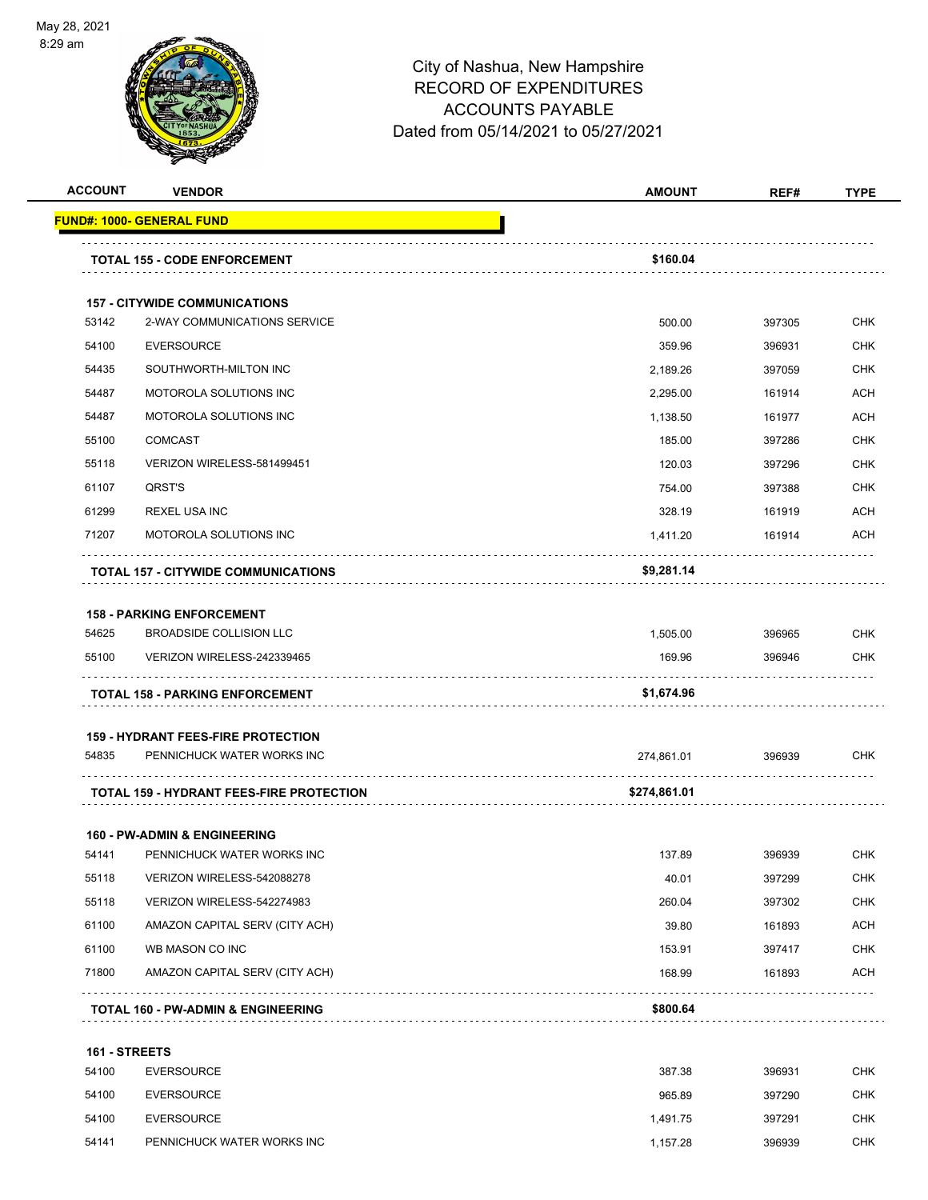City of Nashua, New Hampshire
RECORD OF EXPENDITURES
ACCOUNTS PAYABLE
Dated from 05/14/2021 to 05/27/2021

| ACCOUNT | VENDOR | AMOUNT | REF# | TYPE |
|---|---|---|---|---|
| **FUND#: 1000- GENERAL FUND** | | | | |
| | **TOTAL 155 - CODE ENFORCEMENT** | **$160.04** | | |
| | **157 - CITYWIDE COMMUNICATIONS** | | | |
| 53142 | 2-WAY COMMUNICATIONS SERVICE | 500.00 | 397305 | CHK |
| 54100 | EVERSOURCE | 359.96 | 396931 | CHK |
| 54435 | SOUTHWORTH-MILTON INC | 2,189.26 | 397059 | CHK |
| 54487 | MOTOROLA SOLUTIONS INC | 2,295.00 | 161914 | ACH |
| 54487 | MOTOROLA SOLUTIONS INC | 1,138.50 | 161977 | ACH |
| 55100 | COMCAST | 185.00 | 397286 | CHK |
| 55118 | VERIZON WIRELESS-581499451 | 120.03 | 397296 | CHK |
| 61107 | QRST'S | 754.00 | 397388 | CHK |
| 61299 | REXEL USA INC | 328.19 | 161919 | ACH |
| 71207 | MOTOROLA SOLUTIONS INC | 1,411.20 | 161914 | ACH |
| | **TOTAL 157 - CITYWIDE COMMUNICATIONS** | **$9,281.14** | | |
| | **158 - PARKING ENFORCEMENT** | | | |
| 54625 | BROADSIDE COLLISION LLC | 1,505.00 | 396965 | CHK |
| 55100 | VERIZON WIRELESS-242339465 | 169.96 | 396946 | CHK |
| | **TOTAL 158 - PARKING ENFORCEMENT** | **$1,674.96** | | |
| | **159 - HYDRANT FEES-FIRE PROTECTION** | | | |
| 54835 | PENNICHUCK WATER WORKS INC | 274,861.01 | 396939 | CHK |
| | **TOTAL 159 - HYDRANT FEES-FIRE PROTECTION** | **$274,861.01** | | |
| | **160 - PW-ADMIN & ENGINEERING** | | | |
| 54141 | PENNICHUCK WATER WORKS INC | 137.89 | 396939 | CHK |
| 55118 | VERIZON WIRELESS-542088278 | 40.01 | 397299 | CHK |
| 55118 | VERIZON WIRELESS-542274983 | 260.04 | 397302 | CHK |
| 61100 | AMAZON CAPITAL SERV (CITY ACH) | 39.80 | 161893 | ACH |
| 61100 | WB MASON CO INC | 153.91 | 397417 | CHK |
| 71800 | AMAZON CAPITAL SERV (CITY ACH) | 168.99 | 161893 | ACH |
| | **TOTAL 160 - PW-ADMIN & ENGINEERING** | **$800.64** | | |
| | **161 - STREETS** | | | |
| 54100 | EVERSOURCE | 387.38 | 396931 | CHK |
| 54100 | EVERSOURCE | 965.89 | 397290 | CHK |
| 54100 | EVERSOURCE | 1,491.75 | 397291 | CHK |
| 54141 | PENNICHUCK WATER WORKS INC | 1,157.28 | 396939 | CHK |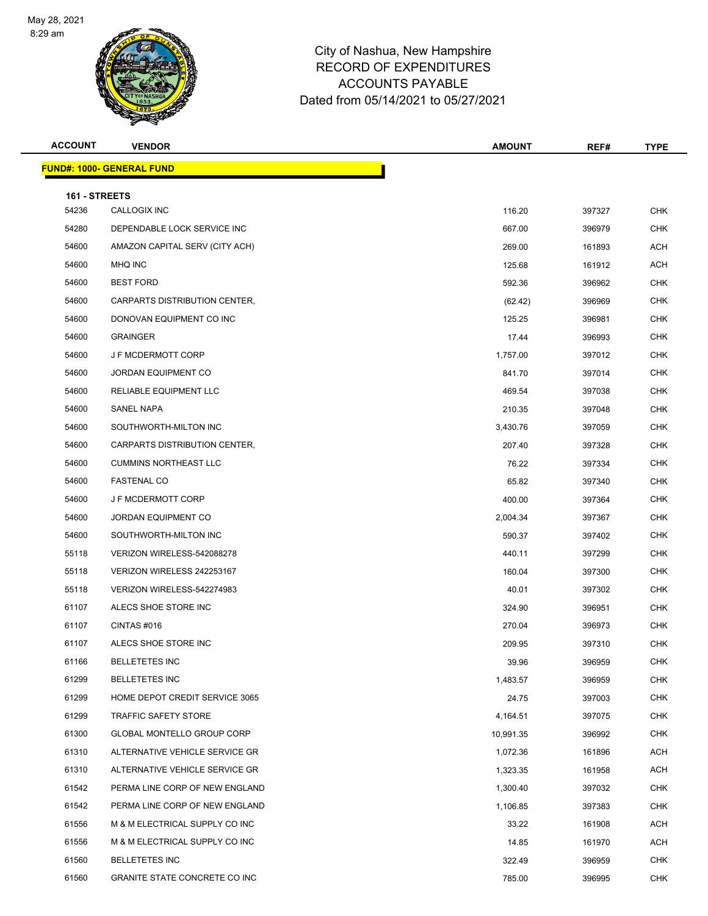May 28, 2021
8:29 am

# City of Nashua, New Hampshire
## RECORD OF EXPENDITURES
## ACCOUNTS PAYABLE
## Dated from 05/14/2021 to 05/27/2021

| ACCOUNT | VENDOR | AMOUNT | REF# | TYPE |
|---|---|---|---|---|
| **FUND#: 1000- GENERAL FUND** | | | | |
| **161 - STREETS** | | | | |
| 54236 | CALLOGIX INC | 116.20 | 397327 | CHK |
| 54280 | DEPENDABLE LOCK SERVICE INC | 667.00 | 396979 | CHK |
| 54600 | AMAZON CAPITAL SERV (CITY ACH) | 269.00 | 161893 | ACH |
| 54600 | MHQ INC | 125.68 | 161912 | ACH |
| 54600 | BEST FORD | 592.36 | 396962 | CHK |
| 54600 | CARPARTS DISTRIBUTION CENTER, | (62.42) | 396969 | CHK |
| 54600 | DONOVAN EQUIPMENT CO INC | 125.25 | 396981 | CHK |
| 54600 | GRAINGER | 17.44 | 396993 | CHK |
| 54600 | J F MCDERMOTT CORP | 1,757.00 | 397012 | CHK |
| 54600 | JORDAN EQUIPMENT CO | 841.70 | 397014 | CHK |
| 54600 | RELIABLE EQUIPMENT LLC | 469.54 | 397038 | CHK |
| 54600 | SANEL NAPA | 210.35 | 397048 | CHK |
| 54600 | SOUTHWORTH-MILTON INC | 3,430.76 | 397059 | CHK |
| 54600 | CARPARTS DISTRIBUTION CENTER, | 207.40 | 397328 | CHK |
| 54600 | CUMMINS NORTHEAST LLC | 76.22 | 397334 | CHK |
| 54600 | FASTENAL CO | 65.82 | 397340 | CHK |
| 54600 | J F MCDERMOTT CORP | 400.00 | 397364 | CHK |
| 54600 | JORDAN EQUIPMENT CO | 2,004.34 | 397367 | CHK |
| 54600 | SOUTHWORTH-MILTON INC | 590.37 | 397402 | CHK |
| 55118 | VERIZON WIRELESS-542088278 | 440.11 | 397299 | CHK |
| 55118 | VERIZON WIRELESS 242253167 | 160.04 | 397300 | CHK |
| 55118 | VERIZON WIRELESS-542274983 | 40.01 | 397302 | CHK |
| 61107 | ALECS SHOE STORE INC | 324.90 | 396951 | CHK |
| 61107 | CINTAS #016 | 270.04 | 396973 | CHK |
| 61107 | ALECS SHOE STORE INC | 209.95 | 397310 | CHK |
| 61166 | BELLETETES INC | 39.96 | 396959 | CHK |
| 61299 | BELLETETES INC | 1,483.57 | 396959 | CHK |
| 61299 | HOME DEPOT CREDIT SERVICE 3065 | 24.75 | 397003 | CHK |
| 61299 | TRAFFIC SAFETY STORE | 4,164.51 | 397075 | CHK |
| 61300 | GLOBAL MONTELLO GROUP CORP | 10,991.35 | 396992 | CHK |
| 61310 | ALTERNATIVE VEHICLE SERVICE GR | 1,072.36 | 161896 | ACH |
| 61310 | ALTERNATIVE VEHICLE SERVICE GR | 1,323.35 | 161958 | ACH |
| 61542 | PERMA LINE CORP OF NEW ENGLAND | 1,300.40 | 397032 | CHK |
| 61542 | PERMA LINE CORP OF NEW ENGLAND | 1,106.85 | 397383 | CHK |
| 61556 | M & M ELECTRICAL SUPPLY CO INC | 33.22 | 161908 | ACH |
| 61556 | M & M ELECTRICAL SUPPLY CO INC | 14.85 | 161970 | ACH |
| 61560 | BELLETETES INC | 322.49 | 396959 | CHK |
| 61560 | GRANITE STATE CONCRETE CO INC | 785.00 | 396995 | CHK |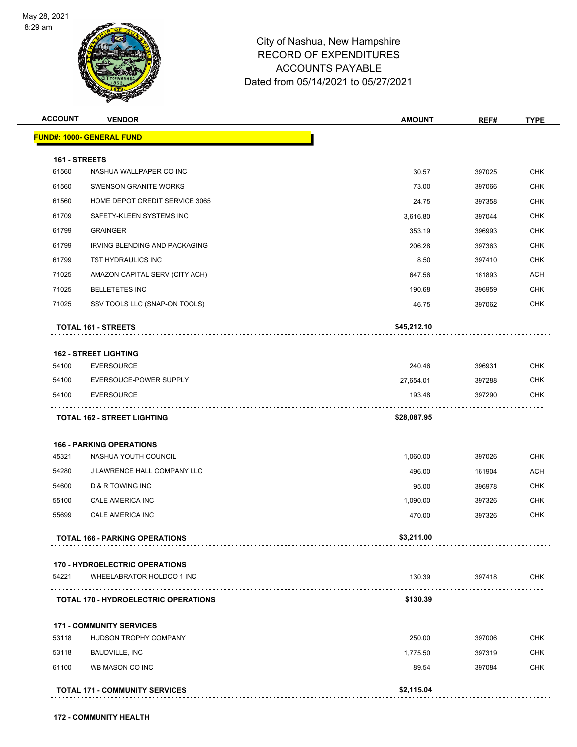# City of Nashua, New Hampshire
## RECORD OF EXPENDITURES
## ACCOUNTS PAYABLE
### Dated from 05/14/2021 to 05/27/2021

| ACCOUNT | VENDOR | AMOUNT | REF# | TYPE |
|---|---|---|---|---|
| **FUND#: 1000- GENERAL FUND** | | | | |
| **161 - STREETS** | | | | |
| 61560 | NASHUA WALLPAPER CO INC | 30.57 | 397025 | CHK |
| 61560 | SWENSON GRANITE WORKS | 73.00 | 397066 | CHK |
| 61560 | HOME DEPOT CREDIT SERVICE 3065 | 24.75 | 397358 | CHK |
| 61709 | SAFETY-KLEEN SYSTEMS INC | 3,616.80 | 397044 | CHK |
| 61799 | GRAINGER | 353.19 | 396993 | CHK |
| 61799 | IRVING BLENDING AND PACKAGING | 206.28 | 397363 | CHK |
| 61799 | TST HYDRAULICS INC | 8.50 | 397410 | CHK |
| 71025 | AMAZON CAPITAL SERV (CITY ACH) | 647.56 | 161893 | ACH |
| 71025 | BELLETETES INC | 190.68 | 396959 | CHK |
| 71025 | SSV TOOLS LLC (SNAP-ON TOOLS) | 46.75 | 397062 | CHK |
| **TOTAL 161 - STREETS** | | **$45,212.10** | | |
| **162 - STREET LIGHTING** | | | | |
| 54100 | EVERSOURCE | 240.46 | 396931 | CHK |
| 54100 | EVERSOUCE-POWER SUPPLY | 27,654.01 | 397288 | CHK |
| 54100 | EVERSOURCE | 193.48 | 397290 | CHK |
| **TOTAL 162 - STREET LIGHTING** | | **$28,087.95** | | |
| **166 - PARKING OPERATIONS** | | | | |
| 45321 | NASHUA YOUTH COUNCIL | 1,060.00 | 397026 | CHK |
| 54280 | J LAWRENCE HALL COMPANY LLC | 496.00 | 161904 | ACH |
| 54600 | D & R TOWING INC | 95.00 | 396978 | CHK |
| 55100 | CALE AMERICA INC | 1,090.00 | 397326 | CHK |
| 55699 | CALE AMERICA INC | 470.00 | 397326 | CHK |
| **TOTAL 166 - PARKING OPERATIONS** | | **$3,211.00** | | |
| **170 - HYDROELECTRIC OPERATIONS** | | | | |
| 54221 | WHEELABRATOR HOLDCO 1 INC | 130.39 | 397418 | CHK |
| **TOTAL 170 - HYDROELECTRIC OPERATIONS** | | **$130.39** | | |
| **171 - COMMUNITY SERVICES** | | | | |
| 53118 | HUDSON TROPHY COMPANY | 250.00 | 397006 | CHK |
| 53118 | BAUDVILLE, INC | 1,775.50 | 397319 | CHK |
| 61100 | WB MASON CO INC | 89.54 | 397084 | CHK |
| **TOTAL 171 - COMMUNITY SERVICES** | | **$2,115.04** | | |

**172 - COMMUNITY HEALTH**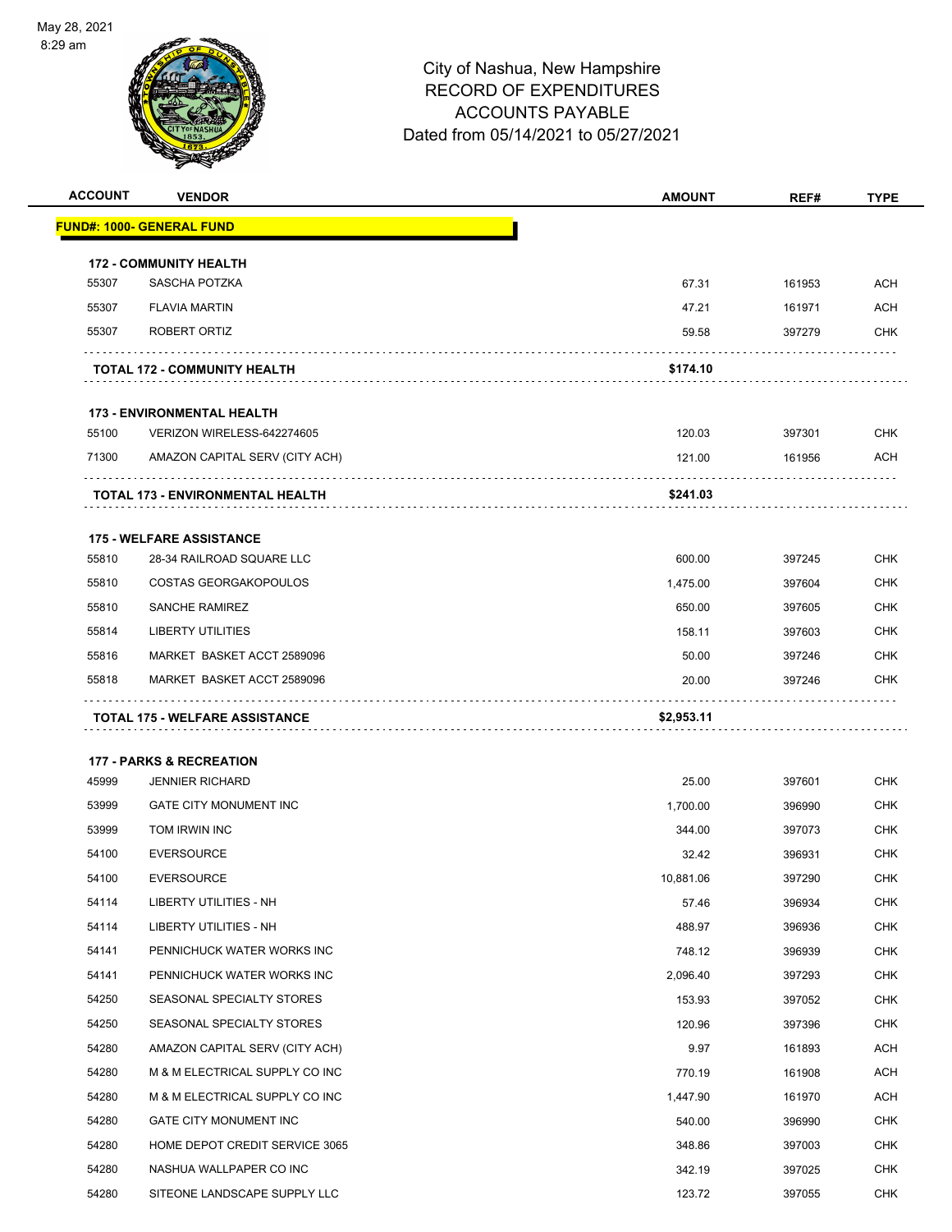City of Nashua, New Hampshire
RECORD OF EXPENDITURES
ACCOUNTS PAYABLE
Dated from 05/14/2021 to 05/27/2021

| ACCOUNT | VENDOR | AMOUNT | REF# | TYPE |
|---|---|---|---|---|
| **FUND#: 1000- GENERAL FUND** | | | | |
| **172 - COMMUNITY HEALTH** | | | | |
| 55307 | SASCHA POTZKA | 67.31 | 161953 | ACH |
| 55307 | FLAVIA MARTIN | 47.21 | 161971 | ACH |
| 55307 | ROBERT ORTIZ | 59.58 | 397279 | CHK |
| | **TOTAL 172 - COMMUNITY HEALTH** | **$174.10** | | |
| **173 - ENVIRONMENTAL HEALTH** | | | | |
| 55100 | VERIZON WIRELESS-642274605 | 120.03 | 397301 | CHK |
| 71300 | AMAZON CAPITAL SERV (CITY ACH) | 121.00 | 161956 | ACH |
| | **TOTAL 173 - ENVIRONMENTAL HEALTH** | **$241.03** | | |
| **175 - WELFARE ASSISTANCE** | | | | |
| 55810 | 28-34 RAILROAD SQUARE LLC | 600.00 | 397245 | CHK |
| 55810 | COSTAS GEORGAKOPOULOS | 1,475.00 | 397604 | CHK |
| 55810 | SANCHE RAMIREZ | 650.00 | 397605 | CHK |
| 55814 | LIBERTY UTILITIES | 158.11 | 397603 | CHK |
| 55816 | MARKET BASKET ACCT 2589096 | 50.00 | 397246 | CHK |
| 55818 | MARKET BASKET ACCT 2589096 | 20.00 | 397246 | CHK |
| | **TOTAL 175 - WELFARE ASSISTANCE** | **$2,953.11** | | |
| **177 - PARKS & RECREATION** | | | | |
| 45999 | JENNIER RICHARD | 25.00 | 397601 | CHK |
| 53999 | GATE CITY MONUMENT INC | 1,700.00 | 396990 | CHK |
| 53999 | TOM IRWIN INC | 344.00 | 397073 | CHK |
| 54100 | EVERSOURCE | 32.42 | 396931 | CHK |
| 54100 | EVERSOURCE | 10,881.06 | 397290 | CHK |
| 54114 | LIBERTY UTILITIES - NH | 57.46 | 396934 | CHK |
| 54114 | LIBERTY UTILITIES - NH | 488.97 | 396936 | CHK |
| 54141 | PENNICHUCK WATER WORKS INC | 748.12 | 396939 | CHK |
| 54141 | PENNICHUCK WATER WORKS INC | 2,096.40 | 397293 | CHK |
| 54250 | SEASONAL SPECIALTY STORES | 153.93 | 397052 | CHK |
| 54250 | SEASONAL SPECIALTY STORES | 120.96 | 397396 | CHK |
| 54280 | AMAZON CAPITAL SERV (CITY ACH) | 9.97 | 161893 | ACH |
| 54280 | M & M ELECTRICAL SUPPLY CO INC | 770.19 | 161908 | ACH |
| 54280 | M & M ELECTRICAL SUPPLY CO INC | 1,447.90 | 161970 | ACH |
| 54280 | GATE CITY MONUMENT INC | 540.00 | 396990 | CHK |
| 54280 | HOME DEPOT CREDIT SERVICE 3065 | 348.86 | 397003 | CHK |
| 54280 | NASHUA WALLPAPER CO INC | 342.19 | 397025 | CHK |
| 54280 | SITEONE LANDSCAPE SUPPLY LLC | 123.72 | 397055 | CHK |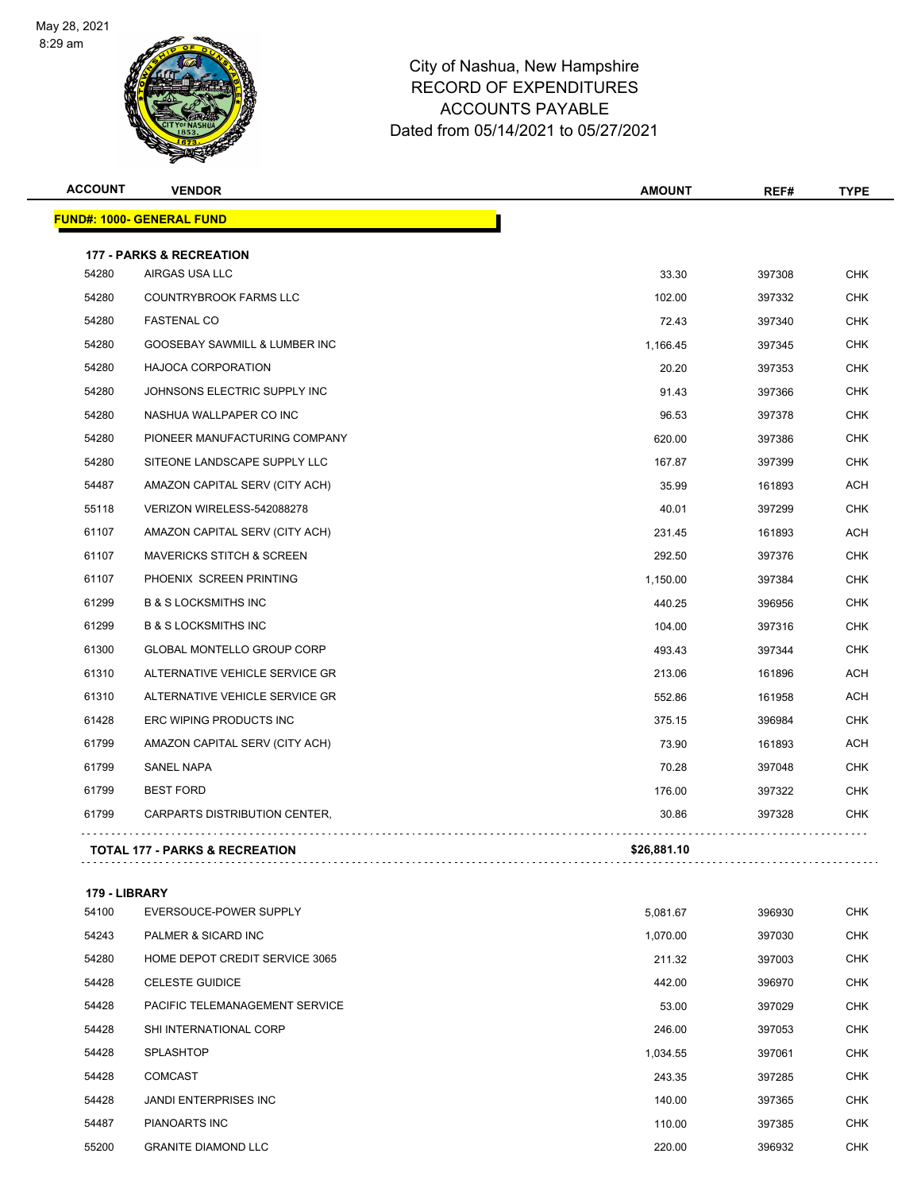City of Nashua, New Hampshire
RECORD OF EXPENDITURES
ACCOUNTS PAYABLE
Dated from 05/14/2021 to 05/27/2021

May 28, 2021
8:29 am

| ACCOUNT | VENDOR | AMOUNT | REF# | TYPE |
|---|---|---|---|---|
| **FUND#: 1000- GENERAL FUND** | | | | |
| **177 - PARKS & RECREATION** | | | | |
| 54280 | AIRGAS USA LLC | 33.30 | 397308 | CHK |
| 54280 | COUNTRYBROOK FARMS LLC | 102.00 | 397332 | CHK |
| 54280 | FASTENAL CO | 72.43 | 397340 | CHK |
| 54280 | GOOSEBAY SAWMILL & LUMBER INC | 1,166.45 | 397345 | CHK |
| 54280 | HAJOCA CORPORATION | 20.20 | 397353 | CHK |
| 54280 | JOHNSONS ELECTRIC SUPPLY INC | 91.43 | 397366 | CHK |
| 54280 | NASHUA WALLPAPER CO INC | 96.53 | 397378 | CHK |
| 54280 | PIONEER MANUFACTURING COMPANY | 620.00 | 397386 | CHK |
| 54280 | SITEONE LANDSCAPE SUPPLY LLC | 167.87 | 397399 | CHK |
| 54487 | AMAZON CAPITAL SERV (CITY ACH) | 35.99 | 161893 | ACH |
| 55118 | VERIZON WIRELESS-542088278 | 40.01 | 397299 | CHK |
| 61107 | AMAZON CAPITAL SERV (CITY ACH) | 231.45 | 161893 | ACH |
| 61107 | MAVERICKS STITCH & SCREEN | 292.50 | 397376 | CHK |
| 61107 | PHOENIX SCREEN PRINTING | 1,150.00 | 397384 | CHK |
| 61299 | B & S LOCKSMITHS INC | 440.25 | 396956 | CHK |
| 61299 | B & S LOCKSMITHS INC | 104.00 | 397316 | CHK |
| 61300 | GLOBAL MONTELLO GROUP CORP | 493.43 | 397344 | CHK |
| 61310 | ALTERNATIVE VEHICLE SERVICE GR | 213.06 | 161896 | ACH |
| 61310 | ALTERNATIVE VEHICLE SERVICE GR | 552.86 | 161958 | ACH |
| 61428 | ERC WIPING PRODUCTS INC | 375.15 | 396984 | CHK |
| 61799 | AMAZON CAPITAL SERV (CITY ACH) | 73.90 | 161893 | ACH |
| 61799 | SANEL NAPA | 70.28 | 397048 | CHK |
| 61799 | BEST FORD | 176.00 | 397322 | CHK |
| 61799 | CARPARTS DISTRIBUTION CENTER, | 30.86 | 397328 | CHK |
| **TOTAL 177 - PARKS & RECREATION** | | **$26,881.10** | | |
| **179 - LIBRARY** | | | | |
| 54100 | EVERSOUCE-POWER SUPPLY | 5,081.67 | 396930 | CHK |
| 54243 | PALMER & SICARD INC | 1,070.00 | 397030 | CHK |
| 54280 | HOME DEPOT CREDIT SERVICE 3065 | 211.32 | 397003 | CHK |
| 54428 | CELESTE GUIDICE | 442.00 | 396970 | CHK |
| 54428 | PACIFIC TELEMANAGEMENT SERVICE | 53.00 | 397029 | CHK |
| 54428 | SHI INTERNATIONAL CORP | 246.00 | 397053 | CHK |
| 54428 | SPLASHTOP | 1,034.55 | 397061 | CHK |
| 54428 | COMCAST | 243.35 | 397285 | CHK |
| 54428 | JANDI ENTERPRISES INC | 140.00 | 397365 | CHK |
| 54487 | PIANOARTS INC | 110.00 | 397385 | CHK |
| 55200 | GRANITE DIAMOND LLC | 220.00 | 396932 | CHK |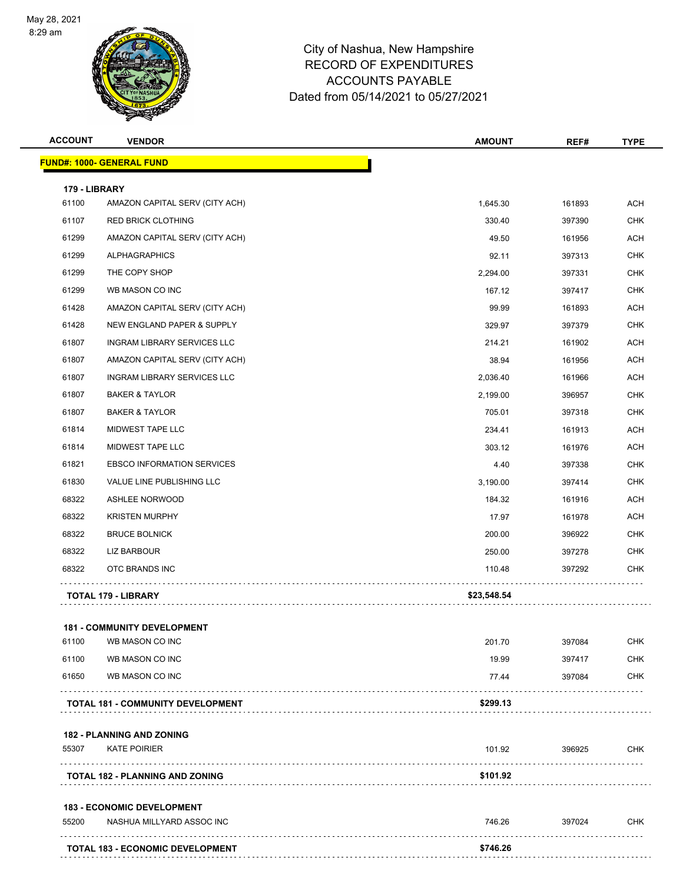City of Nashua, New Hampshire
RECORD OF EXPENDITURES
ACCOUNTS PAYABLE
Dated from 05/14/2021 to 05/27/2021

| ACCOUNT | VENDOR | AMOUNT | REF# | TYPE |
|---|---|---|---|---|
| **FUND#: 1000- GENERAL FUND** | | | | |
| **179 - LIBRARY** | | | | |
| 61100 | AMAZON CAPITAL SERV (CITY ACH) | 1,645.30 | 161893 | ACH |
| 61107 | RED BRICK CLOTHING | 330.40 | 397390 | CHK |
| 61299 | AMAZON CAPITAL SERV (CITY ACH) | 49.50 | 161956 | ACH |
| 61299 | ALPHAGRAPHICS | 92.11 | 397313 | CHK |
| 61299 | THE COPY SHOP | 2,294.00 | 397331 | CHK |
| 61299 | WB MASON CO INC | 167.12 | 397417 | CHK |
| 61428 | AMAZON CAPITAL SERV (CITY ACH) | 99.99 | 161893 | ACH |
| 61428 | NEW ENGLAND PAPER & SUPPLY | 329.97 | 397379 | CHK |
| 61807 | INGRAM LIBRARY SERVICES LLC | 214.21 | 161902 | ACH |
| 61807 | AMAZON CAPITAL SERV (CITY ACH) | 38.94 | 161956 | ACH |
| 61807 | INGRAM LIBRARY SERVICES LLC | 2,036.40 | 161966 | ACH |
| 61807 | BAKER & TAYLOR | 2,199.00 | 396957 | CHK |
| 61807 | BAKER & TAYLOR | 705.01 | 397318 | CHK |
| 61814 | MIDWEST TAPE LLC | 234.41 | 161913 | ACH |
| 61814 | MIDWEST TAPE LLC | 303.12 | 161976 | ACH |
| 61821 | EBSCO INFORMATION SERVICES | 4.40 | 397338 | CHK |
| 61830 | VALUE LINE PUBLISHING LLC | 3,190.00 | 397414 | CHK |
| 68322 | ASHLEE NORWOOD | 184.32 | 161916 | ACH |
| 68322 | KRISTEN MURPHY | 17.97 | 161978 | ACH |
| 68322 | BRUCE BOLNICK | 200.00 | 396922 | CHK |
| 68322 | LIZ BARBOUR | 250.00 | 397278 | CHK |
| 68322 | OTC BRANDS INC | 110.48 | 397292 | CHK |
| **TOTAL 179 - LIBRARY** | | **$23,548.54** | | |
| **181 - COMMUNITY DEVELOPMENT** | | | | |
| 61100 | WB MASON CO INC | 201.70 | 397084 | CHK |
| 61100 | WB MASON CO INC | 19.99 | 397417 | CHK |
| 61650 | WB MASON CO INC | 77.44 | 397084 | CHK |
| **TOTAL 181 - COMMUNITY DEVELOPMENT** | | **$299.13** | | |
| **182 - PLANNING AND ZONING** | | | | |
| 55307 | KATE POIRIER | 101.92 | 396925 | CHK |
| **TOTAL 182 - PLANNING AND ZONING** | | **$101.92** | | |
| **183 - ECONOMIC DEVELOPMENT** | | | | |
| 55200 | NASHUA MILLYARD ASSOC INC | 746.26 | 397024 | CHK |
| **TOTAL 183 - ECONOMIC DEVELOPMENT** | | **$746.26** | | |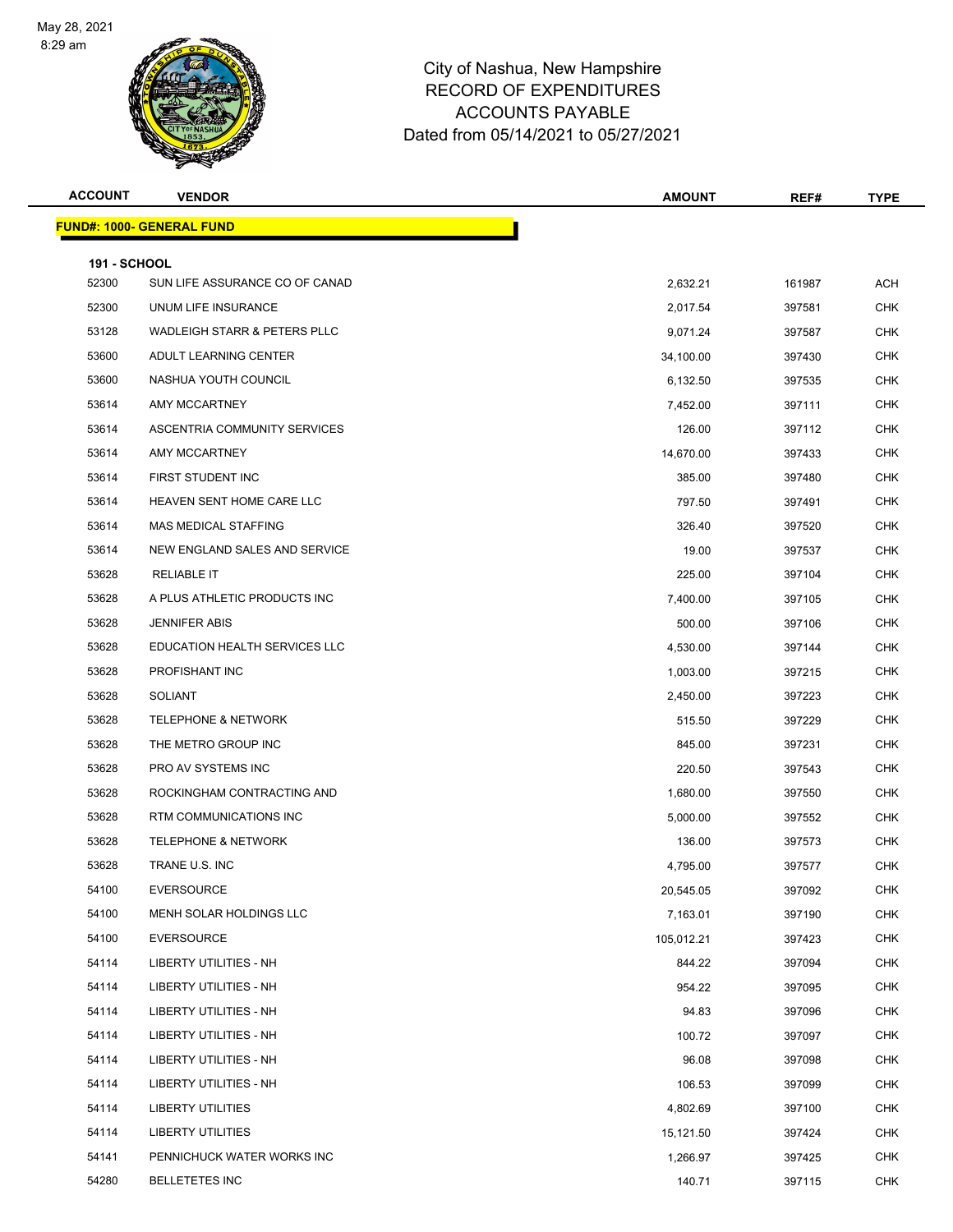City of Nashua, New Hampshire
RECORD OF EXPENDITURES
ACCOUNTS PAYABLE
Dated from 05/14/2021 to 05/27/2021

| ACCOUNT | VENDOR | AMOUNT | REF# | TYPE |
|---|---|---|---|---|

**FUND#: 1000- GENERAL FUND**

**191 - SCHOOL**

| ACCOUNT | VENDOR | AMOUNT | REF# | TYPE |
|---|---|---|---|---|
| 52300 | SUN LIFE ASSURANCE CO OF CANAD | 2,632.21 | 161987 | ACH |
| 52300 | UNUM LIFE INSURANCE | 2,017.54 | 397581 | CHK |
| 53128 | WADLEIGH STARR & PETERS PLLC | 9,071.24 | 397587 | CHK |
| 53600 | ADULT LEARNING CENTER | 34,100.00 | 397430 | CHK |
| 53600 | NASHUA YOUTH COUNCIL | 6,132.50 | 397535 | CHK |
| 53614 | AMY MCCARTNEY | 7,452.00 | 397111 | CHK |
| 53614 | ASCENTRIA COMMUNITY SERVICES | 126.00 | 397112 | CHK |
| 53614 | AMY MCCARTNEY | 14,670.00 | 397433 | CHK |
| 53614 | FIRST STUDENT INC | 385.00 | 397480 | CHK |
| 53614 | HEAVEN SENT HOME CARE LLC | 797.50 | 397491 | CHK |
| 53614 | MAS MEDICAL STAFFING | 326.40 | 397520 | CHK |
| 53614 | NEW ENGLAND SALES AND SERVICE | 19.00 | 397537 | CHK |
| 53628 | RELIABLE IT | 225.00 | 397104 | CHK |
| 53628 | A PLUS ATHLETIC PRODUCTS INC | 7,400.00 | 397105 | CHK |
| 53628 | JENNIFER ABIS | 500.00 | 397106 | CHK |
| 53628 | EDUCATION HEALTH SERVICES LLC | 4,530.00 | 397144 | CHK |
| 53628 | PROFISHANT INC | 1,003.00 | 397215 | CHK |
| 53628 | SOLIANT | 2,450.00 | 397223 | CHK |
| 53628 | TELEPHONE & NETWORK | 515.50 | 397229 | CHK |
| 53628 | THE METRO GROUP INC | 845.00 | 397231 | CHK |
| 53628 | PRO AV SYSTEMS INC | 220.50 | 397543 | CHK |
| 53628 | ROCKINGHAM CONTRACTING AND | 1,680.00 | 397550 | CHK |
| 53628 | RTM COMMUNICATIONS INC | 5,000.00 | 397552 | CHK |
| 53628 | TELEPHONE & NETWORK | 136.00 | 397573 | CHK |
| 53628 | TRANE U.S. INC | 4,795.00 | 397577 | CHK |
| 54100 | EVERSOURCE | 20,545.05 | 397092 | CHK |
| 54100 | MENH SOLAR HOLDINGS LLC | 7,163.01 | 397190 | CHK |
| 54100 | EVERSOURCE | 105,012.21 | 397423 | CHK |
| 54114 | LIBERTY UTILITIES - NH | 844.22 | 397094 | CHK |
| 54114 | LIBERTY UTILITIES - NH | 954.22 | 397095 | CHK |
| 54114 | LIBERTY UTILITIES - NH | 94.83 | 397096 | CHK |
| 54114 | LIBERTY UTILITIES - NH | 100.72 | 397097 | CHK |
| 54114 | LIBERTY UTILITIES - NH | 96.08 | 397098 | CHK |
| 54114 | LIBERTY UTILITIES - NH | 106.53 | 397099 | CHK |
| 54114 | LIBERTY UTILITIES | 4,802.69 | 397100 | CHK |
| 54114 | LIBERTY UTILITIES | 15,121.50 | 397424 | CHK |
| 54141 | PENNICHUCK WATER WORKS INC | 1,266.97 | 397425 | CHK |
| 54280 | BELLETETES INC | 140.71 | 397115 | CHK |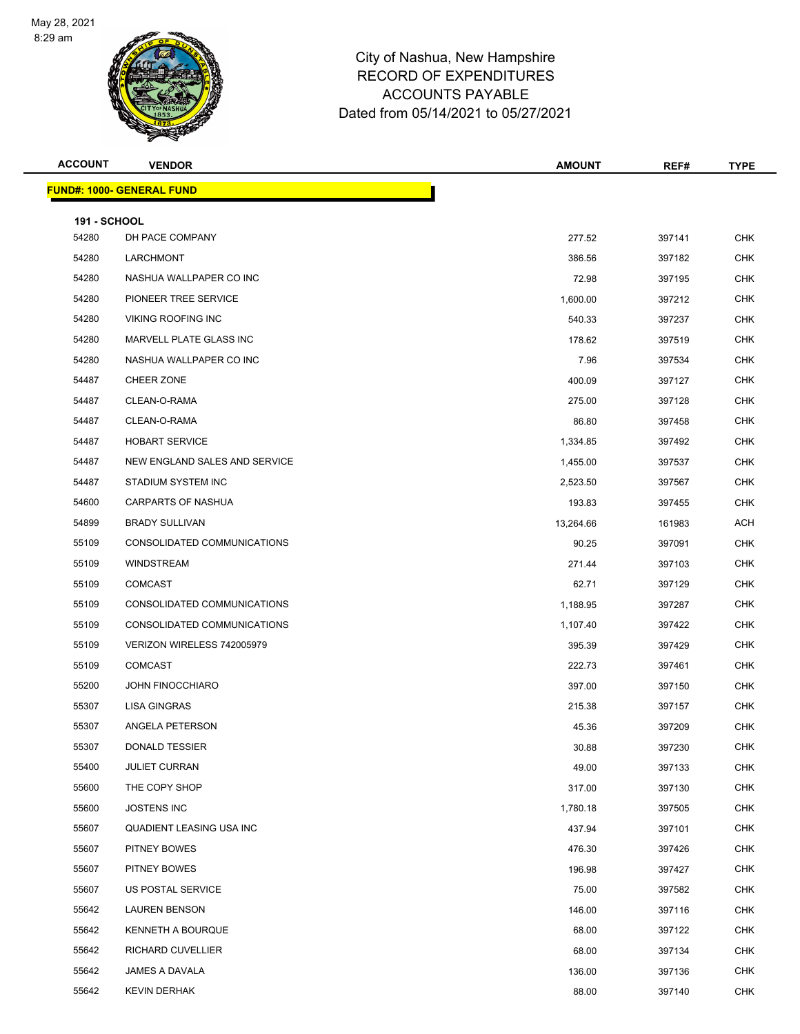City of Nashua, New Hampshire
RECORD OF EXPENDITURES
ACCOUNTS PAYABLE
Dated from 05/14/2021 to 05/27/2021

| ACCOUNT | VENDOR | AMOUNT | REF# | TYPE |
|---|---|---|---|---|
| **FUND#: 1000- GENERAL FUND** | | | | |
| **191 - SCHOOL** | | | | |
| 54280 | DH PACE COMPANY | 277.52 | 397141 | CHK |
| 54280 | LARCHMONT | 386.56 | 397182 | CHK |
| 54280 | NASHUA WALLPAPER CO INC | 72.98 | 397195 | CHK |
| 54280 | PIONEER TREE SERVICE | 1,600.00 | 397212 | CHK |
| 54280 | VIKING ROOFING INC | 540.33 | 397237 | CHK |
| 54280 | MARVELL PLATE GLASS INC | 178.62 | 397519 | CHK |
| 54280 | NASHUA WALLPAPER CO INC | 7.96 | 397534 | CHK |
| 54487 | CHEER ZONE | 400.09 | 397127 | CHK |
| 54487 | CLEAN-O-RAMA | 275.00 | 397128 | CHK |
| 54487 | CLEAN-O-RAMA | 86.80 | 397458 | CHK |
| 54487 | HOBART SERVICE | 1,334.85 | 397492 | CHK |
| 54487 | NEW ENGLAND SALES AND SERVICE | 1,455.00 | 397537 | CHK |
| 54487 | STADIUM SYSTEM INC | 2,523.50 | 397567 | CHK |
| 54600 | CARPARTS OF NASHUA | 193.83 | 397455 | CHK |
| 54899 | BRADY SULLIVAN | 13,264.66 | 161983 | ACH |
| 55109 | CONSOLIDATED COMMUNICATIONS | 90.25 | 397091 | CHK |
| 55109 | WINDSTREAM | 271.44 | 397103 | CHK |
| 55109 | COMCAST | 62.71 | 397129 | CHK |
| 55109 | CONSOLIDATED COMMUNICATIONS | 1,188.95 | 397287 | CHK |
| 55109 | CONSOLIDATED COMMUNICATIONS | 1,107.40 | 397422 | CHK |
| 55109 | VERIZON WIRELESS 742005979 | 395.39 | 397429 | CHK |
| 55109 | COMCAST | 222.73 | 397461 | CHK |
| 55200 | JOHN FINOCCHIARO | 397.00 | 397150 | CHK |
| 55307 | LISA GINGRAS | 215.38 | 397157 | CHK |
| 55307 | ANGELA PETERSON | 45.36 | 397209 | CHK |
| 55307 | DONALD TESSIER | 30.88 | 397230 | CHK |
| 55400 | JULIET CURRAN | 49.00 | 397133 | CHK |
| 55600 | THE COPY SHOP | 317.00 | 397130 | CHK |
| 55600 | JOSTENS INC | 1,780.18 | 397505 | CHK |
| 55607 | QUADIENT LEASING USA INC | 437.94 | 397101 | CHK |
| 55607 | PITNEY BOWES | 476.30 | 397426 | CHK |
| 55607 | PITNEY BOWES | 196.98 | 397427 | CHK |
| 55607 | US POSTAL SERVICE | 75.00 | 397582 | CHK |
| 55642 | LAUREN BENSON | 146.00 | 397116 | CHK |
| 55642 | KENNETH A BOURQUE | 68.00 | 397122 | CHK |
| 55642 | RICHARD CUVELLIER | 68.00 | 397134 | CHK |
| 55642 | JAMES A DAVALA | 136.00 | 397136 | CHK |
| 55642 | KEVIN DERHAK | 88.00 | 397140 | CHK |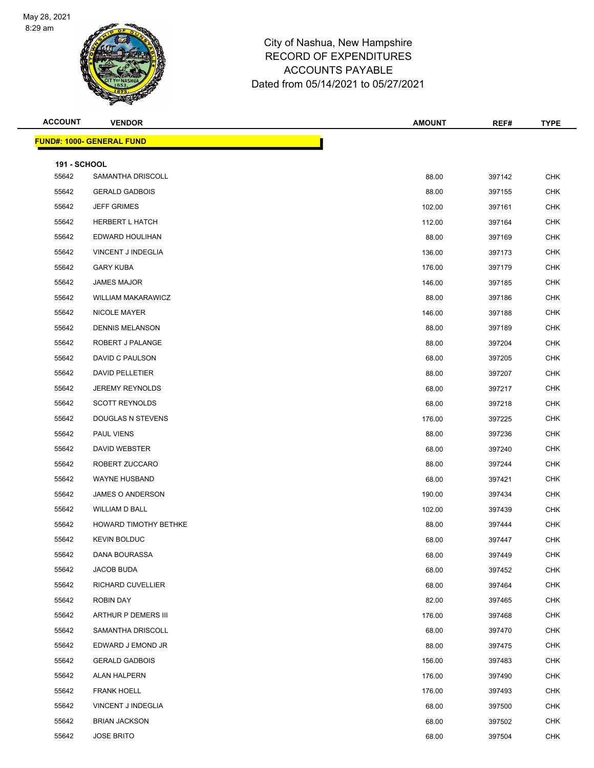City of Nashua, New Hampshire
RECORD OF EXPENDITURES
ACCOUNTS PAYABLE
Dated from 05/14/2021 to 05/27/2021

| ACCOUNT | VENDOR | AMOUNT | REF# | TYPE |
|---|---|---|---|---|
| **FUND#: 1000- GENERAL FUND** | | | | |
| **191 - SCHOOL** | | | | |
| 55642 | SAMANTHA DRISCOLL | 88.00 | 397142 | CHK |
| 55642 | GERALD GADBOIS | 88.00 | 397155 | CHK |
| 55642 | JEFF GRIMES | 102.00 | 397161 | CHK |
| 55642 | HERBERT L HATCH | 112.00 | 397164 | CHK |
| 55642 | EDWARD HOULIHAN | 88.00 | 397169 | CHK |
| 55642 | VINCENT J INDEGLIA | 136.00 | 397173 | CHK |
| 55642 | GARY KUBA | 176.00 | 397179 | CHK |
| 55642 | JAMES MAJOR | 146.00 | 397185 | CHK |
| 55642 | WILLIAM MAKARAWICZ | 88.00 | 397186 | CHK |
| 55642 | NICOLE MAYER | 146.00 | 397188 | CHK |
| 55642 | DENNIS MELANSON | 88.00 | 397189 | CHK |
| 55642 | ROBERT J PALANGE | 88.00 | 397204 | CHK |
| 55642 | DAVID C PAULSON | 68.00 | 397205 | CHK |
| 55642 | DAVID PELLETIER | 88.00 | 397207 | CHK |
| 55642 | JEREMY REYNOLDS | 68.00 | 397217 | CHK |
| 55642 | SCOTT REYNOLDS | 68.00 | 397218 | CHK |
| 55642 | DOUGLAS N STEVENS | 176.00 | 397225 | CHK |
| 55642 | PAUL VIENS | 88.00 | 397236 | CHK |
| 55642 | DAVID WEBSTER | 68.00 | 397240 | CHK |
| 55642 | ROBERT ZUCCARO | 88.00 | 397244 | CHK |
| 55642 | WAYNE HUSBAND | 68.00 | 397421 | CHK |
| 55642 | JAMES O ANDERSON | 190.00 | 397434 | CHK |
| 55642 | WILLIAM D BALL | 102.00 | 397439 | CHK |
| 55642 | HOWARD TIMOTHY BETHKE | 88.00 | 397444 | CHK |
| 55642 | KEVIN BOLDUC | 68.00 | 397447 | CHK |
| 55642 | DANA BOURASSA | 68.00 | 397449 | CHK |
| 55642 | JACOB BUDA | 68.00 | 397452 | CHK |
| 55642 | RICHARD CUVELLIER | 68.00 | 397464 | CHK |
| 55642 | ROBIN DAY | 82.00 | 397465 | CHK |
| 55642 | ARTHUR P DEMERS III | 176.00 | 397468 | CHK |
| 55642 | SAMANTHA DRISCOLL | 68.00 | 397470 | CHK |
| 55642 | EDWARD J EMOND JR | 88.00 | 397475 | CHK |
| 55642 | GERALD GADBOIS | 156.00 | 397483 | CHK |
| 55642 | ALAN HALPERN | 176.00 | 397490 | CHK |
| 55642 | FRANK HOELL | 176.00 | 397493 | CHK |
| 55642 | VINCENT J INDEGLIA | 68.00 | 397500 | CHK |
| 55642 | BRIAN JACKSON | 68.00 | 397502 | CHK |
| 55642 | JOSE BRITO | 68.00 | 397504 | CHK |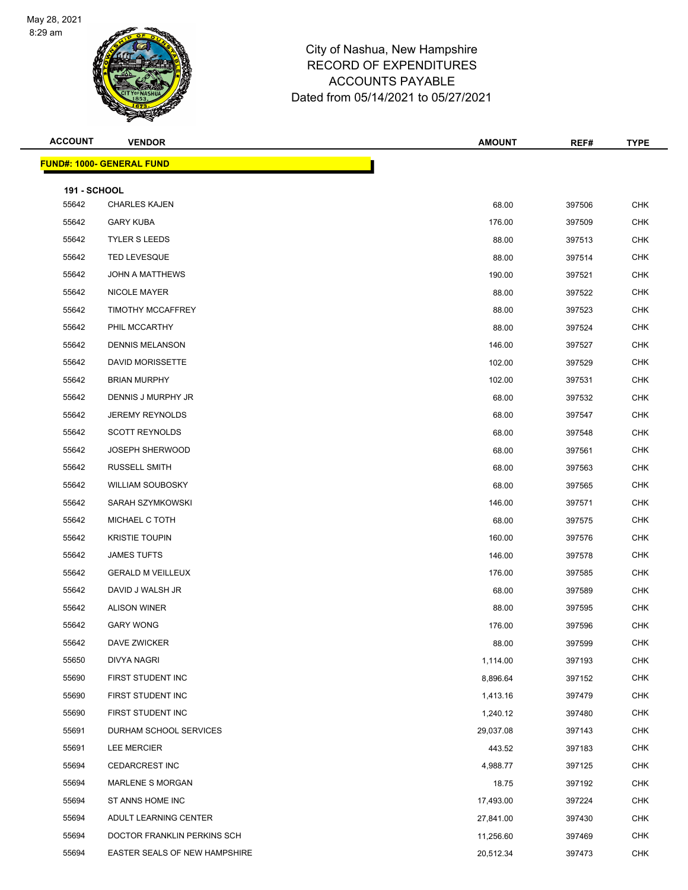# City of Nashua, New Hampshire
## RECORD OF EXPENDITURES
## ACCOUNTS PAYABLE
## Dated from 05/14/2021 to 05/27/2021

| ACCOUNT | VENDOR | AMOUNT | REF# | TYPE |
|---|---|---|---|---|
| **FUND#: 1000- GENERAL FUND** | | | | |
| **191 - SCHOOL** | | | | |
| 55642 | CHARLES KAJEN | 68.00 | 397506 | CHK |
| 55642 | GARY KUBA | 176.00 | 397509 | CHK |
| 55642 | TYLER S LEEDS | 88.00 | 397513 | CHK |
| 55642 | TED LEVESQUE | 88.00 | 397514 | CHK |
| 55642 | JOHN A MATTHEWS | 190.00 | 397521 | CHK |
| 55642 | NICOLE MAYER | 88.00 | 397522 | CHK |
| 55642 | TIMOTHY MCCAFFREY | 88.00 | 397523 | CHK |
| 55642 | PHIL MCCARTHY | 88.00 | 397524 | CHK |
| 55642 | DENNIS MELANSON | 146.00 | 397527 | CHK |
| 55642 | DAVID MORISSETTE | 102.00 | 397529 | CHK |
| 55642 | BRIAN MURPHY | 102.00 | 397531 | CHK |
| 55642 | DENNIS J MURPHY JR | 68.00 | 397532 | CHK |
| 55642 | JEREMY REYNOLDS | 68.00 | 397547 | CHK |
| 55642 | SCOTT REYNOLDS | 68.00 | 397548 | CHK |
| 55642 | JOSEPH SHERWOOD | 68.00 | 397561 | CHK |
| 55642 | RUSSELL SMITH | 68.00 | 397563 | CHK |
| 55642 | WILLIAM SOUBOSKY | 68.00 | 397565 | CHK |
| 55642 | SARAH SZYMKOWSKI | 146.00 | 397571 | CHK |
| 55642 | MICHAEL C TOTH | 68.00 | 397575 | CHK |
| 55642 | KRISTIE TOUPIN | 160.00 | 397576 | CHK |
| 55642 | JAMES TUFTS | 146.00 | 397578 | CHK |
| 55642 | GERALD M VEILLEUX | 176.00 | 397585 | CHK |
| 55642 | DAVID J WALSH JR | 68.00 | 397589 | CHK |
| 55642 | ALISON WINER | 88.00 | 397595 | CHK |
| 55642 | GARY WONG | 176.00 | 397596 | CHK |
| 55642 | DAVE ZWICKER | 88.00 | 397599 | CHK |
| 55650 | DIVYA NAGRI | 1,114.00 | 397193 | CHK |
| 55690 | FIRST STUDENT INC | 8,896.64 | 397152 | CHK |
| 55690 | FIRST STUDENT INC | 1,413.16 | 397479 | CHK |
| 55690 | FIRST STUDENT INC | 1,240.12 | 397480 | CHK |
| 55691 | DURHAM SCHOOL SERVICES | 29,037.08 | 397143 | CHK |
| 55691 | LEE MERCIER | 443.52 | 397183 | CHK |
| 55694 | CEDARCREST INC | 4,988.77 | 397125 | CHK |
| 55694 | MARLENE S MORGAN | 18.75 | 397192 | CHK |
| 55694 | ST ANNS HOME INC | 17,493.00 | 397224 | CHK |
| 55694 | ADULT LEARNING CENTER | 27,841.00 | 397430 | CHK |
| 55694 | DOCTOR FRANKLIN PERKINS SCH | 11,256.60 | 397469 | CHK |
| 55694 | EASTER SEALS OF NEW HAMPSHIRE | 20,512.34 | 397473 | CHK |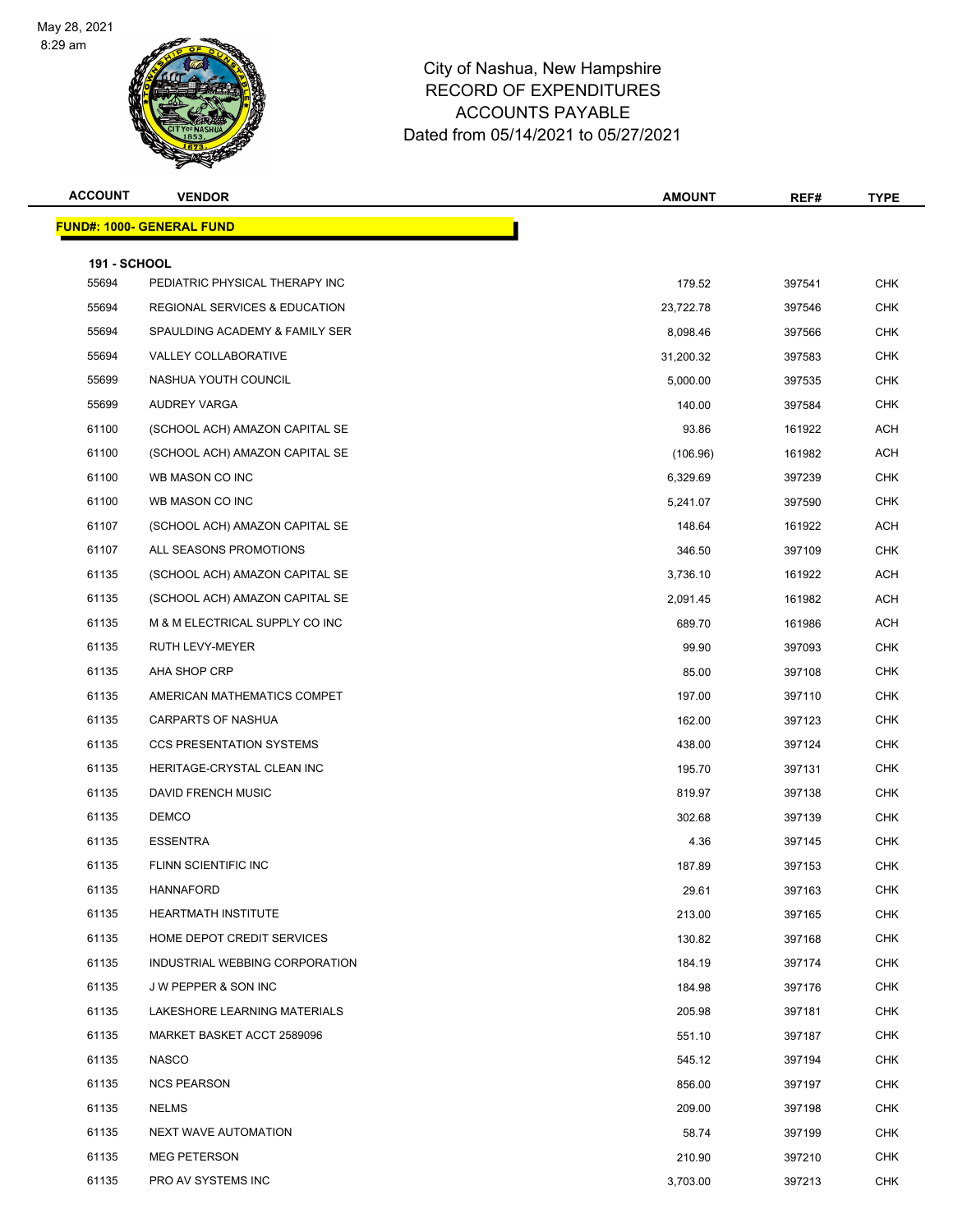City of Nashua, New Hampshire
RECORD OF EXPENDITURES
ACCOUNTS PAYABLE
Dated from 05/14/2021 to 05/27/2021

| ACCOUNT | VENDOR | AMOUNT | REF# | TYPE |
|---|---|---|---|---|
| **FUND#: 1000- GENERAL FUND** | | | | |
| **191 - SCHOOL** | | | | |
| 55694 | PEDIATRIC PHYSICAL THERAPY INC | 179.52 | 397541 | CHK |
| 55694 | REGIONAL SERVICES & EDUCATION | 23,722.78 | 397546 | CHK |
| 55694 | SPAULDING ACADEMY & FAMILY SER | 8,098.46 | 397566 | CHK |
| 55694 | VALLEY COLLABORATIVE | 31,200.32 | 397583 | CHK |
| 55699 | NASHUA YOUTH COUNCIL | 5,000.00 | 397535 | CHK |
| 55699 | AUDREY VARGA | 140.00 | 397584 | CHK |
| 61100 | (SCHOOL ACH) AMAZON CAPITAL SE | 93.86 | 161922 | ACH |
| 61100 | (SCHOOL ACH) AMAZON CAPITAL SE | (106.96) | 161982 | ACH |
| 61100 | WB MASON CO INC | 6,329.69 | 397239 | CHK |
| 61100 | WB MASON CO INC | 5,241.07 | 397590 | CHK |
| 61107 | (SCHOOL ACH) AMAZON CAPITAL SE | 148.64 | 161922 | ACH |
| 61107 | ALL SEASONS PROMOTIONS | 346.50 | 397109 | CHK |
| 61135 | (SCHOOL ACH) AMAZON CAPITAL SE | 3,736.10 | 161922 | ACH |
| 61135 | (SCHOOL ACH) AMAZON CAPITAL SE | 2,091.45 | 161982 | ACH |
| 61135 | M & M ELECTRICAL SUPPLY CO INC | 689.70 | 161986 | ACH |
| 61135 | RUTH LEVY-MEYER | 99.90 | 397093 | CHK |
| 61135 | AHA SHOP CRP | 85.00 | 397108 | CHK |
| 61135 | AMERICAN MATHEMATICS COMPET | 197.00 | 397110 | CHK |
| 61135 | CARPARTS OF NASHUA | 162.00 | 397123 | CHK |
| 61135 | CCS PRESENTATION SYSTEMS | 438.00 | 397124 | CHK |
| 61135 | HERITAGE-CRYSTAL CLEAN INC | 195.70 | 397131 | CHK |
| 61135 | DAVID FRENCH MUSIC | 819.97 | 397138 | CHK |
| 61135 | DEMCO | 302.68 | 397139 | CHK |
| 61135 | ESSENTRA | 4.36 | 397145 | CHK |
| 61135 | FLINN SCIENTIFIC INC | 187.89 | 397153 | CHK |
| 61135 | HANNAFORD | 29.61 | 397163 | CHK |
| 61135 | HEARTMATH INSTITUTE | 213.00 | 397165 | CHK |
| 61135 | HOME DEPOT CREDIT SERVICES | 130.82 | 397168 | CHK |
| 61135 | INDUSTRIAL WEBBING CORPORATION | 184.19 | 397174 | CHK |
| 61135 | J W PEPPER & SON INC | 184.98 | 397176 | CHK |
| 61135 | LAKESHORE LEARNING MATERIALS | 205.98 | 397181 | CHK |
| 61135 | MARKET BASKET ACCT 2589096 | 551.10 | 397187 | CHK |
| 61135 | NASCO | 545.12 | 397194 | CHK |
| 61135 | NCS PEARSON | 856.00 | 397197 | CHK |
| 61135 | NELMS | 209.00 | 397198 | CHK |
| 61135 | NEXT WAVE AUTOMATION | 58.74 | 397199 | CHK |
| 61135 | MEG PETERSON | 210.90 | 397210 | CHK |
| 61135 | PRO AV SYSTEMS INC | 3,703.00 | 397213 | CHK |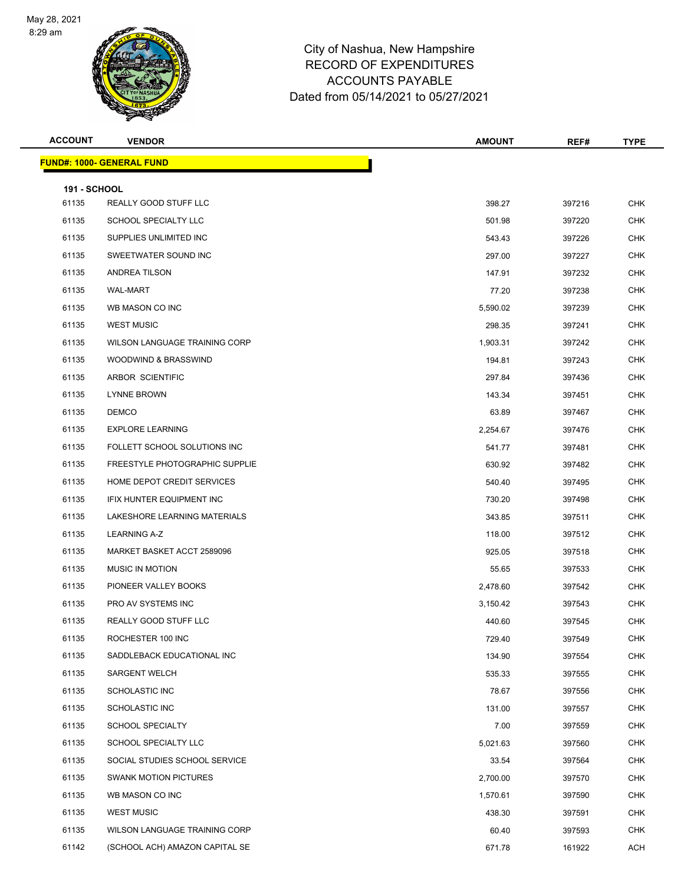City of Nashua, New Hampshire
RECORD OF EXPENDITURES
ACCOUNTS PAYABLE
Dated from 05/14/2021 to 05/27/2021

| ACCOUNT | VENDOR | AMOUNT | REF# | TYPE |
|---|---|---|---|---|
| **FUND#: 1000- GENERAL FUND** | | | | |
| **191 - SCHOOL** | | | | |
| 61135 | REALLY GOOD STUFF LLC | 398.27 | 397216 | CHK |
| 61135 | SCHOOL SPECIALTY LLC | 501.98 | 397220 | CHK |
| 61135 | SUPPLIES UNLIMITED INC | 543.43 | 397226 | CHK |
| 61135 | SWEETWATER SOUND INC | 297.00 | 397227 | CHK |
| 61135 | ANDREA TILSON | 147.91 | 397232 | CHK |
| 61135 | WAL-MART | 77.20 | 397238 | CHK |
| 61135 | WB MASON CO INC | 5,590.02 | 397239 | CHK |
| 61135 | WEST MUSIC | 298.35 | 397241 | CHK |
| 61135 | WILSON LANGUAGE TRAINING CORP | 1,903.31 | 397242 | CHK |
| 61135 | WOODWIND & BRASSWIND | 194.81 | 397243 | CHK |
| 61135 | ARBOR SCIENTIFIC | 297.84 | 397436 | CHK |
| 61135 | LYNNE BROWN | 143.34 | 397451 | CHK |
| 61135 | DEMCO | 63.89 | 397467 | CHK |
| 61135 | EXPLORE LEARNING | 2,254.67 | 397476 | CHK |
| 61135 | FOLLETT SCHOOL SOLUTIONS INC | 541.77 | 397481 | CHK |
| 61135 | FREESTYLE PHOTOGRAPHIC SUPPLIE | 630.92 | 397482 | CHK |
| 61135 | HOME DEPOT CREDIT SERVICES | 540.40 | 397495 | CHK |
| 61135 | IFIX HUNTER EQUIPMENT INC | 730.20 | 397498 | CHK |
| 61135 | LAKESHORE LEARNING MATERIALS | 343.85 | 397511 | CHK |
| 61135 | LEARNING A-Z | 118.00 | 397512 | CHK |
| 61135 | MARKET BASKET ACCT 2589096 | 925.05 | 397518 | CHK |
| 61135 | MUSIC IN MOTION | 55.65 | 397533 | CHK |
| 61135 | PIONEER VALLEY BOOKS | 2,478.60 | 397542 | CHK |
| 61135 | PRO AV SYSTEMS INC | 3,150.42 | 397543 | CHK |
| 61135 | REALLY GOOD STUFF LLC | 440.60 | 397545 | CHK |
| 61135 | ROCHESTER 100 INC | 729.40 | 397549 | CHK |
| 61135 | SADDLEBACK EDUCATIONAL INC | 134.90 | 397554 | CHK |
| 61135 | SARGENT WELCH | 535.33 | 397555 | CHK |
| 61135 | SCHOLASTIC INC | 78.67 | 397556 | CHK |
| 61135 | SCHOLASTIC INC | 131.00 | 397557 | CHK |
| 61135 | SCHOOL SPECIALTY | 7.00 | 397559 | CHK |
| 61135 | SCHOOL SPECIALTY LLC | 5,021.63 | 397560 | CHK |
| 61135 | SOCIAL STUDIES SCHOOL SERVICE | 33.54 | 397564 | CHK |
| 61135 | SWANK MOTION PICTURES | 2,700.00 | 397570 | CHK |
| 61135 | WB MASON CO INC | 1,570.61 | 397590 | CHK |
| 61135 | WEST MUSIC | 438.30 | 397591 | CHK |
| 61135 | WILSON LANGUAGE TRAINING CORP | 60.40 | 397593 | CHK |
| 61142 | (SCHOOL ACH) AMAZON CAPITAL SE | 671.78 | 161922 | ACH |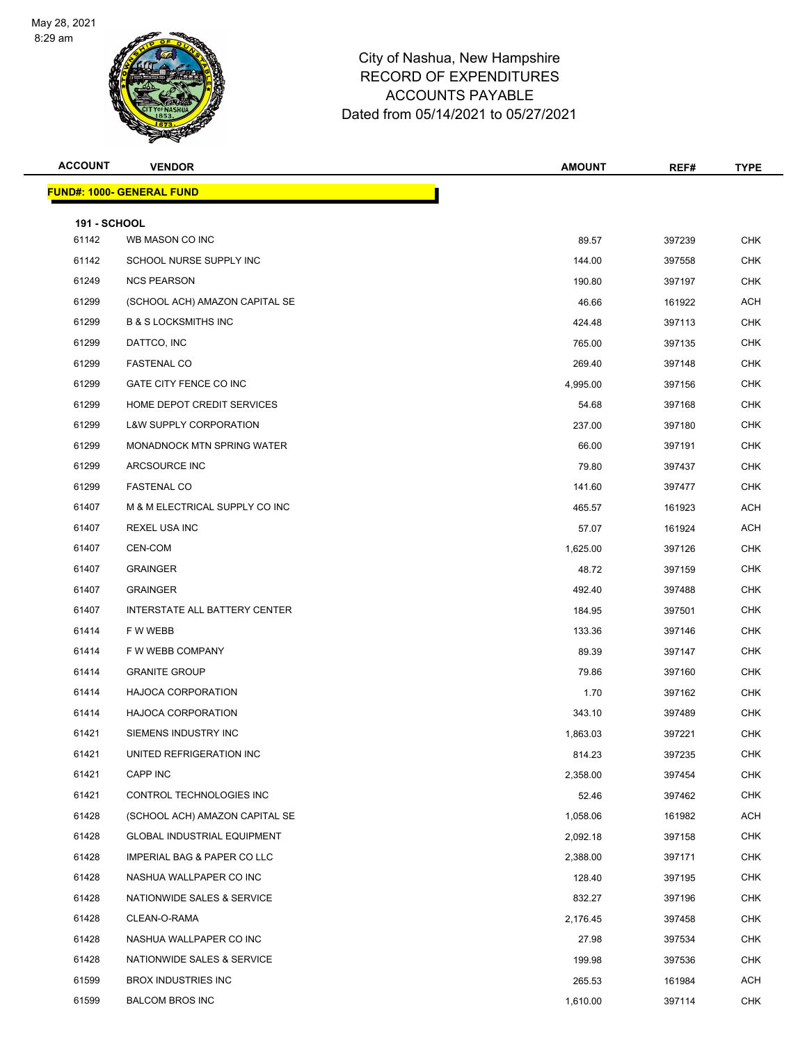May 28, 2021
8:29 am

# City of Nashua, New Hampshire
## RECORD OF EXPENDITURES
## ACCOUNTS PAYABLE
## Dated from 05/14/2021 to 05/27/2021

| ACCOUNT | VENDOR | AMOUNT | REF# | TYPE |
|---|---|---|---|---|
| **FUND#: 1000- GENERAL FUND** | | | | |
| **191 - SCHOOL** | | | | |
| 61142 | WB MASON CO INC | 89.57 | 397239 | CHK |
| 61142 | SCHOOL NURSE SUPPLY INC | 144.00 | 397558 | CHK |
| 61249 | NCS PEARSON | 190.80 | 397197 | CHK |
| 61299 | (SCHOOL ACH) AMAZON CAPITAL SE | 46.66 | 161922 | ACH |
| 61299 | B & S LOCKSMITHS INC | 424.48 | 397113 | CHK |
| 61299 | DATTCO, INC | 765.00 | 397135 | CHK |
| 61299 | FASTENAL CO | 269.40 | 397148 | CHK |
| 61299 | GATE CITY FENCE CO INC | 4,995.00 | 397156 | CHK |
| 61299 | HOME DEPOT CREDIT SERVICES | 54.68 | 397168 | CHK |
| 61299 | L&W SUPPLY CORPORATION | 237.00 | 397180 | CHK |
| 61299 | MONADNOCK MTN SPRING WATER | 66.00 | 397191 | CHK |
| 61299 | ARCSOURCE INC | 79.80 | 397437 | CHK |
| 61299 | FASTENAL CO | 141.60 | 397477 | CHK |
| 61407 | M & M ELECTRICAL SUPPLY CO INC | 465.57 | 161923 | ACH |
| 61407 | REXEL USA INC | 57.07 | 161924 | ACH |
| 61407 | CEN-COM | 1,625.00 | 397126 | CHK |
| 61407 | GRAINGER | 48.72 | 397159 | CHK |
| 61407 | GRAINGER | 492.40 | 397488 | CHK |
| 61407 | INTERSTATE ALL BATTERY CENTER | 184.95 | 397501 | CHK |
| 61414 | F W WEBB | 133.36 | 397146 | CHK |
| 61414 | F W WEBB COMPANY | 89.39 | 397147 | CHK |
| 61414 | GRANITE GROUP | 79.86 | 397160 | CHK |
| 61414 | HAJOCA CORPORATION | 1.70 | 397162 | CHK |
| 61414 | HAJOCA CORPORATION | 343.10 | 397489 | CHK |
| 61421 | SIEMENS INDUSTRY INC | 1,863.03 | 397221 | CHK |
| 61421 | UNITED REFRIGERATION INC | 814.23 | 397235 | CHK |
| 61421 | CAPP INC | 2,358.00 | 397454 | CHK |
| 61421 | CONTROL TECHNOLOGIES INC | 52.46 | 397462 | CHK |
| 61428 | (SCHOOL ACH) AMAZON CAPITAL SE | 1,058.06 | 161982 | ACH |
| 61428 | GLOBAL INDUSTRIAL EQUIPMENT | 2,092.18 | 397158 | CHK |
| 61428 | IMPERIAL BAG & PAPER CO LLC | 2,388.00 | 397171 | CHK |
| 61428 | NASHUA WALLPAPER CO INC | 128.40 | 397195 | CHK |
| 61428 | NATIONWIDE SALES & SERVICE | 832.27 | 397196 | CHK |
| 61428 | CLEAN-O-RAMA | 2,176.45 | 397458 | CHK |
| 61428 | NASHUA WALLPAPER CO INC | 27.98 | 397534 | CHK |
| 61428 | NATIONWIDE SALES & SERVICE | 199.98 | 397536 | CHK |
| 61599 | BROX INDUSTRIES INC | 265.53 | 161984 | ACH |
| 61599 | BALCOM BROS INC | 1,610.00 | 397114 | CHK |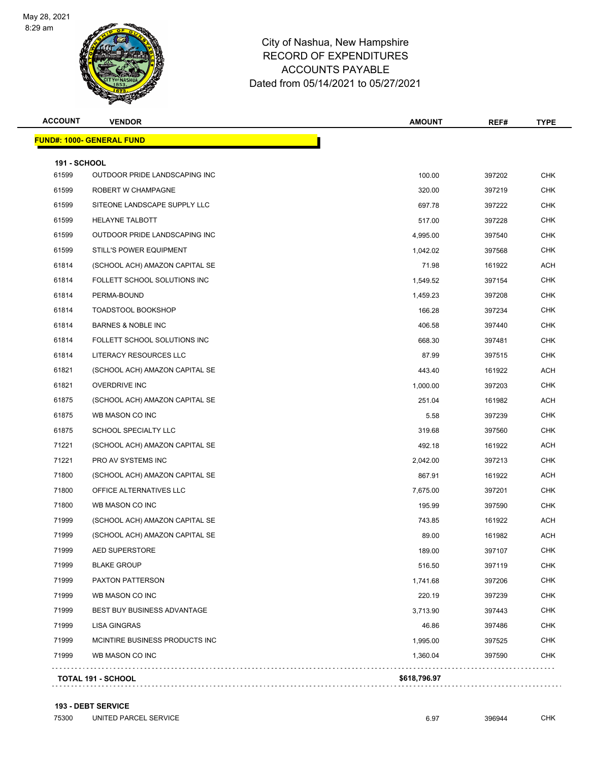City of Nashua, New Hampshire
RECORD OF EXPENDITURES
ACCOUNTS PAYABLE
Dated from 05/14/2021 to 05/27/2021

| ACCOUNT | VENDOR | AMOUNT | REF# | TYPE |
|---|---|---|---|---|
| **FUND#: 1000- GENERAL FUND** | | | | |
| **191 - SCHOOL** | | | | |
| 61599 | OUTDOOR PRIDE LANDSCAPING INC | 100.00 | 397202 | CHK |
| 61599 | ROBERT W CHAMPAGNE | 320.00 | 397219 | CHK |
| 61599 | SITEONE LANDSCAPE SUPPLY LLC | 697.78 | 397222 | CHK |
| 61599 | HELAYNE TALBOTT | 517.00 | 397228 | CHK |
| 61599 | OUTDOOR PRIDE LANDSCAPING INC | 4,995.00 | 397540 | CHK |
| 61599 | STILL'S POWER EQUIPMENT | 1,042.02 | 397568 | CHK |
| 61814 | (SCHOOL ACH) AMAZON CAPITAL SE | 71.98 | 161922 | ACH |
| 61814 | FOLLETT SCHOOL SOLUTIONS INC | 1,549.52 | 397154 | CHK |
| 61814 | PERMA-BOUND | 1,459.23 | 397208 | CHK |
| 61814 | TOADSTOOL BOOKSHOP | 166.28 | 397234 | CHK |
| 61814 | BARNES & NOBLE INC | 406.58 | 397440 | CHK |
| 61814 | FOLLETT SCHOOL SOLUTIONS INC | 668.30 | 397481 | CHK |
| 61814 | LITERACY RESOURCES LLC | 87.99 | 397515 | CHK |
| 61821 | (SCHOOL ACH) AMAZON CAPITAL SE | 443.40 | 161922 | ACH |
| 61821 | OVERDRIVE INC | 1,000.00 | 397203 | CHK |
| 61875 | (SCHOOL ACH) AMAZON CAPITAL SE | 251.04 | 161982 | ACH |
| 61875 | WB MASON CO INC | 5.58 | 397239 | CHK |
| 61875 | SCHOOL SPECIALTY LLC | 319.68 | 397560 | CHK |
| 71221 | (SCHOOL ACH) AMAZON CAPITAL SE | 492.18 | 161922 | ACH |
| 71221 | PRO AV SYSTEMS INC | 2,042.00 | 397213 | CHK |
| 71800 | (SCHOOL ACH) AMAZON CAPITAL SE | 867.91 | 161922 | ACH |
| 71800 | OFFICE ALTERNATIVES LLC | 7,675.00 | 397201 | CHK |
| 71800 | WB MASON CO INC | 195.99 | 397590 | CHK |
| 71999 | (SCHOOL ACH) AMAZON CAPITAL SE | 743.85 | 161922 | ACH |
| 71999 | (SCHOOL ACH) AMAZON CAPITAL SE | 89.00 | 161982 | ACH |
| 71999 | AED SUPERSTORE | 189.00 | 397107 | CHK |
| 71999 | BLAKE GROUP | 516.50 | 397119 | CHK |
| 71999 | PAXTON PATTERSON | 1,741.68 | 397206 | CHK |
| 71999 | WB MASON CO INC | 220.19 | 397239 | CHK |
| 71999 | BEST BUY BUSINESS ADVANTAGE | 3,713.90 | 397443 | CHK |
| 71999 | LISA GINGRAS | 46.86 | 397486 | CHK |
| 71999 | MCINTIRE BUSINESS PRODUCTS INC | 1,995.00 | 397525 | CHK |
| 71999 | WB MASON CO INC | 1,360.04 | 397590 | CHK |
| **TOTAL 191 - SCHOOL** | | **$618,796.97** | | |
| **193 - DEBT SERVICE** | | | | |
| 75300 | UNITED PARCEL SERVICE | 6.97 | 396944 | CHK |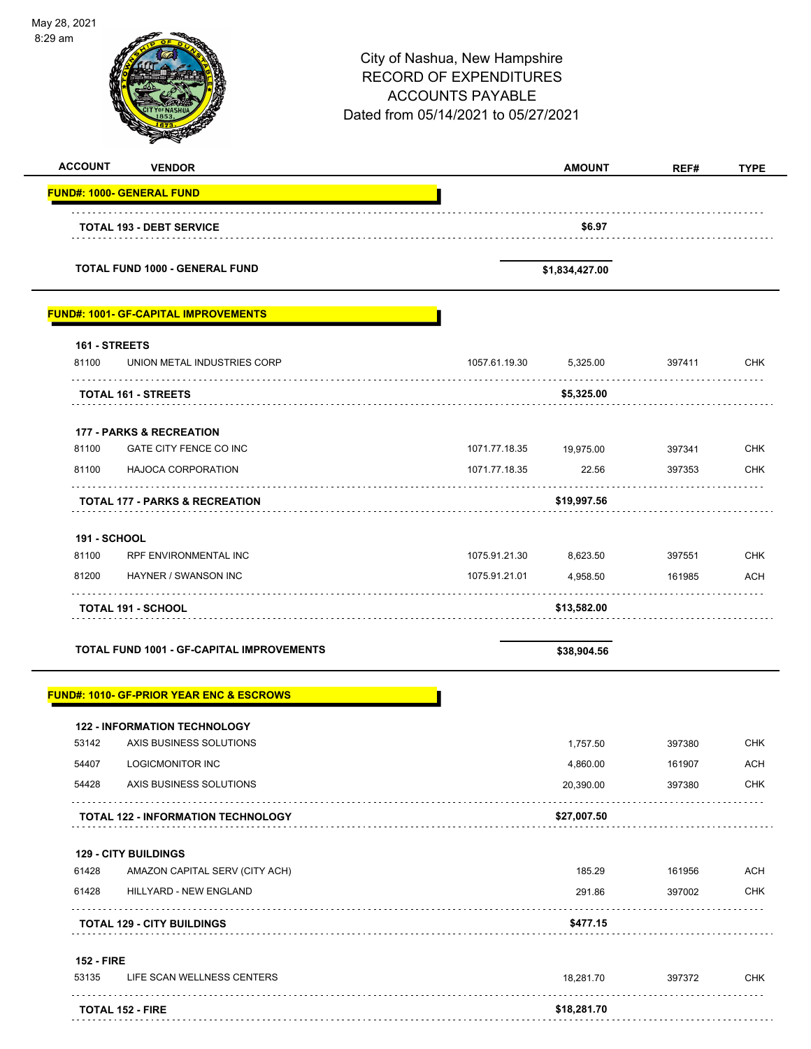City of Nashua, New Hampshire
RECORD OF EXPENDITURES
ACCOUNTS PAYABLE
Dated from 05/14/2021 to 05/27/2021

| ACCOUNT | VENDOR | | AMOUNT | REF# | TYPE |
|---|---|---|---|---|---|
| **FUND#: 1000- GENERAL FUND** | | | | | |
| | **TOTAL 193 - DEBT SERVICE** | | **$6.97** | | |
| | **TOTAL FUND 1000 - GENERAL FUND** | | **$1,834,427.00** | | |
| **FUND#: 1001- GF-CAPITAL IMPROVEMENTS** | | | | | |
| **161 - STREETS** | | | | | |
| 81100 | UNION METAL INDUSTRIES CORP | 1057.61.19.30 | 5,325.00 | 397411 | CHK |
| | **TOTAL 161 - STREETS** | | **$5,325.00** | | |
| **177 - PARKS & RECREATION** | | | | | |
| 81100 | GATE CITY FENCE CO INC | 1071.77.18.35 | 19,975.00 | 397341 | CHK |
| 81100 | HAJOCA CORPORATION | 1071.77.18.35 | 22.56 | 397353 | CHK |
| | **TOTAL 177 - PARKS & RECREATION** | | **$19,997.56** | | |
| **191 - SCHOOL** | | | | | |
| 81100 | RPF ENVIRONMENTAL INC | 1075.91.21.30 | 8,623.50 | 397551 | CHK |
| 81200 | HAYNER / SWANSON INC | 1075.91.21.01 | 4,958.50 | 161985 | ACH |
| | **TOTAL 191 - SCHOOL** | | **$13,582.00** | | |
| | **TOTAL FUND 1001 - GF-CAPITAL IMPROVEMENTS** | | **$38,904.56** | | |
| **FUND#: 1010- GF-PRIOR YEAR ENC & ESCROWS** | | | | | |
| **122 - INFORMATION TECHNOLOGY** | | | | | |
| 53142 | AXIS BUSINESS SOLUTIONS | | 1,757.50 | 397380 | CHK |
| 54407 | LOGICMONITOR INC | | 4,860.00 | 161907 | ACH |
| 54428 | AXIS BUSINESS SOLUTIONS | | 20,390.00 | 397380 | CHK |
| | **TOTAL 122 - INFORMATION TECHNOLOGY** | | **$27,007.50** | | |
| **129 - CITY BUILDINGS** | | | | | |
| 61428 | AMAZON CAPITAL SERV (CITY ACH) | | 185.29 | 161956 | ACH |
| 61428 | HILLYARD - NEW ENGLAND | | 291.86 | 397002 | CHK |
| | **TOTAL 129 - CITY BUILDINGS** | | **$477.15** | | |
| **152 - FIRE** | | | | | |
| 53135 | LIFE SCAN WELLNESS CENTERS | | 18,281.70 | 397372 | CHK |
| | **TOTAL 152 - FIRE** | | **$18,281.70** | | |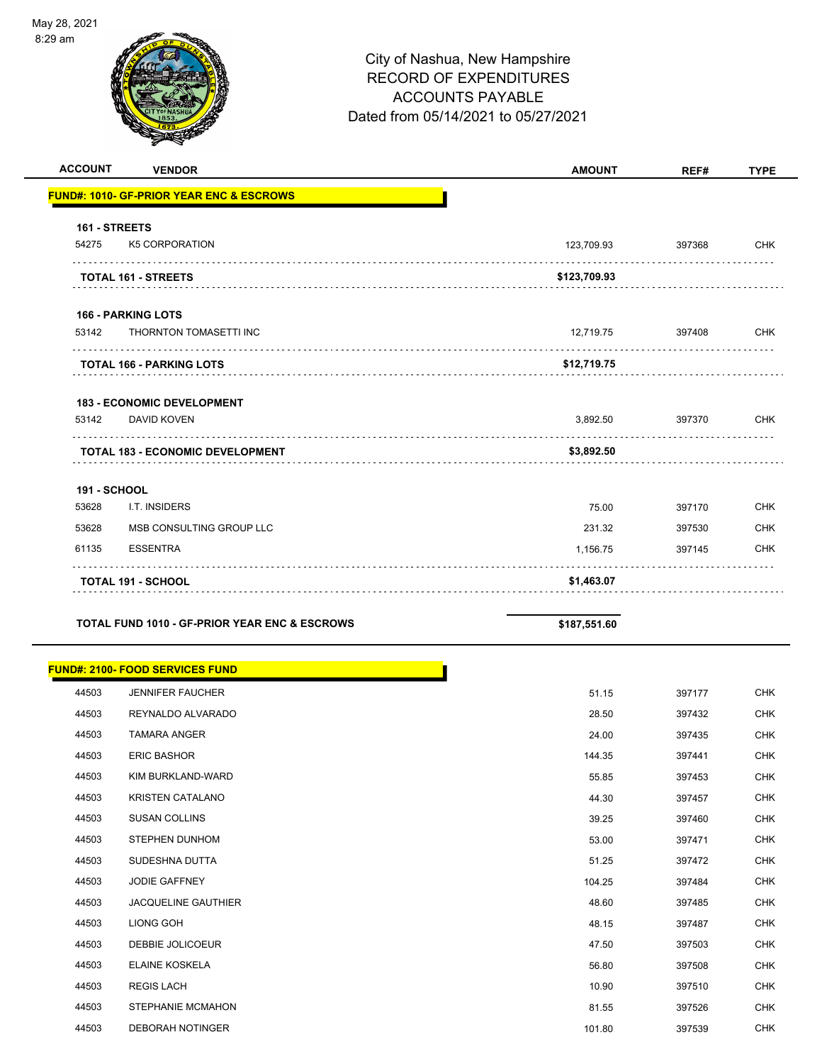City of Nashua, New Hampshire
RECORD OF EXPENDITURES
ACCOUNTS PAYABLE
Dated from 05/14/2021 to 05/27/2021

| ACCOUNT | VENDOR | AMOUNT | REF# | TYPE |
|---|---|---|---|---|
| **FUND#: 1010- GF-PRIOR YEAR ENC & ESCROWS** | | | | |
| **161 - STREETS** | | | | |
| 54275 | K5 CORPORATION | 123,709.93 | 397368 | CHK |
| | **TOTAL 161 - STREETS** | **$123,709.93** | | |
| **166 - PARKING LOTS** | | | | |
| 53142 | THORNTON TOMASETTI INC | 12,719.75 | 397408 | CHK |
| | **TOTAL 166 - PARKING LOTS** | **$12,719.75** | | |
| **183 - ECONOMIC DEVELOPMENT** | | | | |
| 53142 | DAVID KOVEN | 3,892.50 | 397370 | CHK |
| | **TOTAL 183 - ECONOMIC DEVELOPMENT** | **$3,892.50** | | |
| **191 - SCHOOL** | | | | |
| 53628 | I.T. INSIDERS | 75.00 | 397170 | CHK |
| 53628 | MSB CONSULTING GROUP LLC | 231.32 | 397530 | CHK |
| 61135 | ESSENTRA | 1,156.75 | 397145 | CHK |
| | **TOTAL 191 - SCHOOL** | **$1,463.07** | | |
| | **TOTAL FUND 1010 - GF-PRIOR YEAR ENC & ESCROWS** | **$187,551.60** | | |
| **FUND#: 2100- FOOD SERVICES FUND** | | | | |
| 44503 | JENNIFER FAUCHER | 51.15 | 397177 | CHK |
| 44503 | REYNALDO ALVARADO | 28.50 | 397432 | CHK |
| 44503 | TAMARA ANGER | 24.00 | 397435 | CHK |
| 44503 | ERIC BASHOR | 144.35 | 397441 | CHK |
| 44503 | KIM BURKLAND-WARD | 55.85 | 397453 | CHK |
| 44503 | KRISTEN CATALANO | 44.30 | 397457 | CHK |
| 44503 | SUSAN COLLINS | 39.25 | 397460 | CHK |
| 44503 | STEPHEN DUNHOM | 53.00 | 397471 | CHK |
| 44503 | SUDESHNA DUTTA | 51.25 | 397472 | CHK |
| 44503 | JODIE GAFFNEY | 104.25 | 397484 | CHK |
| 44503 | JACQUELINE GAUTHIER | 48.60 | 397485 | CHK |
| 44503 | LIONG GOH | 48.15 | 397487 | CHK |
| 44503 | DEBBIE JOLICOEUR | 47.50 | 397503 | CHK |
| 44503 | ELAINE KOSKELA | 56.80 | 397508 | CHK |
| 44503 | REGIS LACH | 10.90 | 397510 | CHK |
| 44503 | STEPHANIE MCMAHON | 81.55 | 397526 | CHK |
| 44503 | DEBORAH NOTINGER | 101.80 | 397539 | CHK |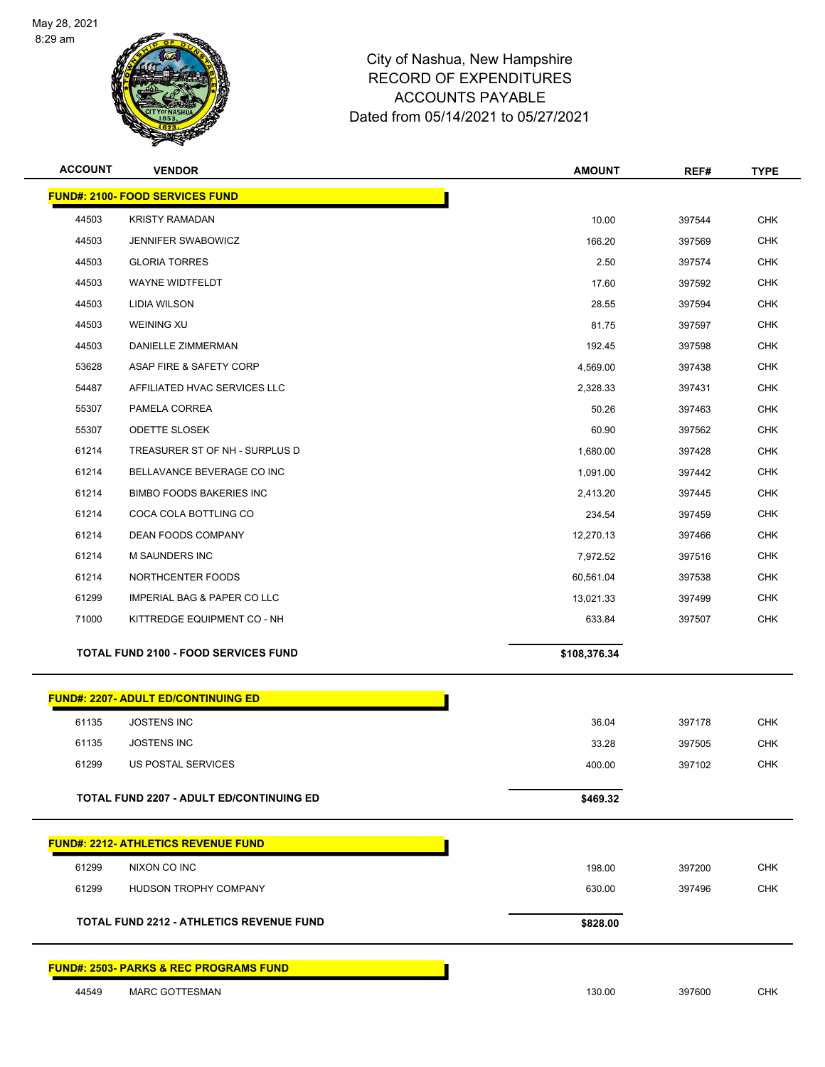# City of Nashua, New Hampshire
## RECORD OF EXPENDITURES
## ACCOUNTS PAYABLE
## Dated from 05/14/2021 to 05/27/2021

| ACCOUNT | VENDOR | AMOUNT | REF# | TYPE |
|---|---|---|---|---|
| **FUND#: 2100- FOOD SERVICES FUND** | | | | |
| 44503 | KRISTY RAMADAN | 10.00 | 397544 | CHK |
| 44503 | JENNIFER SWABOWICZ | 166.20 | 397569 | CHK |
| 44503 | GLORIA TORRES | 2.50 | 397574 | CHK |
| 44503 | WAYNE WIDTFELDT | 17.60 | 397592 | CHK |
| 44503 | LIDIA WILSON | 28.55 | 397594 | CHK |
| 44503 | WEINING XU | 81.75 | 397597 | CHK |
| 44503 | DANIELLE ZIMMERMAN | 192.45 | 397598 | CHK |
| 53628 | ASAP FIRE & SAFETY CORP | 4,569.00 | 397438 | CHK |
| 54487 | AFFILIATED HVAC SERVICES LLC | 2,328.33 | 397431 | CHK |
| 55307 | PAMELA CORREA | 50.26 | 397463 | CHK |
| 55307 | ODETTE SLOSEK | 60.90 | 397562 | CHK |
| 61214 | TREASURER ST OF NH - SURPLUS D | 1,680.00 | 397428 | CHK |
| 61214 | BELLAVANCE BEVERAGE CO INC | 1,091.00 | 397442 | CHK |
| 61214 | BIMBO FOODS BAKERIES INC | 2,413.20 | 397445 | CHK |
| 61214 | COCA COLA BOTTLING CO | 234.54 | 397459 | CHK |
| 61214 | DEAN FOODS COMPANY | 12,270.13 | 397466 | CHK |
| 61214 | M SAUNDERS INC | 7,972.52 | 397516 | CHK |
| 61214 | NORTHCENTER FOODS | 60,561.04 | 397538 | CHK |
| 61299 | IMPERIAL BAG & PAPER CO LLC | 13,021.33 | 397499 | CHK |
| 71000 | KITTREDGE EQUIPMENT CO - NH | 633.84 | 397507 | CHK |
| **TOTAL FUND 2100 - FOOD SERVICES FUND** | | **$108,376.34** | | |
| **FUND#: 2207- ADULT ED/CONTINUING ED** | | | | |
| 61135 | JOSTENS INC | 36.04 | 397178 | CHK |
| 61135 | JOSTENS INC | 33.28 | 397505 | CHK |
| 61299 | US POSTAL SERVICES | 400.00 | 397102 | CHK |
| **TOTAL FUND 2207 - ADULT ED/CONTINUING ED** | | **$469.32** | | |
| **FUND#: 2212- ATHLETICS REVENUE FUND** | | | | |
| 61299 | NIXON CO INC | 198.00 | 397200 | CHK |
| 61299 | HUDSON TROPHY COMPANY | 630.00 | 397496 | CHK |
| **TOTAL FUND 2212 - ATHLETICS REVENUE FUND** | | **$828.00** | | |
| **FUND#: 2503- PARKS & REC PROGRAMS FUND** | | | | |
| 44549 | MARC GOTTESMAN | 130.00 | 397600 | CHK |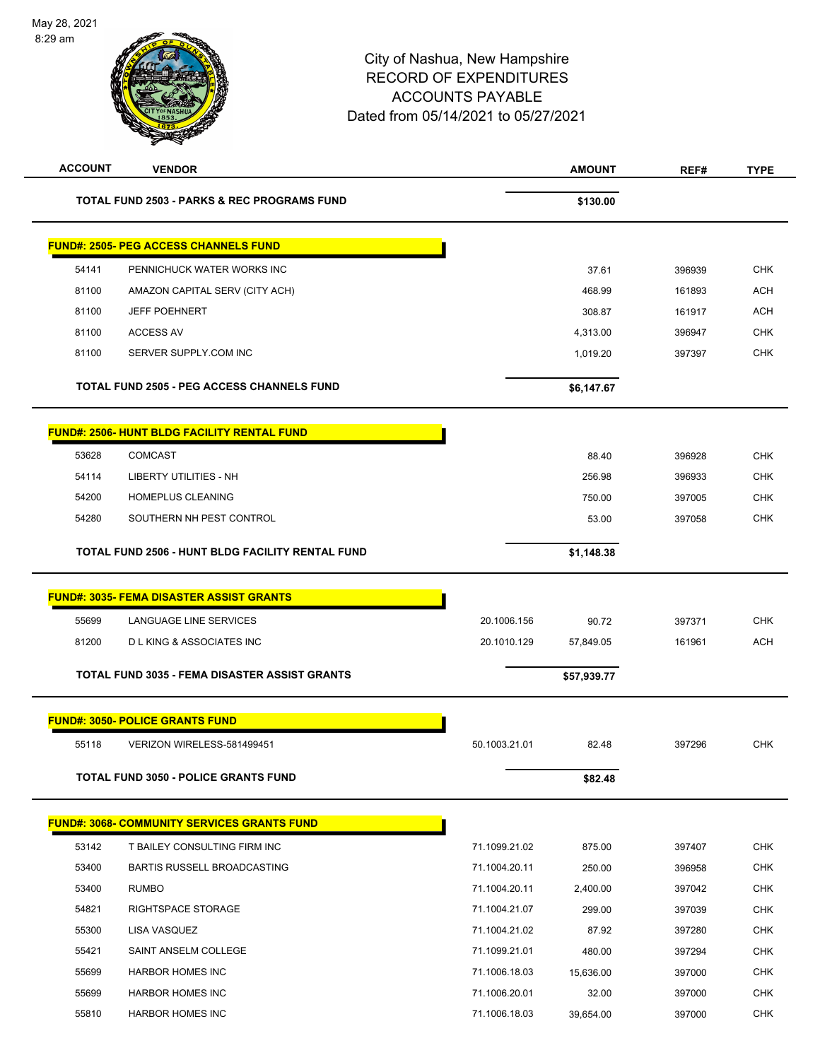May 28, 2021
8:29 am

# City of Nashua, New Hampshire
# RECORD OF EXPENDITURES
# ACCOUNTS PAYABLE
# Dated from 05/14/2021 to 05/27/2021

| ACCOUNT | VENDOR | | AMOUNT | REF# | TYPE |
|---|---|---|---|---|---|
| | **TOTAL FUND 2503 - PARKS & REC PROGRAMS FUND** | | **$130.00** | | |
| | **FUND#: 2505- PEG ACCESS CHANNELS FUND** | | | | |
| 54141 | PENNICHUCK WATER WORKS INC | | 37.61 | 396939 | CHK |
| 81100 | AMAZON CAPITAL SERV (CITY ACH) | | 468.99 | 161893 | ACH |
| 81100 | JEFF POEHNERT | | 308.87 | 161917 | ACH |
| 81100 | ACCESS AV | | 4,313.00 | 396947 | CHK |
| 81100 | SERVER SUPPLY.COM INC | | 1,019.20 | 397397 | CHK |
| | **TOTAL FUND 2505 - PEG ACCESS CHANNELS FUND** | | **$6,147.67** | | |
| | **FUND#: 2506- HUNT BLDG FACILITY RENTAL FUND** | | | | |
| 53628 | COMCAST | | 88.40 | 396928 | CHK |
| 54114 | LIBERTY UTILITIES - NH | | 256.98 | 396933 | CHK |
| 54200 | HOMEPLUS CLEANING | | 750.00 | 397005 | CHK |
| 54280 | SOUTHERN NH PEST CONTROL | | 53.00 | 397058 | CHK |
| | **TOTAL FUND 2506 - HUNT BLDG FACILITY RENTAL FUND** | | **$1,148.38** | | |
| | **FUND#: 3035- FEMA DISASTER ASSIST GRANTS** | | | | |
| 55699 | LANGUAGE LINE SERVICES | 20.1006.156 | 90.72 | 397371 | CHK |
| 81200 | D L KING & ASSOCIATES INC | 20.1010.129 | 57,849.05 | 161961 | ACH |
| | **TOTAL FUND 3035 - FEMA DISASTER ASSIST GRANTS** | | **$57,939.77** | | |
| | **FUND#: 3050- POLICE GRANTS FUND** | | | | |
| 55118 | VERIZON WIRELESS-581499451 | 50.1003.21.01 | 82.48 | 397296 | CHK |
| | **TOTAL FUND 3050 - POLICE GRANTS FUND** | | **$82.48** | | |
| | **FUND#: 3068- COMMUNITY SERVICES GRANTS FUND** | | | | |
| 53142 | T BAILEY CONSULTING FIRM INC | 71.1099.21.02 | 875.00 | 397407 | CHK |
| 53400 | BARTIS RUSSELL BROADCASTING | 71.1004.20.11 | 250.00 | 396958 | CHK |
| 53400 | RUMBO | 71.1004.20.11 | 2,400.00 | 397042 | CHK |
| 54821 | RIGHTSPACE STORAGE | 71.1004.21.07 | 299.00 | 397039 | CHK |
| 55300 | LISA VASQUEZ | 71.1004.21.02 | 87.92 | 397280 | CHK |
| 55421 | SAINT ANSELM COLLEGE | 71.1099.21.01 | 480.00 | 397294 | CHK |
| 55699 | HARBOR HOMES INC | 71.1006.18.03 | 15,636.00 | 397000 | CHK |
| 55699 | HARBOR HOMES INC | 71.1006.20.01 | 32.00 | 397000 | CHK |
| 55810 | HARBOR HOMES INC | 71.1006.18.03 | 39,654.00 | 397000 | CHK |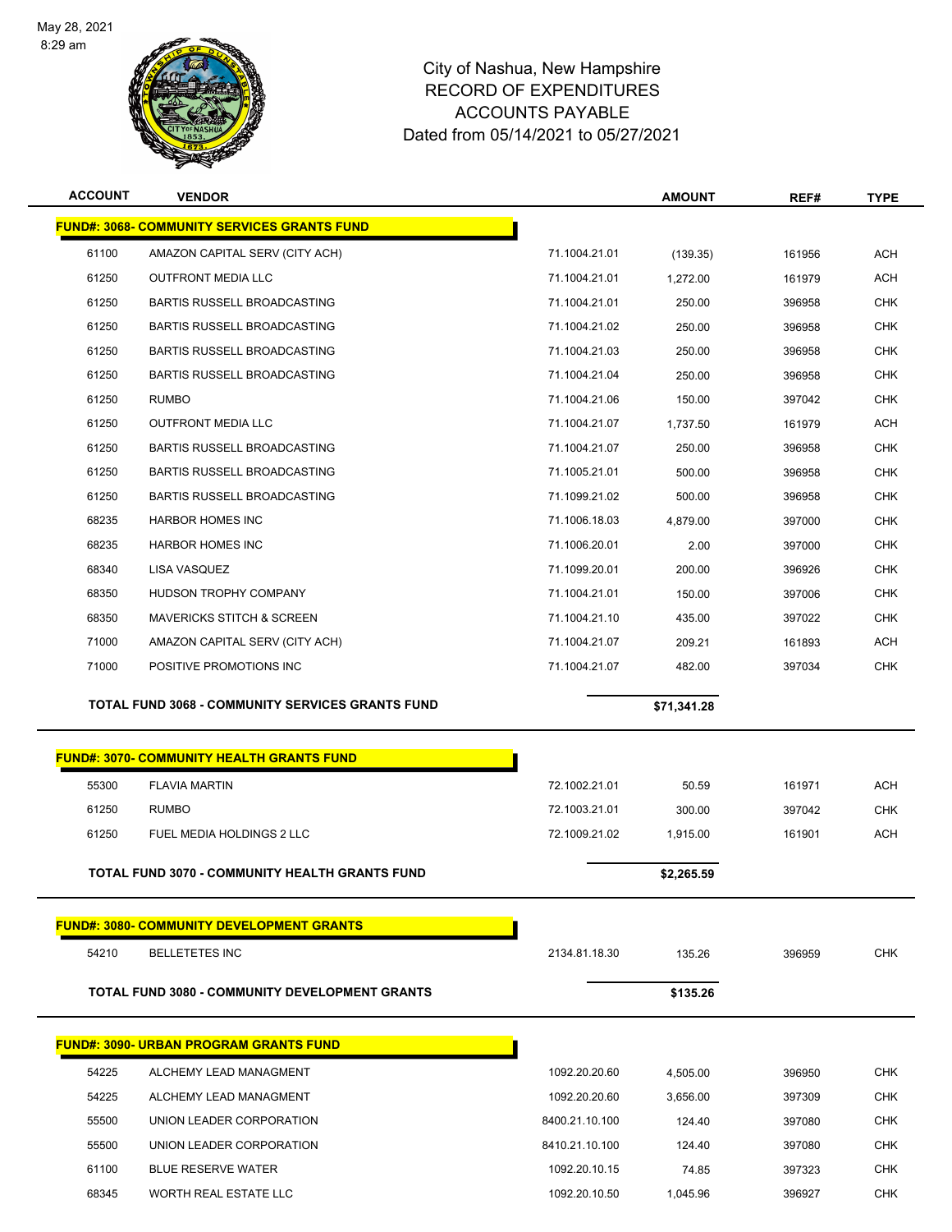May 28, 2021
8:29 am

# City of Nashua, New Hampshire
## RECORD OF EXPENDITURES
## ACCOUNTS PAYABLE
## Dated from 05/14/2021 to 05/27/2021

| ACCOUNT | VENDOR | | AMOUNT | REF# | TYPE |
|---|---|---|---|---|---|
| **FUND#: 3068- COMMUNITY SERVICES GRANTS FUND** | | | | | |
| 61100 | AMAZON CAPITAL SERV (CITY ACH) | 71.1004.21.01 | (139.35) | 161956 | ACH |
| 61250 | OUTFRONT MEDIA LLC | 71.1004.21.01 | 1,272.00 | 161979 | ACH |
| 61250 | BARTIS RUSSELL BROADCASTING | 71.1004.21.01 | 250.00 | 396958 | CHK |
| 61250 | BARTIS RUSSELL BROADCASTING | 71.1004.21.02 | 250.00 | 396958 | CHK |
| 61250 | BARTIS RUSSELL BROADCASTING | 71.1004.21.03 | 250.00 | 396958 | CHK |
| 61250 | BARTIS RUSSELL BROADCASTING | 71.1004.21.04 | 250.00 | 396958 | CHK |
| 61250 | RUMBO | 71.1004.21.06 | 150.00 | 397042 | CHK |
| 61250 | OUTFRONT MEDIA LLC | 71.1004.21.07 | 1,737.50 | 161979 | ACH |
| 61250 | BARTIS RUSSELL BROADCASTING | 71.1004.21.07 | 250.00 | 396958 | CHK |
| 61250 | BARTIS RUSSELL BROADCASTING | 71.1005.21.01 | 500.00 | 396958 | CHK |
| 61250 | BARTIS RUSSELL BROADCASTING | 71.1099.21.02 | 500.00 | 396958 | CHK |
| 68235 | HARBOR HOMES INC | 71.1006.18.03 | 4,879.00 | 397000 | CHK |
| 68235 | HARBOR HOMES INC | 71.1006.20.01 | 2.00 | 397000 | CHK |
| 68340 | LISA VASQUEZ | 71.1099.20.01 | 200.00 | 396926 | CHK |
| 68350 | HUDSON TROPHY COMPANY | 71.1004.21.01 | 150.00 | 397006 | CHK |
| 68350 | MAVERICKS STITCH & SCREEN | 71.1004.21.10 | 435.00 | 397022 | CHK |
| 71000 | AMAZON CAPITAL SERV (CITY ACH) | 71.1004.21.07 | 209.21 | 161893 | ACH |
| 71000 | POSITIVE PROMOTIONS INC | 71.1004.21.07 | 482.00 | 397034 | CHK |
| **TOTAL FUND 3068 - COMMUNITY SERVICES GRANTS FUND** | | | **$71,341.28** | | |
| **FUND#: 3070- COMMUNITY HEALTH GRANTS FUND** | | | | | |
| 55300 | FLAVIA MARTIN | 72.1002.21.01 | 50.59 | 161971 | ACH |
| 61250 | RUMBO | 72.1003.21.01 | 300.00 | 397042 | CHK |
| 61250 | FUEL MEDIA HOLDINGS 2 LLC | 72.1009.21.02 | 1,915.00 | 161901 | ACH |
| **TOTAL FUND 3070 - COMMUNITY HEALTH GRANTS FUND** | | | **$2,265.59** | | |
| **FUND#: 3080- COMMUNITY DEVELOPMENT GRANTS** | | | | | |
| 54210 | BELLETETES INC | 2134.81.18.30 | 135.26 | 396959 | CHK |
| **TOTAL FUND 3080 - COMMUNITY DEVELOPMENT GRANTS** | | | **$135.26** | | |
| **FUND#: 3090- URBAN PROGRAM GRANTS FUND** | | | | | |
| 54225 | ALCHEMY LEAD MANAGMENT | 1092.20.20.60 | 4,505.00 | 396950 | CHK |
| 54225 | ALCHEMY LEAD MANAGMENT | 1092.20.20.60 | 3,656.00 | 397309 | CHK |
| 55500 | UNION LEADER CORPORATION | 8400.21.10.100 | 124.40 | 397080 | CHK |
| 55500 | UNION LEADER CORPORATION | 8410.21.10.100 | 124.40 | 397080 | CHK |
| 61100 | BLUE RESERVE WATER | 1092.20.10.15 | 74.85 | 397323 | CHK |
| 68345 | WORTH REAL ESTATE LLC | 1092.20.10.50 | 1,045.96 | 396927 | CHK |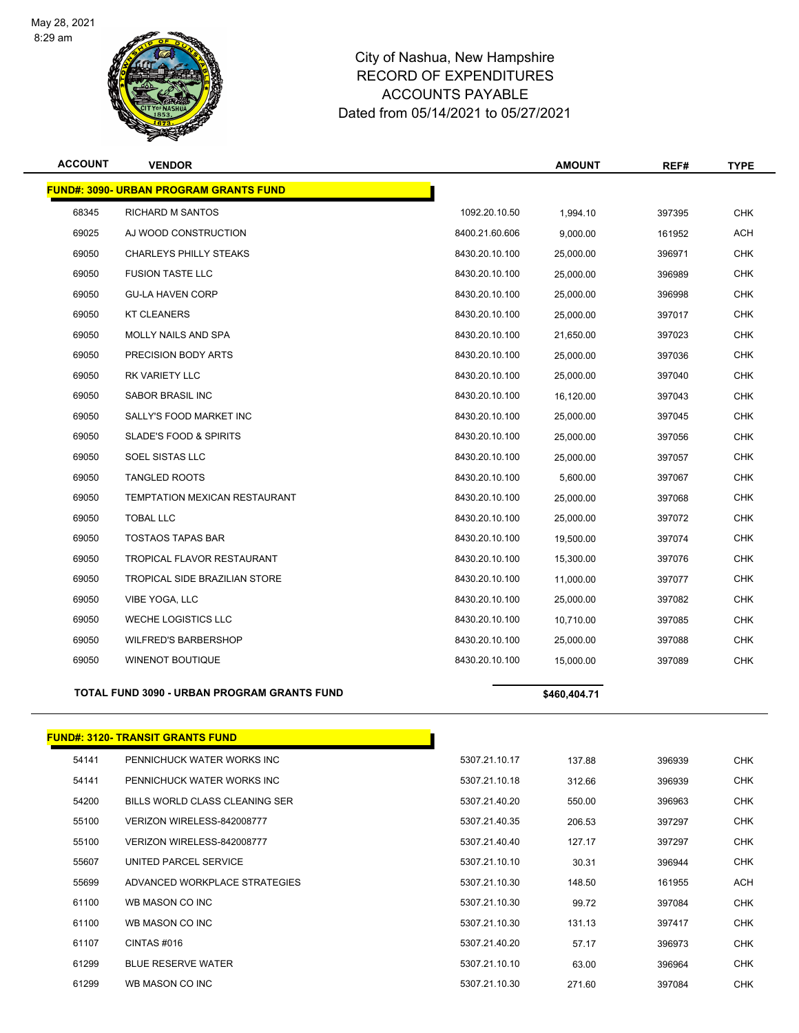City of Nashua, New Hampshire
RECORD OF EXPENDITURES
ACCOUNTS PAYABLE
Dated from 05/14/2021 to 05/27/2021

| ACCOUNT | VENDOR | | AMOUNT | REF# | TYPE |
|---|---|---|---|---|---|
| **FUND#: 3090- URBAN PROGRAM GRANTS FUND** | | | | | |
| 68345 | RICHARD M SANTOS | 1092.20.10.50 | 1,994.10 | 397395 | CHK |
| 69025 | AJ WOOD CONSTRUCTION | 8400.21.60.606 | 9,000.00 | 161952 | ACH |
| 69050 | CHARLEYS PHILLY STEAKS | 8430.20.10.100 | 25,000.00 | 396971 | CHK |
| 69050 | FUSION TASTE LLC | 8430.20.10.100 | 25,000.00 | 396989 | CHK |
| 69050 | GU-LA HAVEN CORP | 8430.20.10.100 | 25,000.00 | 396998 | CHK |
| 69050 | KT CLEANERS | 8430.20.10.100 | 25,000.00 | 397017 | CHK |
| 69050 | MOLLY NAILS AND SPA | 8430.20.10.100 | 21,650.00 | 397023 | CHK |
| 69050 | PRECISION BODY ARTS | 8430.20.10.100 | 25,000.00 | 397036 | CHK |
| 69050 | RK VARIETY LLC | 8430.20.10.100 | 25,000.00 | 397040 | CHK |
| 69050 | SABOR BRASIL INC | 8430.20.10.100 | 16,120.00 | 397043 | CHK |
| 69050 | SALLY'S FOOD MARKET INC | 8430.20.10.100 | 25,000.00 | 397045 | CHK |
| 69050 | SLADE'S FOOD & SPIRITS | 8430.20.10.100 | 25,000.00 | 397056 | CHK |
| 69050 | SOEL SISTAS LLC | 8430.20.10.100 | 25,000.00 | 397057 | CHK |
| 69050 | TANGLED ROOTS | 8430.20.10.100 | 5,600.00 | 397067 | CHK |
| 69050 | TEMPTATION MEXICAN RESTAURANT | 8430.20.10.100 | 25,000.00 | 397068 | CHK |
| 69050 | TOBAL LLC | 8430.20.10.100 | 25,000.00 | 397072 | CHK |
| 69050 | TOSTAOS TAPAS BAR | 8430.20.10.100 | 19,500.00 | 397074 | CHK |
| 69050 | TROPICAL FLAVOR RESTAURANT | 8430.20.10.100 | 15,300.00 | 397076 | CHK |
| 69050 | TROPICAL SIDE BRAZILIAN STORE | 8430.20.10.100 | 11,000.00 | 397077 | CHK |
| 69050 | VIBE YOGA, LLC | 8430.20.10.100 | 25,000.00 | 397082 | CHK |
| 69050 | WECHE LOGISTICS LLC | 8430.20.10.100 | 10,710.00 | 397085 | CHK |
| 69050 | WILFRED'S BARBERSHOP | 8430.20.10.100 | 25,000.00 | 397088 | CHK |
| 69050 | WINENOT BOUTIQUE | 8430.20.10.100 | 15,000.00 | 397089 | CHK |
| **TOTAL FUND 3090 - URBAN PROGRAM GRANTS FUND** | | | **$460,404.71** | | |

| ACCOUNT | VENDOR | | AMOUNT | REF# | TYPE |
|---|---|---|---|---|---|
| **FUND#: 3120- TRANSIT GRANTS FUND** | | | | | |
| 54141 | PENNICHUCK WATER WORKS INC | 5307.21.10.17 | 137.88 | 396939 | CHK |
| 54141 | PENNICHUCK WATER WORKS INC | 5307.21.10.18 | 312.66 | 396939 | CHK |
| 54200 | BILLS WORLD CLASS CLEANING SER | 5307.21.40.20 | 550.00 | 396963 | CHK |
| 55100 | VERIZON WIRELESS-842008777 | 5307.21.40.35 | 206.53 | 397297 | CHK |
| 55100 | VERIZON WIRELESS-842008777 | 5307.21.40.40 | 127.17 | 397297 | CHK |
| 55607 | UNITED PARCEL SERVICE | 5307.21.10.10 | 30.31 | 396944 | CHK |
| 55699 | ADVANCED WORKPLACE STRATEGIES | 5307.21.10.30 | 148.50 | 161955 | ACH |
| 61100 | WB MASON CO INC | 5307.21.10.30 | 99.72 | 397084 | CHK |
| 61100 | WB MASON CO INC | 5307.21.10.30 | 131.13 | 397417 | CHK |
| 61107 | CINTAS #016 | 5307.21.40.20 | 57.17 | 396973 | CHK |
| 61299 | BLUE RESERVE WATER | 5307.21.10.10 | 63.00 | 396964 | CHK |
| 61299 | WB MASON CO INC | 5307.21.10.30 | 271.60 | 397084 | CHK |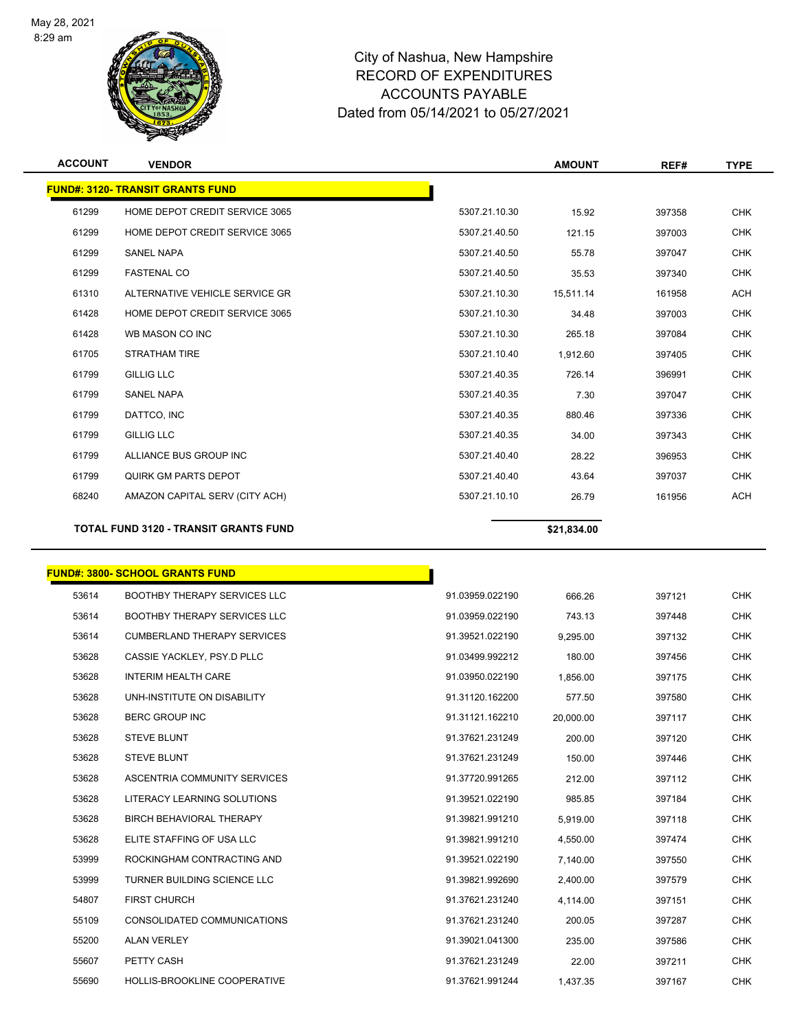# City of Nashua, New Hampshire
## RECORD OF EXPENDITURES
## ACCOUNTS PAYABLE
## Dated from 05/14/2021 to 05/27/2021

| ACCOUNT | VENDOR | | AMOUNT | REF# | TYPE |
|---|---|---|---|---|---|
| **FUND#: 3120- TRANSIT GRANTS FUND** | | | | | |
| 61299 | HOME DEPOT CREDIT SERVICE 3065 | 5307.21.10.30 | 15.92 | 397358 | CHK |
| 61299 | HOME DEPOT CREDIT SERVICE 3065 | 5307.21.40.50 | 121.15 | 397003 | CHK |
| 61299 | SANEL NAPA | 5307.21.40.50 | 55.78 | 397047 | CHK |
| 61299 | FASTENAL CO | 5307.21.40.50 | 35.53 | 397340 | CHK |
| 61310 | ALTERNATIVE VEHICLE SERVICE GR | 5307.21.10.30 | 15,511.14 | 161958 | ACH |
| 61428 | HOME DEPOT CREDIT SERVICE 3065 | 5307.21.10.30 | 34.48 | 397003 | CHK |
| 61428 | WB MASON CO INC | 5307.21.10.30 | 265.18 | 397084 | CHK |
| 61705 | STRATHAM TIRE | 5307.21.10.40 | 1,912.60 | 397405 | CHK |
| 61799 | GILLIG LLC | 5307.21.40.35 | 726.14 | 396991 | CHK |
| 61799 | SANEL NAPA | 5307.21.40.35 | 7.30 | 397047 | CHK |
| 61799 | DATTCO, INC | 5307.21.40.35 | 880.46 | 397336 | CHK |
| 61799 | GILLIG LLC | 5307.21.40.35 | 34.00 | 397343 | CHK |
| 61799 | ALLIANCE BUS GROUP INC | 5307.21.40.40 | 28.22 | 396953 | CHK |
| 61799 | QUIRK GM PARTS DEPOT | 5307.21.40.40 | 43.64 | 397037 | CHK |
| 68240 | AMAZON CAPITAL SERV (CITY ACH) | 5307.21.10.10 | 26.79 | 161956 | ACH |
| **TOTAL FUND 3120 - TRANSIT GRANTS FUND** | | | **$21,834.00** | | |

| ACCOUNT | VENDOR | | AMOUNT | REF# | TYPE |
|---|---|---|---|---|---|
| **FUND#: 3800- SCHOOL GRANTS FUND** | | | | | |
| 53614 | BOOTHBY THERAPY SERVICES LLC | 91.03959.022190 | 666.26 | 397121 | CHK |
| 53614 | BOOTHBY THERAPY SERVICES LLC | 91.03959.022190 | 743.13 | 397448 | CHK |
| 53614 | CUMBERLAND THERAPY SERVICES | 91.39521.022190 | 9,295.00 | 397132 | CHK |
| 53628 | CASSIE YACKLEY, PSY.D PLLC | 91.03499.992212 | 180.00 | 397456 | CHK |
| 53628 | INTERIM HEALTH CARE | 91.03950.022190 | 1,856.00 | 397175 | CHK |
| 53628 | UNH-INSTITUTE ON DISABILITY | 91.31120.162200 | 577.50 | 397580 | CHK |
| 53628 | BERC GROUP INC | 91.31121.162210 | 20,000.00 | 397117 | CHK |
| 53628 | STEVE BLUNT | 91.37621.231249 | 200.00 | 397120 | CHK |
| 53628 | STEVE BLUNT | 91.37621.231249 | 150.00 | 397446 | CHK |
| 53628 | ASCENTRIA COMMUNITY SERVICES | 91.37720.991265 | 212.00 | 397112 | CHK |
| 53628 | LITERACY LEARNING SOLUTIONS | 91.39521.022190 | 985.85 | 397184 | CHK |
| 53628 | BIRCH BEHAVIORAL THERAPY | 91.39821.991210 | 5,919.00 | 397118 | CHK |
| 53628 | ELITE STAFFING OF USA LLC | 91.39821.991210 | 4,550.00 | 397474 | CHK |
| 53999 | ROCKINGHAM CONTRACTING AND | 91.39521.022190 | 7,140.00 | 397550 | CHK |
| 53999 | TURNER BUILDING SCIENCE LLC | 91.39821.992690 | 2,400.00 | 397579 | CHK |
| 54807 | FIRST CHURCH | 91.37621.231240 | 4,114.00 | 397151 | CHK |
| 55109 | CONSOLIDATED COMMUNICATIONS | 91.37621.231240 | 200.05 | 397287 | CHK |
| 55200 | ALAN VERLEY | 91.39021.041300 | 235.00 | 397586 | CHK |
| 55607 | PETTY CASH | 91.37621.231249 | 22.00 | 397211 | CHK |
| 55690 | HOLLIS-BROOKLINE COOPERATIVE | 91.37621.991244 | 1,437.35 | 397167 | CHK |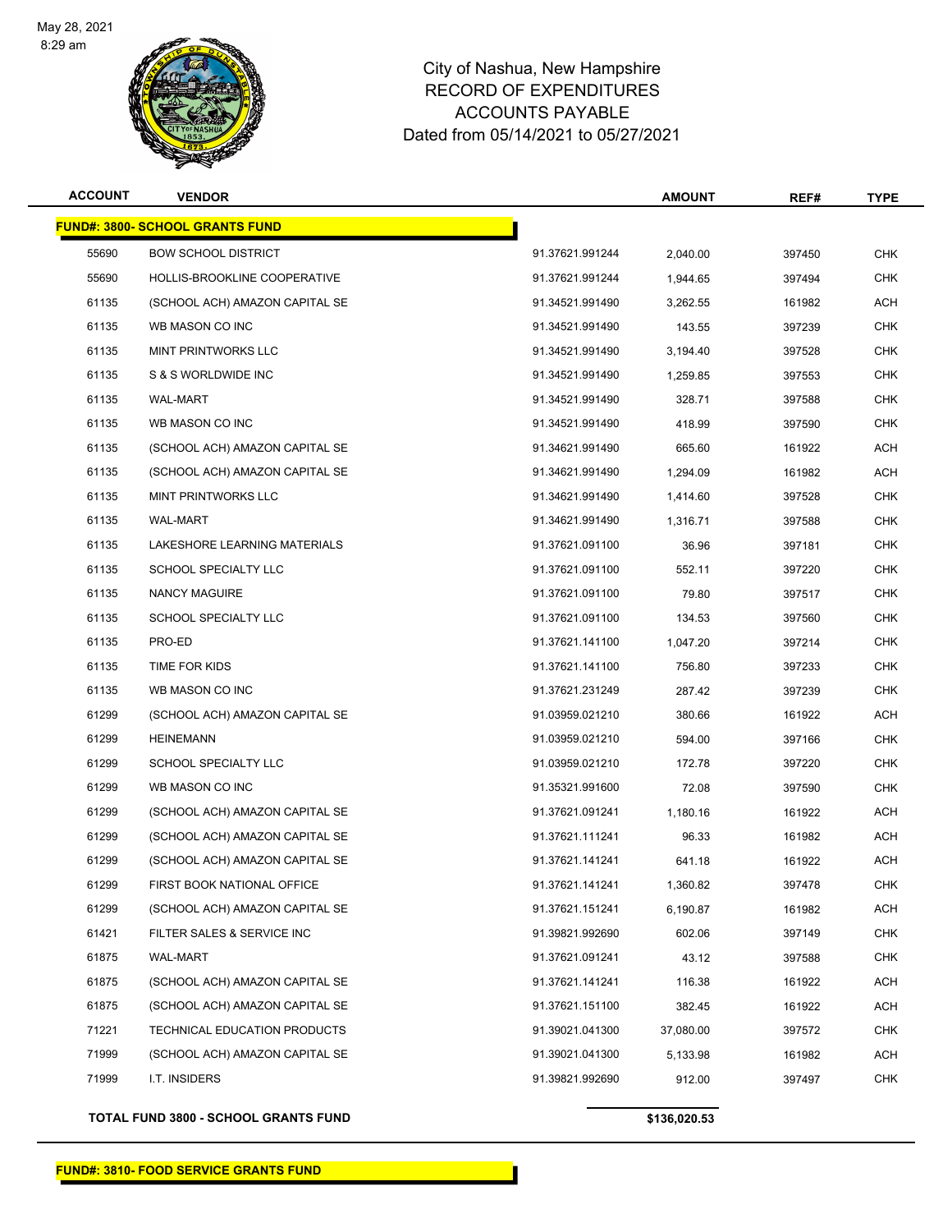City of Nashua, New Hampshire
RECORD OF EXPENDITURES
ACCOUNTS PAYABLE
Dated from 05/14/2021 to 05/27/2021

| ACCOUNT | VENDOR | | AMOUNT | REF# | TYPE |
|---|---|---|---|---|---|
| **FUND#: 3800- SCHOOL GRANTS FUND** | | | | | |
| 55690 | BOW SCHOOL DISTRICT | 91.37621.991244 | 2,040.00 | 397450 | CHK |
| 55690 | HOLLIS-BROOKLINE COOPERATIVE | 91.37621.991244 | 1,944.65 | 397494 | CHK |
| 61135 | (SCHOOL ACH) AMAZON CAPITAL SE | 91.34521.991490 | 3,262.55 | 161982 | ACH |
| 61135 | WB MASON CO INC | 91.34521.991490 | 143.55 | 397239 | CHK |
| 61135 | MINT PRINTWORKS LLC | 91.34521.991490 | 3,194.40 | 397528 | CHK |
| 61135 | S & S WORLDWIDE INC | 91.34521.991490 | 1,259.85 | 397553 | CHK |
| 61135 | WAL-MART | 91.34521.991490 | 328.71 | 397588 | CHK |
| 61135 | WB MASON CO INC | 91.34521.991490 | 418.99 | 397590 | CHK |
| 61135 | (SCHOOL ACH) AMAZON CAPITAL SE | 91.34621.991490 | 665.60 | 161922 | ACH |
| 61135 | (SCHOOL ACH) AMAZON CAPITAL SE | 91.34621.991490 | 1,294.09 | 161982 | ACH |
| 61135 | MINT PRINTWORKS LLC | 91.34621.991490 | 1,414.60 | 397528 | CHK |
| 61135 | WAL-MART | 91.34621.991490 | 1,316.71 | 397588 | CHK |
| 61135 | LAKESHORE LEARNING MATERIALS | 91.37621.091100 | 36.96 | 397181 | CHK |
| 61135 | SCHOOL SPECIALTY LLC | 91.37621.091100 | 552.11 | 397220 | CHK |
| 61135 | NANCY MAGUIRE | 91.37621.091100 | 79.80 | 397517 | CHK |
| 61135 | SCHOOL SPECIALTY LLC | 91.37621.091100 | 134.53 | 397560 | CHK |
| 61135 | PRO-ED | 91.37621.141100 | 1,047.20 | 397214 | CHK |
| 61135 | TIME FOR KIDS | 91.37621.141100 | 756.80 | 397233 | CHK |
| 61135 | WB MASON CO INC | 91.37621.231249 | 287.42 | 397239 | CHK |
| 61299 | (SCHOOL ACH) AMAZON CAPITAL SE | 91.03959.021210 | 380.66 | 161922 | ACH |
| 61299 | HEINEMANN | 91.03959.021210 | 594.00 | 397166 | CHK |
| 61299 | SCHOOL SPECIALTY LLC | 91.03959.021210 | 172.78 | 397220 | CHK |
| 61299 | WB MASON CO INC | 91.35321.991600 | 72.08 | 397590 | CHK |
| 61299 | (SCHOOL ACH) AMAZON CAPITAL SE | 91.37621.091241 | 1,180.16 | 161922 | ACH |
| 61299 | (SCHOOL ACH) AMAZON CAPITAL SE | 91.37621.111241 | 96.33 | 161982 | ACH |
| 61299 | (SCHOOL ACH) AMAZON CAPITAL SE | 91.37621.141241 | 641.18 | 161922 | ACH |
| 61299 | FIRST BOOK NATIONAL OFFICE | 91.37621.141241 | 1,360.82 | 397478 | CHK |
| 61299 | (SCHOOL ACH) AMAZON CAPITAL SE | 91.37621.151241 | 6,190.87 | 161982 | ACH |
| 61421 | FILTER SALES & SERVICE INC | 91.39821.992690 | 602.06 | 397149 | CHK |
| 61875 | WAL-MART | 91.37621.091241 | 43.12 | 397588 | CHK |
| 61875 | (SCHOOL ACH) AMAZON CAPITAL SE | 91.37621.141241 | 116.38 | 161922 | ACH |
| 61875 | (SCHOOL ACH) AMAZON CAPITAL SE | 91.37621.151100 | 382.45 | 161922 | ACH |
| 71221 | TECHNICAL EDUCATION PRODUCTS | 91.39021.041300 | 37,080.00 | 397572 | CHK |
| 71999 | (SCHOOL ACH) AMAZON CAPITAL SE | 91.39021.041300 | 5,133.98 | 161982 | ACH |
| 71999 | I.T. INSIDERS | 91.39821.992690 | 912.00 | 397497 | CHK |
| **TOTAL FUND 3800 - SCHOOL GRANTS FUND** | | | **$136,020.53** | | |

**FUND#: 3810- FOOD SERVICE GRANTS FUND**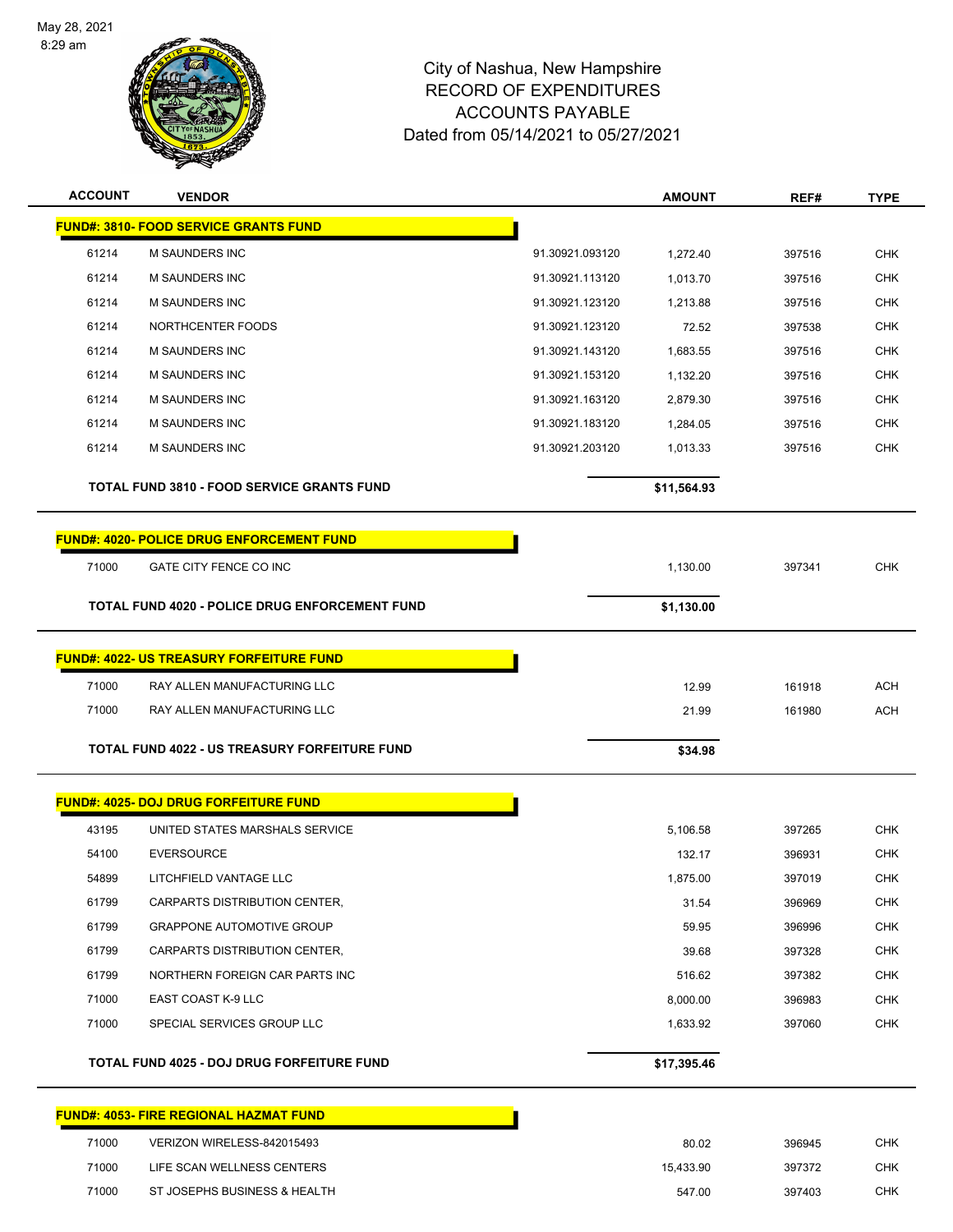City of Nashua, New Hampshire
RECORD OF EXPENDITURES
ACCOUNTS PAYABLE
Dated from 05/14/2021 to 05/27/2021

| ACCOUNT | VENDOR | | AMOUNT | REF# | TYPE |
|---|---|---|---|---|---|
| **FUND#: 3810- FOOD SERVICE GRANTS FUND** | | | | | |
| 61214 | M SAUNDERS INC | 91.30921.093120 | 1,272.40 | 397516 | CHK |
| 61214 | M SAUNDERS INC | 91.30921.113120 | 1,013.70 | 397516 | CHK |
| 61214 | M SAUNDERS INC | 91.30921.123120 | 1,213.88 | 397516 | CHK |
| 61214 | NORTHCENTER FOODS | 91.30921.123120 | 72.52 | 397538 | CHK |
| 61214 | M SAUNDERS INC | 91.30921.143120 | 1,683.55 | 397516 | CHK |
| 61214 | M SAUNDERS INC | 91.30921.153120 | 1,132.20 | 397516 | CHK |
| 61214 | M SAUNDERS INC | 91.30921.163120 | 2,879.30 | 397516 | CHK |
| 61214 | M SAUNDERS INC | 91.30921.183120 | 1,284.05 | 397516 | CHK |
| 61214 | M SAUNDERS INC | 91.30921.203120 | 1,013.33 | 397516 | CHK |
| | **TOTAL FUND 3810 - FOOD SERVICE GRANTS FUND** | | **$11,564.93** | | |
| **FUND#: 4020- POLICE DRUG ENFORCEMENT FUND** | | | | | |
| 71000 | GATE CITY FENCE CO INC | | 1,130.00 | 397341 | CHK |
| | **TOTAL FUND 4020 - POLICE DRUG ENFORCEMENT FUND** | | **$1,130.00** | | |
| **FUND#: 4022- US TREASURY FORFEITURE FUND** | | | | | |
| 71000 | RAY ALLEN MANUFACTURING LLC | | 12.99 | 161918 | ACH |
| 71000 | RAY ALLEN MANUFACTURING LLC | | 21.99 | 161980 | ACH |
| | **TOTAL FUND 4022 - US TREASURY FORFEITURE FUND** | | **$34.98** | | |
| **FUND#: 4025- DOJ DRUG FORFEITURE FUND** | | | | | |
| 43195 | UNITED STATES MARSHALS SERVICE | | 5,106.58 | 397265 | CHK |
| 54100 | EVERSOURCE | | 132.17 | 396931 | CHK |
| 54899 | LITCHFIELD VANTAGE LLC | | 1,875.00 | 397019 | CHK |
| 61799 | CARPARTS DISTRIBUTION CENTER, | | 31.54 | 396969 | CHK |
| 61799 | GRAPPONE AUTOMOTIVE GROUP | | 59.95 | 396996 | CHK |
| 61799 | CARPARTS DISTRIBUTION CENTER, | | 39.68 | 397328 | CHK |
| 61799 | NORTHERN FOREIGN CAR PARTS INC | | 516.62 | 397382 | CHK |
| 71000 | EAST COAST K-9 LLC | | 8,000.00 | 396983 | CHK |
| 71000 | SPECIAL SERVICES GROUP LLC | | 1,633.92 | 397060 | CHK |
| | **TOTAL FUND 4025 - DOJ DRUG FORFEITURE FUND** | | **$17,395.46** | | |
| **FUND#: 4053- FIRE REGIONAL HAZMAT FUND** | | | | | |
| 71000 | VERIZON WIRELESS-842015493 | | 80.02 | 396945 | CHK |
| 71000 | LIFE SCAN WELLNESS CENTERS | | 15,433.90 | 397372 | CHK |
| 71000 | ST JOSEPHS BUSINESS & HEALTH | | 547.00 | 397403 | CHK |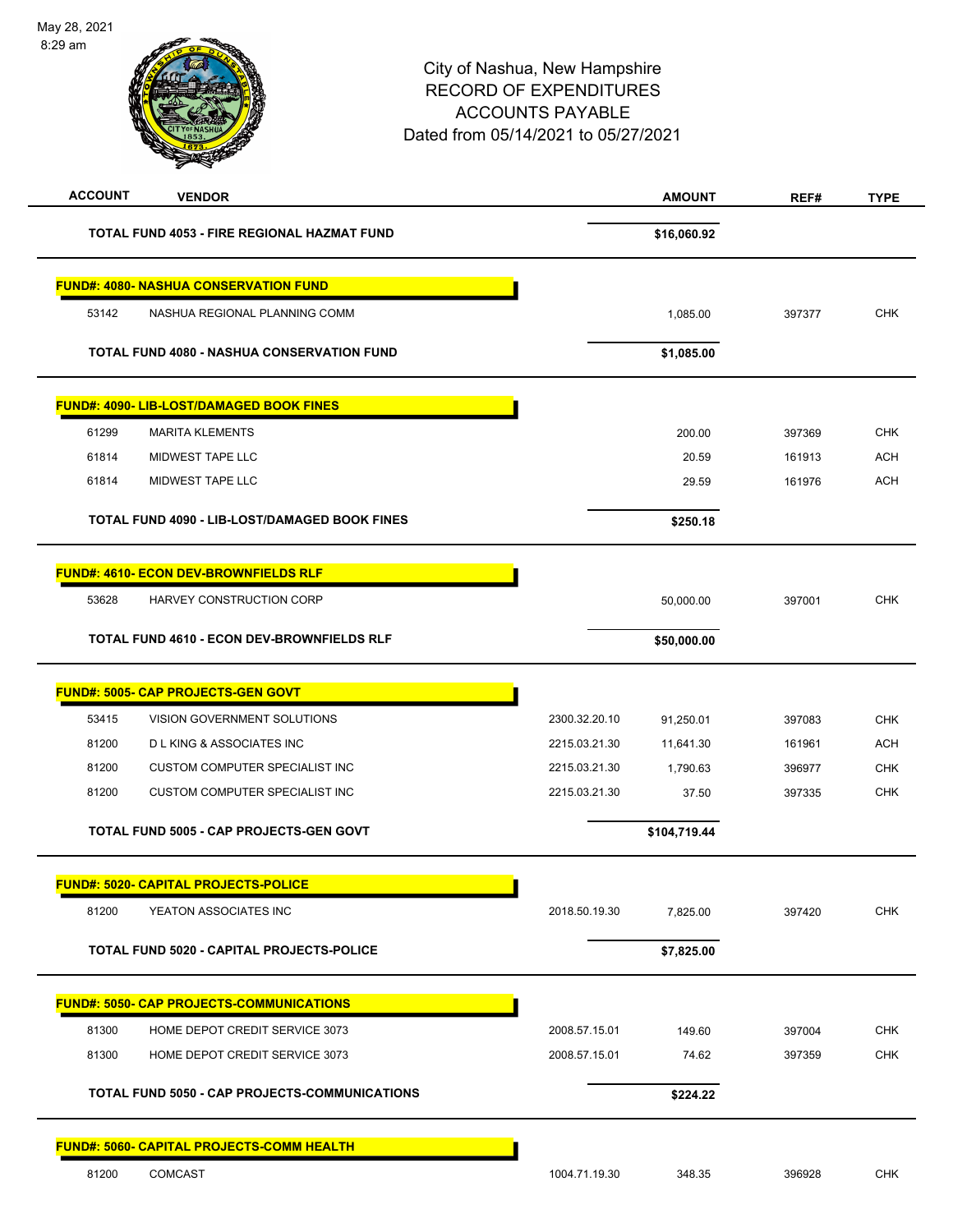City of Nashua, New Hampshire
RECORD OF EXPENDITURES
ACCOUNTS PAYABLE
Dated from 05/14/2021 to 05/27/2021

| ACCOUNT | VENDOR | | AMOUNT | REF# | TYPE |
|---|---|---|---|---|---|
| | **TOTAL FUND 4053 - FIRE REGIONAL HAZMAT FUND** | | **$16,060.92** | | |
| | **FUND#: 4080- NASHUA CONSERVATION FUND** | | | | |
| 53142 | NASHUA REGIONAL PLANNING COMM | | 1,085.00 | 397377 | CHK |
| | **TOTAL FUND 4080 - NASHUA CONSERVATION FUND** | | **$1,085.00** | | |
| | **FUND#: 4090- LIB-LOST/DAMAGED BOOK FINES** | | | | |
| 61299 | MARITA KLEMENTS | | 200.00 | 397369 | CHK |
| 61814 | MIDWEST TAPE LLC | | 20.59 | 161913 | ACH |
| 61814 | MIDWEST TAPE LLC | | 29.59 | 161976 | ACH |
| | **TOTAL FUND 4090 - LIB-LOST/DAMAGED BOOK FINES** | | **$250.18** | | |
| | **FUND#: 4610- ECON DEV-BROWNFIELDS RLF** | | | | |
| 53628 | HARVEY CONSTRUCTION CORP | | 50,000.00 | 397001 | CHK |
| | **TOTAL FUND 4610 - ECON DEV-BROWNFIELDS RLF** | | **$50,000.00** | | |
| | **FUND#: 5005- CAP PROJECTS-GEN GOVT** | | | | |
| 53415 | VISION GOVERNMENT SOLUTIONS | 2300.32.20.10 | 91,250.01 | 397083 | CHK |
| 81200 | D L KING & ASSOCIATES INC | 2215.03.21.30 | 11,641.30 | 161961 | ACH |
| 81200 | CUSTOM COMPUTER SPECIALIST INC | 2215.03.21.30 | 1,790.63 | 396977 | CHK |
| 81200 | CUSTOM COMPUTER SPECIALIST INC | 2215.03.21.30 | 37.50 | 397335 | CHK |
| | **TOTAL FUND 5005 - CAP PROJECTS-GEN GOVT** | | **$104,719.44** | | |
| | **FUND#: 5020- CAPITAL PROJECTS-POLICE** | | | | |
| 81200 | YEATON ASSOCIATES INC | 2018.50.19.30 | 7,825.00 | 397420 | CHK |
| | **TOTAL FUND 5020 - CAPITAL PROJECTS-POLICE** | | **$7,825.00** | | |
| | **FUND#: 5050- CAP PROJECTS-COMMUNICATIONS** | | | | |
| 81300 | HOME DEPOT CREDIT SERVICE 3073 | 2008.57.15.01 | 149.60 | 397004 | CHK |
| 81300 | HOME DEPOT CREDIT SERVICE 3073 | 2008.57.15.01 | 74.62 | 397359 | CHK |
| | **TOTAL FUND 5050 - CAP PROJECTS-COMMUNICATIONS** | | **$224.22** | | |
| | **FUND#: 5060- CAPITAL PROJECTS-COMM HEALTH** | | | | |
| 81200 | COMCAST | 1004.71.19.30 | 348.35 | 396928 | CHK |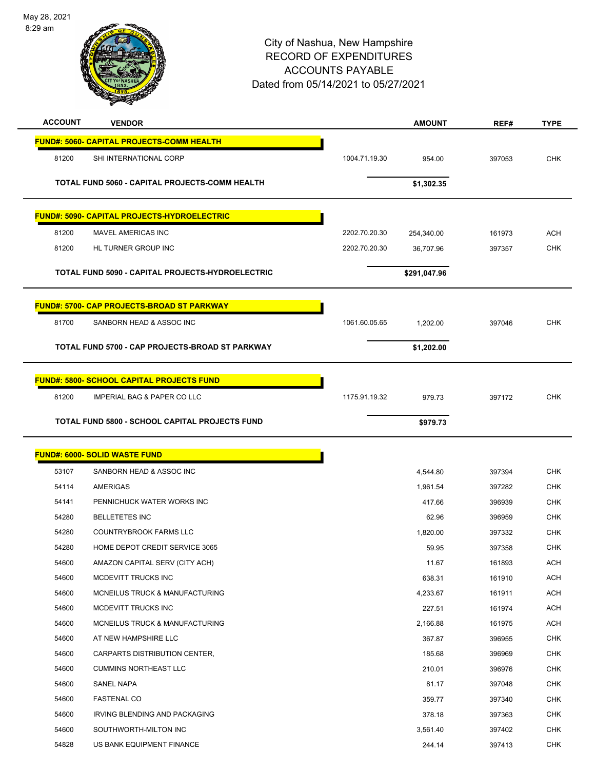May 28, 2021
8:29 am

City of Nashua, New Hampshire
RECORD OF EXPENDITURES
ACCOUNTS PAYABLE
Dated from 05/14/2021 to 05/27/2021

| ACCOUNT | VENDOR | | AMOUNT | REF# | TYPE |
|---|---|---|---|---|---|
| **FUND#: 5060- CAPITAL PROJECTS-COMM HEALTH** | | | | | |
| 81200 | SHI INTERNATIONAL CORP | 1004.71.19.30 | 954.00 | 397053 | CHK |
| | **TOTAL FUND 5060 - CAPITAL PROJECTS-COMM HEALTH** | | **$1,302.35** | | |
| **FUND#: 5090- CAPITAL PROJECTS-HYDROELECTRIC** | | | | | |
| 81200 | MAVEL AMERICAS INC | 2202.70.20.30 | 254,340.00 | 161973 | ACH |
| 81200 | HL TURNER GROUP INC | 2202.70.20.30 | 36,707.96 | 397357 | CHK |
| | **TOTAL FUND 5090 - CAPITAL PROJECTS-HYDROELECTRIC** | | **$291,047.96** | | |
| **FUND#: 5700- CAP PROJECTS-BROAD ST PARKWAY** | | | | | |
| 81700 | SANBORN HEAD & ASSOC INC | 1061.60.05.65 | 1,202.00 | 397046 | CHK |
| | **TOTAL FUND 5700 - CAP PROJECTS-BROAD ST PARKWAY** | | **$1,202.00** | | |
| **FUND#: 5800- SCHOOL CAPITAL PROJECTS FUND** | | | | | |
| 81200 | IMPERIAL BAG & PAPER CO LLC | 1175.91.19.32 | 979.73 | 397172 | CHK |
| | **TOTAL FUND 5800 - SCHOOL CAPITAL PROJECTS FUND** | | **$979.73** | | |
| **FUND#: 6000- SOLID WASTE FUND** | | | | | |
| 53107 | SANBORN HEAD & ASSOC INC | | 4,544.80 | 397394 | CHK |
| 54114 | AMERIGAS | | 1,961.54 | 397282 | CHK |
| 54141 | PENNICHUCK WATER WORKS INC | | 417.66 | 396939 | CHK |
| 54280 | BELLETETES INC | | 62.96 | 396959 | CHK |
| 54280 | COUNTRYBROOK FARMS LLC | | 1,820.00 | 397332 | CHK |
| 54280 | HOME DEPOT CREDIT SERVICE 3065 | | 59.95 | 397358 | CHK |
| 54600 | AMAZON CAPITAL SERV (CITY ACH) | | 11.67 | 161893 | ACH |
| 54600 | MCDEVITT TRUCKS INC | | 638.31 | 161910 | ACH |
| 54600 | MCNEILUS TRUCK & MANUFACTURING | | 4,233.67 | 161911 | ACH |
| 54600 | MCDEVITT TRUCKS INC | | 227.51 | 161974 | ACH |
| 54600 | MCNEILUS TRUCK & MANUFACTURING | | 2,166.88 | 161975 | ACH |
| 54600 | AT NEW HAMPSHIRE LLC | | 367.87 | 396955 | CHK |
| 54600 | CARPARTS DISTRIBUTION CENTER, | | 185.68 | 396969 | CHK |
| 54600 | CUMMINS NORTHEAST LLC | | 210.01 | 396976 | CHK |
| 54600 | SANEL NAPA | | 81.17 | 397048 | CHK |
| 54600 | FASTENAL CO | | 359.77 | 397340 | CHK |
| 54600 | IRVING BLENDING AND PACKAGING | | 378.18 | 397363 | CHK |
| 54600 | SOUTHWORTH-MILTON INC | | 3,561.40 | 397402 | CHK |
| 54828 | US BANK EQUIPMENT FINANCE | | 244.14 | 397413 | CHK |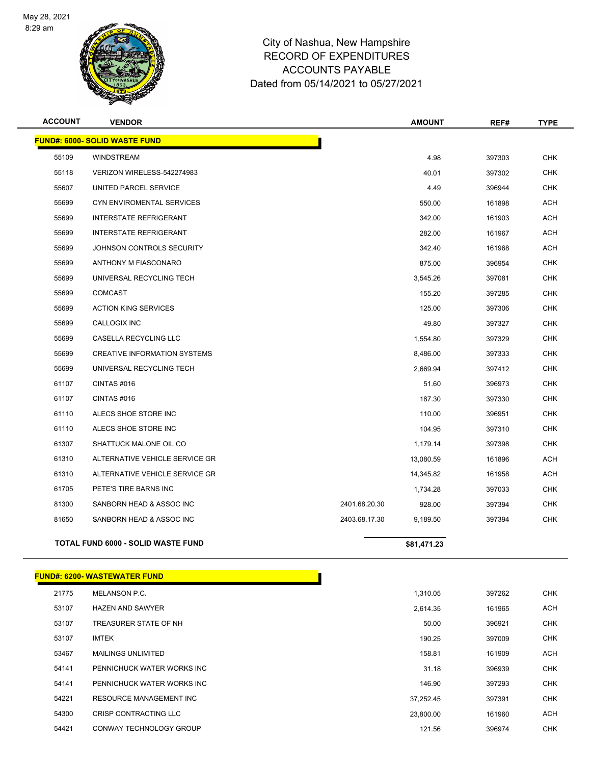City of Nashua, New Hampshire
RECORD OF EXPENDITURES
ACCOUNTS PAYABLE
Dated from 05/14/2021 to 05/27/2021

| ACCOUNT | VENDOR | | AMOUNT | REF# | TYPE |
|---|---|---|---|---|---|
| **FUND#: 6000- SOLID WASTE FUND** | | | | | |
| 55109 | WINDSTREAM | | 4.98 | 397303 | CHK |
| 55118 | VERIZON WIRELESS-542274983 | | 40.01 | 397302 | CHK |
| 55607 | UNITED PARCEL SERVICE | | 4.49 | 396944 | CHK |
| 55699 | CYN ENVIROMENTAL SERVICES | | 550.00 | 161898 | ACH |
| 55699 | INTERSTATE REFRIGERANT | | 342.00 | 161903 | ACH |
| 55699 | INTERSTATE REFRIGERANT | | 282.00 | 161967 | ACH |
| 55699 | JOHNSON CONTROLS SECURITY | | 342.40 | 161968 | ACH |
| 55699 | ANTHONY M FIASCONARO | | 875.00 | 396954 | CHK |
| 55699 | UNIVERSAL RECYCLING TECH | | 3,545.26 | 397081 | CHK |
| 55699 | COMCAST | | 155.20 | 397285 | CHK |
| 55699 | ACTION KING SERVICES | | 125.00 | 397306 | CHK |
| 55699 | CALLOGIX INC | | 49.80 | 397327 | CHK |
| 55699 | CASELLA RECYCLING LLC | | 1,554.80 | 397329 | CHK |
| 55699 | CREATIVE INFORMATION SYSTEMS | | 8,486.00 | 397333 | CHK |
| 55699 | UNIVERSAL RECYCLING TECH | | 2,669.94 | 397412 | CHK |
| 61107 | CINTAS #016 | | 51.60 | 396973 | CHK |
| 61107 | CINTAS #016 | | 187.30 | 397330 | CHK |
| 61110 | ALECS SHOE STORE INC | | 110.00 | 396951 | CHK |
| 61110 | ALECS SHOE STORE INC | | 104.95 | 397310 | CHK |
| 61307 | SHATTUCK MALONE OIL CO | | 1,179.14 | 397398 | CHK |
| 61310 | ALTERNATIVE VEHICLE SERVICE GR | | 13,080.59 | 161896 | ACH |
| 61310 | ALTERNATIVE VEHICLE SERVICE GR | | 14,345.82 | 161958 | ACH |
| 61705 | PETE'S TIRE BARNS INC | | 1,734.28 | 397033 | CHK |
| 81300 | SANBORN HEAD & ASSOC INC | 2401.68.20.30 | 928.00 | 397394 | CHK |
| 81650 | SANBORN HEAD & ASSOC INC | 2403.68.17.30 | 9,189.50 | 397394 | CHK |
| **TOTAL FUND 6000 - SOLID WASTE FUND** | | | **$81,471.23** | | |

| ACCOUNT | VENDOR | | AMOUNT | REF# | TYPE |
|---|---|---|---|---|---|
| **FUND#: 6200- WASTEWATER FUND** | | | | | |
| 21775 | MELANSON P.C. | | 1,310.05 | 397262 | CHK |
| 53107 | HAZEN AND SAWYER | | 2,614.35 | 161965 | ACH |
| 53107 | TREASURER STATE OF NH | | 50.00 | 396921 | CHK |
| 53107 | IMTEK | | 190.25 | 397009 | CHK |
| 53467 | MAILINGS UNLIMITED | | 158.81 | 161909 | ACH |
| 54141 | PENNICHUCK WATER WORKS INC | | 31.18 | 396939 | CHK |
| 54141 | PENNICHUCK WATER WORKS INC | | 146.90 | 397293 | CHK |
| 54221 | RESOURCE MANAGEMENT INC | | 37,252.45 | 397391 | CHK |
| 54300 | CRISP CONTRACTING LLC | | 23,800.00 | 161960 | ACH |
| 54421 | CONWAY TECHNOLOGY GROUP | | 121.56 | 396974 | CHK |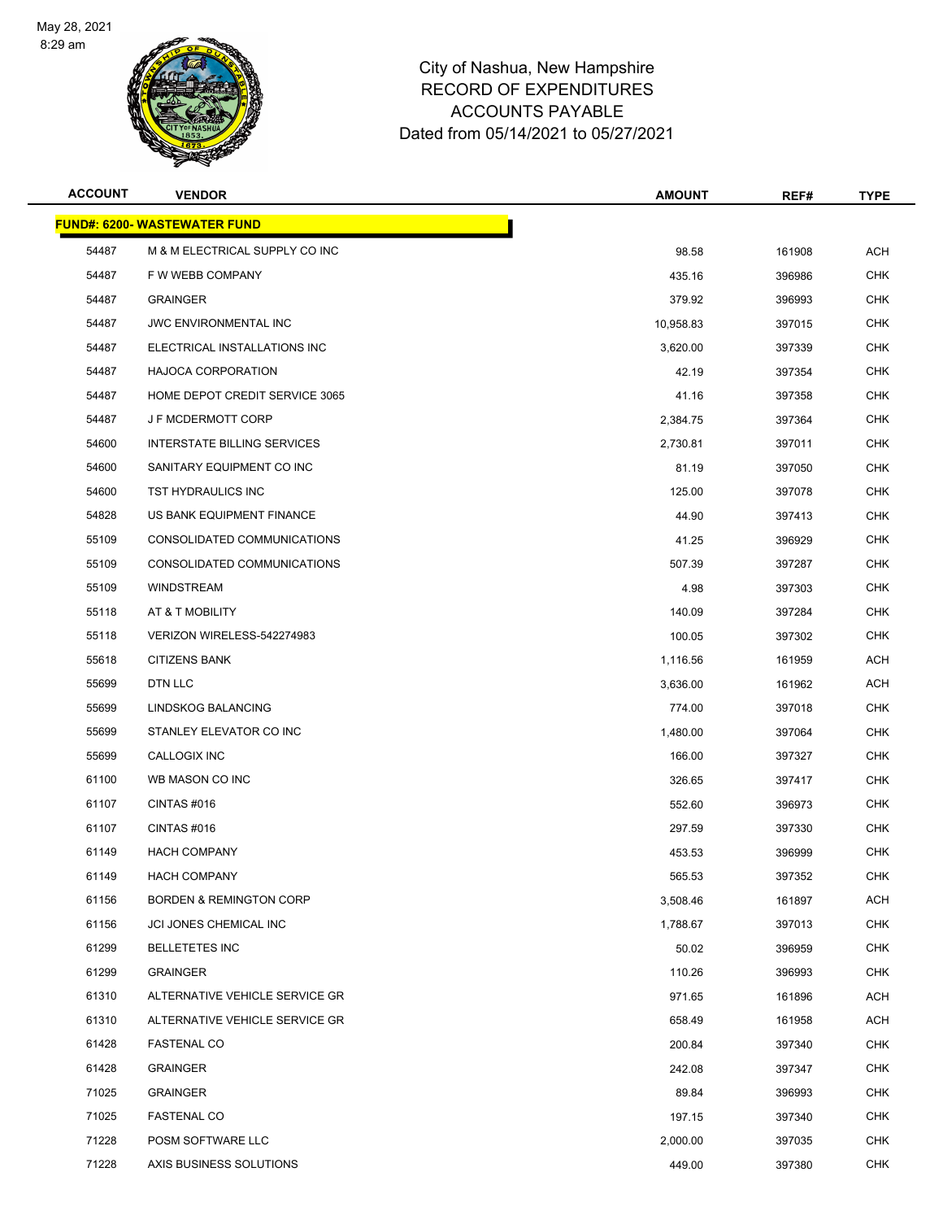May 28, 2021
8:29 am

# City of Nashua, New Hampshire
## RECORD OF EXPENDITURES
## ACCOUNTS PAYABLE
## Dated from 05/14/2021 to 05/27/2021

| ACCOUNT | VENDOR | AMOUNT | REF# | TYPE |
|---|---|---|---|---|
| **FUND#: 6200- WASTEWATER FUND** | | | | |
| 54487 | M & M ELECTRICAL SUPPLY CO INC | 98.58 | 161908 | ACH |
| 54487 | F W WEBB COMPANY | 435.16 | 396986 | CHK |
| 54487 | GRAINGER | 379.92 | 396993 | CHK |
| 54487 | JWC ENVIRONMENTAL INC | 10,958.83 | 397015 | CHK |
| 54487 | ELECTRICAL INSTALLATIONS INC | 3,620.00 | 397339 | CHK |
| 54487 | HAJOCA CORPORATION | 42.19 | 397354 | CHK |
| 54487 | HOME DEPOT CREDIT SERVICE 3065 | 41.16 | 397358 | CHK |
| 54487 | J F MCDERMOTT CORP | 2,384.75 | 397364 | CHK |
| 54600 | INTERSTATE BILLING SERVICES | 2,730.81 | 397011 | CHK |
| 54600 | SANITARY EQUIPMENT CO INC | 81.19 | 397050 | CHK |
| 54600 | TST HYDRAULICS INC | 125.00 | 397078 | CHK |
| 54828 | US BANK EQUIPMENT FINANCE | 44.90 | 397413 | CHK |
| 55109 | CONSOLIDATED COMMUNICATIONS | 41.25 | 396929 | CHK |
| 55109 | CONSOLIDATED COMMUNICATIONS | 507.39 | 397287 | CHK |
| 55109 | WINDSTREAM | 4.98 | 397303 | CHK |
| 55118 | AT & T MOBILITY | 140.09 | 397284 | CHK |
| 55118 | VERIZON WIRELESS-542274983 | 100.05 | 397302 | CHK |
| 55618 | CITIZENS BANK | 1,116.56 | 161959 | ACH |
| 55699 | DTN LLC | 3,636.00 | 161962 | ACH |
| 55699 | LINDSKOG BALANCING | 774.00 | 397018 | CHK |
| 55699 | STANLEY ELEVATOR CO INC | 1,480.00 | 397064 | CHK |
| 55699 | CALLOGIX INC | 166.00 | 397327 | CHK |
| 61100 | WB MASON CO INC | 326.65 | 397417 | CHK |
| 61107 | CINTAS #016 | 552.60 | 396973 | CHK |
| 61107 | CINTAS #016 | 297.59 | 397330 | CHK |
| 61149 | HACH COMPANY | 453.53 | 396999 | CHK |
| 61149 | HACH COMPANY | 565.53 | 397352 | CHK |
| 61156 | BORDEN & REMINGTON CORP | 3,508.46 | 161897 | ACH |
| 61156 | JCI JONES CHEMICAL INC | 1,788.67 | 397013 | CHK |
| 61299 | BELLETETES INC | 50.02 | 396959 | CHK |
| 61299 | GRAINGER | 110.26 | 396993 | CHK |
| 61310 | ALTERNATIVE VEHICLE SERVICE GR | 971.65 | 161896 | ACH |
| 61310 | ALTERNATIVE VEHICLE SERVICE GR | 658.49 | 161958 | ACH |
| 61428 | FASTENAL CO | 200.84 | 397340 | CHK |
| 61428 | GRAINGER | 242.08 | 397347 | CHK |
| 71025 | GRAINGER | 89.84 | 396993 | CHK |
| 71025 | FASTENAL CO | 197.15 | 397340 | CHK |
| 71228 | POSM SOFTWARE LLC | 2,000.00 | 397035 | CHK |
| 71228 | AXIS BUSINESS SOLUTIONS | 449.00 | 397380 | CHK |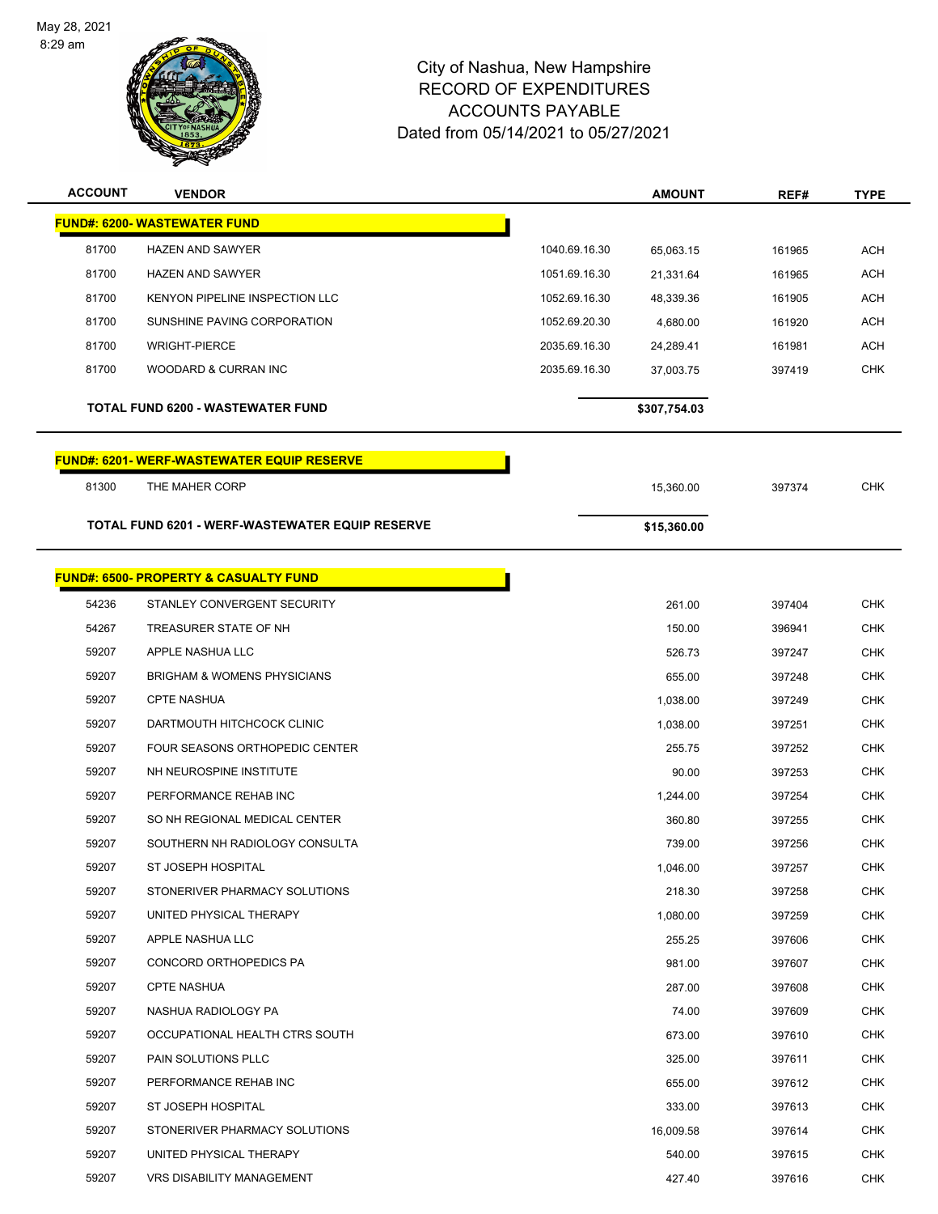City of Nashua, New Hampshire
RECORD OF EXPENDITURES
ACCOUNTS PAYABLE
Dated from 05/14/2021 to 05/27/2021

| ACCOUNT | VENDOR | | AMOUNT | REF# | TYPE |
|---|---|---|---|---|---|
| **FUND#: 6200- WASTEWATER FUND** | | | | | |
| 81700 | HAZEN AND SAWYER | 1040.69.16.30 | 65,063.15 | 161965 | ACH |
| 81700 | HAZEN AND SAWYER | 1051.69.16.30 | 21,331.64 | 161965 | ACH |
| 81700 | KENYON PIPELINE INSPECTION LLC | 1052.69.16.30 | 48,339.36 | 161905 | ACH |
| 81700 | SUNSHINE PAVING CORPORATION | 1052.69.20.30 | 4,680.00 | 161920 | ACH |
| 81700 | WRIGHT-PIERCE | 2035.69.16.30 | 24,289.41 | 161981 | ACH |
| 81700 | WOODARD & CURRAN INC | 2035.69.16.30 | 37,003.75 | 397419 | CHK |
| **TOTAL FUND 6200 - WASTEWATER FUND** | | | **$307,754.03** | | |
| **FUND#: 6201- WERF-WASTEWATER EQUIP RESERVE** | | | | | |
| 81300 | THE MAHER CORP | | 15,360.00 | 397374 | CHK |
| **TOTAL FUND 6201 - WERF-WASTEWATER EQUIP RESERVE** | | | **$15,360.00** | | |
| **FUND#: 6500- PROPERTY & CASUALTY FUND** | | | | | |
| 54236 | STANLEY CONVERGENT SECURITY | | 261.00 | 397404 | CHK |
| 54267 | TREASURER STATE OF NH | | 150.00 | 396941 | CHK |
| 59207 | APPLE NASHUA LLC | | 526.73 | 397247 | CHK |
| 59207 | BRIGHAM & WOMENS PHYSICIANS | | 655.00 | 397248 | CHK |
| 59207 | CPTE NASHUA | | 1,038.00 | 397249 | CHK |
| 59207 | DARTMOUTH HITCHCOCK CLINIC | | 1,038.00 | 397251 | CHK |
| 59207 | FOUR SEASONS ORTHOPEDIC CENTER | | 255.75 | 397252 | CHK |
| 59207 | NH NEUROSPINE INSTITUTE | | 90.00 | 397253 | CHK |
| 59207 | PERFORMANCE REHAB INC | | 1,244.00 | 397254 | CHK |
| 59207 | SO NH REGIONAL MEDICAL CENTER | | 360.80 | 397255 | CHK |
| 59207 | SOUTHERN NH RADIOLOGY CONSULTA | | 739.00 | 397256 | CHK |
| 59207 | ST JOSEPH HOSPITAL | | 1,046.00 | 397257 | CHK |
| 59207 | STONERIVER PHARMACY SOLUTIONS | | 218.30 | 397258 | CHK |
| 59207 | UNITED PHYSICAL THERAPY | | 1,080.00 | 397259 | CHK |
| 59207 | APPLE NASHUA LLC | | 255.25 | 397606 | CHK |
| 59207 | CONCORD ORTHOPEDICS PA | | 981.00 | 397607 | CHK |
| 59207 | CPTE NASHUA | | 287.00 | 397608 | CHK |
| 59207 | NASHUA RADIOLOGY PA | | 74.00 | 397609 | CHK |
| 59207 | OCCUPATIONAL HEALTH CTRS SOUTH | | 673.00 | 397610 | CHK |
| 59207 | PAIN SOLUTIONS PLLC | | 325.00 | 397611 | CHK |
| 59207 | PERFORMANCE REHAB INC | | 655.00 | 397612 | CHK |
| 59207 | ST JOSEPH HOSPITAL | | 333.00 | 397613 | CHK |
| 59207 | STONERIVER PHARMACY SOLUTIONS | | 16,009.58 | 397614 | CHK |
| 59207 | UNITED PHYSICAL THERAPY | | 540.00 | 397615 | CHK |
| 59207 | VRS DISABILITY MANAGEMENT | | 427.40 | 397616 | CHK |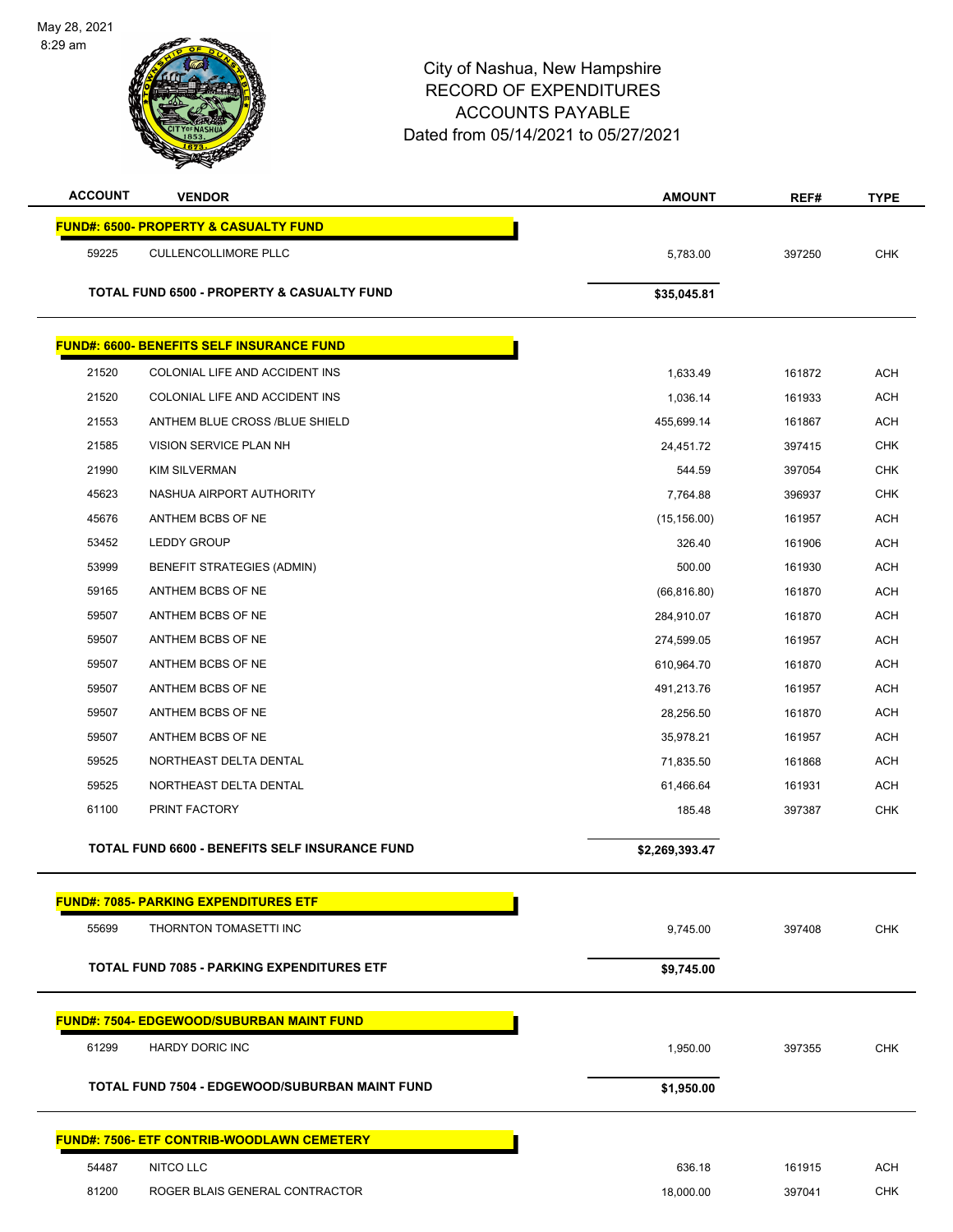City of Nashua, New Hampshire
RECORD OF EXPENDITURES
ACCOUNTS PAYABLE
Dated from 05/14/2021 to 05/27/2021

| ACCOUNT | VENDOR | AMOUNT | REF# | TYPE |
|---|---|---|---|---|
| **FUND#: 6500- PROPERTY & CASUALTY FUND** | | | | |
| 59225 | CULLENCOLLIMORE PLLC | 5,783.00 | 397250 | CHK |
| | **TOTAL FUND 6500 - PROPERTY & CASUALTY FUND** | **$35,045.81** | | |
| **FUND#: 6600- BENEFITS SELF INSURANCE FUND** | | | | |
| 21520 | COLONIAL LIFE AND ACCIDENT INS | 1,633.49 | 161872 | ACH |
| 21520 | COLONIAL LIFE AND ACCIDENT INS | 1,036.14 | 161933 | ACH |
| 21553 | ANTHEM BLUE CROSS /BLUE SHIELD | 455,699.14 | 161867 | ACH |
| 21585 | VISION SERVICE PLAN NH | 24,451.72 | 397415 | CHK |
| 21990 | KIM SILVERMAN | 544.59 | 397054 | CHK |
| 45623 | NASHUA AIRPORT AUTHORITY | 7,764.88 | 396937 | CHK |
| 45676 | ANTHEM BCBS OF NE | (15,156.00) | 161957 | ACH |
| 53452 | LEDDY GROUP | 326.40 | 161906 | ACH |
| 53999 | BENEFIT STRATEGIES (ADMIN) | 500.00 | 161930 | ACH |
| 59165 | ANTHEM BCBS OF NE | (66,816.80) | 161870 | ACH |
| 59507 | ANTHEM BCBS OF NE | 284,910.07 | 161870 | ACH |
| 59507 | ANTHEM BCBS OF NE | 274,599.05 | 161957 | ACH |
| 59507 | ANTHEM BCBS OF NE | 610,964.70 | 161870 | ACH |
| 59507 | ANTHEM BCBS OF NE | 491,213.76 | 161957 | ACH |
| 59507 | ANTHEM BCBS OF NE | 28,256.50 | 161870 | ACH |
| 59507 | ANTHEM BCBS OF NE | 35,978.21 | 161957 | ACH |
| 59525 | NORTHEAST DELTA DENTAL | 71,835.50 | 161868 | ACH |
| 59525 | NORTHEAST DELTA DENTAL | 61,466.64 | 161931 | ACH |
| 61100 | PRINT FACTORY | 185.48 | 397387 | CHK |
| | **TOTAL FUND 6600 - BENEFITS SELF INSURANCE FUND** | **$2,269,393.47** | | |
| **FUND#: 7085- PARKING EXPENDITURES ETF** | | | | |
| 55699 | THORNTON TOMASETTI INC | 9,745.00 | 397408 | CHK |
| | **TOTAL FUND 7085 - PARKING EXPENDITURES ETF** | **$9,745.00** | | |
| **FUND#: 7504- EDGEWOOD/SUBURBAN MAINT FUND** | | | | |
| 61299 | HARDY DORIC INC | 1,950.00 | 397355 | CHK |
| | **TOTAL FUND 7504 - EDGEWOOD/SUBURBAN MAINT FUND** | **$1,950.00** | | |
| **FUND#: 7506- ETF CONTRIB-WOODLAWN CEMETERY** | | | | |
| 54487 | NITCO LLC | 636.18 | 161915 | ACH |
| 81200 | ROGER BLAIS GENERAL CONTRACTOR | 18,000.00 | 397041 | CHK |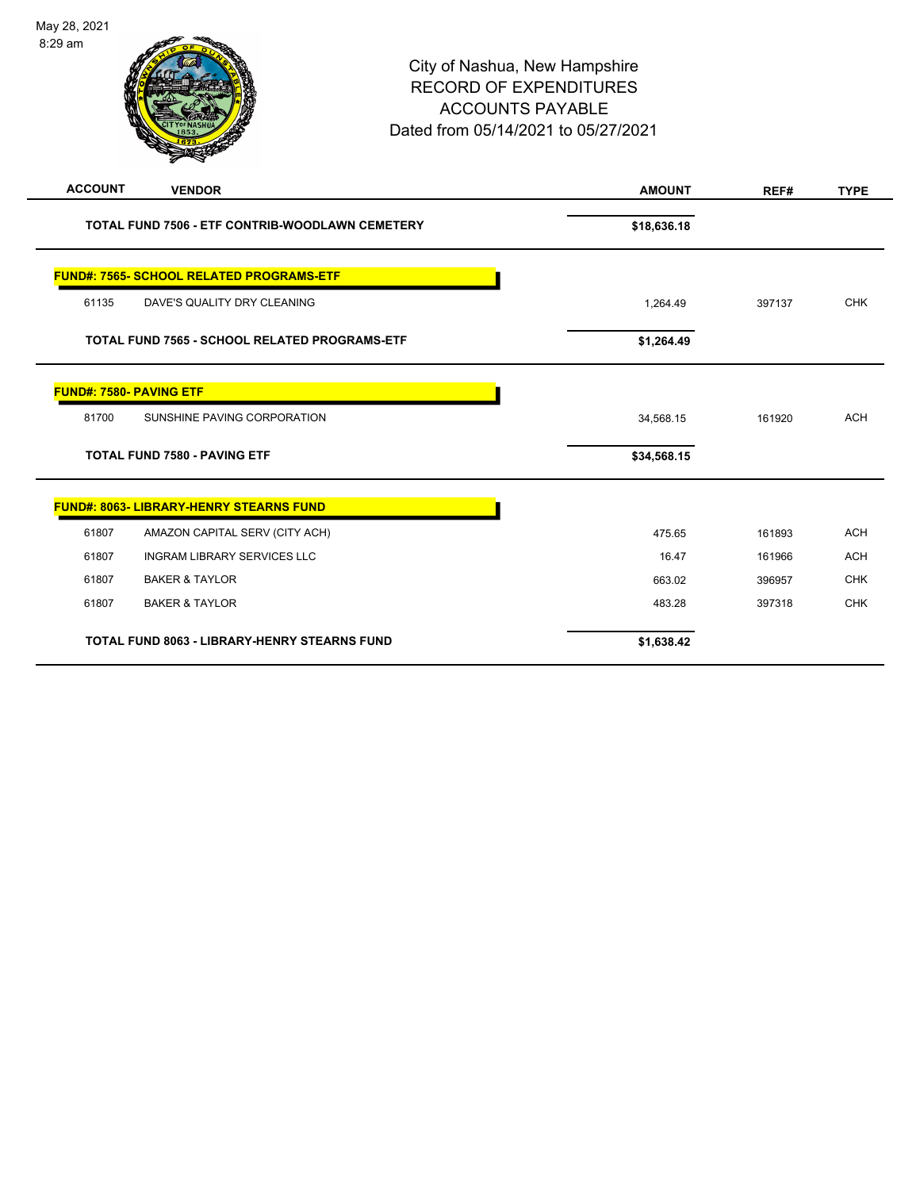City of Nashua, New Hampshire
RECORD OF EXPENDITURES
ACCOUNTS PAYABLE
Dated from 05/14/2021 to 05/27/2021

| ACCOUNT | VENDOR | AMOUNT | REF# | TYPE |
|---|---|---|---|---|
| | **TOTAL FUND 7506 - ETF CONTRIB-WOODLAWN CEMETERY** | **$18,636.18** | | |
| | **FUND#: 7565- SCHOOL RELATED PROGRAMS-ETF** | | | |
| 61135 | DAVE'S QUALITY DRY CLEANING | 1,264.49 | 397137 | CHK |
| | **TOTAL FUND 7565 - SCHOOL RELATED PROGRAMS-ETF** | **$1,264.49** | | |
| | **FUND#: 7580- PAVING ETF** | | | |
| 81700 | SUNSHINE PAVING CORPORATION | 34,568.15 | 161920 | ACH |
| | **TOTAL FUND 7580 - PAVING ETF** | **$34,568.15** | | |
| | **FUND#: 8063- LIBRARY-HENRY STEARNS FUND** | | | |
| 61807 | AMAZON CAPITAL SERV (CITY ACH) | 475.65 | 161893 | ACH |
| 61807 | INGRAM LIBRARY SERVICES LLC | 16.47 | 161966 | ACH |
| 61807 | BAKER & TAYLOR | 663.02 | 396957 | CHK |
| 61807 | BAKER & TAYLOR | 483.28 | 397318 | CHK |
| | **TOTAL FUND 8063 - LIBRARY-HENRY STEARNS FUND** | **$1,638.42** | | |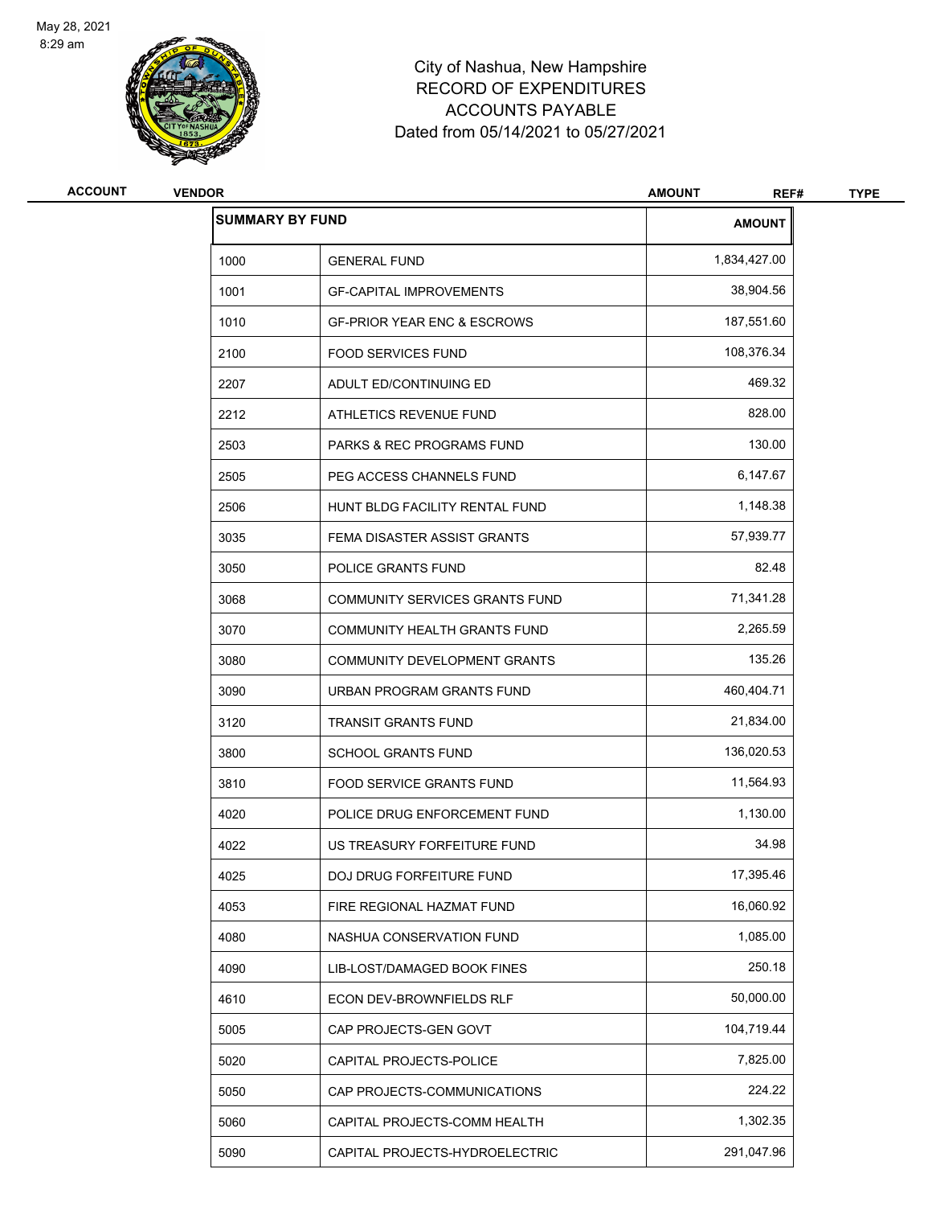City of Nashua, New Hampshire
RECORD OF EXPENDITURES
ACCOUNTS PAYABLE
Dated from 05/14/2021 to 05/27/2021

ACCOUNT | VENDOR | AMOUNT | REF# | TYPE

| SUMMARY BY FUND | | AMOUNT |
|---|---|---|
| 1000 | GENERAL FUND | 1,834,427.00 |
| 1001 | GF-CAPITAL IMPROVEMENTS | 38,904.56 |
| 1010 | GF-PRIOR YEAR ENC & ESCROWS | 187,551.60 |
| 2100 | FOOD SERVICES FUND | 108,376.34 |
| 2207 | ADULT ED/CONTINUING ED | 469.32 |
| 2212 | ATHLETICS REVENUE FUND | 828.00 |
| 2503 | PARKS & REC PROGRAMS FUND | 130.00 |
| 2505 | PEG ACCESS CHANNELS FUND | 6,147.67 |
| 2506 | HUNT BLDG FACILITY RENTAL FUND | 1,148.38 |
| 3035 | FEMA DISASTER ASSIST GRANTS | 57,939.77 |
| 3050 | POLICE GRANTS FUND | 82.48 |
| 3068 | COMMUNITY SERVICES GRANTS FUND | 71,341.28 |
| 3070 | COMMUNITY HEALTH GRANTS FUND | 2,265.59 |
| 3080 | COMMUNITY DEVELOPMENT GRANTS | 135.26 |
| 3090 | URBAN PROGRAM GRANTS FUND | 460,404.71 |
| 3120 | TRANSIT GRANTS FUND | 21,834.00 |
| 3800 | SCHOOL GRANTS FUND | 136,020.53 |
| 3810 | FOOD SERVICE GRANTS FUND | 11,564.93 |
| 4020 | POLICE DRUG ENFORCEMENT FUND | 1,130.00 |
| 4022 | US TREASURY FORFEITURE FUND | 34.98 |
| 4025 | DOJ DRUG FORFEITURE FUND | 17,395.46 |
| 4053 | FIRE REGIONAL HAZMAT FUND | 16,060.92 |
| 4080 | NASHUA CONSERVATION FUND | 1,085.00 |
| 4090 | LIB-LOST/DAMAGED BOOK FINES | 250.18 |
| 4610 | ECON DEV-BROWNFIELDS RLF | 50,000.00 |
| 5005 | CAP PROJECTS-GEN GOVT | 104,719.44 |
| 5020 | CAPITAL PROJECTS-POLICE | 7,825.00 |
| 5050 | CAP PROJECTS-COMMUNICATIONS | 224.22 |
| 5060 | CAPITAL PROJECTS-COMM HEALTH | 1,302.35 |
| 5090 | CAPITAL PROJECTS-HYDROELECTRIC | 291,047.96 |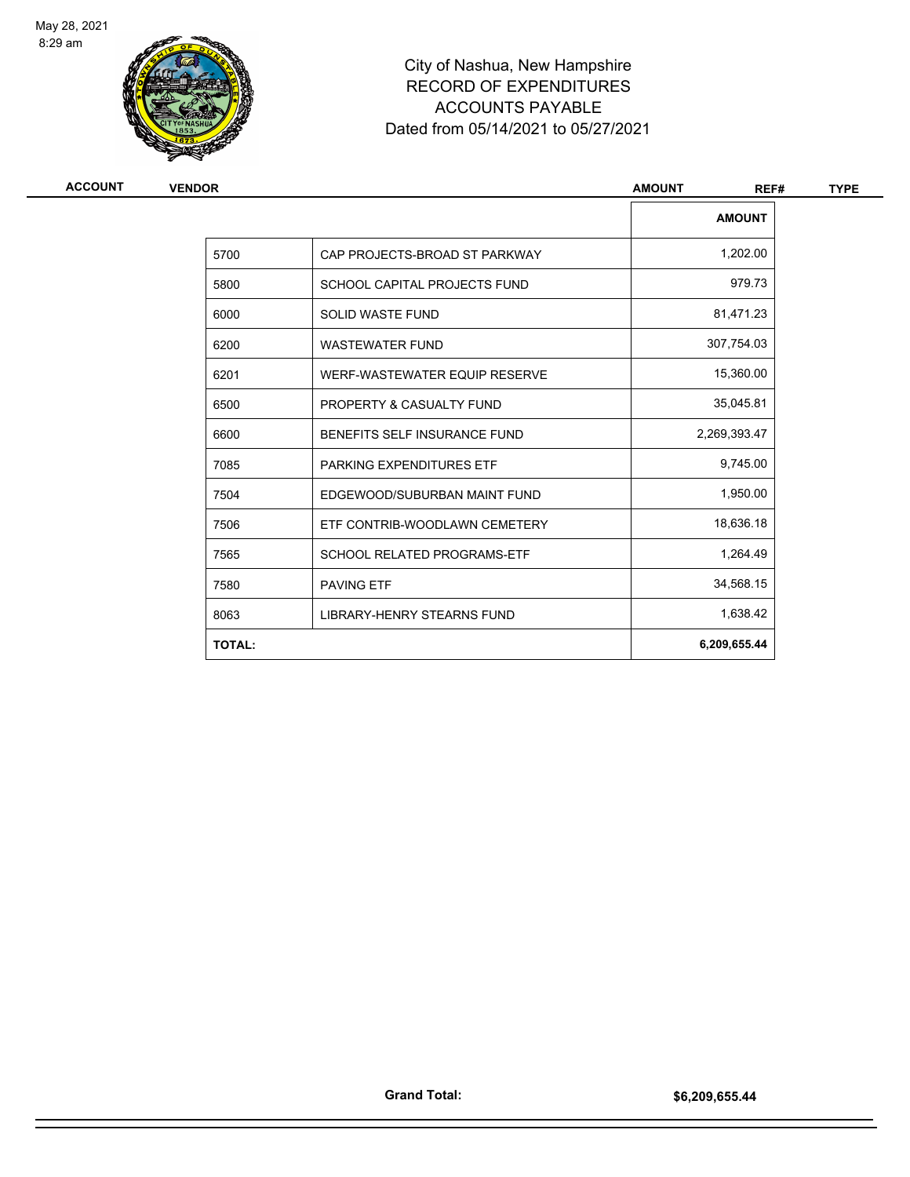City of Nashua, New Hampshire
RECORD OF EXPENDITURES
ACCOUNTS PAYABLE
Dated from 05/14/2021 to 05/27/2021

| ACCOUNT | VENDOR | AMOUNT | REF# | TYPE |
|---|---|---|---|---|

| | | AMOUNT |
|---|---|---|
| 5700 | CAP PROJECTS-BROAD ST PARKWAY | 1,202.00 |
| 5800 | SCHOOL CAPITAL PROJECTS FUND | 979.73 |
| 6000 | SOLID WASTE FUND | 81,471.23 |
| 6200 | WASTEWATER FUND | 307,754.03 |
| 6201 | WERF-WASTEWATER EQUIP RESERVE | 15,360.00 |
| 6500 | PROPERTY & CASUALTY FUND | 35,045.81 |
| 6600 | BENEFITS SELF INSURANCE FUND | 2,269,393.47 |
| 7085 | PARKING EXPENDITURES ETF | 9,745.00 |
| 7504 | EDGEWOOD/SUBURBAN MAINT FUND | 1,950.00 |
| 7506 | ETF CONTRIB-WOODLAWN CEMETERY | 18,636.18 |
| 7565 | SCHOOL RELATED PROGRAMS-ETF | 1,264.49 |
| 7580 | PAVING ETF | 34,568.15 |
| 8063 | LIBRARY-HENRY STEARNS FUND | 1,638.42 |
| **TOTAL:** | | **6,209,655.44** |

**Grand Total:** **$6,209,655.44**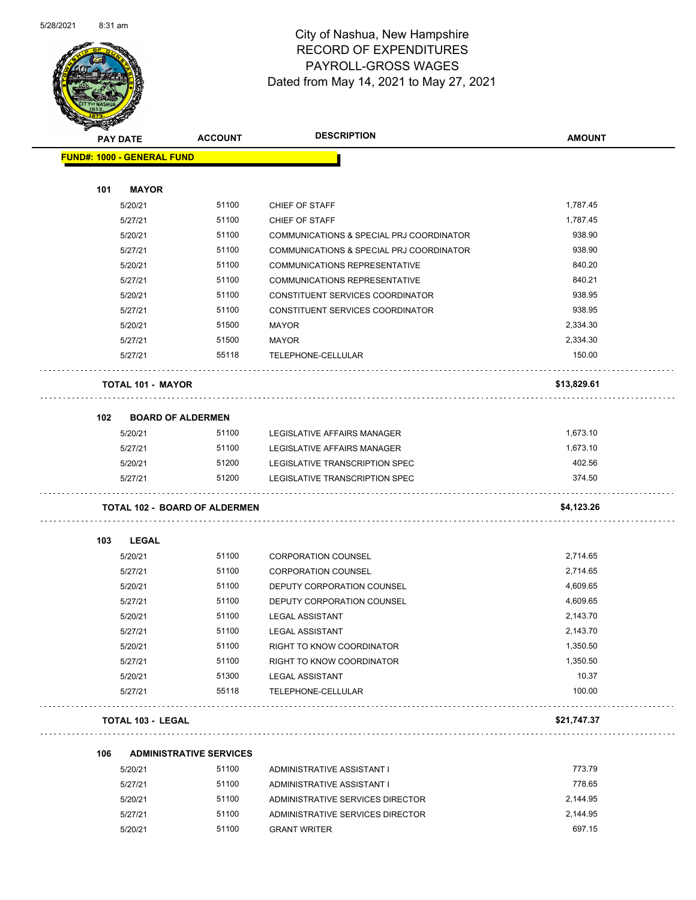# City of Nashua, New Hampshire
## RECORD OF EXPENDITURES
## PAYROLL-GROSS WAGES
## Dated from May 14, 2021 to May 27, 2021

| PAY DATE | ACCOUNT | DESCRIPTION | AMOUNT |
|---|---|---|---|
| **FUND#: 1000 - GENERAL FUND** | | | |
| **101 MAYOR** | | | |
| 5/20/21 | 51100 | CHIEF OF STAFF | 1,787.45 |
| 5/27/21 | 51100 | CHIEF OF STAFF | 1,787.45 |
| 5/20/21 | 51100 | COMMUNICATIONS & SPECIAL PRJ COORDINATOR | 938.90 |
| 5/27/21 | 51100 | COMMUNICATIONS & SPECIAL PRJ COORDINATOR | 938.90 |
| 5/20/21 | 51100 | COMMUNICATIONS REPRESENTATIVE | 840.20 |
| 5/27/21 | 51100 | COMMUNICATIONS REPRESENTATIVE | 840.21 |
| 5/20/21 | 51100 | CONSTITUENT SERVICES COORDINATOR | 938.95 |
| 5/27/21 | 51100 | CONSTITUENT SERVICES COORDINATOR | 938.95 |
| 5/20/21 | 51500 | MAYOR | 2,334.30 |
| 5/27/21 | 51500 | MAYOR | 2,334.30 |
| 5/27/21 | 55118 | TELEPHONE-CELLULAR | 150.00 |
| **TOTAL 101 - MAYOR** | | | **$13,829.61** |
| **102 BOARD OF ALDERMEN** | | | |
| 5/20/21 | 51100 | LEGISLATIVE AFFAIRS MANAGER | 1,673.10 |
| 5/27/21 | 51100 | LEGISLATIVE AFFAIRS MANAGER | 1,673.10 |
| 5/20/21 | 51200 | LEGISLATIVE TRANSCRIPTION SPEC | 402.56 |
| 5/27/21 | 51200 | LEGISLATIVE TRANSCRIPTION SPEC | 374.50 |
| **TOTAL 102 - BOARD OF ALDERMEN** | | | **$4,123.26** |
| **103 LEGAL** | | | |
| 5/20/21 | 51100 | CORPORATION COUNSEL | 2,714.65 |
| 5/27/21 | 51100 | CORPORATION COUNSEL | 2,714.65 |
| 5/20/21 | 51100 | DEPUTY CORPORATION COUNSEL | 4,609.65 |
| 5/27/21 | 51100 | DEPUTY CORPORATION COUNSEL | 4,609.65 |
| 5/20/21 | 51100 | LEGAL ASSISTANT | 2,143.70 |
| 5/27/21 | 51100 | LEGAL ASSISTANT | 2,143.70 |
| 5/20/21 | 51100 | RIGHT TO KNOW COORDINATOR | 1,350.50 |
| 5/27/21 | 51100 | RIGHT TO KNOW COORDINATOR | 1,350.50 |
| 5/20/21 | 51300 | LEGAL ASSISTANT | 10.37 |
| 5/27/21 | 55118 | TELEPHONE-CELLULAR | 100.00 |
| **TOTAL 103 - LEGAL** | | | **$21,747.37** |
| **106 ADMINISTRATIVE SERVICES** | | | |
| 5/20/21 | 51100 | ADMINISTRATIVE ASSISTANT I | 773.79 |
| 5/27/21 | 51100 | ADMINISTRATIVE ASSISTANT I | 778.65 |
| 5/20/21 | 51100 | ADMINISTRATIVE SERVICES DIRECTOR | 2,144.95 |
| 5/27/21 | 51100 | ADMINISTRATIVE SERVICES DIRECTOR | 2,144.95 |
| 5/20/21 | 51100 | GRANT WRITER | 697.15 |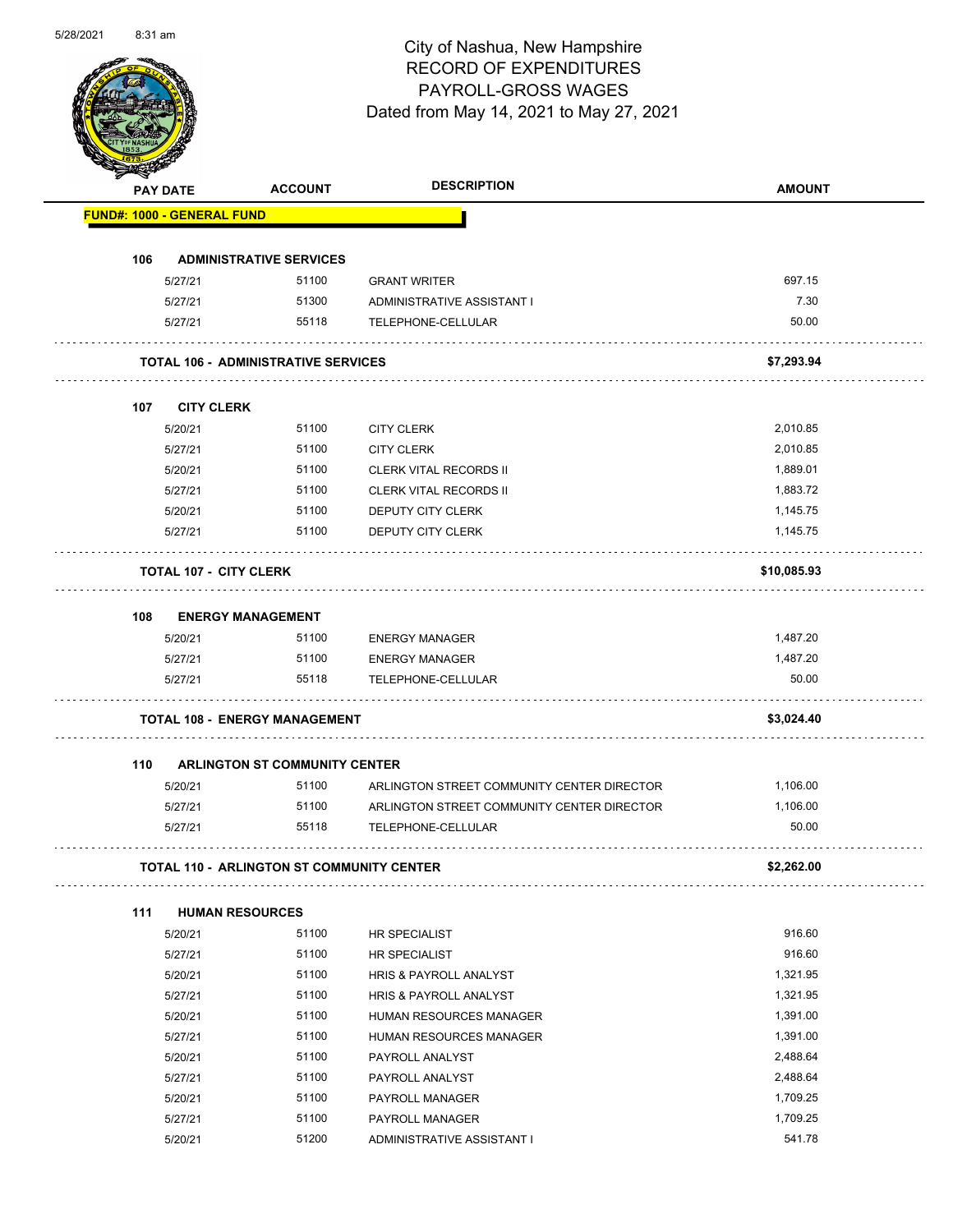# City of Nashua, New Hampshire
## RECORD OF EXPENDITURES
## PAYROLL-GROSS WAGES
Dated from May 14, 2021 to May 27, 2021

| PAY DATE | ACCOUNT | DESCRIPTION | AMOUNT |
|---|---|---|---|
| **FUND#: 1000 - GENERAL FUND** | | | |
| **106 ADMINISTRATIVE SERVICES** | | | |
| 5/27/21 | 51100 | GRANT WRITER | 697.15 |
| 5/27/21 | 51300 | ADMINISTRATIVE ASSISTANT I | 7.30 |
| 5/27/21 | 55118 | TELEPHONE-CELLULAR | 50.00 |
| **TOTAL 106 - ADMINISTRATIVE SERVICES** | | | **$7,293.94** |
| **107 CITY CLERK** | | | |
| 5/20/21 | 51100 | CITY CLERK | 2,010.85 |
| 5/27/21 | 51100 | CITY CLERK | 2,010.85 |
| 5/20/21 | 51100 | CLERK VITAL RECORDS II | 1,889.01 |
| 5/27/21 | 51100 | CLERK VITAL RECORDS II | 1,883.72 |
| 5/20/21 | 51100 | DEPUTY CITY CLERK | 1,145.75 |
| 5/27/21 | 51100 | DEPUTY CITY CLERK | 1,145.75 |
| **TOTAL 107 - CITY CLERK** | | | **$10,085.93** |
| **108 ENERGY MANAGEMENT** | | | |
| 5/20/21 | 51100 | ENERGY MANAGER | 1,487.20 |
| 5/27/21 | 51100 | ENERGY MANAGER | 1,487.20 |
| 5/27/21 | 55118 | TELEPHONE-CELLULAR | 50.00 |
| **TOTAL 108 - ENERGY MANAGEMENT** | | | **$3,024.40** |
| **110 ARLINGTON ST COMMUNITY CENTER** | | | |
| 5/20/21 | 51100 | ARLINGTON STREET COMMUNITY CENTER DIRECTOR | 1,106.00 |
| 5/27/21 | 51100 | ARLINGTON STREET COMMUNITY CENTER DIRECTOR | 1,106.00 |
| 5/27/21 | 55118 | TELEPHONE-CELLULAR | 50.00 |
| **TOTAL 110 - ARLINGTON ST COMMUNITY CENTER** | | | **$2,262.00** |
| **111 HUMAN RESOURCES** | | | |
| 5/20/21 | 51100 | HR SPECIALIST | 916.60 |
| 5/27/21 | 51100 | HR SPECIALIST | 916.60 |
| 5/20/21 | 51100 | HRIS & PAYROLL ANALYST | 1,321.95 |
| 5/27/21 | 51100 | HRIS & PAYROLL ANALYST | 1,321.95 |
| 5/20/21 | 51100 | HUMAN RESOURCES MANAGER | 1,391.00 |
| 5/27/21 | 51100 | HUMAN RESOURCES MANAGER | 1,391.00 |
| 5/20/21 | 51100 | PAYROLL ANALYST | 2,488.64 |
| 5/27/21 | 51100 | PAYROLL ANALYST | 2,488.64 |
| 5/20/21 | 51100 | PAYROLL MANAGER | 1,709.25 |
| 5/27/21 | 51100 | PAYROLL MANAGER | 1,709.25 |
| 5/20/21 | 51200 | ADMINISTRATIVE ASSISTANT I | 541.78 |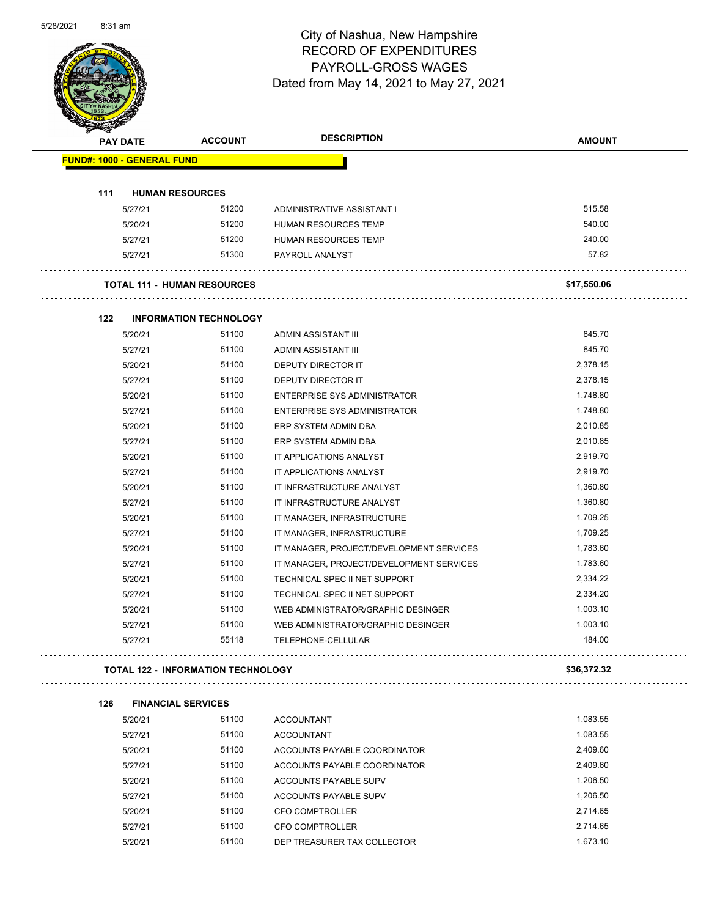# City of Nashua, New Hampshire
## RECORD OF EXPENDITURES
## PAYROLL-GROSS WAGES
## Dated from May 14, 2021 to May 27, 2021

| PAY DATE | ACCOUNT | DESCRIPTION | AMOUNT |
|---|---|---|---|
| **FUND#: 1000 - GENERAL FUND** | | | |
| **111 HUMAN RESOURCES** | | | |
| 5/27/21 | 51200 | ADMINISTRATIVE ASSISTANT I | 515.58 |
| 5/20/21 | 51200 | HUMAN RESOURCES TEMP | 540.00 |
| 5/27/21 | 51200 | HUMAN RESOURCES TEMP | 240.00 |
| 5/27/21 | 51300 | PAYROLL ANALYST | 57.82 |
| **TOTAL 111 - HUMAN RESOURCES** | | | **$17,550.06** |
| **122 INFORMATION TECHNOLOGY** | | | |
| 5/20/21 | 51100 | ADMIN ASSISTANT III | 845.70 |
| 5/27/21 | 51100 | ADMIN ASSISTANT III | 845.70 |
| 5/20/21 | 51100 | DEPUTY DIRECTOR IT | 2,378.15 |
| 5/27/21 | 51100 | DEPUTY DIRECTOR IT | 2,378.15 |
| 5/20/21 | 51100 | ENTERPRISE SYS ADMINISTRATOR | 1,748.80 |
| 5/27/21 | 51100 | ENTERPRISE SYS ADMINISTRATOR | 1,748.80 |
| 5/20/21 | 51100 | ERP SYSTEM ADMIN DBA | 2,010.85 |
| 5/27/21 | 51100 | ERP SYSTEM ADMIN DBA | 2,010.85 |
| 5/20/21 | 51100 | IT APPLICATIONS ANALYST | 2,919.70 |
| 5/27/21 | 51100 | IT APPLICATIONS ANALYST | 2,919.70 |
| 5/20/21 | 51100 | IT INFRASTRUCTURE ANALYST | 1,360.80 |
| 5/27/21 | 51100 | IT INFRASTRUCTURE ANALYST | 1,360.80 |
| 5/20/21 | 51100 | IT MANAGER, INFRASTRUCTURE | 1,709.25 |
| 5/27/21 | 51100 | IT MANAGER, INFRASTRUCTURE | 1,709.25 |
| 5/20/21 | 51100 | IT MANAGER, PROJECT/DEVELOPMENT SERVICES | 1,783.60 |
| 5/27/21 | 51100 | IT MANAGER, PROJECT/DEVELOPMENT SERVICES | 1,783.60 |
| 5/20/21 | 51100 | TECHNICAL SPEC II NET SUPPORT | 2,334.22 |
| 5/27/21 | 51100 | TECHNICAL SPEC II NET SUPPORT | 2,334.20 |
| 5/20/21 | 51100 | WEB ADMINISTRATOR/GRAPHIC DESINGER | 1,003.10 |
| 5/27/21 | 51100 | WEB ADMINISTRATOR/GRAPHIC DESINGER | 1,003.10 |
| 5/27/21 | 55118 | TELEPHONE-CELLULAR | 184.00 |
| **TOTAL 122 - INFORMATION TECHNOLOGY** | | | **$36,372.32** |
| **126 FINANCIAL SERVICES** | | | |
| 5/20/21 | 51100 | ACCOUNTANT | 1,083.55 |
| 5/27/21 | 51100 | ACCOUNTANT | 1,083.55 |
| 5/20/21 | 51100 | ACCOUNTS PAYABLE COORDINATOR | 2,409.60 |
| 5/27/21 | 51100 | ACCOUNTS PAYABLE COORDINATOR | 2,409.60 |
| 5/20/21 | 51100 | ACCOUNTS PAYABLE SUPV | 1,206.50 |
| 5/27/21 | 51100 | ACCOUNTS PAYABLE SUPV | 1,206.50 |
| 5/20/21 | 51100 | CFO COMPTROLLER | 2,714.65 |
| 5/27/21 | 51100 | CFO COMPTROLLER | 2,714.65 |
| 5/20/21 | 51100 | DEP TREASURER TAX COLLECTOR | 1,673.10 |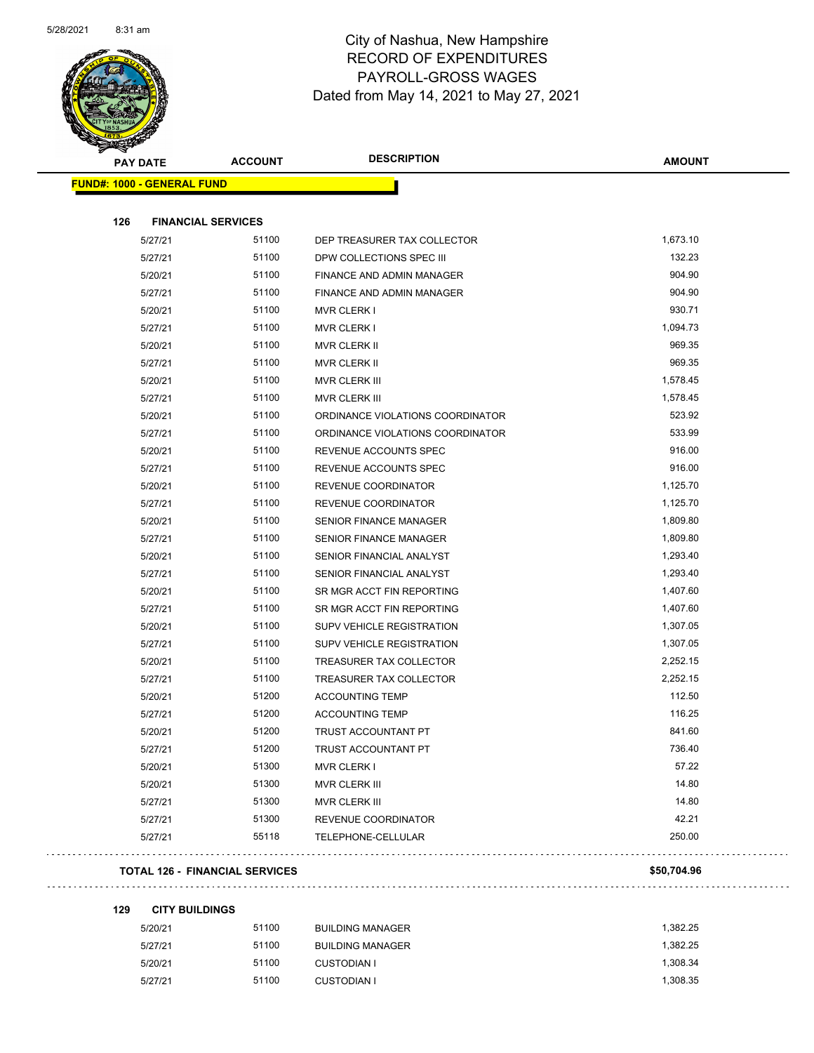# City of Nashua, New Hampshire
## RECORD OF EXPENDITURES
## PAYROLL-GROSS WAGES
## Dated from May 14, 2021 to May 27, 2021

| PAY DATE | ACCOUNT | DESCRIPTION | AMOUNT |
|---|---|---|---|
| **FUND#: 1000 - GENERAL FUND** | | | |
| **126 FINANCIAL SERVICES** | | | |
| 5/27/21 | 51100 | DEP TREASURER TAX COLLECTOR | 1,673.10 |
| 5/27/21 | 51100 | DPW COLLECTIONS SPEC III | 132.23 |
| 5/20/21 | 51100 | FINANCE AND ADMIN MANAGER | 904.90 |
| 5/27/21 | 51100 | FINANCE AND ADMIN MANAGER | 904.90 |
| 5/20/21 | 51100 | MVR CLERK I | 930.71 |
| 5/27/21 | 51100 | MVR CLERK I | 1,094.73 |
| 5/20/21 | 51100 | MVR CLERK II | 969.35 |
| 5/27/21 | 51100 | MVR CLERK II | 969.35 |
| 5/20/21 | 51100 | MVR CLERK III | 1,578.45 |
| 5/27/21 | 51100 | MVR CLERK III | 1,578.45 |
| 5/20/21 | 51100 | ORDINANCE VIOLATIONS COORDINATOR | 523.92 |
| 5/27/21 | 51100 | ORDINANCE VIOLATIONS COORDINATOR | 533.99 |
| 5/20/21 | 51100 | REVENUE ACCOUNTS SPEC | 916.00 |
| 5/27/21 | 51100 | REVENUE ACCOUNTS SPEC | 916.00 |
| 5/20/21 | 51100 | REVENUE COORDINATOR | 1,125.70 |
| 5/27/21 | 51100 | REVENUE COORDINATOR | 1,125.70 |
| 5/20/21 | 51100 | SENIOR FINANCE MANAGER | 1,809.80 |
| 5/27/21 | 51100 | SENIOR FINANCE MANAGER | 1,809.80 |
| 5/20/21 | 51100 | SENIOR FINANCIAL ANALYST | 1,293.40 |
| 5/27/21 | 51100 | SENIOR FINANCIAL ANALYST | 1,293.40 |
| 5/20/21 | 51100 | SR MGR ACCT FIN REPORTING | 1,407.60 |
| 5/27/21 | 51100 | SR MGR ACCT FIN REPORTING | 1,407.60 |
| 5/20/21 | 51100 | SUPV VEHICLE REGISTRATION | 1,307.05 |
| 5/27/21 | 51100 | SUPV VEHICLE REGISTRATION | 1,307.05 |
| 5/20/21 | 51100 | TREASURER TAX COLLECTOR | 2,252.15 |
| 5/27/21 | 51100 | TREASURER TAX COLLECTOR | 2,252.15 |
| 5/20/21 | 51200 | ACCOUNTING TEMP | 112.50 |
| 5/27/21 | 51200 | ACCOUNTING TEMP | 116.25 |
| 5/20/21 | 51200 | TRUST ACCOUNTANT PT | 841.60 |
| 5/27/21 | 51200 | TRUST ACCOUNTANT PT | 736.40 |
| 5/20/21 | 51300 | MVR CLERK I | 57.22 |
| 5/20/21 | 51300 | MVR CLERK III | 14.80 |
| 5/27/21 | 51300 | MVR CLERK III | 14.80 |
| 5/27/21 | 51300 | REVENUE COORDINATOR | 42.21 |
| 5/27/21 | 55118 | TELEPHONE-CELLULAR | 250.00 |
| **TOTAL 126 - FINANCIAL SERVICES** | | | **$50,704.96** |
| **129 CITY BUILDINGS** | | | |
| 5/20/21 | 51100 | BUILDING MANAGER | 1,382.25 |
| 5/27/21 | 51100 | BUILDING MANAGER | 1,382.25 |
| 5/20/21 | 51100 | CUSTODIAN I | 1,308.34 |
| 5/27/21 | 51100 | CUSTODIAN I | 1,308.35 |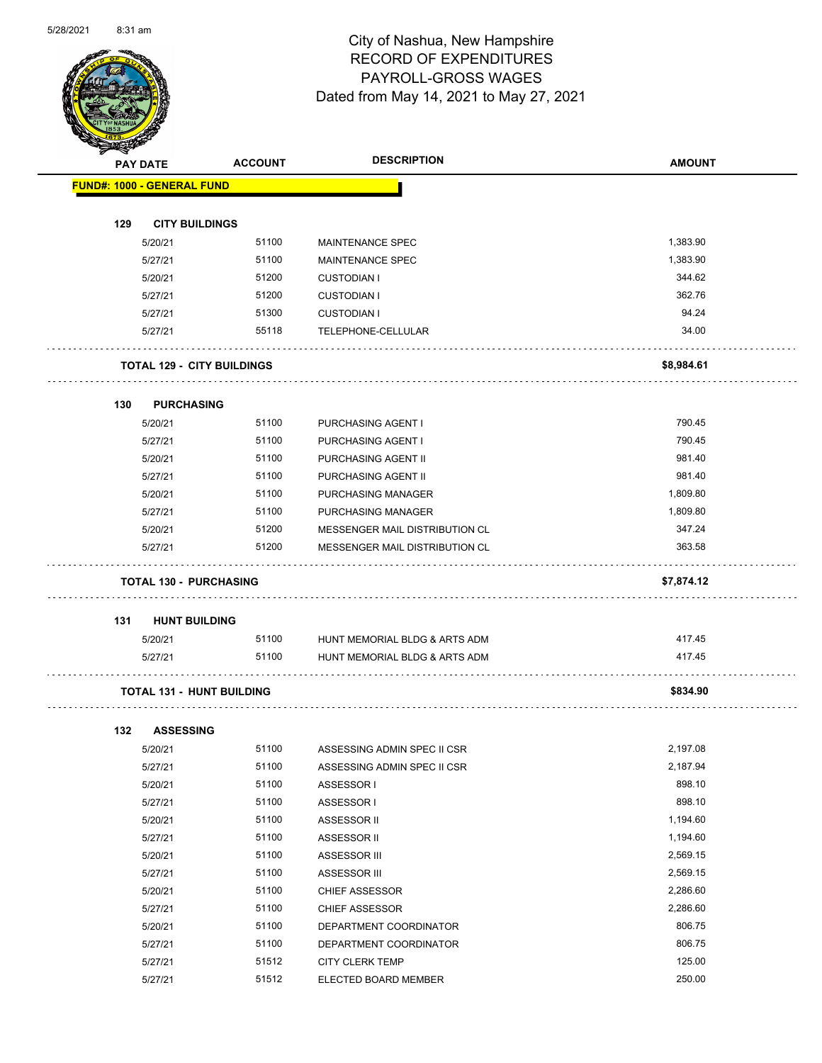City of Nashua, New Hampshire
RECORD OF EXPENDITURES
PAYROLL-GROSS WAGES
Dated from May 14, 2021 to May 27, 2021

| PAY DATE | ACCOUNT | DESCRIPTION | AMOUNT |
|---|---|---|---|
| **FUND#: 1000 - GENERAL FUND** | | | |
| **129 CITY BUILDINGS** | | | |
| 5/20/21 | 51100 | MAINTENANCE SPEC | 1,383.90 |
| 5/27/21 | 51100 | MAINTENANCE SPEC | 1,383.90 |
| 5/20/21 | 51200 | CUSTODIAN I | 344.62 |
| 5/27/21 | 51200 | CUSTODIAN I | 362.76 |
| 5/27/21 | 51300 | CUSTODIAN I | 94.24 |
| 5/27/21 | 55118 | TELEPHONE-CELLULAR | 34.00 |
| **TOTAL 129 - CITY BUILDINGS** | | | **$8,984.61** |
| **130 PURCHASING** | | | |
| 5/20/21 | 51100 | PURCHASING AGENT I | 790.45 |
| 5/27/21 | 51100 | PURCHASING AGENT I | 790.45 |
| 5/20/21 | 51100 | PURCHASING AGENT II | 981.40 |
| 5/27/21 | 51100 | PURCHASING AGENT II | 981.40 |
| 5/20/21 | 51100 | PURCHASING MANAGER | 1,809.80 |
| 5/27/21 | 51100 | PURCHASING MANAGER | 1,809.80 |
| 5/20/21 | 51200 | MESSENGER MAIL DISTRIBUTION CL | 347.24 |
| 5/27/21 | 51200 | MESSENGER MAIL DISTRIBUTION CL | 363.58 |
| **TOTAL 130 - PURCHASING** | | | **$7,874.12** |
| **131 HUNT BUILDING** | | | |
| 5/20/21 | 51100 | HUNT MEMORIAL BLDG & ARTS ADM | 417.45 |
| 5/27/21 | 51100 | HUNT MEMORIAL BLDG & ARTS ADM | 417.45 |
| **TOTAL 131 - HUNT BUILDING** | | | **$834.90** |
| **132 ASSESSING** | | | |
| 5/20/21 | 51100 | ASSESSING ADMIN SPEC II CSR | 2,197.08 |
| 5/27/21 | 51100 | ASSESSING ADMIN SPEC II CSR | 2,187.94 |
| 5/20/21 | 51100 | ASSESSOR I | 898.10 |
| 5/27/21 | 51100 | ASSESSOR I | 898.10 |
| 5/20/21 | 51100 | ASSESSOR II | 1,194.60 |
| 5/27/21 | 51100 | ASSESSOR II | 1,194.60 |
| 5/20/21 | 51100 | ASSESSOR III | 2,569.15 |
| 5/27/21 | 51100 | ASSESSOR III | 2,569.15 |
| 5/20/21 | 51100 | CHIEF ASSESSOR | 2,286.60 |
| 5/27/21 | 51100 | CHIEF ASSESSOR | 2,286.60 |
| 5/20/21 | 51100 | DEPARTMENT COORDINATOR | 806.75 |
| 5/27/21 | 51100 | DEPARTMENT COORDINATOR | 806.75 |
| 5/27/21 | 51512 | CITY CLERK TEMP | 125.00 |
| 5/27/21 | 51512 | ELECTED BOARD MEMBER | 250.00 |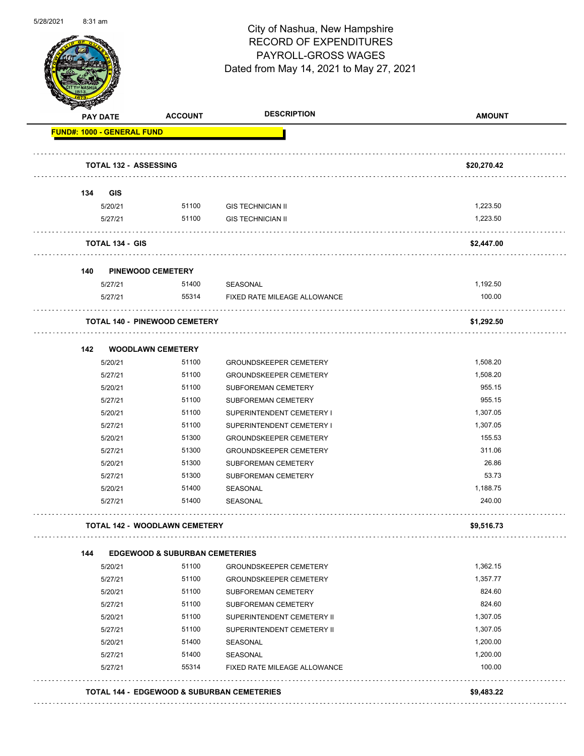City of Nashua, New Hampshire
RECORD OF EXPENDITURES
PAYROLL-GROSS WAGES
Dated from May 14, 2021 to May 27, 2021

| PAY DATE | ACCOUNT | DESCRIPTION | AMOUNT |
|---|---|---|---|
| **FUND#: 1000 - GENERAL FUND** | | | |
| **TOTAL 132 - ASSESSING** | | | **$20,270.42** |
| **134 GIS** | | | |
| 5/20/21 | 51100 | GIS TECHNICIAN II | 1,223.50 |
| 5/27/21 | 51100 | GIS TECHNICIAN II | 1,223.50 |
| **TOTAL 134 - GIS** | | | **$2,447.00** |
| **140 PINEWOOD CEMETERY** | | | |
| 5/27/21 | 51400 | SEASONAL | 1,192.50 |
| 5/27/21 | 55314 | FIXED RATE MILEAGE ALLOWANCE | 100.00 |
| **TOTAL 140 - PINEWOOD CEMETERY** | | | **$1,292.50** |
| **142 WOODLAWN CEMETERY** | | | |
| 5/20/21 | 51100 | GROUNDSKEEPER CEMETERY | 1,508.20 |
| 5/27/21 | 51100 | GROUNDSKEEPER CEMETERY | 1,508.20 |
| 5/20/21 | 51100 | SUBFOREMAN CEMETERY | 955.15 |
| 5/27/21 | 51100 | SUBFOREMAN CEMETERY | 955.15 |
| 5/20/21 | 51100 | SUPERINTENDENT CEMETERY I | 1,307.05 |
| 5/27/21 | 51100 | SUPERINTENDENT CEMETERY I | 1,307.05 |
| 5/20/21 | 51300 | GROUNDSKEEPER CEMETERY | 155.53 |
| 5/27/21 | 51300 | GROUNDSKEEPER CEMETERY | 311.06 |
| 5/20/21 | 51300 | SUBFOREMAN CEMETERY | 26.86 |
| 5/27/21 | 51300 | SUBFOREMAN CEMETERY | 53.73 |
| 5/20/21 | 51400 | SEASONAL | 1,188.75 |
| 5/27/21 | 51400 | SEASONAL | 240.00 |
| **TOTAL 142 - WOODLAWN CEMETERY** | | | **$9,516.73** |
| **144 EDGEWOOD & SUBURBAN CEMETERIES** | | | |
| 5/20/21 | 51100 | GROUNDSKEEPER CEMETERY | 1,362.15 |
| 5/27/21 | 51100 | GROUNDSKEEPER CEMETERY | 1,357.77 |
| 5/20/21 | 51100 | SUBFOREMAN CEMETERY | 824.60 |
| 5/27/21 | 51100 | SUBFOREMAN CEMETERY | 824.60 |
| 5/20/21 | 51100 | SUPERINTENDENT CEMETERY II | 1,307.05 |
| 5/27/21 | 51100 | SUPERINTENDENT CEMETERY II | 1,307.05 |
| 5/20/21 | 51400 | SEASONAL | 1,200.00 |
| 5/27/21 | 51400 | SEASONAL | 1,200.00 |
| 5/27/21 | 55314 | FIXED RATE MILEAGE ALLOWANCE | 100.00 |
| **TOTAL 144 - EDGEWOOD & SUBURBAN CEMETERIES** | | | **$9,483.22** |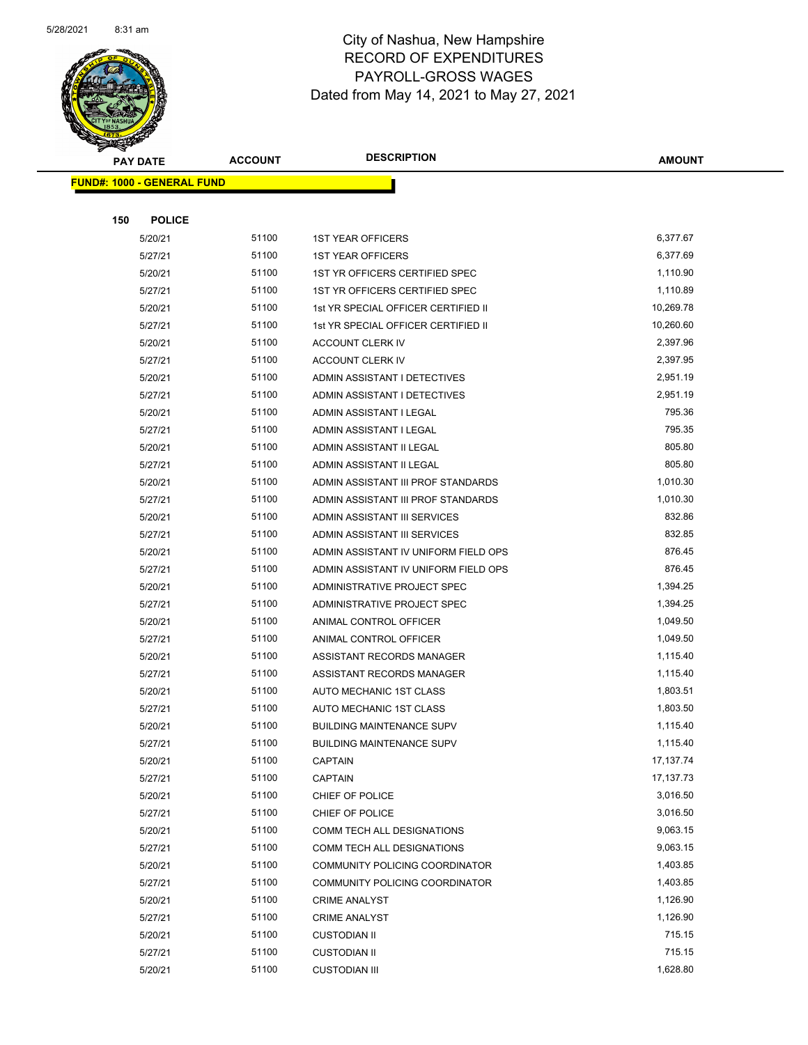# City of Nashua, New Hampshire
## RECORD OF EXPENDITURES
## PAYROLL-GROSS WAGES
## Dated from May 14, 2021 to May 27, 2021

| PAY DATE | ACCOUNT | DESCRIPTION | AMOUNT |
|---|---|---|---|
| **FUND#: 1000 - GENERAL FUND** | | | |
| **150 POLICE** | | | |
| 5/20/21 | 51100 | 1ST YEAR OFFICERS | 6,377.67 |
| 5/27/21 | 51100 | 1ST YEAR OFFICERS | 6,377.69 |
| 5/20/21 | 51100 | 1ST YR OFFICERS CERTIFIED SPEC | 1,110.90 |
| 5/27/21 | 51100 | 1ST YR OFFICERS CERTIFIED SPEC | 1,110.89 |
| 5/20/21 | 51100 | 1st YR SPECIAL OFFICER CERTIFIED II | 10,269.78 |
| 5/27/21 | 51100 | 1st YR SPECIAL OFFICER CERTIFIED II | 10,260.60 |
| 5/20/21 | 51100 | ACCOUNT CLERK IV | 2,397.96 |
| 5/27/21 | 51100 | ACCOUNT CLERK IV | 2,397.95 |
| 5/20/21 | 51100 | ADMIN ASSISTANT I DETECTIVES | 2,951.19 |
| 5/27/21 | 51100 | ADMIN ASSISTANT I DETECTIVES | 2,951.19 |
| 5/20/21 | 51100 | ADMIN ASSISTANT I LEGAL | 795.36 |
| 5/27/21 | 51100 | ADMIN ASSISTANT I LEGAL | 795.35 |
| 5/20/21 | 51100 | ADMIN ASSISTANT II LEGAL | 805.80 |
| 5/27/21 | 51100 | ADMIN ASSISTANT II LEGAL | 805.80 |
| 5/20/21 | 51100 | ADMIN ASSISTANT III PROF STANDARDS | 1,010.30 |
| 5/27/21 | 51100 | ADMIN ASSISTANT III PROF STANDARDS | 1,010.30 |
| 5/20/21 | 51100 | ADMIN ASSISTANT III SERVICES | 832.86 |
| 5/27/21 | 51100 | ADMIN ASSISTANT III SERVICES | 832.85 |
| 5/20/21 | 51100 | ADMIN ASSISTANT IV UNIFORM FIELD OPS | 876.45 |
| 5/27/21 | 51100 | ADMIN ASSISTANT IV UNIFORM FIELD OPS | 876.45 |
| 5/20/21 | 51100 | ADMINISTRATIVE PROJECT SPEC | 1,394.25 |
| 5/27/21 | 51100 | ADMINISTRATIVE PROJECT SPEC | 1,394.25 |
| 5/20/21 | 51100 | ANIMAL CONTROL OFFICER | 1,049.50 |
| 5/27/21 | 51100 | ANIMAL CONTROL OFFICER | 1,049.50 |
| 5/20/21 | 51100 | ASSISTANT RECORDS MANAGER | 1,115.40 |
| 5/27/21 | 51100 | ASSISTANT RECORDS MANAGER | 1,115.40 |
| 5/20/21 | 51100 | AUTO MECHANIC 1ST CLASS | 1,803.51 |
| 5/27/21 | 51100 | AUTO MECHANIC 1ST CLASS | 1,803.50 |
| 5/20/21 | 51100 | BUILDING MAINTENANCE SUPV | 1,115.40 |
| 5/27/21 | 51100 | BUILDING MAINTENANCE SUPV | 1,115.40 |
| 5/20/21 | 51100 | CAPTAIN | 17,137.74 |
| 5/27/21 | 51100 | CAPTAIN | 17,137.73 |
| 5/20/21 | 51100 | CHIEF OF POLICE | 3,016.50 |
| 5/27/21 | 51100 | CHIEF OF POLICE | 3,016.50 |
| 5/20/21 | 51100 | COMM TECH ALL DESIGNATIONS | 9,063.15 |
| 5/27/21 | 51100 | COMM TECH ALL DESIGNATIONS | 9,063.15 |
| 5/20/21 | 51100 | COMMUNITY POLICING COORDINATOR | 1,403.85 |
| 5/27/21 | 51100 | COMMUNITY POLICING COORDINATOR | 1,403.85 |
| 5/20/21 | 51100 | CRIME ANALYST | 1,126.90 |
| 5/27/21 | 51100 | CRIME ANALYST | 1,126.90 |
| 5/20/21 | 51100 | CUSTODIAN II | 715.15 |
| 5/27/21 | 51100 | CUSTODIAN II | 715.15 |
| 5/20/21 | 51100 | CUSTODIAN III | 1,628.80 |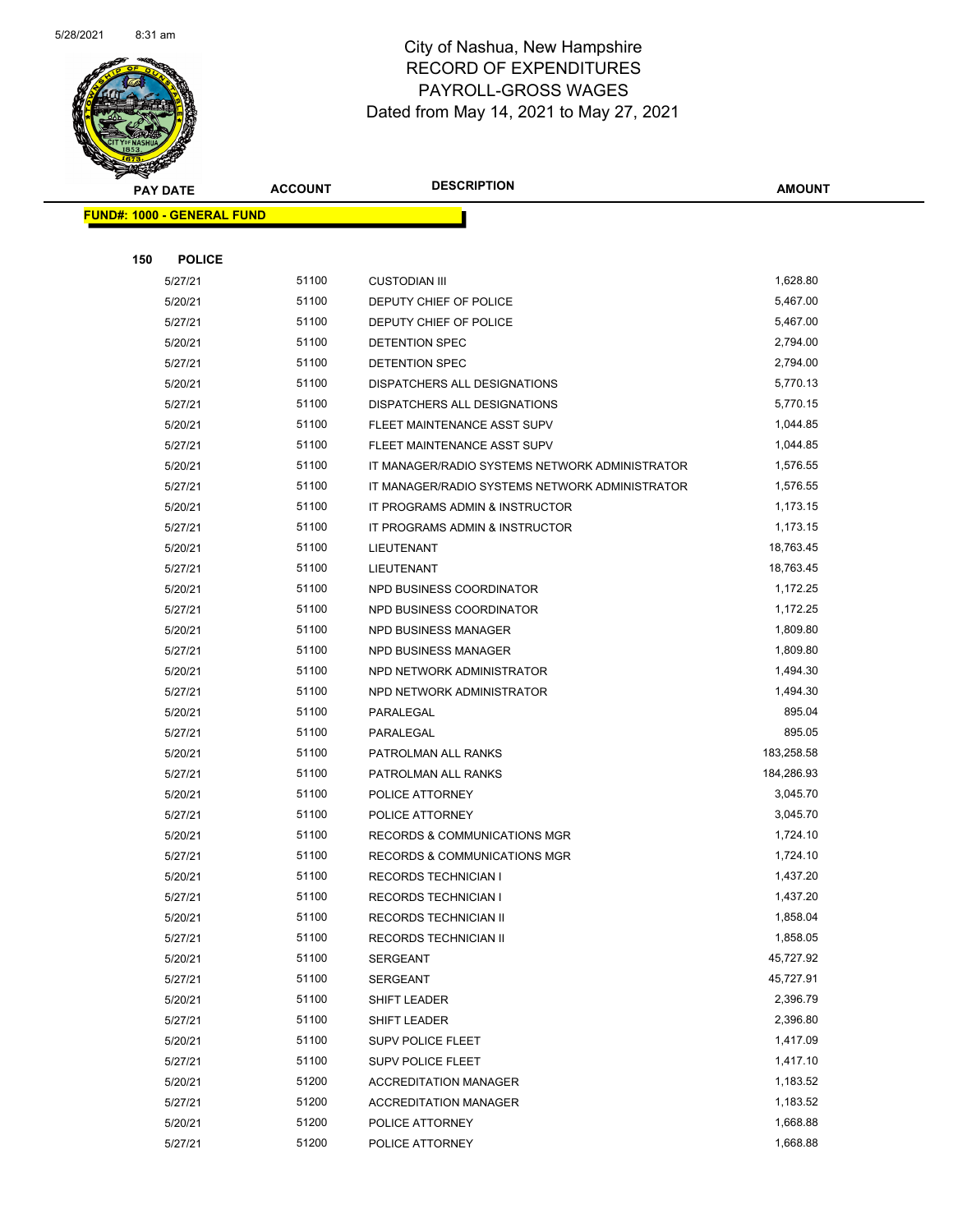City of Nashua, New Hampshire
RECORD OF EXPENDITURES
PAYROLL-GROSS WAGES
Dated from May 14, 2021 to May 27, 2021

| PAY DATE | ACCOUNT | DESCRIPTION | AMOUNT |
|---|---|---|---|
| **FUND#: 1000 - GENERAL FUND** | | | |
| **150 POLICE** | | | |
| 5/27/21 | 51100 | CUSTODIAN III | 1,628.80 |
| 5/20/21 | 51100 | DEPUTY CHIEF OF POLICE | 5,467.00 |
| 5/27/21 | 51100 | DEPUTY CHIEF OF POLICE | 5,467.00 |
| 5/20/21 | 51100 | DETENTION SPEC | 2,794.00 |
| 5/27/21 | 51100 | DETENTION SPEC | 2,794.00 |
| 5/20/21 | 51100 | DISPATCHERS ALL DESIGNATIONS | 5,770.13 |
| 5/27/21 | 51100 | DISPATCHERS ALL DESIGNATIONS | 5,770.15 |
| 5/20/21 | 51100 | FLEET MAINTENANCE ASST SUPV | 1,044.85 |
| 5/27/21 | 51100 | FLEET MAINTENANCE ASST SUPV | 1,044.85 |
| 5/20/21 | 51100 | IT MANAGER/RADIO SYSTEMS NETWORK ADMINISTRATOR | 1,576.55 |
| 5/27/21 | 51100 | IT MANAGER/RADIO SYSTEMS NETWORK ADMINISTRATOR | 1,576.55 |
| 5/20/21 | 51100 | IT PROGRAMS ADMIN & INSTRUCTOR | 1,173.15 |
| 5/27/21 | 51100 | IT PROGRAMS ADMIN & INSTRUCTOR | 1,173.15 |
| 5/20/21 | 51100 | LIEUTENANT | 18,763.45 |
| 5/27/21 | 51100 | LIEUTENANT | 18,763.45 |
| 5/20/21 | 51100 | NPD BUSINESS COORDINATOR | 1,172.25 |
| 5/27/21 | 51100 | NPD BUSINESS COORDINATOR | 1,172.25 |
| 5/20/21 | 51100 | NPD BUSINESS MANAGER | 1,809.80 |
| 5/27/21 | 51100 | NPD BUSINESS MANAGER | 1,809.80 |
| 5/20/21 | 51100 | NPD NETWORK ADMINISTRATOR | 1,494.30 |
| 5/27/21 | 51100 | NPD NETWORK ADMINISTRATOR | 1,494.30 |
| 5/20/21 | 51100 | PARALEGAL | 895.04 |
| 5/27/21 | 51100 | PARALEGAL | 895.05 |
| 5/20/21 | 51100 | PATROLMAN ALL RANKS | 183,258.58 |
| 5/27/21 | 51100 | PATROLMAN ALL RANKS | 184,286.93 |
| 5/20/21 | 51100 | POLICE ATTORNEY | 3,045.70 |
| 5/27/21 | 51100 | POLICE ATTORNEY | 3,045.70 |
| 5/20/21 | 51100 | RECORDS & COMMUNICATIONS MGR | 1,724.10 |
| 5/27/21 | 51100 | RECORDS & COMMUNICATIONS MGR | 1,724.10 |
| 5/20/21 | 51100 | RECORDS TECHNICIAN I | 1,437.20 |
| 5/27/21 | 51100 | RECORDS TECHNICIAN I | 1,437.20 |
| 5/20/21 | 51100 | RECORDS TECHNICIAN II | 1,858.04 |
| 5/27/21 | 51100 | RECORDS TECHNICIAN II | 1,858.05 |
| 5/20/21 | 51100 | SERGEANT | 45,727.92 |
| 5/27/21 | 51100 | SERGEANT | 45,727.91 |
| 5/20/21 | 51100 | SHIFT LEADER | 2,396.79 |
| 5/27/21 | 51100 | SHIFT LEADER | 2,396.80 |
| 5/20/21 | 51100 | SUPV POLICE FLEET | 1,417.09 |
| 5/27/21 | 51100 | SUPV POLICE FLEET | 1,417.10 |
| 5/20/21 | 51200 | ACCREDITATION MANAGER | 1,183.52 |
| 5/27/21 | 51200 | ACCREDITATION MANAGER | 1,183.52 |
| 5/20/21 | 51200 | POLICE ATTORNEY | 1,668.88 |
| 5/27/21 | 51200 | POLICE ATTORNEY | 1,668.88 |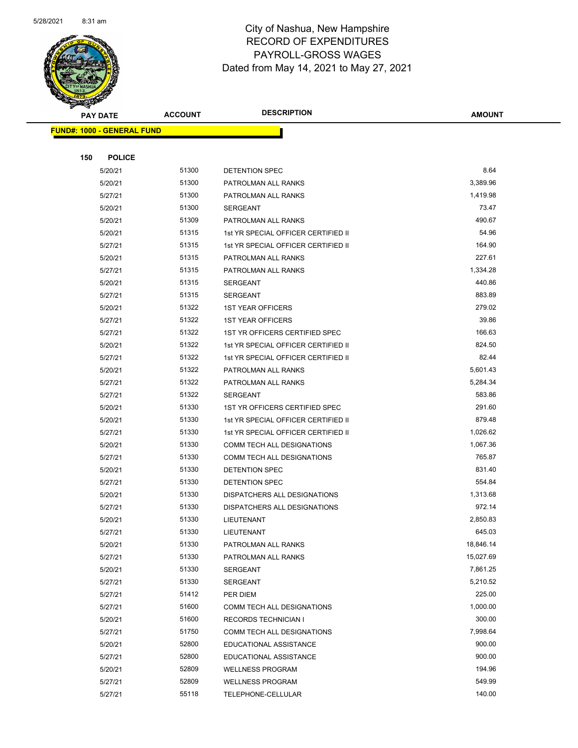City of Nashua, New Hampshire
RECORD OF EXPENDITURES
PAYROLL-GROSS WAGES
Dated from May 14, 2021 to May 27, 2021

| PAY DATE | ACCOUNT | DESCRIPTION | AMOUNT |
|---|---|---|---|
| **FUND#: 1000 - GENERAL FUND** | | | |
| **150 POLICE** | | | |
| 5/20/21 | 51300 | DETENTION SPEC | 8.64 |
| 5/20/21 | 51300 | PATROLMAN ALL RANKS | 3,389.96 |
| 5/27/21 | 51300 | PATROLMAN ALL RANKS | 1,419.98 |
| 5/20/21 | 51300 | SERGEANT | 73.47 |
| 5/20/21 | 51309 | PATROLMAN ALL RANKS | 490.67 |
| 5/20/21 | 51315 | 1st YR SPECIAL OFFICER CERTIFIED II | 54.96 |
| 5/27/21 | 51315 | 1st YR SPECIAL OFFICER CERTIFIED II | 164.90 |
| 5/20/21 | 51315 | PATROLMAN ALL RANKS | 227.61 |
| 5/27/21 | 51315 | PATROLMAN ALL RANKS | 1,334.28 |
| 5/20/21 | 51315 | SERGEANT | 440.86 |
| 5/27/21 | 51315 | SERGEANT | 883.89 |
| 5/20/21 | 51322 | 1ST YEAR OFFICERS | 279.02 |
| 5/27/21 | 51322 | 1ST YEAR OFFICERS | 39.86 |
| 5/27/21 | 51322 | 1ST YR OFFICERS CERTIFIED SPEC | 166.63 |
| 5/20/21 | 51322 | 1st YR SPECIAL OFFICER CERTIFIED II | 824.50 |
| 5/27/21 | 51322 | 1st YR SPECIAL OFFICER CERTIFIED II | 82.44 |
| 5/20/21 | 51322 | PATROLMAN ALL RANKS | 5,601.43 |
| 5/27/21 | 51322 | PATROLMAN ALL RANKS | 5,284.34 |
| 5/27/21 | 51322 | SERGEANT | 583.86 |
| 5/20/21 | 51330 | 1ST YR OFFICERS CERTIFIED SPEC | 291.60 |
| 5/20/21 | 51330 | 1st YR SPECIAL OFFICER CERTIFIED II | 879.48 |
| 5/27/21 | 51330 | 1st YR SPECIAL OFFICER CERTIFIED II | 1,026.62 |
| 5/20/21 | 51330 | COMM TECH ALL DESIGNATIONS | 1,067.36 |
| 5/27/21 | 51330 | COMM TECH ALL DESIGNATIONS | 765.87 |
| 5/20/21 | 51330 | DETENTION SPEC | 831.40 |
| 5/27/21 | 51330 | DETENTION SPEC | 554.84 |
| 5/20/21 | 51330 | DISPATCHERS ALL DESIGNATIONS | 1,313.68 |
| 5/27/21 | 51330 | DISPATCHERS ALL DESIGNATIONS | 972.14 |
| 5/20/21 | 51330 | LIEUTENANT | 2,850.83 |
| 5/27/21 | 51330 | LIEUTENANT | 645.03 |
| 5/20/21 | 51330 | PATROLMAN ALL RANKS | 18,846.14 |
| 5/27/21 | 51330 | PATROLMAN ALL RANKS | 15,027.69 |
| 5/20/21 | 51330 | SERGEANT | 7,861.25 |
| 5/27/21 | 51330 | SERGEANT | 5,210.52 |
| 5/27/21 | 51412 | PER DIEM | 225.00 |
| 5/27/21 | 51600 | COMM TECH ALL DESIGNATIONS | 1,000.00 |
| 5/20/21 | 51600 | RECORDS TECHNICIAN I | 300.00 |
| 5/27/21 | 51750 | COMM TECH ALL DESIGNATIONS | 7,998.64 |
| 5/20/21 | 52800 | EDUCATIONAL ASSISTANCE | 900.00 |
| 5/27/21 | 52800 | EDUCATIONAL ASSISTANCE | 900.00 |
| 5/20/21 | 52809 | WELLNESS PROGRAM | 194.96 |
| 5/27/21 | 52809 | WELLNESS PROGRAM | 549.99 |
| 5/27/21 | 55118 | TELEPHONE-CELLULAR | 140.00 |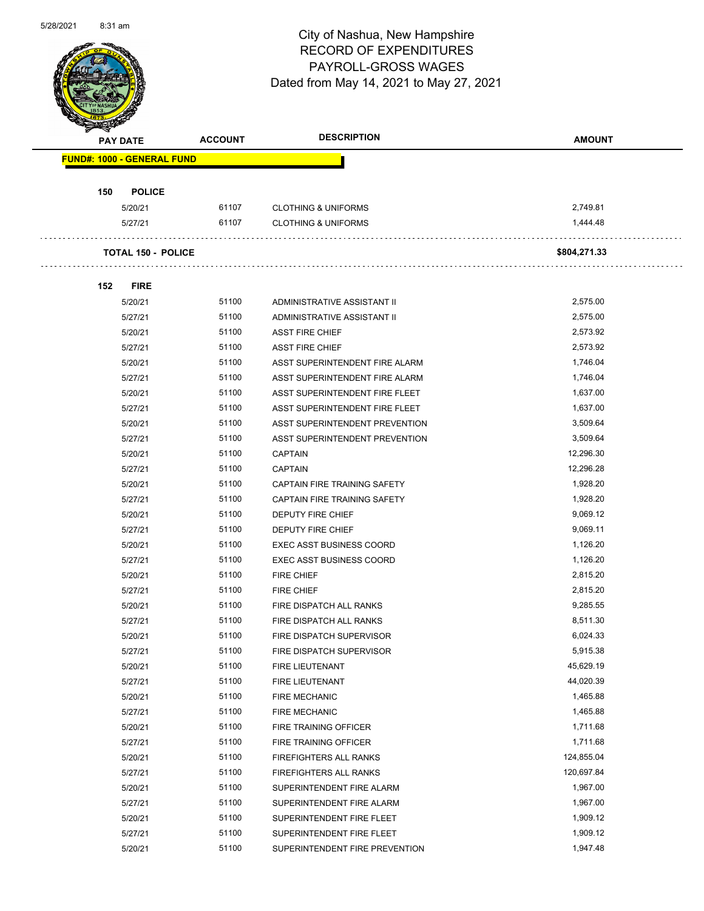City of Nashua, New Hampshire
RECORD OF EXPENDITURES
PAYROLL-GROSS WAGES
Dated from May 14, 2021 to May 27, 2021

| PAY DATE | ACCOUNT | DESCRIPTION | AMOUNT |
|---|---|---|---|
| **FUND#: 1000 - GENERAL FUND** | | | |
| **150 POLICE** | | | |
| 5/20/21 | 61107 | CLOTHING & UNIFORMS | 2,749.81 |
| 5/27/21 | 61107 | CLOTHING & UNIFORMS | 1,444.48 |
| **TOTAL 150 - POLICE** | | | **$804,271.33** |
| **152 FIRE** | | | |
| 5/20/21 | 51100 | ADMINISTRATIVE ASSISTANT II | 2,575.00 |
| 5/27/21 | 51100 | ADMINISTRATIVE ASSISTANT II | 2,575.00 |
| 5/20/21 | 51100 | ASST FIRE CHIEF | 2,573.92 |
| 5/27/21 | 51100 | ASST FIRE CHIEF | 2,573.92 |
| 5/20/21 | 51100 | ASST SUPERINTENDENT FIRE ALARM | 1,746.04 |
| 5/27/21 | 51100 | ASST SUPERINTENDENT FIRE ALARM | 1,746.04 |
| 5/20/21 | 51100 | ASST SUPERINTENDENT FIRE FLEET | 1,637.00 |
| 5/27/21 | 51100 | ASST SUPERINTENDENT FIRE FLEET | 1,637.00 |
| 5/20/21 | 51100 | ASST SUPERINTENDENT PREVENTION | 3,509.64 |
| 5/27/21 | 51100 | ASST SUPERINTENDENT PREVENTION | 3,509.64 |
| 5/20/21 | 51100 | CAPTAIN | 12,296.30 |
| 5/27/21 | 51100 | CAPTAIN | 12,296.28 |
| 5/20/21 | 51100 | CAPTAIN FIRE TRAINING SAFETY | 1,928.20 |
| 5/27/21 | 51100 | CAPTAIN FIRE TRAINING SAFETY | 1,928.20 |
| 5/20/21 | 51100 | DEPUTY FIRE CHIEF | 9,069.12 |
| 5/27/21 | 51100 | DEPUTY FIRE CHIEF | 9,069.11 |
| 5/20/21 | 51100 | EXEC ASST BUSINESS COORD | 1,126.20 |
| 5/27/21 | 51100 | EXEC ASST BUSINESS COORD | 1,126.20 |
| 5/20/21 | 51100 | FIRE CHIEF | 2,815.20 |
| 5/27/21 | 51100 | FIRE CHIEF | 2,815.20 |
| 5/20/21 | 51100 | FIRE DISPATCH ALL RANKS | 9,285.55 |
| 5/27/21 | 51100 | FIRE DISPATCH ALL RANKS | 8,511.30 |
| 5/20/21 | 51100 | FIRE DISPATCH SUPERVISOR | 6,024.33 |
| 5/27/21 | 51100 | FIRE DISPATCH SUPERVISOR | 5,915.38 |
| 5/20/21 | 51100 | FIRE LIEUTENANT | 45,629.19 |
| 5/27/21 | 51100 | FIRE LIEUTENANT | 44,020.39 |
| 5/20/21 | 51100 | FIRE MECHANIC | 1,465.88 |
| 5/27/21 | 51100 | FIRE MECHANIC | 1,465.88 |
| 5/20/21 | 51100 | FIRE TRAINING OFFICER | 1,711.68 |
| 5/27/21 | 51100 | FIRE TRAINING OFFICER | 1,711.68 |
| 5/20/21 | 51100 | FIREFIGHTERS ALL RANKS | 124,855.04 |
| 5/27/21 | 51100 | FIREFIGHTERS ALL RANKS | 120,697.84 |
| 5/20/21 | 51100 | SUPERINTENDENT FIRE ALARM | 1,967.00 |
| 5/27/21 | 51100 | SUPERINTENDENT FIRE ALARM | 1,967.00 |
| 5/20/21 | 51100 | SUPERINTENDENT FIRE FLEET | 1,909.12 |
| 5/27/21 | 51100 | SUPERINTENDENT FIRE FLEET | 1,909.12 |
| 5/20/21 | 51100 | SUPERINTENDENT FIRE PREVENTION | 1,947.48 |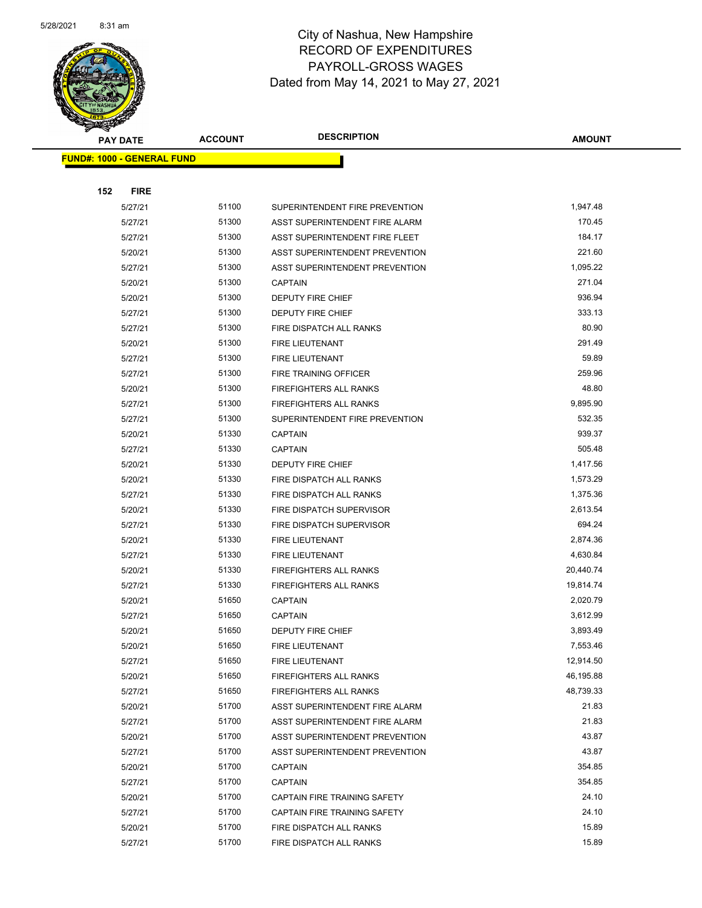City of Nashua, New Hampshire
RECORD OF EXPENDITURES
PAYROLL-GROSS WAGES
Dated from May 14, 2021 to May 27, 2021

| PAY DATE | ACCOUNT | DESCRIPTION | AMOUNT |
|---|---|---|---|
| **FUND#: 1000 - GENERAL FUND** | | | |
| **152 FIRE** | | | |
| 5/27/21 | 51100 | SUPERINTENDENT FIRE PREVENTION | 1,947.48 |
| 5/27/21 | 51300 | ASST SUPERINTENDENT FIRE ALARM | 170.45 |
| 5/27/21 | 51300 | ASST SUPERINTENDENT FIRE FLEET | 184.17 |
| 5/20/21 | 51300 | ASST SUPERINTENDENT PREVENTION | 221.60 |
| 5/27/21 | 51300 | ASST SUPERINTENDENT PREVENTION | 1,095.22 |
| 5/20/21 | 51300 | CAPTAIN | 271.04 |
| 5/20/21 | 51300 | DEPUTY FIRE CHIEF | 936.94 |
| 5/27/21 | 51300 | DEPUTY FIRE CHIEF | 333.13 |
| 5/27/21 | 51300 | FIRE DISPATCH ALL RANKS | 80.90 |
| 5/20/21 | 51300 | FIRE LIEUTENANT | 291.49 |
| 5/27/21 | 51300 | FIRE LIEUTENANT | 59.89 |
| 5/27/21 | 51300 | FIRE TRAINING OFFICER | 259.96 |
| 5/20/21 | 51300 | FIREFIGHTERS ALL RANKS | 48.80 |
| 5/27/21 | 51300 | FIREFIGHTERS ALL RANKS | 9,895.90 |
| 5/27/21 | 51300 | SUPERINTENDENT FIRE PREVENTION | 532.35 |
| 5/20/21 | 51330 | CAPTAIN | 939.37 |
| 5/27/21 | 51330 | CAPTAIN | 505.48 |
| 5/20/21 | 51330 | DEPUTY FIRE CHIEF | 1,417.56 |
| 5/20/21 | 51330 | FIRE DISPATCH ALL RANKS | 1,573.29 |
| 5/27/21 | 51330 | FIRE DISPATCH ALL RANKS | 1,375.36 |
| 5/20/21 | 51330 | FIRE DISPATCH SUPERVISOR | 2,613.54 |
| 5/27/21 | 51330 | FIRE DISPATCH SUPERVISOR | 694.24 |
| 5/20/21 | 51330 | FIRE LIEUTENANT | 2,874.36 |
| 5/27/21 | 51330 | FIRE LIEUTENANT | 4,630.84 |
| 5/20/21 | 51330 | FIREFIGHTERS ALL RANKS | 20,440.74 |
| 5/27/21 | 51330 | FIREFIGHTERS ALL RANKS | 19,814.74 |
| 5/20/21 | 51650 | CAPTAIN | 2,020.79 |
| 5/27/21 | 51650 | CAPTAIN | 3,612.99 |
| 5/20/21 | 51650 | DEPUTY FIRE CHIEF | 3,893.49 |
| 5/20/21 | 51650 | FIRE LIEUTENANT | 7,553.46 |
| 5/27/21 | 51650 | FIRE LIEUTENANT | 12,914.50 |
| 5/20/21 | 51650 | FIREFIGHTERS ALL RANKS | 46,195.88 |
| 5/27/21 | 51650 | FIREFIGHTERS ALL RANKS | 48,739.33 |
| 5/20/21 | 51700 | ASST SUPERINTENDENT FIRE ALARM | 21.83 |
| 5/27/21 | 51700 | ASST SUPERINTENDENT FIRE ALARM | 21.83 |
| 5/20/21 | 51700 | ASST SUPERINTENDENT PREVENTION | 43.87 |
| 5/27/21 | 51700 | ASST SUPERINTENDENT PREVENTION | 43.87 |
| 5/20/21 | 51700 | CAPTAIN | 354.85 |
| 5/27/21 | 51700 | CAPTAIN | 354.85 |
| 5/20/21 | 51700 | CAPTAIN FIRE TRAINING SAFETY | 24.10 |
| 5/27/21 | 51700 | CAPTAIN FIRE TRAINING SAFETY | 24.10 |
| 5/20/21 | 51700 | FIRE DISPATCH ALL RANKS | 15.89 |
| 5/27/21 | 51700 | FIRE DISPATCH ALL RANKS | 15.89 |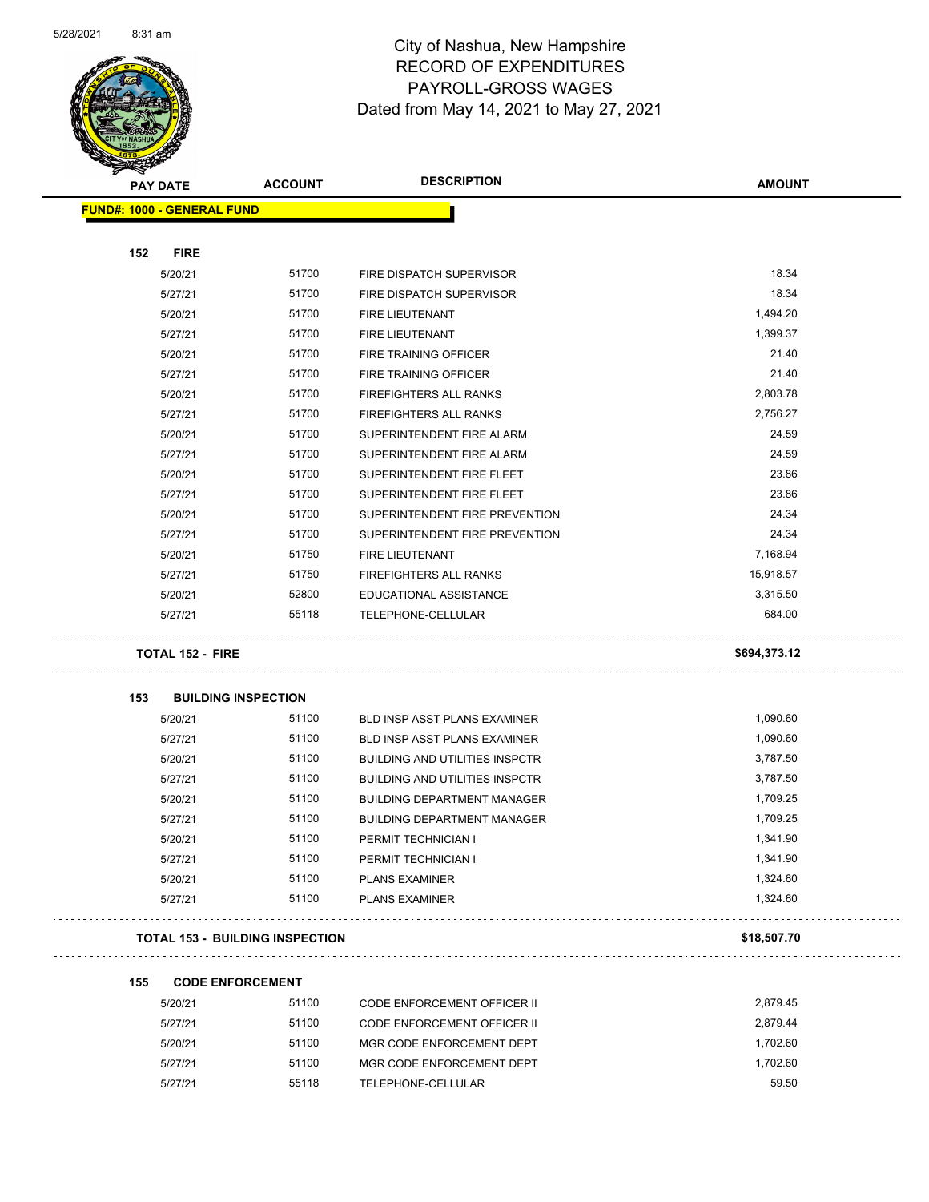# City of Nashua, New Hampshire
## RECORD OF EXPENDITURES
## PAYROLL-GROSS WAGES
## Dated from May 14, 2021 to May 27, 2021

| PAY DATE | ACCOUNT | DESCRIPTION | AMOUNT |
|---|---|---|---|
| **FUND#: 1000 - GENERAL FUND** | | | |
| **152 FIRE** | | | |
| 5/20/21 | 51700 | FIRE DISPATCH SUPERVISOR | 18.34 |
| 5/27/21 | 51700 | FIRE DISPATCH SUPERVISOR | 18.34 |
| 5/20/21 | 51700 | FIRE LIEUTENANT | 1,494.20 |
| 5/27/21 | 51700 | FIRE LIEUTENANT | 1,399.37 |
| 5/20/21 | 51700 | FIRE TRAINING OFFICER | 21.40 |
| 5/27/21 | 51700 | FIRE TRAINING OFFICER | 21.40 |
| 5/20/21 | 51700 | FIREFIGHTERS ALL RANKS | 2,803.78 |
| 5/27/21 | 51700 | FIREFIGHTERS ALL RANKS | 2,756.27 |
| 5/20/21 | 51700 | SUPERINTENDENT FIRE ALARM | 24.59 |
| 5/27/21 | 51700 | SUPERINTENDENT FIRE ALARM | 24.59 |
| 5/20/21 | 51700 | SUPERINTENDENT FIRE FLEET | 23.86 |
| 5/27/21 | 51700 | SUPERINTENDENT FIRE FLEET | 23.86 |
| 5/20/21 | 51700 | SUPERINTENDENT FIRE PREVENTION | 24.34 |
| 5/27/21 | 51700 | SUPERINTENDENT FIRE PREVENTION | 24.34 |
| 5/20/21 | 51750 | FIRE LIEUTENANT | 7,168.94 |
| 5/27/21 | 51750 | FIREFIGHTERS ALL RANKS | 15,918.57 |
| 5/20/21 | 52800 | EDUCATIONAL ASSISTANCE | 3,315.50 |
| 5/27/21 | 55118 | TELEPHONE-CELLULAR | 684.00 |
| **TOTAL 152 - FIRE** | | | **$694,373.12** |
| **153 BUILDING INSPECTION** | | | |
| 5/20/21 | 51100 | BLD INSP ASST PLANS EXAMINER | 1,090.60 |
| 5/27/21 | 51100 | BLD INSP ASST PLANS EXAMINER | 1,090.60 |
| 5/20/21 | 51100 | BUILDING AND UTILITIES INSPCTR | 3,787.50 |
| 5/27/21 | 51100 | BUILDING AND UTILITIES INSPCTR | 3,787.50 |
| 5/20/21 | 51100 | BUILDING DEPARTMENT MANAGER | 1,709.25 |
| 5/27/21 | 51100 | BUILDING DEPARTMENT MANAGER | 1,709.25 |
| 5/20/21 | 51100 | PERMIT TECHNICIAN I | 1,341.90 |
| 5/27/21 | 51100 | PERMIT TECHNICIAN I | 1,341.90 |
| 5/20/21 | 51100 | PLANS EXAMINER | 1,324.60 |
| 5/27/21 | 51100 | PLANS EXAMINER | 1,324.60 |
| **TOTAL 153 - BUILDING INSPECTION** | | | **$18,507.70** |
| **155 CODE ENFORCEMENT** | | | |
| 5/20/21 | 51100 | CODE ENFORCEMENT OFFICER II | 2,879.45 |
| 5/27/21 | 51100 | CODE ENFORCEMENT OFFICER II | 2,879.44 |
| 5/20/21 | 51100 | MGR CODE ENFORCEMENT DEPT | 1,702.60 |
| 5/27/21 | 51100 | MGR CODE ENFORCEMENT DEPT | 1,702.60 |
| 5/27/21 | 55118 | TELEPHONE-CELLULAR | 59.50 |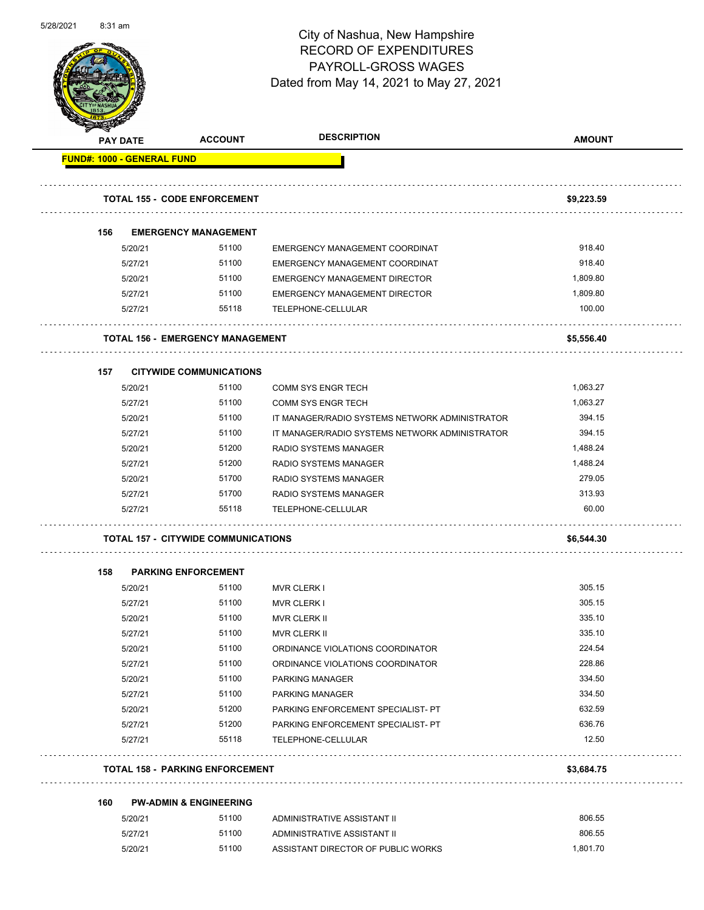# City of Nashua, New Hampshire
## RECORD OF EXPENDITURES
## PAYROLL-GROSS WAGES
### Dated from May 14, 2021 to May 27, 2021

| PAY DATE | ACCOUNT | DESCRIPTION | AMOUNT |
|---|---|---|---|
| **FUND#: 1000 - GENERAL FUND** | | | |
| **TOTAL 155 - CODE ENFORCEMENT** | | | **$9,223.59** |
| **156 EMERGENCY MANAGEMENT** | | | |
| 5/20/21 | 51100 | EMERGENCY MANAGEMENT COORDINAT | 918.40 |
| 5/27/21 | 51100 | EMERGENCY MANAGEMENT COORDINAT | 918.40 |
| 5/20/21 | 51100 | EMERGENCY MANAGEMENT DIRECTOR | 1,809.80 |
| 5/27/21 | 51100 | EMERGENCY MANAGEMENT DIRECTOR | 1,809.80 |
| 5/27/21 | 55118 | TELEPHONE-CELLULAR | 100.00 |
| **TOTAL 156 - EMERGENCY MANAGEMENT** | | | **$5,556.40** |
| **157 CITYWIDE COMMUNICATIONS** | | | |
| 5/20/21 | 51100 | COMM SYS ENGR TECH | 1,063.27 |
| 5/27/21 | 51100 | COMM SYS ENGR TECH | 1,063.27 |
| 5/20/21 | 51100 | IT MANAGER/RADIO SYSTEMS NETWORK ADMINISTRATOR | 394.15 |
| 5/27/21 | 51100 | IT MANAGER/RADIO SYSTEMS NETWORK ADMINISTRATOR | 394.15 |
| 5/20/21 | 51200 | RADIO SYSTEMS MANAGER | 1,488.24 |
| 5/27/21 | 51200 | RADIO SYSTEMS MANAGER | 1,488.24 |
| 5/20/21 | 51700 | RADIO SYSTEMS MANAGER | 279.05 |
| 5/27/21 | 51700 | RADIO SYSTEMS MANAGER | 313.93 |
| 5/27/21 | 55118 | TELEPHONE-CELLULAR | 60.00 |
| **TOTAL 157 - CITYWIDE COMMUNICATIONS** | | | **$6,544.30** |
| **158 PARKING ENFORCEMENT** | | | |
| 5/20/21 | 51100 | MVR CLERK I | 305.15 |
| 5/27/21 | 51100 | MVR CLERK I | 305.15 |
| 5/20/21 | 51100 | MVR CLERK II | 335.10 |
| 5/27/21 | 51100 | MVR CLERK II | 335.10 |
| 5/20/21 | 51100 | ORDINANCE VIOLATIONS COORDINATOR | 224.54 |
| 5/27/21 | 51100 | ORDINANCE VIOLATIONS COORDINATOR | 228.86 |
| 5/20/21 | 51100 | PARKING MANAGER | 334.50 |
| 5/27/21 | 51100 | PARKING MANAGER | 334.50 |
| 5/20/21 | 51200 | PARKING ENFORCEMENT SPECIALIST- PT | 632.59 |
| 5/27/21 | 51200 | PARKING ENFORCEMENT SPECIALIST- PT | 636.76 |
| 5/27/21 | 55118 | TELEPHONE-CELLULAR | 12.50 |
| **TOTAL 158 - PARKING ENFORCEMENT** | | | **$3,684.75** |
| **160 PW-ADMIN & ENGINEERING** | | | |
| 5/20/21 | 51100 | ADMINISTRATIVE ASSISTANT II | 806.55 |
| 5/27/21 | 51100 | ADMINISTRATIVE ASSISTANT II | 806.55 |
| 5/20/21 | 51100 | ASSISTANT DIRECTOR OF PUBLIC WORKS | 1,801.70 |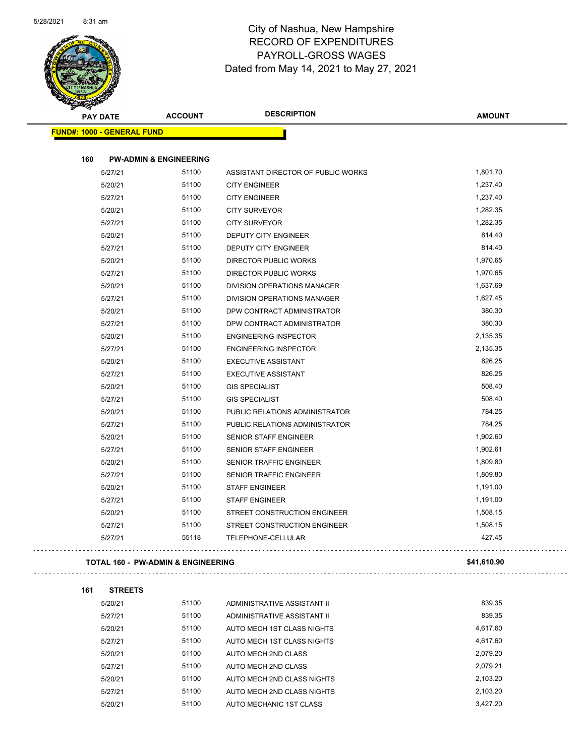# City of Nashua, New Hampshire
## RECORD OF EXPENDITURES
## PAYROLL-GROSS WAGES
## Dated from May 14, 2021 to May 27, 2021

| PAY DATE | ACCOUNT | DESCRIPTION | AMOUNT |
|---|---|---|---|
| **FUND#: 1000 - GENERAL FUND** | | | |
| **160 PW-ADMIN & ENGINEERING** | | | |
| 5/27/21 | 51100 | ASSISTANT DIRECTOR OF PUBLIC WORKS | 1,801.70 |
| 5/20/21 | 51100 | CITY ENGINEER | 1,237.40 |
| 5/27/21 | 51100 | CITY ENGINEER | 1,237.40 |
| 5/20/21 | 51100 | CITY SURVEYOR | 1,282.35 |
| 5/27/21 | 51100 | CITY SURVEYOR | 1,282.35 |
| 5/20/21 | 51100 | DEPUTY CITY ENGINEER | 814.40 |
| 5/27/21 | 51100 | DEPUTY CITY ENGINEER | 814.40 |
| 5/20/21 | 51100 | DIRECTOR PUBLIC WORKS | 1,970.65 |
| 5/27/21 | 51100 | DIRECTOR PUBLIC WORKS | 1,970.65 |
| 5/20/21 | 51100 | DIVISION OPERATIONS MANAGER | 1,637.69 |
| 5/27/21 | 51100 | DIVISION OPERATIONS MANAGER | 1,627.45 |
| 5/20/21 | 51100 | DPW CONTRACT ADMINISTRATOR | 380.30 |
| 5/27/21 | 51100 | DPW CONTRACT ADMINISTRATOR | 380.30 |
| 5/20/21 | 51100 | ENGINEERING INSPECTOR | 2,135.35 |
| 5/27/21 | 51100 | ENGINEERING INSPECTOR | 2,135.35 |
| 5/20/21 | 51100 | EXECUTIVE ASSISTANT | 826.25 |
| 5/27/21 | 51100 | EXECUTIVE ASSISTANT | 826.25 |
| 5/20/21 | 51100 | GIS SPECIALIST | 508.40 |
| 5/27/21 | 51100 | GIS SPECIALIST | 508.40 |
| 5/20/21 | 51100 | PUBLIC RELATIONS ADMINISTRATOR | 784.25 |
| 5/27/21 | 51100 | PUBLIC RELATIONS ADMINISTRATOR | 784.25 |
| 5/20/21 | 51100 | SENIOR STAFF ENGINEER | 1,902.60 |
| 5/27/21 | 51100 | SENIOR STAFF ENGINEER | 1,902.61 |
| 5/20/21 | 51100 | SENIOR TRAFFIC ENGINEER | 1,809.80 |
| 5/27/21 | 51100 | SENIOR TRAFFIC ENGINEER | 1,809.80 |
| 5/20/21 | 51100 | STAFF ENGINEER | 1,191.00 |
| 5/27/21 | 51100 | STAFF ENGINEER | 1,191.00 |
| 5/20/21 | 51100 | STREET CONSTRUCTION ENGINEER | 1,508.15 |
| 5/27/21 | 51100 | STREET CONSTRUCTION ENGINEER | 1,508.15 |
| 5/27/21 | 55118 | TELEPHONE-CELLULAR | 427.45 |
| **TOTAL 160 - PW-ADMIN & ENGINEERING** | | | **$41,610.90** |
| **161 STREETS** | | | |
| 5/20/21 | 51100 | ADMINISTRATIVE ASSISTANT II | 839.35 |
| 5/27/21 | 51100 | ADMINISTRATIVE ASSISTANT II | 839.35 |
| 5/20/21 | 51100 | AUTO MECH 1ST CLASS NIGHTS | 4,617.60 |
| 5/27/21 | 51100 | AUTO MECH 1ST CLASS NIGHTS | 4,617.60 |
| 5/20/21 | 51100 | AUTO MECH 2ND CLASS | 2,079.20 |
| 5/27/21 | 51100 | AUTO MECH 2ND CLASS | 2,079.21 |
| 5/20/21 | 51100 | AUTO MECH 2ND CLASS NIGHTS | 2,103.20 |
| 5/27/21 | 51100 | AUTO MECH 2ND CLASS NIGHTS | 2,103.20 |
| 5/20/21 | 51100 | AUTO MECHANIC 1ST CLASS | 3,427.20 |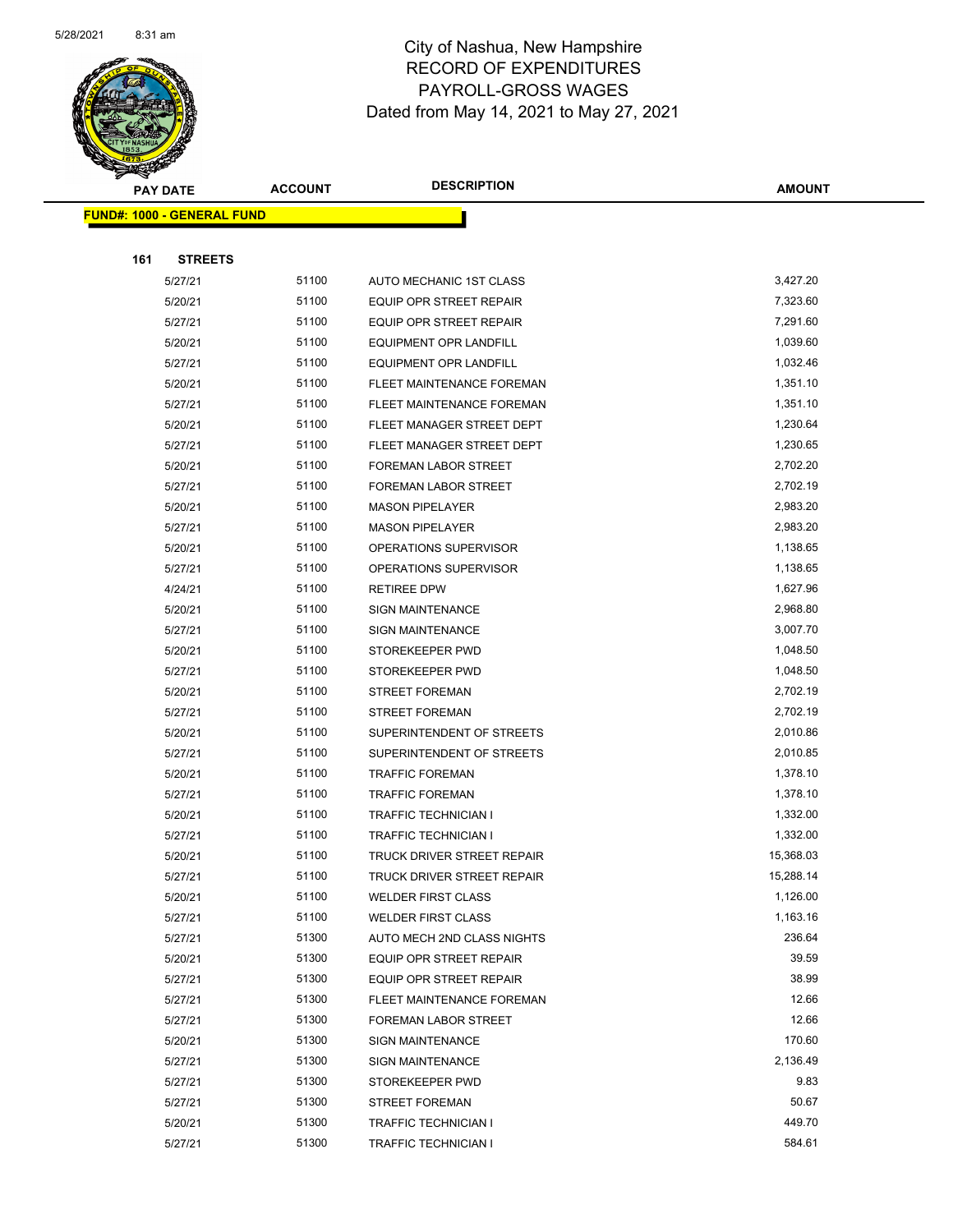# City of Nashua, New Hampshire
## RECORD OF EXPENDITURES
## PAYROLL-GROSS WAGES
## Dated from May 14, 2021 to May 27, 2021

| PAY DATE | ACCOUNT | DESCRIPTION | AMOUNT |
|---|---|---|---|
| **FUND#: 1000 - GENERAL FUND** | | | |
| **161 STREETS** | | | |
| 5/27/21 | 51100 | AUTO MECHANIC 1ST CLASS | 3,427.20 |
| 5/20/21 | 51100 | EQUIP OPR STREET REPAIR | 7,323.60 |
| 5/27/21 | 51100 | EQUIP OPR STREET REPAIR | 7,291.60 |
| 5/20/21 | 51100 | EQUIPMENT OPR LANDFILL | 1,039.60 |
| 5/27/21 | 51100 | EQUIPMENT OPR LANDFILL | 1,032.46 |
| 5/20/21 | 51100 | FLEET MAINTENANCE FOREMAN | 1,351.10 |
| 5/27/21 | 51100 | FLEET MAINTENANCE FOREMAN | 1,351.10 |
| 5/20/21 | 51100 | FLEET MANAGER STREET DEPT | 1,230.64 |
| 5/27/21 | 51100 | FLEET MANAGER STREET DEPT | 1,230.65 |
| 5/20/21 | 51100 | FOREMAN LABOR STREET | 2,702.20 |
| 5/27/21 | 51100 | FOREMAN LABOR STREET | 2,702.19 |
| 5/20/21 | 51100 | MASON PIPELAYER | 2,983.20 |
| 5/27/21 | 51100 | MASON PIPELAYER | 2,983.20 |
| 5/20/21 | 51100 | OPERATIONS SUPERVISOR | 1,138.65 |
| 5/27/21 | 51100 | OPERATIONS SUPERVISOR | 1,138.65 |
| 4/24/21 | 51100 | RETIREE DPW | 1,627.96 |
| 5/20/21 | 51100 | SIGN MAINTENANCE | 2,968.80 |
| 5/27/21 | 51100 | SIGN MAINTENANCE | 3,007.70 |
| 5/20/21 | 51100 | STOREKEEPER PWD | 1,048.50 |
| 5/27/21 | 51100 | STOREKEEPER PWD | 1,048.50 |
| 5/20/21 | 51100 | STREET FOREMAN | 2,702.19 |
| 5/27/21 | 51100 | STREET FOREMAN | 2,702.19 |
| 5/20/21 | 51100 | SUPERINTENDENT OF STREETS | 2,010.86 |
| 5/27/21 | 51100 | SUPERINTENDENT OF STREETS | 2,010.85 |
| 5/20/21 | 51100 | TRAFFIC FOREMAN | 1,378.10 |
| 5/27/21 | 51100 | TRAFFIC FOREMAN | 1,378.10 |
| 5/20/21 | 51100 | TRAFFIC TECHNICIAN I | 1,332.00 |
| 5/27/21 | 51100 | TRAFFIC TECHNICIAN I | 1,332.00 |
| 5/20/21 | 51100 | TRUCK DRIVER STREET REPAIR | 15,368.03 |
| 5/27/21 | 51100 | TRUCK DRIVER STREET REPAIR | 15,288.14 |
| 5/20/21 | 51100 | WELDER FIRST CLASS | 1,126.00 |
| 5/27/21 | 51100 | WELDER FIRST CLASS | 1,163.16 |
| 5/27/21 | 51300 | AUTO MECH 2ND CLASS NIGHTS | 236.64 |
| 5/20/21 | 51300 | EQUIP OPR STREET REPAIR | 39.59 |
| 5/27/21 | 51300 | EQUIP OPR STREET REPAIR | 38.99 |
| 5/27/21 | 51300 | FLEET MAINTENANCE FOREMAN | 12.66 |
| 5/27/21 | 51300 | FOREMAN LABOR STREET | 12.66 |
| 5/20/21 | 51300 | SIGN MAINTENANCE | 170.60 |
| 5/27/21 | 51300 | SIGN MAINTENANCE | 2,136.49 |
| 5/27/21 | 51300 | STOREKEEPER PWD | 9.83 |
| 5/27/21 | 51300 | STREET FOREMAN | 50.67 |
| 5/20/21 | 51300 | TRAFFIC TECHNICIAN I | 449.70 |
| 5/27/21 | 51300 | TRAFFIC TECHNICIAN I | 584.61 |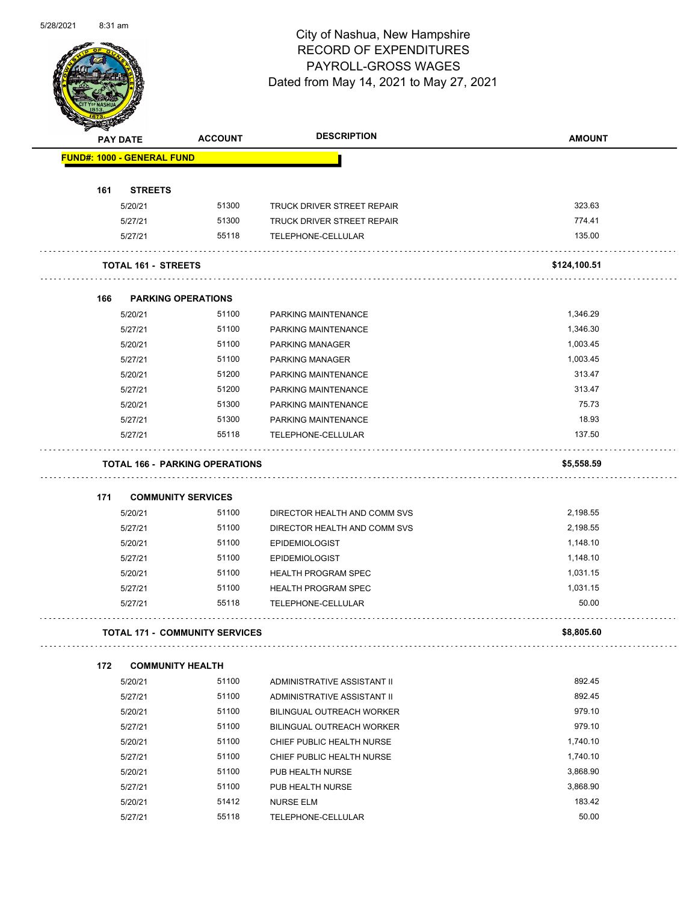# City of Nashua, New Hampshire
## RECORD OF EXPENDITURES
## PAYROLL-GROSS WAGES
## Dated from May 14, 2021 to May 27, 2021

| PAY DATE | ACCOUNT | DESCRIPTION | AMOUNT |
|---|---|---|---|
| **FUND#: 1000 - GENERAL FUND** | | | |
| **161 STREETS** | | | |
| 5/20/21 | 51300 | TRUCK DRIVER STREET REPAIR | 323.63 |
| 5/27/21 | 51300 | TRUCK DRIVER STREET REPAIR | 774.41 |
| 5/27/21 | 55118 | TELEPHONE-CELLULAR | 135.00 |
| **TOTAL 161 - STREETS** | | | **$124,100.51** |
| **166 PARKING OPERATIONS** | | | |
| 5/20/21 | 51100 | PARKING MAINTENANCE | 1,346.29 |
| 5/27/21 | 51100 | PARKING MAINTENANCE | 1,346.30 |
| 5/20/21 | 51100 | PARKING MANAGER | 1,003.45 |
| 5/27/21 | 51100 | PARKING MANAGER | 1,003.45 |
| 5/20/21 | 51200 | PARKING MAINTENANCE | 313.47 |
| 5/27/21 | 51200 | PARKING MAINTENANCE | 313.47 |
| 5/20/21 | 51300 | PARKING MAINTENANCE | 75.73 |
| 5/27/21 | 51300 | PARKING MAINTENANCE | 18.93 |
| 5/27/21 | 55118 | TELEPHONE-CELLULAR | 137.50 |
| **TOTAL 166 - PARKING OPERATIONS** | | | **$5,558.59** |
| **171 COMMUNITY SERVICES** | | | |
| 5/20/21 | 51100 | DIRECTOR HEALTH AND COMM SVS | 2,198.55 |
| 5/27/21 | 51100 | DIRECTOR HEALTH AND COMM SVS | 2,198.55 |
| 5/20/21 | 51100 | EPIDEMIOLOGIST | 1,148.10 |
| 5/27/21 | 51100 | EPIDEMIOLOGIST | 1,148.10 |
| 5/20/21 | 51100 | HEALTH PROGRAM SPEC | 1,031.15 |
| 5/27/21 | 51100 | HEALTH PROGRAM SPEC | 1,031.15 |
| 5/27/21 | 55118 | TELEPHONE-CELLULAR | 50.00 |
| **TOTAL 171 - COMMUNITY SERVICES** | | | **$8,805.60** |
| **172 COMMUNITY HEALTH** | | | |
| 5/20/21 | 51100 | ADMINISTRATIVE ASSISTANT II | 892.45 |
| 5/27/21 | 51100 | ADMINISTRATIVE ASSISTANT II | 892.45 |
| 5/20/21 | 51100 | BILINGUAL OUTREACH WORKER | 979.10 |
| 5/27/21 | 51100 | BILINGUAL OUTREACH WORKER | 979.10 |
| 5/20/21 | 51100 | CHIEF PUBLIC HEALTH NURSE | 1,740.10 |
| 5/27/21 | 51100 | CHIEF PUBLIC HEALTH NURSE | 1,740.10 |
| 5/20/21 | 51100 | PUB HEALTH NURSE | 3,868.90 |
| 5/27/21 | 51100 | PUB HEALTH NURSE | 3,868.90 |
| 5/20/21 | 51412 | NURSE ELM | 183.42 |
| 5/27/21 | 55118 | TELEPHONE-CELLULAR | 50.00 |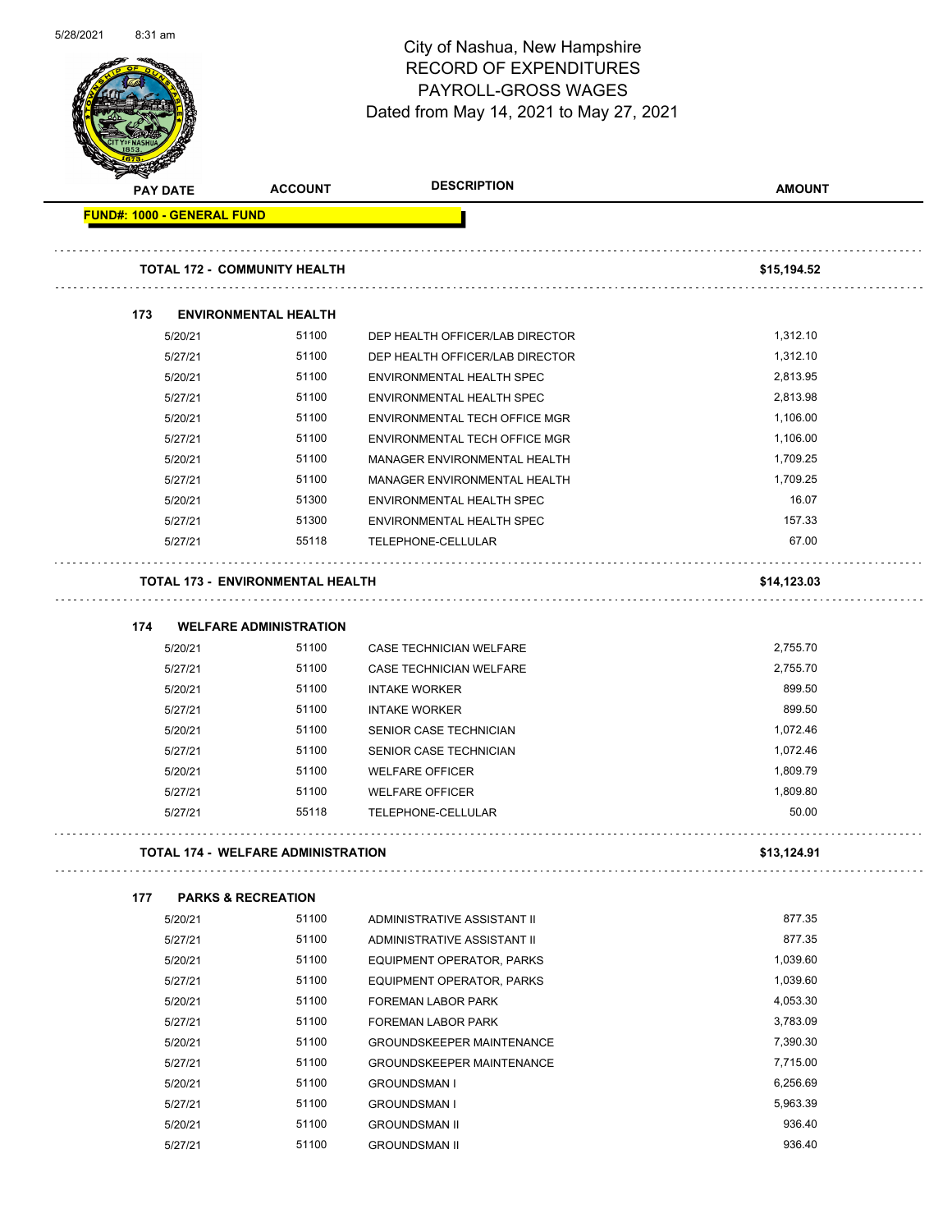# City of Nashua, New Hampshire
## RECORD OF EXPENDITURES
## PAYROLL-GROSS WAGES
### Dated from May 14, 2021 to May 27, 2021

| PAY DATE | ACCOUNT | DESCRIPTION | AMOUNT |
|---|---|---|---|
| **FUND#: 1000 - GENERAL FUND** | | | |
| **TOTAL 172 - COMMUNITY HEALTH** | | | **$15,194.52** |
| **173 ENVIRONMENTAL HEALTH** | | | |
| 5/20/21 | 51100 | DEP HEALTH OFFICER/LAB DIRECTOR | 1,312.10 |
| 5/27/21 | 51100 | DEP HEALTH OFFICER/LAB DIRECTOR | 1,312.10 |
| 5/20/21 | 51100 | ENVIRONMENTAL HEALTH SPEC | 2,813.95 |
| 5/27/21 | 51100 | ENVIRONMENTAL HEALTH SPEC | 2,813.98 |
| 5/20/21 | 51100 | ENVIRONMENTAL TECH OFFICE MGR | 1,106.00 |
| 5/27/21 | 51100 | ENVIRONMENTAL TECH OFFICE MGR | 1,106.00 |
| 5/20/21 | 51100 | MANAGER ENVIRONMENTAL HEALTH | 1,709.25 |
| 5/27/21 | 51100 | MANAGER ENVIRONMENTAL HEALTH | 1,709.25 |
| 5/20/21 | 51300 | ENVIRONMENTAL HEALTH SPEC | 16.07 |
| 5/27/21 | 51300 | ENVIRONMENTAL HEALTH SPEC | 157.33 |
| 5/27/21 | 55118 | TELEPHONE-CELLULAR | 67.00 |
| **TOTAL 173 - ENVIRONMENTAL HEALTH** | | | **$14,123.03** |
| **174 WELFARE ADMINISTRATION** | | | |
| 5/20/21 | 51100 | CASE TECHNICIAN WELFARE | 2,755.70 |
| 5/27/21 | 51100 | CASE TECHNICIAN WELFARE | 2,755.70 |
| 5/20/21 | 51100 | INTAKE WORKER | 899.50 |
| 5/27/21 | 51100 | INTAKE WORKER | 899.50 |
| 5/20/21 | 51100 | SENIOR CASE TECHNICIAN | 1,072.46 |
| 5/27/21 | 51100 | SENIOR CASE TECHNICIAN | 1,072.46 |
| 5/20/21 | 51100 | WELFARE OFFICER | 1,809.79 |
| 5/27/21 | 51100 | WELFARE OFFICER | 1,809.80 |
| 5/27/21 | 55118 | TELEPHONE-CELLULAR | 50.00 |
| **TOTAL 174 - WELFARE ADMINISTRATION** | | | **$13,124.91** |
| **177 PARKS & RECREATION** | | | |
| 5/20/21 | 51100 | ADMINISTRATIVE ASSISTANT II | 877.35 |
| 5/27/21 | 51100 | ADMINISTRATIVE ASSISTANT II | 877.35 |
| 5/20/21 | 51100 | EQUIPMENT OPERATOR, PARKS | 1,039.60 |
| 5/27/21 | 51100 | EQUIPMENT OPERATOR, PARKS | 1,039.60 |
| 5/20/21 | 51100 | FOREMAN LABOR PARK | 4,053.30 |
| 5/27/21 | 51100 | FOREMAN LABOR PARK | 3,783.09 |
| 5/20/21 | 51100 | GROUNDSKEEPER MAINTENANCE | 7,390.30 |
| 5/27/21 | 51100 | GROUNDSKEEPER MAINTENANCE | 7,715.00 |
| 5/20/21 | 51100 | GROUNDSMAN I | 6,256.69 |
| 5/27/21 | 51100 | GROUNDSMAN I | 5,963.39 |
| 5/20/21 | 51100 | GROUNDSMAN II | 936.40 |
| 5/27/21 | 51100 | GROUNDSMAN II | 936.40 |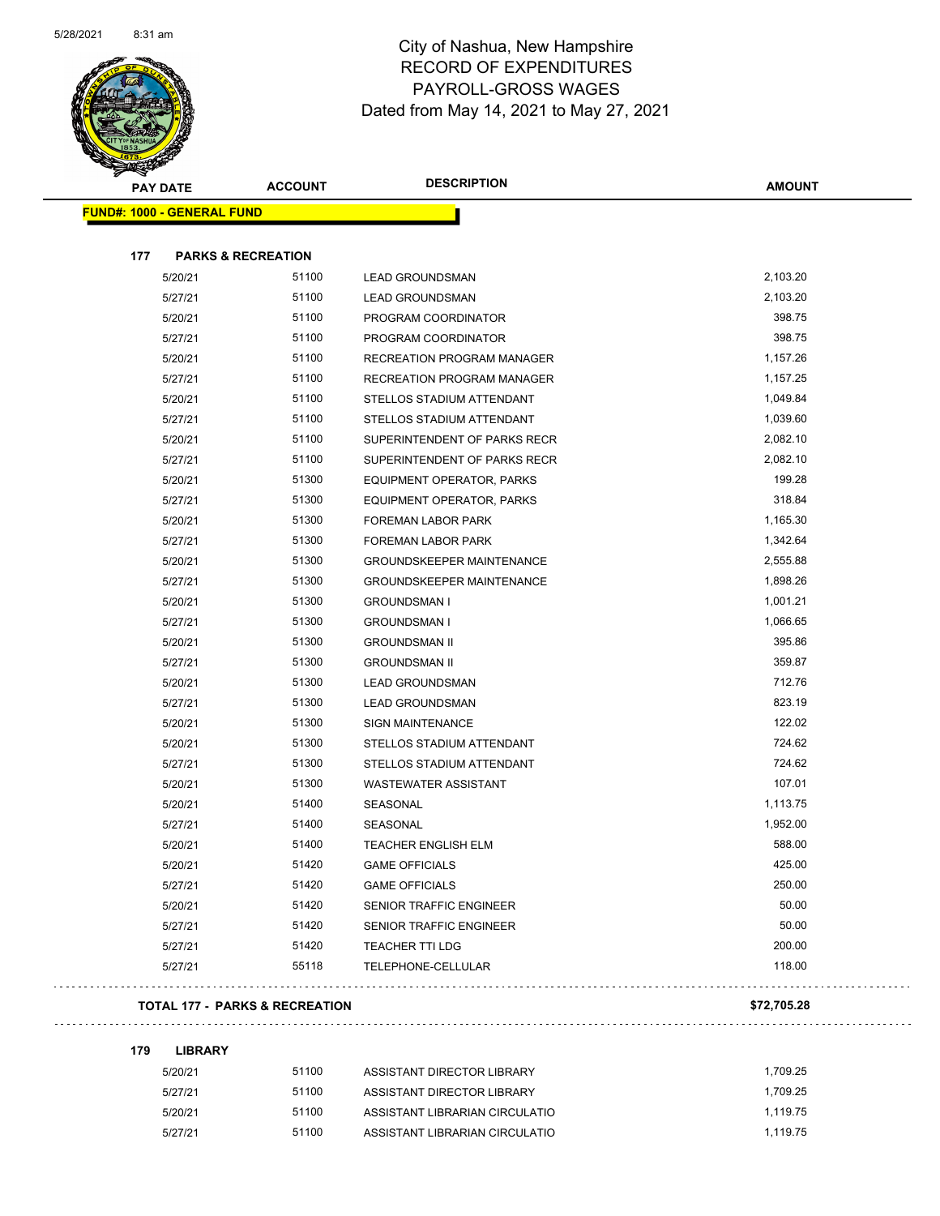# City of Nashua, New Hampshire
## RECORD OF EXPENDITURES
## PAYROLL-GROSS WAGES
Dated from May 14, 2021 to May 27, 2021

| PAY DATE | ACCOUNT | DESCRIPTION | AMOUNT |
|---|---|---|---|
| **FUND#: 1000 - GENERAL FUND** | | | |
| **177 PARKS & RECREATION** | | | |
| 5/20/21 | 51100 | LEAD GROUNDSMAN | 2,103.20 |
| 5/27/21 | 51100 | LEAD GROUNDSMAN | 2,103.20 |
| 5/20/21 | 51100 | PROGRAM COORDINATOR | 398.75 |
| 5/27/21 | 51100 | PROGRAM COORDINATOR | 398.75 |
| 5/20/21 | 51100 | RECREATION PROGRAM MANAGER | 1,157.26 |
| 5/27/21 | 51100 | RECREATION PROGRAM MANAGER | 1,157.25 |
| 5/20/21 | 51100 | STELLOS STADIUM ATTENDANT | 1,049.84 |
| 5/27/21 | 51100 | STELLOS STADIUM ATTENDANT | 1,039.60 |
| 5/20/21 | 51100 | SUPERINTENDENT OF PARKS RECR | 2,082.10 |
| 5/27/21 | 51100 | SUPERINTENDENT OF PARKS RECR | 2,082.10 |
| 5/20/21 | 51300 | EQUIPMENT OPERATOR, PARKS | 199.28 |
| 5/27/21 | 51300 | EQUIPMENT OPERATOR, PARKS | 318.84 |
| 5/20/21 | 51300 | FOREMAN LABOR PARK | 1,165.30 |
| 5/27/21 | 51300 | FOREMAN LABOR PARK | 1,342.64 |
| 5/20/21 | 51300 | GROUNDSKEEPER MAINTENANCE | 2,555.88 |
| 5/27/21 | 51300 | GROUNDSKEEPER MAINTENANCE | 1,898.26 |
| 5/20/21 | 51300 | GROUNDSMAN I | 1,001.21 |
| 5/27/21 | 51300 | GROUNDSMAN I | 1,066.65 |
| 5/20/21 | 51300 | GROUNDSMAN II | 395.86 |
| 5/27/21 | 51300 | GROUNDSMAN II | 359.87 |
| 5/20/21 | 51300 | LEAD GROUNDSMAN | 712.76 |
| 5/27/21 | 51300 | LEAD GROUNDSMAN | 823.19 |
| 5/20/21 | 51300 | SIGN MAINTENANCE | 122.02 |
| 5/20/21 | 51300 | STELLOS STADIUM ATTENDANT | 724.62 |
| 5/27/21 | 51300 | STELLOS STADIUM ATTENDANT | 724.62 |
| 5/20/21 | 51300 | WASTEWATER ASSISTANT | 107.01 |
| 5/20/21 | 51400 | SEASONAL | 1,113.75 |
| 5/27/21 | 51400 | SEASONAL | 1,952.00 |
| 5/20/21 | 51400 | TEACHER ENGLISH ELM | 588.00 |
| 5/20/21 | 51420 | GAME OFFICIALS | 425.00 |
| 5/27/21 | 51420 | GAME OFFICIALS | 250.00 |
| 5/20/21 | 51420 | SENIOR TRAFFIC ENGINEER | 50.00 |
| 5/27/21 | 51420 | SENIOR TRAFFIC ENGINEER | 50.00 |
| 5/27/21 | 51420 | TEACHER TTI LDG | 200.00 |
| 5/27/21 | 55118 | TELEPHONE-CELLULAR | 118.00 |
| **TOTAL 177 - PARKS & RECREATION** | | | **$72,705.28** |
| **179 LIBRARY** | | | |
| 5/20/21 | 51100 | ASSISTANT DIRECTOR LIBRARY | 1,709.25 |
| 5/27/21 | 51100 | ASSISTANT DIRECTOR LIBRARY | 1,709.25 |
| 5/20/21 | 51100 | ASSISTANT LIBRARIAN CIRCULATIO | 1,119.75 |
| 5/27/21 | 51100 | ASSISTANT LIBRARIAN CIRCULATIO | 1,119.75 |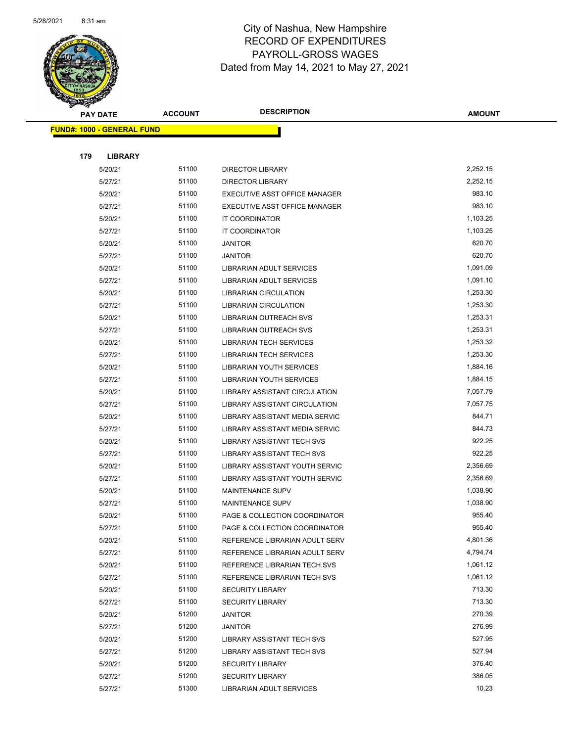# City of Nashua, New Hampshire
## RECORD OF EXPENDITURES
## PAYROLL-GROSS WAGES
## Dated from May 14, 2021 to May 27, 2021

| PAY DATE | ACCOUNT | DESCRIPTION | AMOUNT |
|---|---|---|---|

**FUND#: 1000 - GENERAL FUND**

**179 LIBRARY**

| PAY DATE | ACCOUNT | DESCRIPTION | AMOUNT |
|---|---|---|---|
| 5/20/21 | 51100 | DIRECTOR LIBRARY | 2,252.15 |
| 5/27/21 | 51100 | DIRECTOR LIBRARY | 2,252.15 |
| 5/20/21 | 51100 | EXECUTIVE ASST OFFICE MANAGER | 983.10 |
| 5/27/21 | 51100 | EXECUTIVE ASST OFFICE MANAGER | 983.10 |
| 5/20/21 | 51100 | IT COORDINATOR | 1,103.25 |
| 5/27/21 | 51100 | IT COORDINATOR | 1,103.25 |
| 5/20/21 | 51100 | JANITOR | 620.70 |
| 5/27/21 | 51100 | JANITOR | 620.70 |
| 5/20/21 | 51100 | LIBRARIAN ADULT SERVICES | 1,091.09 |
| 5/27/21 | 51100 | LIBRARIAN ADULT SERVICES | 1,091.10 |
| 5/20/21 | 51100 | LIBRARIAN CIRCULATION | 1,253.30 |
| 5/27/21 | 51100 | LIBRARIAN CIRCULATION | 1,253.30 |
| 5/20/21 | 51100 | LIBRARIAN OUTREACH SVS | 1,253.31 |
| 5/27/21 | 51100 | LIBRARIAN OUTREACH SVS | 1,253.31 |
| 5/20/21 | 51100 | LIBRARIAN TECH SERVICES | 1,253.32 |
| 5/27/21 | 51100 | LIBRARIAN TECH SERVICES | 1,253.30 |
| 5/20/21 | 51100 | LIBRARIAN YOUTH SERVICES | 1,884.16 |
| 5/27/21 | 51100 | LIBRARIAN YOUTH SERVICES | 1,884.15 |
| 5/20/21 | 51100 | LIBRARY ASSISTANT CIRCULATION | 7,057.79 |
| 5/27/21 | 51100 | LIBRARY ASSISTANT CIRCULATION | 7,057.75 |
| 5/20/21 | 51100 | LIBRARY ASSISTANT MEDIA SERVIC | 844.71 |
| 5/27/21 | 51100 | LIBRARY ASSISTANT MEDIA SERVIC | 844.73 |
| 5/20/21 | 51100 | LIBRARY ASSISTANT TECH SVS | 922.25 |
| 5/27/21 | 51100 | LIBRARY ASSISTANT TECH SVS | 922.25 |
| 5/20/21 | 51100 | LIBRARY ASSISTANT YOUTH SERVIC | 2,356.69 |
| 5/27/21 | 51100 | LIBRARY ASSISTANT YOUTH SERVIC | 2,356.69 |
| 5/20/21 | 51100 | MAINTENANCE SUPV | 1,038.90 |
| 5/27/21 | 51100 | MAINTENANCE SUPV | 1,038.90 |
| 5/20/21 | 51100 | PAGE & COLLECTION COORDINATOR | 955.40 |
| 5/27/21 | 51100 | PAGE & COLLECTION COORDINATOR | 955.40 |
| 5/20/21 | 51100 | REFERENCE LIBRARIAN ADULT SERV | 4,801.36 |
| 5/27/21 | 51100 | REFERENCE LIBRARIAN ADULT SERV | 4,794.74 |
| 5/20/21 | 51100 | REFERENCE LIBRARIAN TECH SVS | 1,061.12 |
| 5/27/21 | 51100 | REFERENCE LIBRARIAN TECH SVS | 1,061.12 |
| 5/20/21 | 51100 | SECURITY LIBRARY | 713.30 |
| 5/27/21 | 51100 | SECURITY LIBRARY | 713.30 |
| 5/20/21 | 51200 | JANITOR | 270.39 |
| 5/27/21 | 51200 | JANITOR | 276.99 |
| 5/20/21 | 51200 | LIBRARY ASSISTANT TECH SVS | 527.95 |
| 5/27/21 | 51200 | LIBRARY ASSISTANT TECH SVS | 527.94 |
| 5/20/21 | 51200 | SECURITY LIBRARY | 376.40 |
| 5/27/21 | 51200 | SECURITY LIBRARY | 386.05 |
| 5/27/21 | 51300 | LIBRARIAN ADULT SERVICES | 10.23 |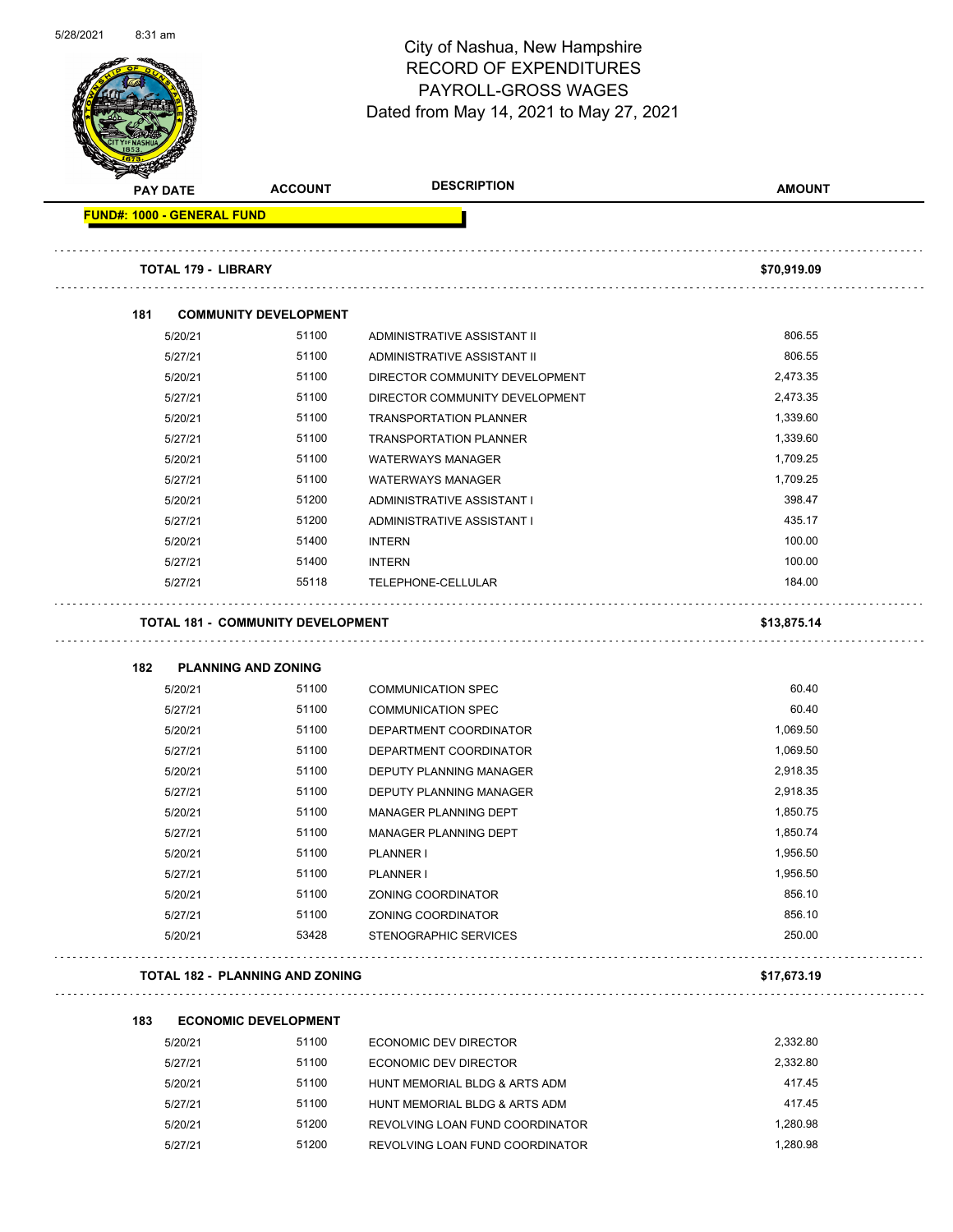City of Nashua, New Hampshire
RECORD OF EXPENDITURES
PAYROLL-GROSS WAGES
Dated from May 14, 2021 to May 27, 2021

| PAY DATE | ACCOUNT | DESCRIPTION | AMOUNT |
|---|---|---|---|
| **FUND#: 1000 - GENERAL FUND** | | | |
| **TOTAL 179 - LIBRARY** | | | **$70,919.09** |
| **181 COMMUNITY DEVELOPMENT** | | | |
| 5/20/21 | 51100 | ADMINISTRATIVE ASSISTANT II | 806.55 |
| 5/27/21 | 51100 | ADMINISTRATIVE ASSISTANT II | 806.55 |
| 5/20/21 | 51100 | DIRECTOR COMMUNITY DEVELOPMENT | 2,473.35 |
| 5/27/21 | 51100 | DIRECTOR COMMUNITY DEVELOPMENT | 2,473.35 |
| 5/20/21 | 51100 | TRANSPORTATION PLANNER | 1,339.60 |
| 5/27/21 | 51100 | TRANSPORTATION PLANNER | 1,339.60 |
| 5/20/21 | 51100 | WATERWAYS MANAGER | 1,709.25 |
| 5/27/21 | 51100 | WATERWAYS MANAGER | 1,709.25 |
| 5/20/21 | 51200 | ADMINISTRATIVE ASSISTANT I | 398.47 |
| 5/27/21 | 51200 | ADMINISTRATIVE ASSISTANT I | 435.17 |
| 5/20/21 | 51400 | INTERN | 100.00 |
| 5/27/21 | 51400 | INTERN | 100.00 |
| 5/27/21 | 55118 | TELEPHONE-CELLULAR | 184.00 |
| **TOTAL 181 - COMMUNITY DEVELOPMENT** | | | **$13,875.14** |
| **182 PLANNING AND ZONING** | | | |
| 5/20/21 | 51100 | COMMUNICATION SPEC | 60.40 |
| 5/27/21 | 51100 | COMMUNICATION SPEC | 60.40 |
| 5/20/21 | 51100 | DEPARTMENT COORDINATOR | 1,069.50 |
| 5/27/21 | 51100 | DEPARTMENT COORDINATOR | 1,069.50 |
| 5/20/21 | 51100 | DEPUTY PLANNING MANAGER | 2,918.35 |
| 5/27/21 | 51100 | DEPUTY PLANNING MANAGER | 2,918.35 |
| 5/20/21 | 51100 | MANAGER PLANNING DEPT | 1,850.75 |
| 5/27/21 | 51100 | MANAGER PLANNING DEPT | 1,850.74 |
| 5/20/21 | 51100 | PLANNER I | 1,956.50 |
| 5/27/21 | 51100 | PLANNER I | 1,956.50 |
| 5/20/21 | 51100 | ZONING COORDINATOR | 856.10 |
| 5/27/21 | 51100 | ZONING COORDINATOR | 856.10 |
| 5/20/21 | 53428 | STENOGRAPHIC SERVICES | 250.00 |
| **TOTAL 182 - PLANNING AND ZONING** | | | **$17,673.19** |
| **183 ECONOMIC DEVELOPMENT** | | | |
| 5/20/21 | 51100 | ECONOMIC DEV DIRECTOR | 2,332.80 |
| 5/27/21 | 51100 | ECONOMIC DEV DIRECTOR | 2,332.80 |
| 5/20/21 | 51100 | HUNT MEMORIAL BLDG & ARTS ADM | 417.45 |
| 5/27/21 | 51100 | HUNT MEMORIAL BLDG & ARTS ADM | 417.45 |
| 5/20/21 | 51200 | REVOLVING LOAN FUND COORDINATOR | 1,280.98 |
| 5/27/21 | 51200 | REVOLVING LOAN FUND COORDINATOR | 1,280.98 |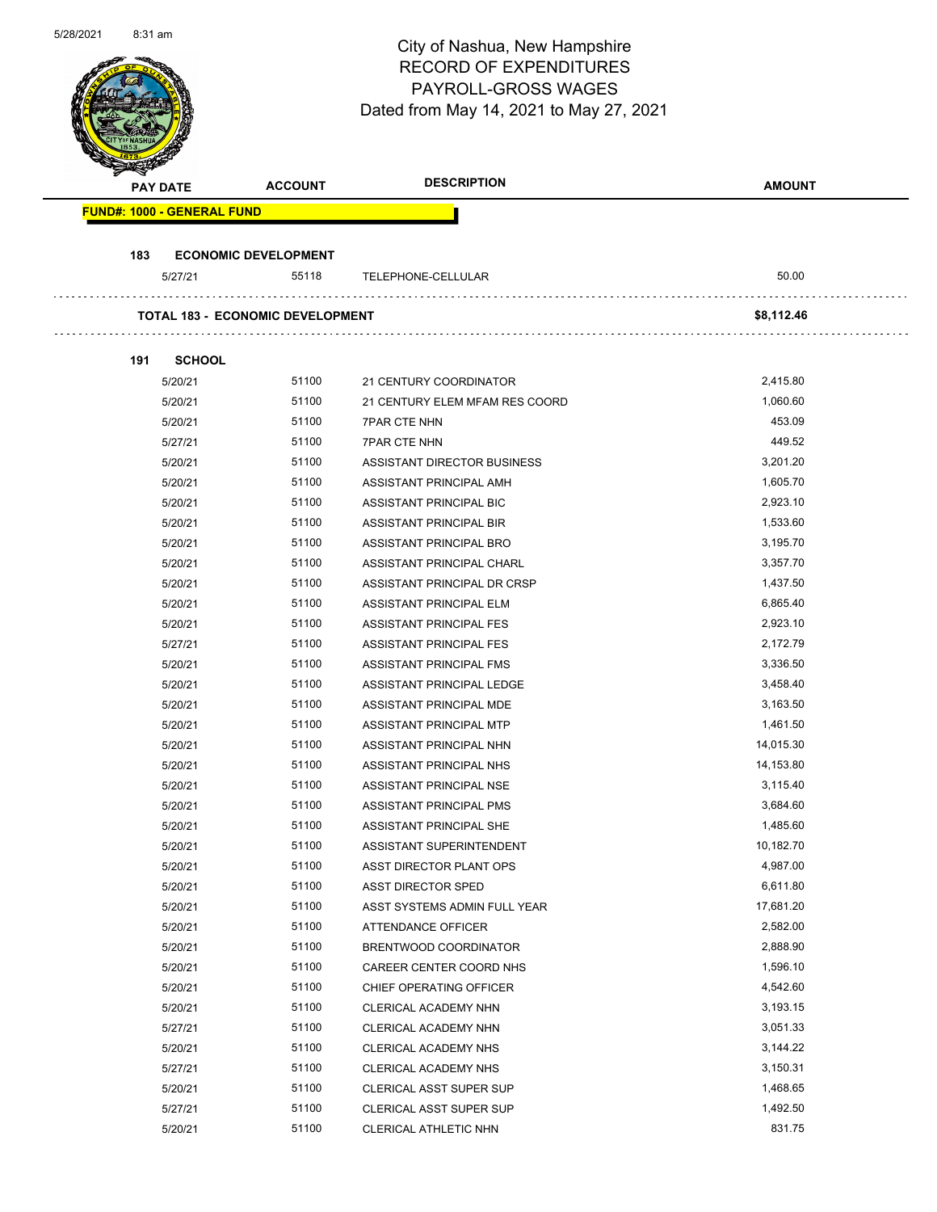City of Nashua, New Hampshire
RECORD OF EXPENDITURES
PAYROLL-GROSS WAGES
Dated from May 14, 2021 to May 27, 2021

| PAY DATE | ACCOUNT | DESCRIPTION | AMOUNT |
|---|---|---|---|

**FUND#: 1000 - GENERAL FUND**

**183 ECONOMIC DEVELOPMENT**

| PAY DATE | ACCOUNT | DESCRIPTION | AMOUNT |
|---|---|---|---|
| 5/27/21 | 55118 | TELEPHONE-CELLULAR | 50.00 |
| **TOTAL 183 - ECONOMIC DEVELOPMENT** | | | **$8,112.46** |

**191 SCHOOL**

| PAY DATE | ACCOUNT | DESCRIPTION | AMOUNT |
|---|---|---|---|
| 5/20/21 | 51100 | 21 CENTURY COORDINATOR | 2,415.80 |
| 5/20/21 | 51100 | 21 CENTURY ELEM MFAM RES COORD | 1,060.60 |
| 5/20/21 | 51100 | 7PAR CTE NHN | 453.09 |
| 5/27/21 | 51100 | 7PAR CTE NHN | 449.52 |
| 5/20/21 | 51100 | ASSISTANT DIRECTOR BUSINESS | 3,201.20 |
| 5/20/21 | 51100 | ASSISTANT PRINCIPAL AMH | 1,605.70 |
| 5/20/21 | 51100 | ASSISTANT PRINCIPAL BIC | 2,923.10 |
| 5/20/21 | 51100 | ASSISTANT PRINCIPAL BIR | 1,533.60 |
| 5/20/21 | 51100 | ASSISTANT PRINCIPAL BRO | 3,195.70 |
| 5/20/21 | 51100 | ASSISTANT PRINCIPAL CHARL | 3,357.70 |
| 5/20/21 | 51100 | ASSISTANT PRINCIPAL DR CRSP | 1,437.50 |
| 5/20/21 | 51100 | ASSISTANT PRINCIPAL ELM | 6,865.40 |
| 5/20/21 | 51100 | ASSISTANT PRINCIPAL FES | 2,923.10 |
| 5/27/21 | 51100 | ASSISTANT PRINCIPAL FES | 2,172.79 |
| 5/20/21 | 51100 | ASSISTANT PRINCIPAL FMS | 3,336.50 |
| 5/20/21 | 51100 | ASSISTANT PRINCIPAL LEDGE | 3,458.40 |
| 5/20/21 | 51100 | ASSISTANT PRINCIPAL MDE | 3,163.50 |
| 5/20/21 | 51100 | ASSISTANT PRINCIPAL MTP | 1,461.50 |
| 5/20/21 | 51100 | ASSISTANT PRINCIPAL NHN | 14,015.30 |
| 5/20/21 | 51100 | ASSISTANT PRINCIPAL NHS | 14,153.80 |
| 5/20/21 | 51100 | ASSISTANT PRINCIPAL NSE | 3,115.40 |
| 5/20/21 | 51100 | ASSISTANT PRINCIPAL PMS | 3,684.60 |
| 5/20/21 | 51100 | ASSISTANT PRINCIPAL SHE | 1,485.60 |
| 5/20/21 | 51100 | ASSISTANT SUPERINTENDENT | 10,182.70 |
| 5/20/21 | 51100 | ASST DIRECTOR PLANT OPS | 4,987.00 |
| 5/20/21 | 51100 | ASST DIRECTOR SPED | 6,611.80 |
| 5/20/21 | 51100 | ASST SYSTEMS ADMIN FULL YEAR | 17,681.20 |
| 5/20/21 | 51100 | ATTENDANCE OFFICER | 2,582.00 |
| 5/20/21 | 51100 | BRENTWOOD COORDINATOR | 2,888.90 |
| 5/20/21 | 51100 | CAREER CENTER COORD NHS | 1,596.10 |
| 5/20/21 | 51100 | CHIEF OPERATING OFFICER | 4,542.60 |
| 5/20/21 | 51100 | CLERICAL ACADEMY NHN | 3,193.15 |
| 5/27/21 | 51100 | CLERICAL ACADEMY NHN | 3,051.33 |
| 5/20/21 | 51100 | CLERICAL ACADEMY NHS | 3,144.22 |
| 5/27/21 | 51100 | CLERICAL ACADEMY NHS | 3,150.31 |
| 5/20/21 | 51100 | CLERICAL ASST SUPER SUP | 1,468.65 |
| 5/27/21 | 51100 | CLERICAL ASST SUPER SUP | 1,492.50 |
| 5/20/21 | 51100 | CLERICAL ATHLETIC NHN | 831.75 |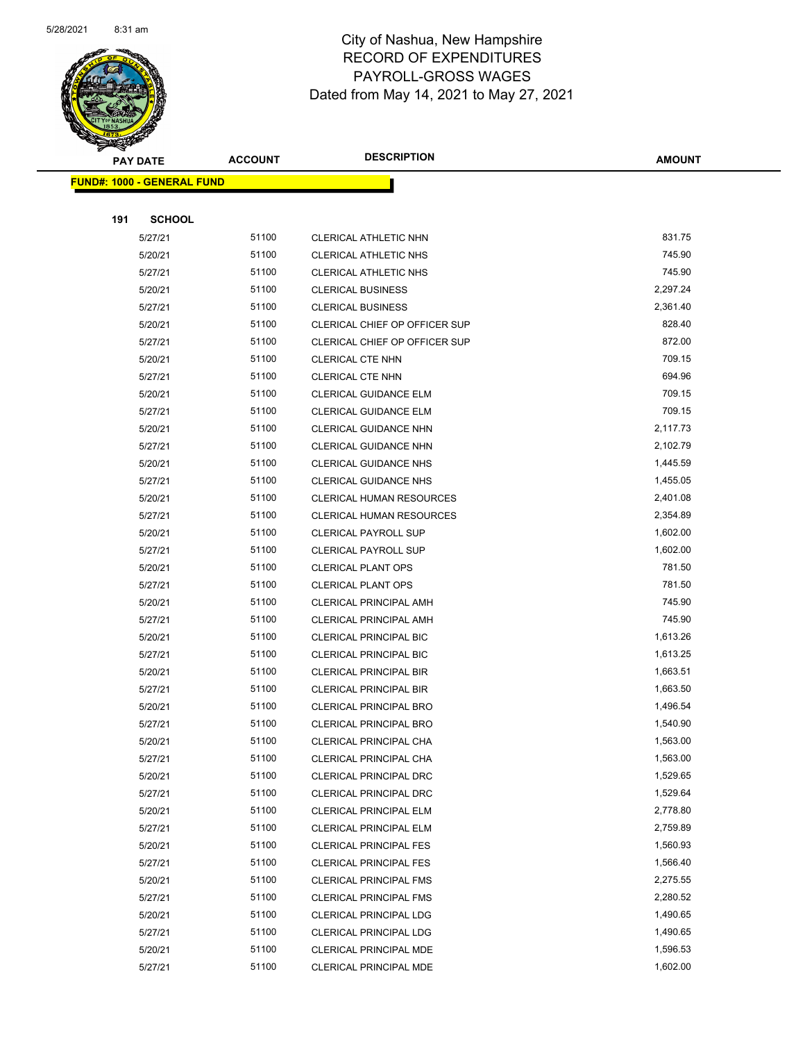# City of Nashua, New Hampshire
## RECORD OF EXPENDITURES
## PAYROLL-GROSS WAGES
### Dated from May 14, 2021 to May 27, 2021

**FUND#: 1000 - GENERAL FUND**

**191 SCHOOL**

| PAY DATE | ACCOUNT | DESCRIPTION | AMOUNT |
|---|---|---|---|
| 5/27/21 | 51100 | CLERICAL ATHLETIC NHN | 831.75 |
| 5/20/21 | 51100 | CLERICAL ATHLETIC NHS | 745.90 |
| 5/27/21 | 51100 | CLERICAL ATHLETIC NHS | 745.90 |
| 5/20/21 | 51100 | CLERICAL BUSINESS | 2,297.24 |
| 5/27/21 | 51100 | CLERICAL BUSINESS | 2,361.40 |
| 5/20/21 | 51100 | CLERICAL CHIEF OP OFFICER SUP | 828.40 |
| 5/27/21 | 51100 | CLERICAL CHIEF OP OFFICER SUP | 872.00 |
| 5/20/21 | 51100 | CLERICAL CTE NHN | 709.15 |
| 5/27/21 | 51100 | CLERICAL CTE NHN | 694.96 |
| 5/20/21 | 51100 | CLERICAL GUIDANCE ELM | 709.15 |
| 5/27/21 | 51100 | CLERICAL GUIDANCE ELM | 709.15 |
| 5/20/21 | 51100 | CLERICAL GUIDANCE NHN | 2,117.73 |
| 5/27/21 | 51100 | CLERICAL GUIDANCE NHN | 2,102.79 |
| 5/20/21 | 51100 | CLERICAL GUIDANCE NHS | 1,445.59 |
| 5/27/21 | 51100 | CLERICAL GUIDANCE NHS | 1,455.05 |
| 5/20/21 | 51100 | CLERICAL HUMAN RESOURCES | 2,401.08 |
| 5/27/21 | 51100 | CLERICAL HUMAN RESOURCES | 2,354.89 |
| 5/20/21 | 51100 | CLERICAL PAYROLL SUP | 1,602.00 |
| 5/27/21 | 51100 | CLERICAL PAYROLL SUP | 1,602.00 |
| 5/20/21 | 51100 | CLERICAL PLANT OPS | 781.50 |
| 5/27/21 | 51100 | CLERICAL PLANT OPS | 781.50 |
| 5/20/21 | 51100 | CLERICAL PRINCIPAL AMH | 745.90 |
| 5/27/21 | 51100 | CLERICAL PRINCIPAL AMH | 745.90 |
| 5/20/21 | 51100 | CLERICAL PRINCIPAL BIC | 1,613.26 |
| 5/27/21 | 51100 | CLERICAL PRINCIPAL BIC | 1,613.25 |
| 5/20/21 | 51100 | CLERICAL PRINCIPAL BIR | 1,663.51 |
| 5/27/21 | 51100 | CLERICAL PRINCIPAL BIR | 1,663.50 |
| 5/20/21 | 51100 | CLERICAL PRINCIPAL BRO | 1,496.54 |
| 5/27/21 | 51100 | CLERICAL PRINCIPAL BRO | 1,540.90 |
| 5/20/21 | 51100 | CLERICAL PRINCIPAL CHA | 1,563.00 |
| 5/27/21 | 51100 | CLERICAL PRINCIPAL CHA | 1,563.00 |
| 5/20/21 | 51100 | CLERICAL PRINCIPAL DRC | 1,529.65 |
| 5/27/21 | 51100 | CLERICAL PRINCIPAL DRC | 1,529.64 |
| 5/20/21 | 51100 | CLERICAL PRINCIPAL ELM | 2,778.80 |
| 5/27/21 | 51100 | CLERICAL PRINCIPAL ELM | 2,759.89 |
| 5/20/21 | 51100 | CLERICAL PRINCIPAL FES | 1,560.93 |
| 5/27/21 | 51100 | CLERICAL PRINCIPAL FES | 1,566.40 |
| 5/20/21 | 51100 | CLERICAL PRINCIPAL FMS | 2,275.55 |
| 5/27/21 | 51100 | CLERICAL PRINCIPAL FMS | 2,280.52 |
| 5/20/21 | 51100 | CLERICAL PRINCIPAL LDG | 1,490.65 |
| 5/27/21 | 51100 | CLERICAL PRINCIPAL LDG | 1,490.65 |
| 5/20/21 | 51100 | CLERICAL PRINCIPAL MDE | 1,596.53 |
| 5/27/21 | 51100 | CLERICAL PRINCIPAL MDE | 1,602.00 |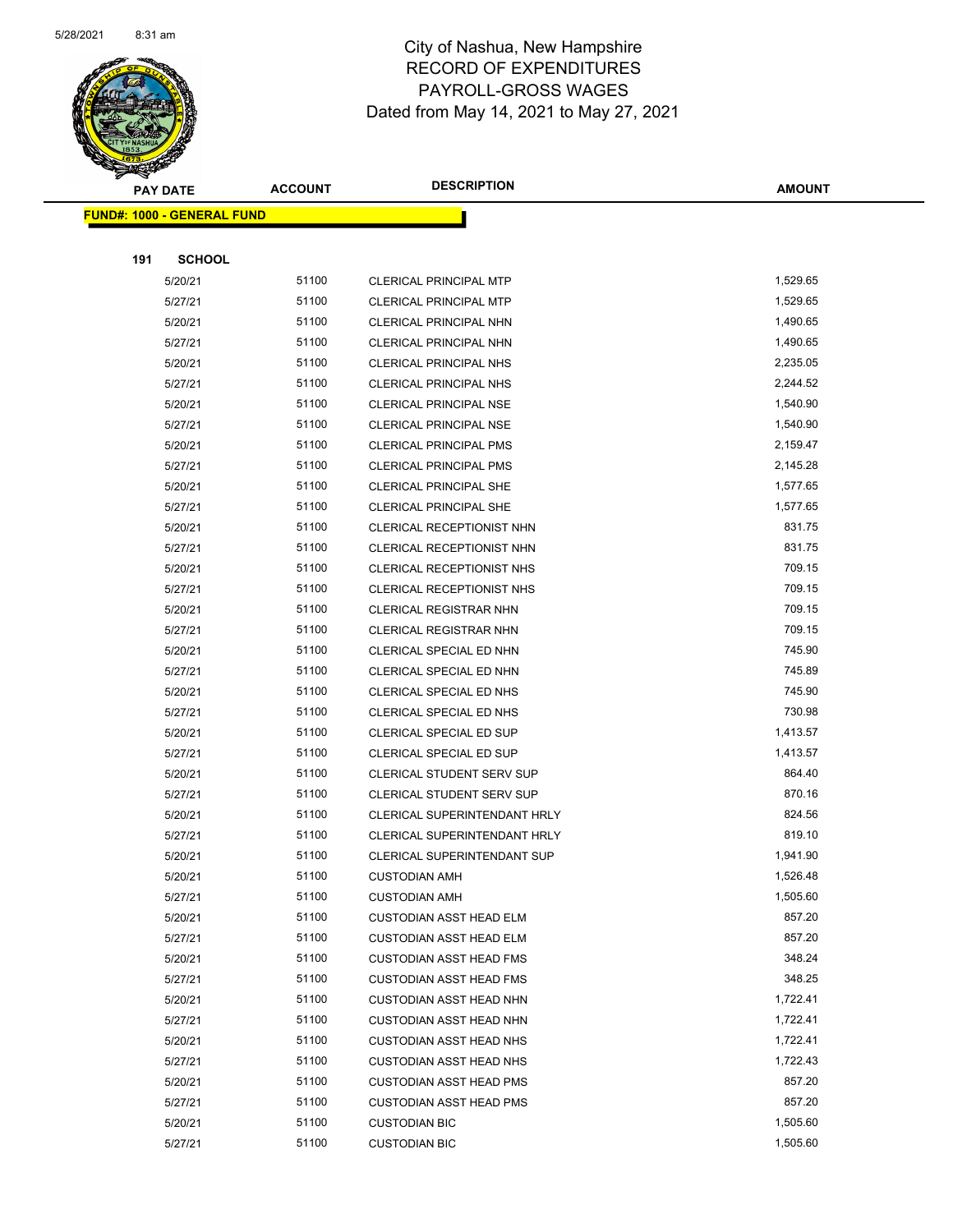# City of Nashua, New Hampshire
## RECORD OF EXPENDITURES
## PAYROLL-GROSS WAGES
## Dated from May 14, 2021 to May 27, 2021

**FUND#: 1000 - GENERAL FUND**

**191 SCHOOL**

| PAY DATE | ACCOUNT | DESCRIPTION | AMOUNT |
|---|---|---|---|
| 5/20/21 | 51100 | CLERICAL PRINCIPAL MTP | 1,529.65 |
| 5/27/21 | 51100 | CLERICAL PRINCIPAL MTP | 1,529.65 |
| 5/20/21 | 51100 | CLERICAL PRINCIPAL NHN | 1,490.65 |
| 5/27/21 | 51100 | CLERICAL PRINCIPAL NHN | 1,490.65 |
| 5/20/21 | 51100 | CLERICAL PRINCIPAL NHS | 2,235.05 |
| 5/27/21 | 51100 | CLERICAL PRINCIPAL NHS | 2,244.52 |
| 5/20/21 | 51100 | CLERICAL PRINCIPAL NSE | 1,540.90 |
| 5/27/21 | 51100 | CLERICAL PRINCIPAL NSE | 1,540.90 |
| 5/20/21 | 51100 | CLERICAL PRINCIPAL PMS | 2,159.47 |
| 5/27/21 | 51100 | CLERICAL PRINCIPAL PMS | 2,145.28 |
| 5/20/21 | 51100 | CLERICAL PRINCIPAL SHE | 1,577.65 |
| 5/27/21 | 51100 | CLERICAL PRINCIPAL SHE | 1,577.65 |
| 5/20/21 | 51100 | CLERICAL RECEPTIONIST NHN | 831.75 |
| 5/27/21 | 51100 | CLERICAL RECEPTIONIST NHN | 831.75 |
| 5/20/21 | 51100 | CLERICAL RECEPTIONIST NHS | 709.15 |
| 5/27/21 | 51100 | CLERICAL RECEPTIONIST NHS | 709.15 |
| 5/20/21 | 51100 | CLERICAL REGISTRAR NHN | 709.15 |
| 5/27/21 | 51100 | CLERICAL REGISTRAR NHN | 709.15 |
| 5/20/21 | 51100 | CLERICAL SPECIAL ED NHN | 745.90 |
| 5/27/21 | 51100 | CLERICAL SPECIAL ED NHN | 745.89 |
| 5/20/21 | 51100 | CLERICAL SPECIAL ED NHS | 745.90 |
| 5/27/21 | 51100 | CLERICAL SPECIAL ED NHS | 730.98 |
| 5/20/21 | 51100 | CLERICAL SPECIAL ED SUP | 1,413.57 |
| 5/27/21 | 51100 | CLERICAL SPECIAL ED SUP | 1,413.57 |
| 5/20/21 | 51100 | CLERICAL STUDENT SERV SUP | 864.40 |
| 5/27/21 | 51100 | CLERICAL STUDENT SERV SUP | 870.16 |
| 5/20/21 | 51100 | CLERICAL SUPERINTENDANT HRLY | 824.56 |
| 5/27/21 | 51100 | CLERICAL SUPERINTENDANT HRLY | 819.10 |
| 5/20/21 | 51100 | CLERICAL SUPERINTENDANT SUP | 1,941.90 |
| 5/20/21 | 51100 | CUSTODIAN AMH | 1,526.48 |
| 5/27/21 | 51100 | CUSTODIAN AMH | 1,505.60 |
| 5/20/21 | 51100 | CUSTODIAN ASST HEAD ELM | 857.20 |
| 5/27/21 | 51100 | CUSTODIAN ASST HEAD ELM | 857.20 |
| 5/20/21 | 51100 | CUSTODIAN ASST HEAD FMS | 348.24 |
| 5/27/21 | 51100 | CUSTODIAN ASST HEAD FMS | 348.25 |
| 5/20/21 | 51100 | CUSTODIAN ASST HEAD NHN | 1,722.41 |
| 5/27/21 | 51100 | CUSTODIAN ASST HEAD NHN | 1,722.41 |
| 5/20/21 | 51100 | CUSTODIAN ASST HEAD NHS | 1,722.41 |
| 5/27/21 | 51100 | CUSTODIAN ASST HEAD NHS | 1,722.43 |
| 5/20/21 | 51100 | CUSTODIAN ASST HEAD PMS | 857.20 |
| 5/27/21 | 51100 | CUSTODIAN ASST HEAD PMS | 857.20 |
| 5/20/21 | 51100 | CUSTODIAN BIC | 1,505.60 |
| 5/27/21 | 51100 | CUSTODIAN BIC | 1,505.60 |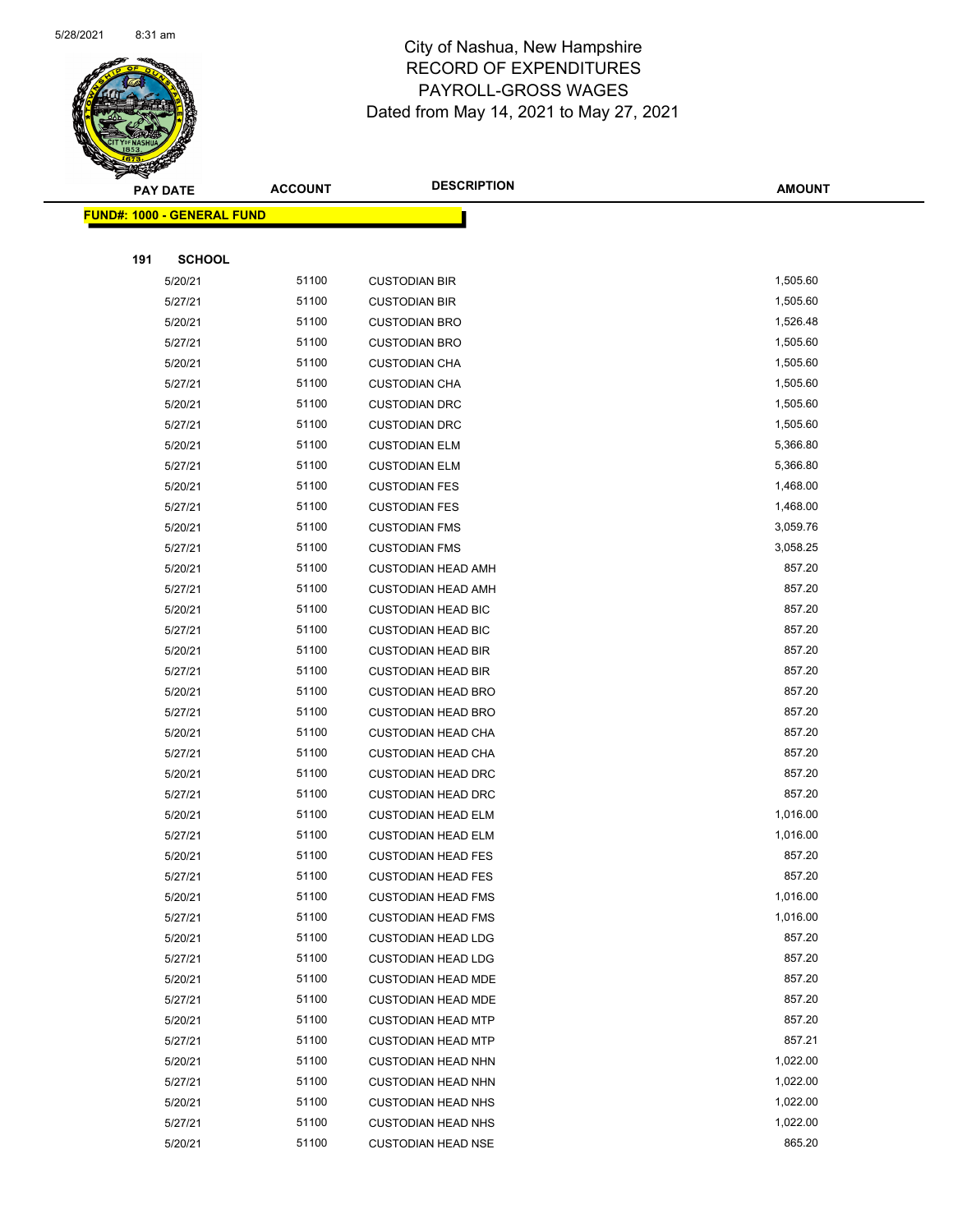# City of Nashua, New Hampshire
## RECORD OF EXPENDITURES
## PAYROLL-GROSS WAGES
## Dated from May 14, 2021 to May 27, 2021

| PAY DATE | ACCOUNT | DESCRIPTION | AMOUNT |
|---|---|---|---|
| **FUND#: 1000 - GENERAL FUND** | | | |
| **191 SCHOOL** | | | |
| 5/20/21 | 51100 | CUSTODIAN BIR | 1,505.60 |
| 5/27/21 | 51100 | CUSTODIAN BIR | 1,505.60 |
| 5/20/21 | 51100 | CUSTODIAN BRO | 1,526.48 |
| 5/27/21 | 51100 | CUSTODIAN BRO | 1,505.60 |
| 5/20/21 | 51100 | CUSTODIAN CHA | 1,505.60 |
| 5/27/21 | 51100 | CUSTODIAN CHA | 1,505.60 |
| 5/20/21 | 51100 | CUSTODIAN DRC | 1,505.60 |
| 5/27/21 | 51100 | CUSTODIAN DRC | 1,505.60 |
| 5/20/21 | 51100 | CUSTODIAN ELM | 5,366.80 |
| 5/27/21 | 51100 | CUSTODIAN ELM | 5,366.80 |
| 5/20/21 | 51100 | CUSTODIAN FES | 1,468.00 |
| 5/27/21 | 51100 | CUSTODIAN FES | 1,468.00 |
| 5/20/21 | 51100 | CUSTODIAN FMS | 3,059.76 |
| 5/27/21 | 51100 | CUSTODIAN FMS | 3,058.25 |
| 5/20/21 | 51100 | CUSTODIAN HEAD AMH | 857.20 |
| 5/27/21 | 51100 | CUSTODIAN HEAD AMH | 857.20 |
| 5/20/21 | 51100 | CUSTODIAN HEAD BIC | 857.20 |
| 5/27/21 | 51100 | CUSTODIAN HEAD BIC | 857.20 |
| 5/20/21 | 51100 | CUSTODIAN HEAD BIR | 857.20 |
| 5/27/21 | 51100 | CUSTODIAN HEAD BIR | 857.20 |
| 5/20/21 | 51100 | CUSTODIAN HEAD BRO | 857.20 |
| 5/27/21 | 51100 | CUSTODIAN HEAD BRO | 857.20 |
| 5/20/21 | 51100 | CUSTODIAN HEAD CHA | 857.20 |
| 5/27/21 | 51100 | CUSTODIAN HEAD CHA | 857.20 |
| 5/20/21 | 51100 | CUSTODIAN HEAD DRC | 857.20 |
| 5/27/21 | 51100 | CUSTODIAN HEAD DRC | 857.20 |
| 5/20/21 | 51100 | CUSTODIAN HEAD ELM | 1,016.00 |
| 5/27/21 | 51100 | CUSTODIAN HEAD ELM | 1,016.00 |
| 5/20/21 | 51100 | CUSTODIAN HEAD FES | 857.20 |
| 5/27/21 | 51100 | CUSTODIAN HEAD FES | 857.20 |
| 5/20/21 | 51100 | CUSTODIAN HEAD FMS | 1,016.00 |
| 5/27/21 | 51100 | CUSTODIAN HEAD FMS | 1,016.00 |
| 5/20/21 | 51100 | CUSTODIAN HEAD LDG | 857.20 |
| 5/27/21 | 51100 | CUSTODIAN HEAD LDG | 857.20 |
| 5/20/21 | 51100 | CUSTODIAN HEAD MDE | 857.20 |
| 5/27/21 | 51100 | CUSTODIAN HEAD MDE | 857.20 |
| 5/20/21 | 51100 | CUSTODIAN HEAD MTP | 857.20 |
| 5/27/21 | 51100 | CUSTODIAN HEAD MTP | 857.21 |
| 5/20/21 | 51100 | CUSTODIAN HEAD NHN | 1,022.00 |
| 5/27/21 | 51100 | CUSTODIAN HEAD NHN | 1,022.00 |
| 5/20/21 | 51100 | CUSTODIAN HEAD NHS | 1,022.00 |
| 5/27/21 | 51100 | CUSTODIAN HEAD NHS | 1,022.00 |
| 5/20/21 | 51100 | CUSTODIAN HEAD NSE | 865.20 |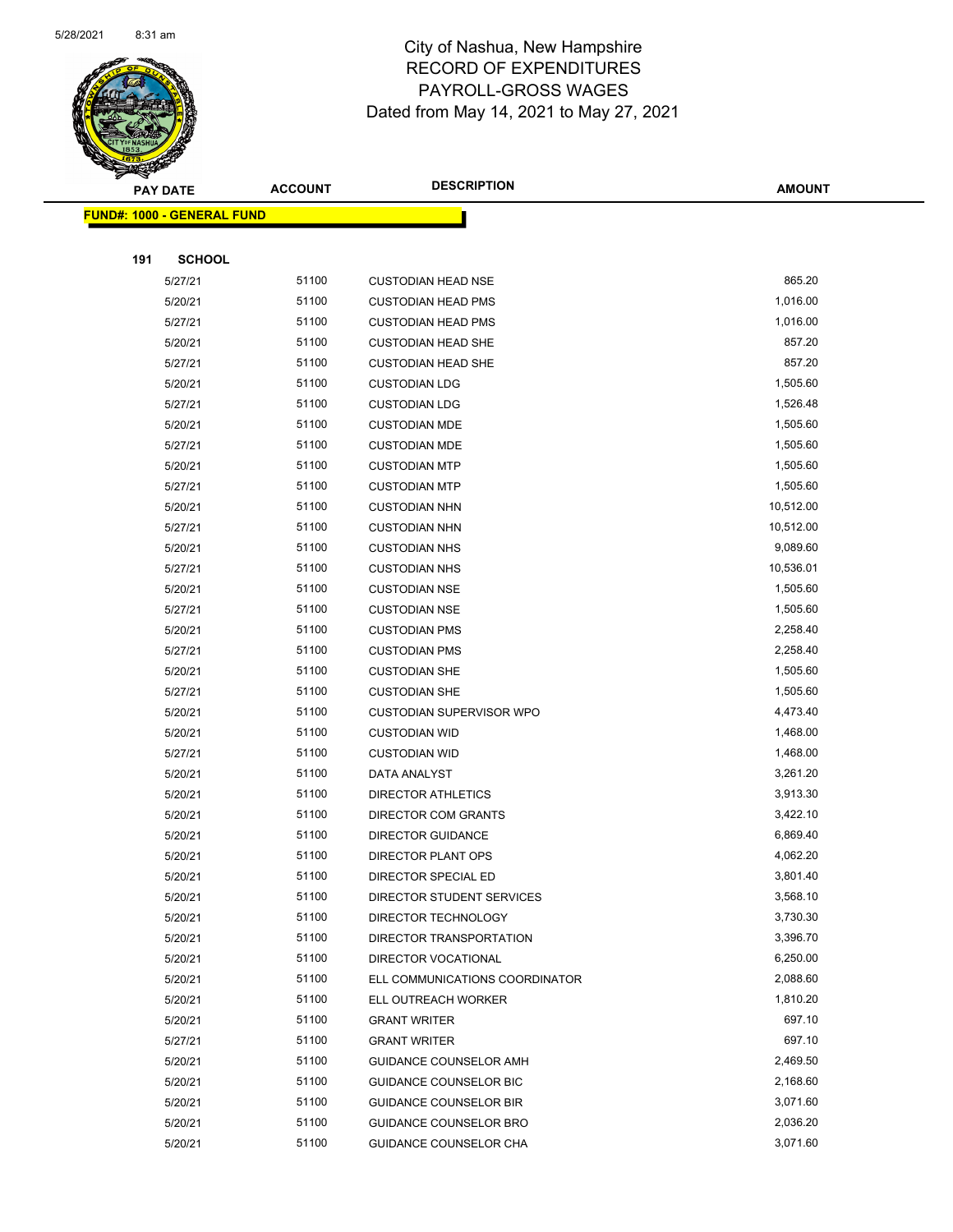City of Nashua, New Hampshire
RECORD OF EXPENDITURES
PAYROLL-GROSS WAGES
Dated from May 14, 2021 to May 27, 2021

| PAY DATE | ACCOUNT | DESCRIPTION | AMOUNT |
|---|---|---|---|
| **FUND#: 1000 - GENERAL FUND** | | | |
| **191 SCHOOL** | | | |
| 5/27/21 | 51100 | CUSTODIAN HEAD NSE | 865.20 |
| 5/20/21 | 51100 | CUSTODIAN HEAD PMS | 1,016.00 |
| 5/27/21 | 51100 | CUSTODIAN HEAD PMS | 1,016.00 |
| 5/20/21 | 51100 | CUSTODIAN HEAD SHE | 857.20 |
| 5/27/21 | 51100 | CUSTODIAN HEAD SHE | 857.20 |
| 5/20/21 | 51100 | CUSTODIAN LDG | 1,505.60 |
| 5/27/21 | 51100 | CUSTODIAN LDG | 1,526.48 |
| 5/20/21 | 51100 | CUSTODIAN MDE | 1,505.60 |
| 5/27/21 | 51100 | CUSTODIAN MDE | 1,505.60 |
| 5/20/21 | 51100 | CUSTODIAN MTP | 1,505.60 |
| 5/27/21 | 51100 | CUSTODIAN MTP | 1,505.60 |
| 5/20/21 | 51100 | CUSTODIAN NHN | 10,512.00 |
| 5/27/21 | 51100 | CUSTODIAN NHN | 10,512.00 |
| 5/20/21 | 51100 | CUSTODIAN NHS | 9,089.60 |
| 5/27/21 | 51100 | CUSTODIAN NHS | 10,536.01 |
| 5/20/21 | 51100 | CUSTODIAN NSE | 1,505.60 |
| 5/27/21 | 51100 | CUSTODIAN NSE | 1,505.60 |
| 5/20/21 | 51100 | CUSTODIAN PMS | 2,258.40 |
| 5/27/21 | 51100 | CUSTODIAN PMS | 2,258.40 |
| 5/20/21 | 51100 | CUSTODIAN SHE | 1,505.60 |
| 5/27/21 | 51100 | CUSTODIAN SHE | 1,505.60 |
| 5/20/21 | 51100 | CUSTODIAN SUPERVISOR WPO | 4,473.40 |
| 5/20/21 | 51100 | CUSTODIAN WID | 1,468.00 |
| 5/27/21 | 51100 | CUSTODIAN WID | 1,468.00 |
| 5/20/21 | 51100 | DATA ANALYST | 3,261.20 |
| 5/20/21 | 51100 | DIRECTOR ATHLETICS | 3,913.30 |
| 5/20/21 | 51100 | DIRECTOR COM GRANTS | 3,422.10 |
| 5/20/21 | 51100 | DIRECTOR GUIDANCE | 6,869.40 |
| 5/20/21 | 51100 | DIRECTOR PLANT OPS | 4,062.20 |
| 5/20/21 | 51100 | DIRECTOR SPECIAL ED | 3,801.40 |
| 5/20/21 | 51100 | DIRECTOR STUDENT SERVICES | 3,568.10 |
| 5/20/21 | 51100 | DIRECTOR TECHNOLOGY | 3,730.30 |
| 5/20/21 | 51100 | DIRECTOR TRANSPORTATION | 3,396.70 |
| 5/20/21 | 51100 | DIRECTOR VOCATIONAL | 6,250.00 |
| 5/20/21 | 51100 | ELL COMMUNICATIONS COORDINATOR | 2,088.60 |
| 5/20/21 | 51100 | ELL OUTREACH WORKER | 1,810.20 |
| 5/20/21 | 51100 | GRANT WRITER | 697.10 |
| 5/27/21 | 51100 | GRANT WRITER | 697.10 |
| 5/20/21 | 51100 | GUIDANCE COUNSELOR AMH | 2,469.50 |
| 5/20/21 | 51100 | GUIDANCE COUNSELOR BIC | 2,168.60 |
| 5/20/21 | 51100 | GUIDANCE COUNSELOR BIR | 3,071.60 |
| 5/20/21 | 51100 | GUIDANCE COUNSELOR BRO | 2,036.20 |
| 5/20/21 | 51100 | GUIDANCE COUNSELOR CHA | 3,071.60 |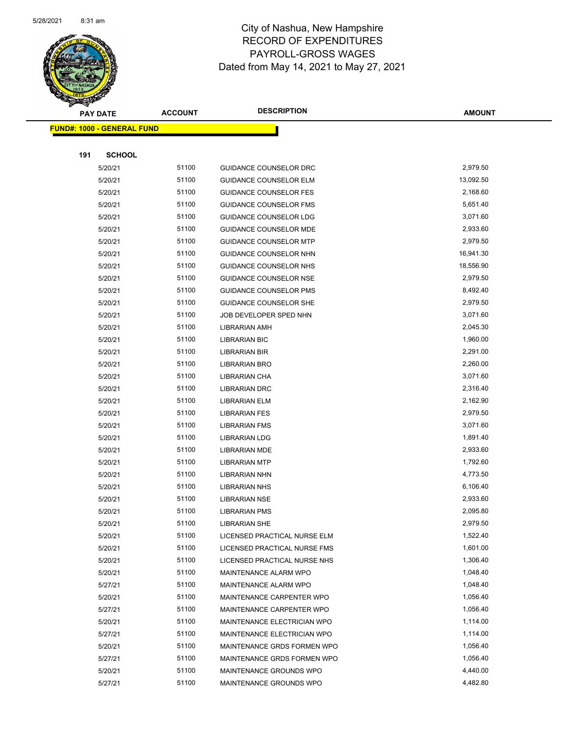City of Nashua, New Hampshire
RECORD OF EXPENDITURES
PAYROLL-GROSS WAGES
Dated from May 14, 2021 to May 27, 2021

| PAY DATE | ACCOUNT | DESCRIPTION | AMOUNT |
|---|---|---|---|
| **FUND#: 1000 - GENERAL FUND** | | | |
| **191 SCHOOL** | | | |
| 5/20/21 | 51100 | GUIDANCE COUNSELOR DRC | 2,979.50 |
| 5/20/21 | 51100 | GUIDANCE COUNSELOR ELM | 13,092.50 |
| 5/20/21 | 51100 | GUIDANCE COUNSELOR FES | 2,168.60 |
| 5/20/21 | 51100 | GUIDANCE COUNSELOR FMS | 5,651.40 |
| 5/20/21 | 51100 | GUIDANCE COUNSELOR LDG | 3,071.60 |
| 5/20/21 | 51100 | GUIDANCE COUNSELOR MDE | 2,933.60 |
| 5/20/21 | 51100 | GUIDANCE COUNSELOR MTP | 2,979.50 |
| 5/20/21 | 51100 | GUIDANCE COUNSELOR NHN | 16,941.30 |
| 5/20/21 | 51100 | GUIDANCE COUNSELOR NHS | 18,556.90 |
| 5/20/21 | 51100 | GUIDANCE COUNSELOR NSE | 2,979.50 |
| 5/20/21 | 51100 | GUIDANCE COUNSELOR PMS | 8,492.40 |
| 5/20/21 | 51100 | GUIDANCE COUNSELOR SHE | 2,979.50 |
| 5/20/21 | 51100 | JOB DEVELOPER SPED NHN | 3,071.60 |
| 5/20/21 | 51100 | LIBRARIAN AMH | 2,045.30 |
| 5/20/21 | 51100 | LIBRARIAN BIC | 1,960.00 |
| 5/20/21 | 51100 | LIBRARIAN BIR | 2,291.00 |
| 5/20/21 | 51100 | LIBRARIAN BRO | 2,260.00 |
| 5/20/21 | 51100 | LIBRARIAN CHA | 3,071.60 |
| 5/20/21 | 51100 | LIBRARIAN DRC | 2,316.40 |
| 5/20/21 | 51100 | LIBRARIAN ELM | 2,162.90 |
| 5/20/21 | 51100 | LIBRARIAN FES | 2,979.50 |
| 5/20/21 | 51100 | LIBRARIAN FMS | 3,071.60 |
| 5/20/21 | 51100 | LIBRARIAN LDG | 1,891.40 |
| 5/20/21 | 51100 | LIBRARIAN MDE | 2,933.60 |
| 5/20/21 | 51100 | LIBRARIAN MTP | 1,792.60 |
| 5/20/21 | 51100 | LIBRARIAN NHN | 4,773.50 |
| 5/20/21 | 51100 | LIBRARIAN NHS | 6,106.40 |
| 5/20/21 | 51100 | LIBRARIAN NSE | 2,933.60 |
| 5/20/21 | 51100 | LIBRARIAN PMS | 2,095.80 |
| 5/20/21 | 51100 | LIBRARIAN SHE | 2,979.50 |
| 5/20/21 | 51100 | LICENSED PRACTICAL NURSE ELM | 1,522.40 |
| 5/20/21 | 51100 | LICENSED PRACTICAL NURSE FMS | 1,601.00 |
| 5/20/21 | 51100 | LICENSED PRACTICAL NURSE NHS | 1,306.40 |
| 5/20/21 | 51100 | MAINTENANCE ALARM WPO | 1,048.40 |
| 5/27/21 | 51100 | MAINTENANCE ALARM WPO | 1,048.40 |
| 5/20/21 | 51100 | MAINTENANCE CARPENTER WPO | 1,056.40 |
| 5/27/21 | 51100 | MAINTENANCE CARPENTER WPO | 1,056.40 |
| 5/20/21 | 51100 | MAINTENANCE ELECTRICIAN WPO | 1,114.00 |
| 5/27/21 | 51100 | MAINTENANCE ELECTRICIAN WPO | 1,114.00 |
| 5/20/21 | 51100 | MAINTENANCE GRDS FORMEN WPO | 1,056.40 |
| 5/27/21 | 51100 | MAINTENANCE GRDS FORMEN WPO | 1,056.40 |
| 5/20/21 | 51100 | MAINTENANCE GROUNDS WPO | 4,440.00 |
| 5/27/21 | 51100 | MAINTENANCE GROUNDS WPO | 4,482.80 |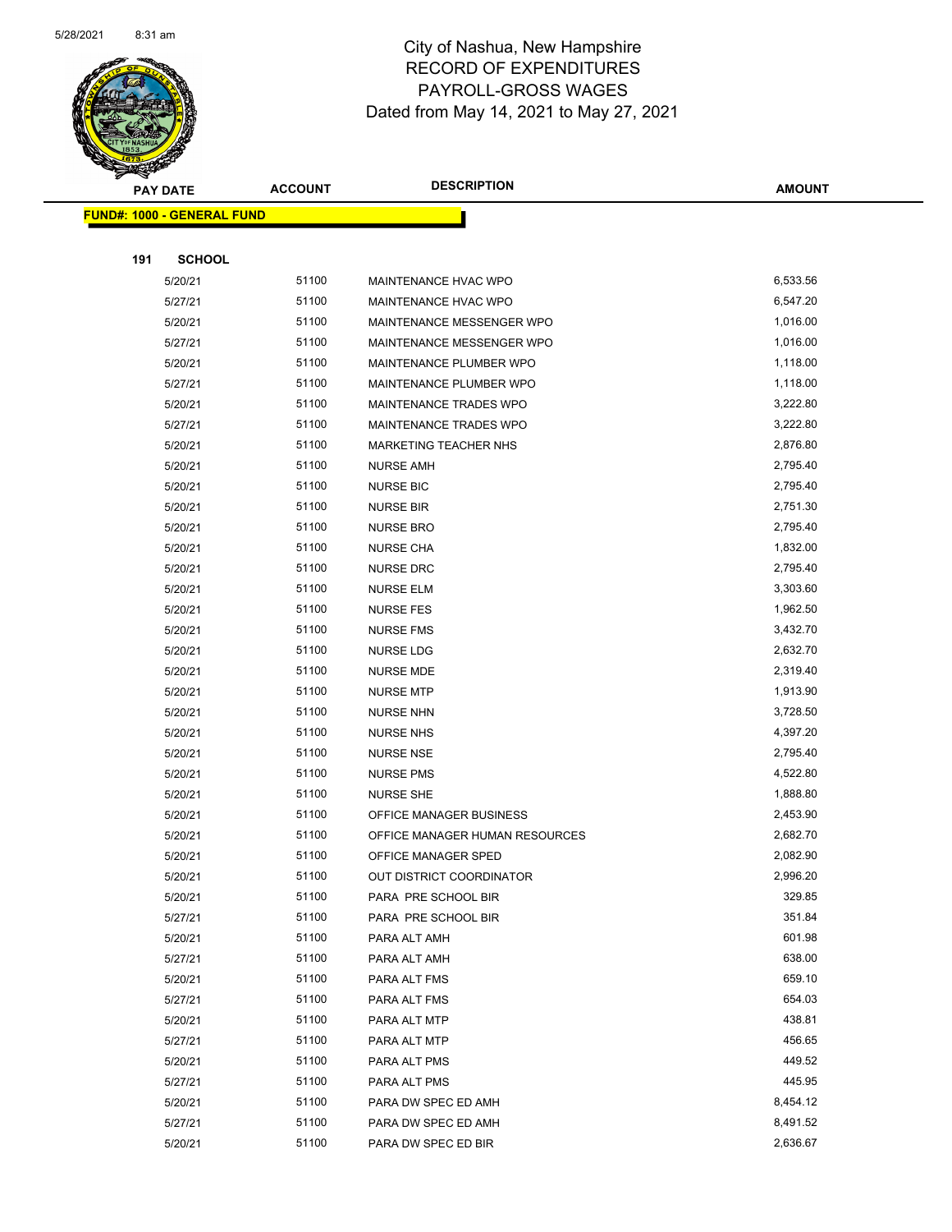# City of Nashua, New Hampshire
## RECORD OF EXPENDITURES
## PAYROLL-GROSS WAGES
### Dated from May 14, 2021 to May 27, 2021

| PAY DATE | ACCOUNT | DESCRIPTION | AMOUNT |
|---|---|---|---|
| **FUND#: 1000 - GENERAL FUND** | | | |
| **191 SCHOOL** | | | |
| 5/20/21 | 51100 | MAINTENANCE HVAC WPO | 6,533.56 |
| 5/27/21 | 51100 | MAINTENANCE HVAC WPO | 6,547.20 |
| 5/20/21 | 51100 | MAINTENANCE MESSENGER WPO | 1,016.00 |
| 5/27/21 | 51100 | MAINTENANCE MESSENGER WPO | 1,016.00 |
| 5/20/21 | 51100 | MAINTENANCE PLUMBER WPO | 1,118.00 |
| 5/27/21 | 51100 | MAINTENANCE PLUMBER WPO | 1,118.00 |
| 5/20/21 | 51100 | MAINTENANCE TRADES WPO | 3,222.80 |
| 5/27/21 | 51100 | MAINTENANCE TRADES WPO | 3,222.80 |
| 5/20/21 | 51100 | MARKETING TEACHER NHS | 2,876.80 |
| 5/20/21 | 51100 | NURSE AMH | 2,795.40 |
| 5/20/21 | 51100 | NURSE BIC | 2,795.40 |
| 5/20/21 | 51100 | NURSE BIR | 2,751.30 |
| 5/20/21 | 51100 | NURSE BRO | 2,795.40 |
| 5/20/21 | 51100 | NURSE CHA | 1,832.00 |
| 5/20/21 | 51100 | NURSE DRC | 2,795.40 |
| 5/20/21 | 51100 | NURSE ELM | 3,303.60 |
| 5/20/21 | 51100 | NURSE FES | 1,962.50 |
| 5/20/21 | 51100 | NURSE FMS | 3,432.70 |
| 5/20/21 | 51100 | NURSE LDG | 2,632.70 |
| 5/20/21 | 51100 | NURSE MDE | 2,319.40 |
| 5/20/21 | 51100 | NURSE MTP | 1,913.90 |
| 5/20/21 | 51100 | NURSE NHN | 3,728.50 |
| 5/20/21 | 51100 | NURSE NHS | 4,397.20 |
| 5/20/21 | 51100 | NURSE NSE | 2,795.40 |
| 5/20/21 | 51100 | NURSE PMS | 4,522.80 |
| 5/20/21 | 51100 | NURSE SHE | 1,888.80 |
| 5/20/21 | 51100 | OFFICE MANAGER BUSINESS | 2,453.90 |
| 5/20/21 | 51100 | OFFICE MANAGER HUMAN RESOURCES | 2,682.70 |
| 5/20/21 | 51100 | OFFICE MANAGER SPED | 2,082.90 |
| 5/20/21 | 51100 | OUT DISTRICT COORDINATOR | 2,996.20 |
| 5/20/21 | 51100 | PARA PRE SCHOOL BIR | 329.85 |
| 5/27/21 | 51100 | PARA PRE SCHOOL BIR | 351.84 |
| 5/20/21 | 51100 | PARA ALT AMH | 601.98 |
| 5/27/21 | 51100 | PARA ALT AMH | 638.00 |
| 5/20/21 | 51100 | PARA ALT FMS | 659.10 |
| 5/27/21 | 51100 | PARA ALT FMS | 654.03 |
| 5/20/21 | 51100 | PARA ALT MTP | 438.81 |
| 5/27/21 | 51100 | PARA ALT MTP | 456.65 |
| 5/20/21 | 51100 | PARA ALT PMS | 449.52 |
| 5/27/21 | 51100 | PARA ALT PMS | 445.95 |
| 5/20/21 | 51100 | PARA DW SPEC ED AMH | 8,454.12 |
| 5/27/21 | 51100 | PARA DW SPEC ED AMH | 8,491.52 |
| 5/20/21 | 51100 | PARA DW SPEC ED BIR | 2,636.67 |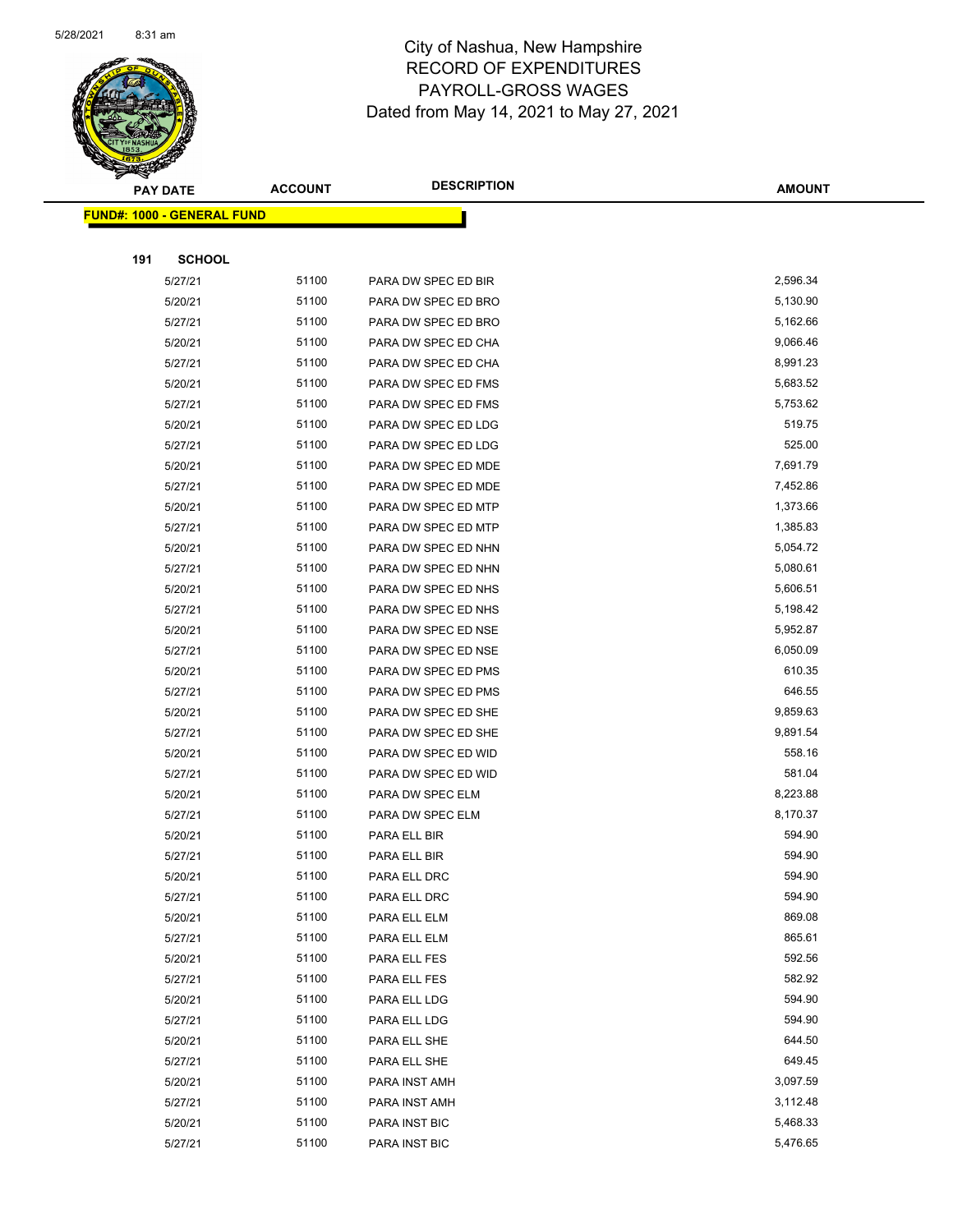City of Nashua, New Hampshire
RECORD OF EXPENDITURES
PAYROLL-GROSS WAGES
Dated from May 14, 2021 to May 27, 2021

| PAY DATE | ACCOUNT | DESCRIPTION | AMOUNT |
|---|---|---|---|
| **FUND#: 1000 - GENERAL FUND** | | | |
| **191 SCHOOL** | | | |
| 5/27/21 | 51100 | PARA DW SPEC ED BIR | 2,596.34 |
| 5/20/21 | 51100 | PARA DW SPEC ED BRO | 5,130.90 |
| 5/27/21 | 51100 | PARA DW SPEC ED BRO | 5,162.66 |
| 5/20/21 | 51100 | PARA DW SPEC ED CHA | 9,066.46 |
| 5/27/21 | 51100 | PARA DW SPEC ED CHA | 8,991.23 |
| 5/20/21 | 51100 | PARA DW SPEC ED FMS | 5,683.52 |
| 5/27/21 | 51100 | PARA DW SPEC ED FMS | 5,753.62 |
| 5/20/21 | 51100 | PARA DW SPEC ED LDG | 519.75 |
| 5/27/21 | 51100 | PARA DW SPEC ED LDG | 525.00 |
| 5/20/21 | 51100 | PARA DW SPEC ED MDE | 7,691.79 |
| 5/27/21 | 51100 | PARA DW SPEC ED MDE | 7,452.86 |
| 5/20/21 | 51100 | PARA DW SPEC ED MTP | 1,373.66 |
| 5/27/21 | 51100 | PARA DW SPEC ED MTP | 1,385.83 |
| 5/20/21 | 51100 | PARA DW SPEC ED NHN | 5,054.72 |
| 5/27/21 | 51100 | PARA DW SPEC ED NHN | 5,080.61 |
| 5/20/21 | 51100 | PARA DW SPEC ED NHS | 5,606.51 |
| 5/27/21 | 51100 | PARA DW SPEC ED NHS | 5,198.42 |
| 5/20/21 | 51100 | PARA DW SPEC ED NSE | 5,952.87 |
| 5/27/21 | 51100 | PARA DW SPEC ED NSE | 6,050.09 |
| 5/20/21 | 51100 | PARA DW SPEC ED PMS | 610.35 |
| 5/27/21 | 51100 | PARA DW SPEC ED PMS | 646.55 |
| 5/20/21 | 51100 | PARA DW SPEC ED SHE | 9,859.63 |
| 5/27/21 | 51100 | PARA DW SPEC ED SHE | 9,891.54 |
| 5/20/21 | 51100 | PARA DW SPEC ED WID | 558.16 |
| 5/27/21 | 51100 | PARA DW SPEC ED WID | 581.04 |
| 5/20/21 | 51100 | PARA DW SPEC ELM | 8,223.88 |
| 5/27/21 | 51100 | PARA DW SPEC ELM | 8,170.37 |
| 5/20/21 | 51100 | PARA ELL BIR | 594.90 |
| 5/27/21 | 51100 | PARA ELL BIR | 594.90 |
| 5/20/21 | 51100 | PARA ELL DRC | 594.90 |
| 5/27/21 | 51100 | PARA ELL DRC | 594.90 |
| 5/20/21 | 51100 | PARA ELL ELM | 869.08 |
| 5/27/21 | 51100 | PARA ELL ELM | 865.61 |
| 5/20/21 | 51100 | PARA ELL FES | 592.56 |
| 5/27/21 | 51100 | PARA ELL FES | 582.92 |
| 5/20/21 | 51100 | PARA ELL LDG | 594.90 |
| 5/27/21 | 51100 | PARA ELL LDG | 594.90 |
| 5/20/21 | 51100 | PARA ELL SHE | 644.50 |
| 5/27/21 | 51100 | PARA ELL SHE | 649.45 |
| 5/20/21 | 51100 | PARA INST AMH | 3,097.59 |
| 5/27/21 | 51100 | PARA INST AMH | 3,112.48 |
| 5/20/21 | 51100 | PARA INST BIC | 5,468.33 |
| 5/27/21 | 51100 | PARA INST BIC | 5,476.65 |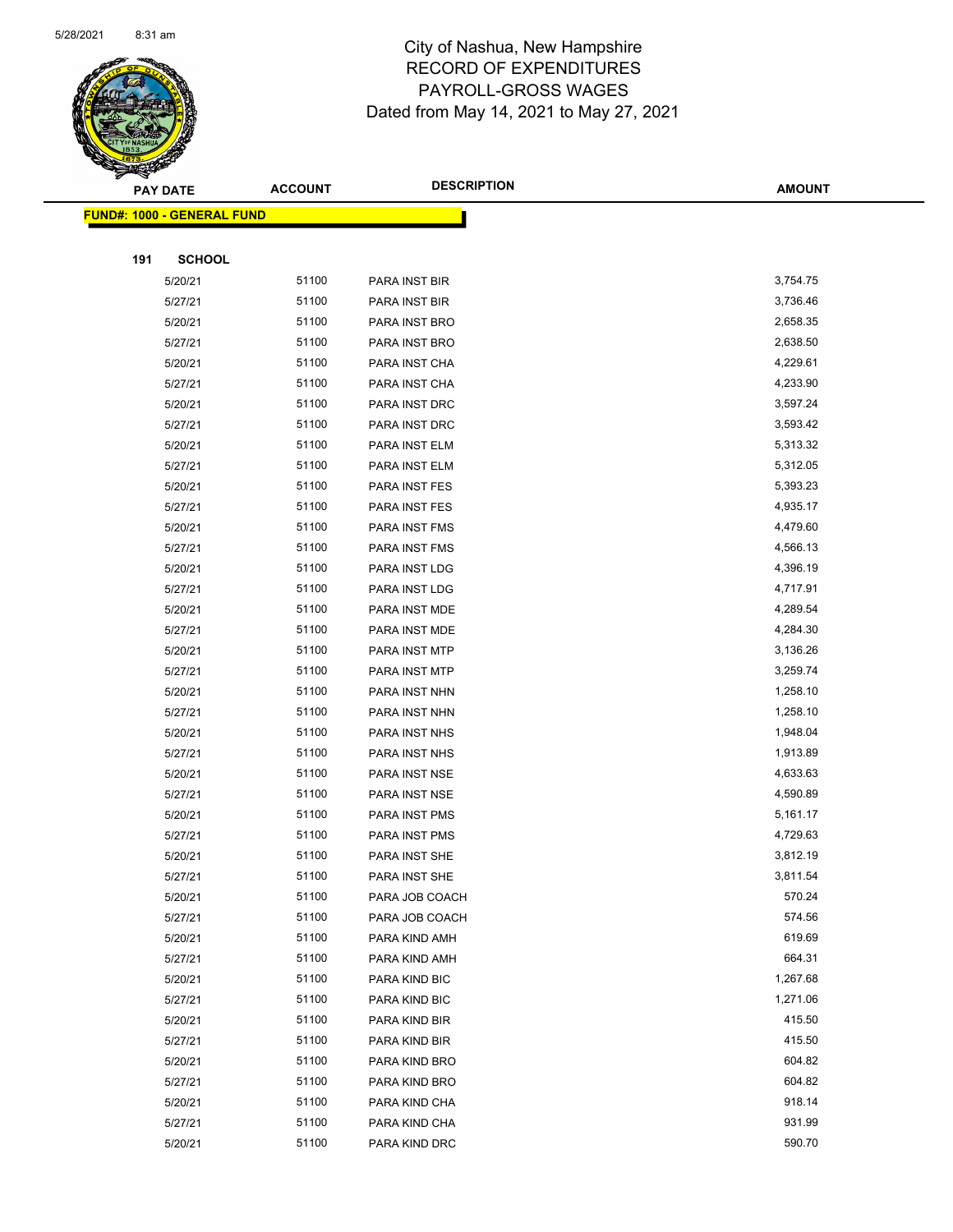City of Nashua, New Hampshire
RECORD OF EXPENDITURES
PAYROLL-GROSS WAGES
Dated from May 14, 2021 to May 27, 2021

| PAY DATE | ACCOUNT | DESCRIPTION | AMOUNT |
|---|---|---|---|
| **FUND#: 1000 - GENERAL FUND** | | | |
| **191 SCHOOL** | | | |
| 5/20/21 | 51100 | PARA INST BIR | 3,754.75 |
| 5/27/21 | 51100 | PARA INST BIR | 3,736.46 |
| 5/20/21 | 51100 | PARA INST BRO | 2,658.35 |
| 5/27/21 | 51100 | PARA INST BRO | 2,638.50 |
| 5/20/21 | 51100 | PARA INST CHA | 4,229.61 |
| 5/27/21 | 51100 | PARA INST CHA | 4,233.90 |
| 5/20/21 | 51100 | PARA INST DRC | 3,597.24 |
| 5/27/21 | 51100 | PARA INST DRC | 3,593.42 |
| 5/20/21 | 51100 | PARA INST ELM | 5,313.32 |
| 5/27/21 | 51100 | PARA INST ELM | 5,312.05 |
| 5/20/21 | 51100 | PARA INST FES | 5,393.23 |
| 5/27/21 | 51100 | PARA INST FES | 4,935.17 |
| 5/20/21 | 51100 | PARA INST FMS | 4,479.60 |
| 5/27/21 | 51100 | PARA INST FMS | 4,566.13 |
| 5/20/21 | 51100 | PARA INST LDG | 4,396.19 |
| 5/27/21 | 51100 | PARA INST LDG | 4,717.91 |
| 5/20/21 | 51100 | PARA INST MDE | 4,289.54 |
| 5/27/21 | 51100 | PARA INST MDE | 4,284.30 |
| 5/20/21 | 51100 | PARA INST MTP | 3,136.26 |
| 5/27/21 | 51100 | PARA INST MTP | 3,259.74 |
| 5/20/21 | 51100 | PARA INST NHN | 1,258.10 |
| 5/27/21 | 51100 | PARA INST NHN | 1,258.10 |
| 5/20/21 | 51100 | PARA INST NHS | 1,948.04 |
| 5/27/21 | 51100 | PARA INST NHS | 1,913.89 |
| 5/20/21 | 51100 | PARA INST NSE | 4,633.63 |
| 5/27/21 | 51100 | PARA INST NSE | 4,590.89 |
| 5/20/21 | 51100 | PARA INST PMS | 5,161.17 |
| 5/27/21 | 51100 | PARA INST PMS | 4,729.63 |
| 5/20/21 | 51100 | PARA INST SHE | 3,812.19 |
| 5/27/21 | 51100 | PARA INST SHE | 3,811.54 |
| 5/20/21 | 51100 | PARA JOB COACH | 570.24 |
| 5/27/21 | 51100 | PARA JOB COACH | 574.56 |
| 5/20/21 | 51100 | PARA KIND AMH | 619.69 |
| 5/27/21 | 51100 | PARA KIND AMH | 664.31 |
| 5/20/21 | 51100 | PARA KIND BIC | 1,267.68 |
| 5/27/21 | 51100 | PARA KIND BIC | 1,271.06 |
| 5/20/21 | 51100 | PARA KIND BIR | 415.50 |
| 5/27/21 | 51100 | PARA KIND BIR | 415.50 |
| 5/20/21 | 51100 | PARA KIND BRO | 604.82 |
| 5/27/21 | 51100 | PARA KIND BRO | 604.82 |
| 5/20/21 | 51100 | PARA KIND CHA | 918.14 |
| 5/27/21 | 51100 | PARA KIND CHA | 931.99 |
| 5/20/21 | 51100 | PARA KIND DRC | 590.70 |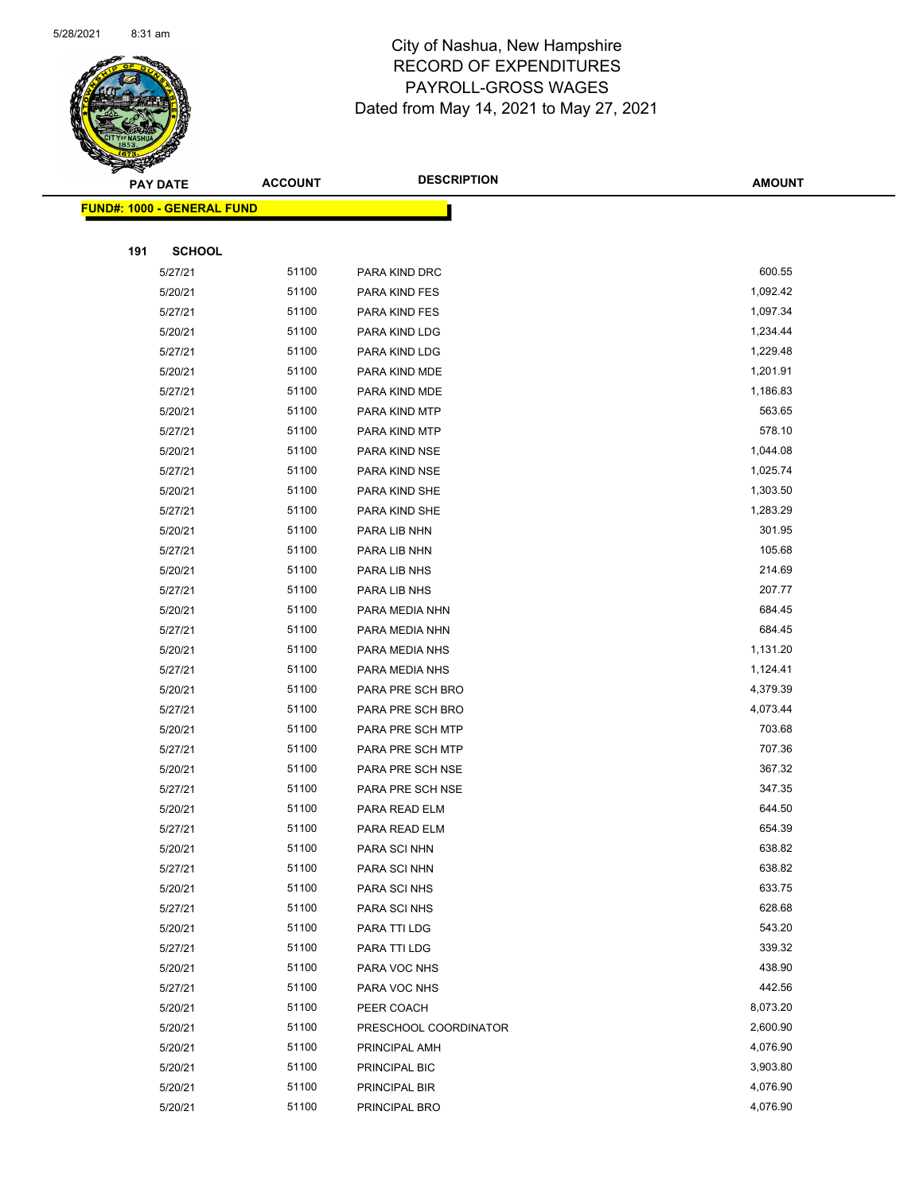# City of Nashua, New Hampshire
## RECORD OF EXPENDITURES
## PAYROLL-GROSS WAGES
### Dated from May 14, 2021 to May 27, 2021

| PAY DATE | ACCOUNT | DESCRIPTION | AMOUNT |
|---|---|---|---|

**FUND#: 1000 - GENERAL FUND**

**191 SCHOOL**

| PAY DATE | ACCOUNT | DESCRIPTION | AMOUNT |
|---|---|---|---|
| 5/27/21 | 51100 | PARA KIND DRC | 600.55 |
| 5/20/21 | 51100 | PARA KIND FES | 1,092.42 |
| 5/27/21 | 51100 | PARA KIND FES | 1,097.34 |
| 5/20/21 | 51100 | PARA KIND LDG | 1,234.44 |
| 5/27/21 | 51100 | PARA KIND LDG | 1,229.48 |
| 5/20/21 | 51100 | PARA KIND MDE | 1,201.91 |
| 5/27/21 | 51100 | PARA KIND MDE | 1,186.83 |
| 5/20/21 | 51100 | PARA KIND MTP | 563.65 |
| 5/27/21 | 51100 | PARA KIND MTP | 578.10 |
| 5/20/21 | 51100 | PARA KIND NSE | 1,044.08 |
| 5/27/21 | 51100 | PARA KIND NSE | 1,025.74 |
| 5/20/21 | 51100 | PARA KIND SHE | 1,303.50 |
| 5/27/21 | 51100 | PARA KIND SHE | 1,283.29 |
| 5/20/21 | 51100 | PARA LIB NHN | 301.95 |
| 5/27/21 | 51100 | PARA LIB NHN | 105.68 |
| 5/20/21 | 51100 | PARA LIB NHS | 214.69 |
| 5/27/21 | 51100 | PARA LIB NHS | 207.77 |
| 5/20/21 | 51100 | PARA MEDIA NHN | 684.45 |
| 5/27/21 | 51100 | PARA MEDIA NHN | 684.45 |
| 5/20/21 | 51100 | PARA MEDIA NHS | 1,131.20 |
| 5/27/21 | 51100 | PARA MEDIA NHS | 1,124.41 |
| 5/20/21 | 51100 | PARA PRE SCH BRO | 4,379.39 |
| 5/27/21 | 51100 | PARA PRE SCH BRO | 4,073.44 |
| 5/20/21 | 51100 | PARA PRE SCH MTP | 703.68 |
| 5/27/21 | 51100 | PARA PRE SCH MTP | 707.36 |
| 5/20/21 | 51100 | PARA PRE SCH NSE | 367.32 |
| 5/27/21 | 51100 | PARA PRE SCH NSE | 347.35 |
| 5/20/21 | 51100 | PARA READ ELM | 644.50 |
| 5/27/21 | 51100 | PARA READ ELM | 654.39 |
| 5/20/21 | 51100 | PARA SCI NHN | 638.82 |
| 5/27/21 | 51100 | PARA SCI NHN | 638.82 |
| 5/20/21 | 51100 | PARA SCI NHS | 633.75 |
| 5/27/21 | 51100 | PARA SCI NHS | 628.68 |
| 5/20/21 | 51100 | PARA TTI LDG | 543.20 |
| 5/27/21 | 51100 | PARA TTI LDG | 339.32 |
| 5/20/21 | 51100 | PARA VOC NHS | 438.90 |
| 5/27/21 | 51100 | PARA VOC NHS | 442.56 |
| 5/20/21 | 51100 | PEER COACH | 8,073.20 |
| 5/20/21 | 51100 | PRESCHOOL COORDINATOR | 2,600.90 |
| 5/20/21 | 51100 | PRINCIPAL AMH | 4,076.90 |
| 5/20/21 | 51100 | PRINCIPAL BIC | 3,903.80 |
| 5/20/21 | 51100 | PRINCIPAL BIR | 4,076.90 |
| 5/20/21 | 51100 | PRINCIPAL BRO | 4,076.90 |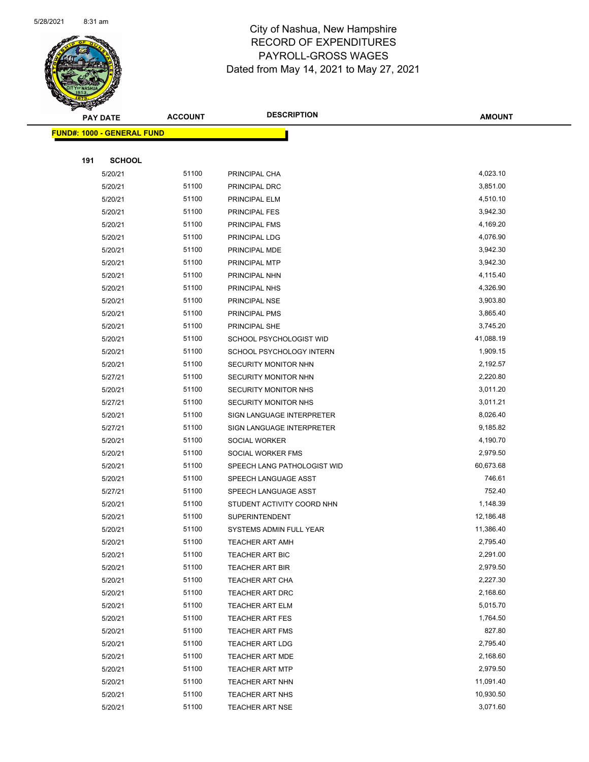City of Nashua, New Hampshire
RECORD OF EXPENDITURES
PAYROLL-GROSS WAGES
Dated from May 14, 2021 to May 27, 2021

| PAY DATE | ACCOUNT | DESCRIPTION | AMOUNT |
|---|---|---|---|
| **FUND#: 1000 - GENERAL FUND** | | | |
| **191 SCHOOL** | | | |
| 5/20/21 | 51100 | PRINCIPAL CHA | 4,023.10 |
| 5/20/21 | 51100 | PRINCIPAL DRC | 3,851.00 |
| 5/20/21 | 51100 | PRINCIPAL ELM | 4,510.10 |
| 5/20/21 | 51100 | PRINCIPAL FES | 3,942.30 |
| 5/20/21 | 51100 | PRINCIPAL FMS | 4,169.20 |
| 5/20/21 | 51100 | PRINCIPAL LDG | 4,076.90 |
| 5/20/21 | 51100 | PRINCIPAL MDE | 3,942.30 |
| 5/20/21 | 51100 | PRINCIPAL MTP | 3,942.30 |
| 5/20/21 | 51100 | PRINCIPAL NHN | 4,115.40 |
| 5/20/21 | 51100 | PRINCIPAL NHS | 4,326.90 |
| 5/20/21 | 51100 | PRINCIPAL NSE | 3,903.80 |
| 5/20/21 | 51100 | PRINCIPAL PMS | 3,865.40 |
| 5/20/21 | 51100 | PRINCIPAL SHE | 3,745.20 |
| 5/20/21 | 51100 | SCHOOL PSYCHOLOGIST WID | 41,088.19 |
| 5/20/21 | 51100 | SCHOOL PSYCHOLOGY INTERN | 1,909.15 |
| 5/20/21 | 51100 | SECURITY MONITOR NHN | 2,192.57 |
| 5/27/21 | 51100 | SECURITY MONITOR NHN | 2,220.80 |
| 5/20/21 | 51100 | SECURITY MONITOR NHS | 3,011.20 |
| 5/27/21 | 51100 | SECURITY MONITOR NHS | 3,011.21 |
| 5/20/21 | 51100 | SIGN LANGUAGE INTERPRETER | 8,026.40 |
| 5/27/21 | 51100 | SIGN LANGUAGE INTERPRETER | 9,185.82 |
| 5/20/21 | 51100 | SOCIAL WORKER | 4,190.70 |
| 5/20/21 | 51100 | SOCIAL WORKER FMS | 2,979.50 |
| 5/20/21 | 51100 | SPEECH LANG PATHOLOGIST WID | 60,673.68 |
| 5/20/21 | 51100 | SPEECH LANGUAGE ASST | 746.61 |
| 5/27/21 | 51100 | SPEECH LANGUAGE ASST | 752.40 |
| 5/20/21 | 51100 | STUDENT ACTIVITY COORD NHN | 1,148.39 |
| 5/20/21 | 51100 | SUPERINTENDENT | 12,186.48 |
| 5/20/21 | 51100 | SYSTEMS ADMIN FULL YEAR | 11,386.40 |
| 5/20/21 | 51100 | TEACHER ART AMH | 2,795.40 |
| 5/20/21 | 51100 | TEACHER ART BIC | 2,291.00 |
| 5/20/21 | 51100 | TEACHER ART BIR | 2,979.50 |
| 5/20/21 | 51100 | TEACHER ART CHA | 2,227.30 |
| 5/20/21 | 51100 | TEACHER ART DRC | 2,168.60 |
| 5/20/21 | 51100 | TEACHER ART ELM | 5,015.70 |
| 5/20/21 | 51100 | TEACHER ART FES | 1,764.50 |
| 5/20/21 | 51100 | TEACHER ART FMS | 827.80 |
| 5/20/21 | 51100 | TEACHER ART LDG | 2,795.40 |
| 5/20/21 | 51100 | TEACHER ART MDE | 2,168.60 |
| 5/20/21 | 51100 | TEACHER ART MTP | 2,979.50 |
| 5/20/21 | 51100 | TEACHER ART NHN | 11,091.40 |
| 5/20/21 | 51100 | TEACHER ART NHS | 10,930.50 |
| 5/20/21 | 51100 | TEACHER ART NSE | 3,071.60 |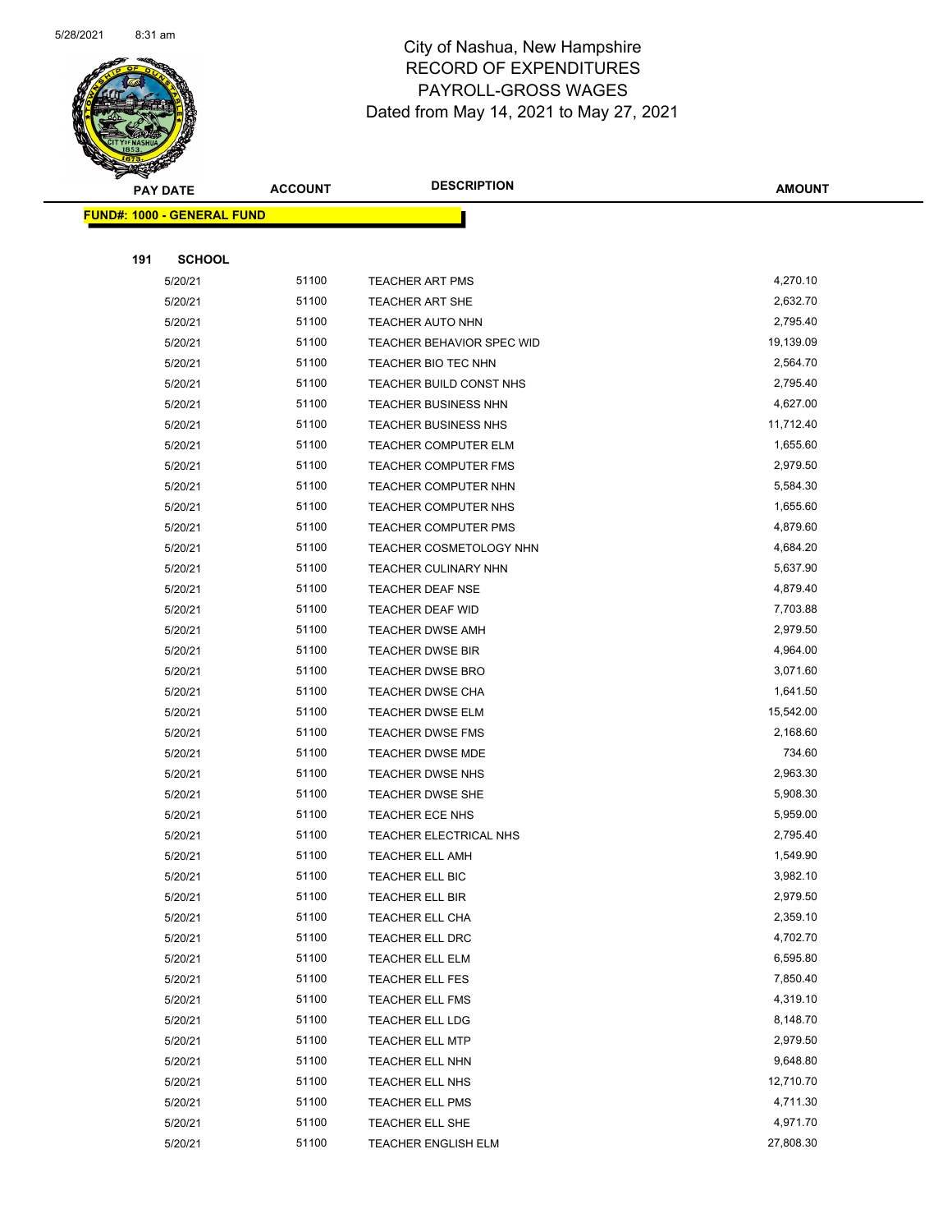City of Nashua, New Hampshire
RECORD OF EXPENDITURES
PAYROLL-GROSS WAGES
Dated from May 14, 2021 to May 27, 2021

| PAY DATE | ACCOUNT | DESCRIPTION | AMOUNT |
|---|---|---|---|

**FUND#: 1000 - GENERAL FUND**

**191 SCHOOL**

| PAY DATE | ACCOUNT | DESCRIPTION | AMOUNT |
|---|---|---|---|
| 5/20/21 | 51100 | TEACHER ART PMS | 4,270.10 |
| 5/20/21 | 51100 | TEACHER ART SHE | 2,632.70 |
| 5/20/21 | 51100 | TEACHER AUTO NHN | 2,795.40 |
| 5/20/21 | 51100 | TEACHER BEHAVIOR SPEC WID | 19,139.09 |
| 5/20/21 | 51100 | TEACHER BIO TEC NHN | 2,564.70 |
| 5/20/21 | 51100 | TEACHER BUILD CONST NHS | 2,795.40 |
| 5/20/21 | 51100 | TEACHER BUSINESS NHN | 4,627.00 |
| 5/20/21 | 51100 | TEACHER BUSINESS NHS | 11,712.40 |
| 5/20/21 | 51100 | TEACHER COMPUTER ELM | 1,655.60 |
| 5/20/21 | 51100 | TEACHER COMPUTER FMS | 2,979.50 |
| 5/20/21 | 51100 | TEACHER COMPUTER NHN | 5,584.30 |
| 5/20/21 | 51100 | TEACHER COMPUTER NHS | 1,655.60 |
| 5/20/21 | 51100 | TEACHER COMPUTER PMS | 4,879.60 |
| 5/20/21 | 51100 | TEACHER COSMETOLOGY NHN | 4,684.20 |
| 5/20/21 | 51100 | TEACHER CULINARY NHN | 5,637.90 |
| 5/20/21 | 51100 | TEACHER DEAF NSE | 4,879.40 |
| 5/20/21 | 51100 | TEACHER DEAF WID | 7,703.88 |
| 5/20/21 | 51100 | TEACHER DWSE AMH | 2,979.50 |
| 5/20/21 | 51100 | TEACHER DWSE BIR | 4,964.00 |
| 5/20/21 | 51100 | TEACHER DWSE BRO | 3,071.60 |
| 5/20/21 | 51100 | TEACHER DWSE CHA | 1,641.50 |
| 5/20/21 | 51100 | TEACHER DWSE ELM | 15,542.00 |
| 5/20/21 | 51100 | TEACHER DWSE FMS | 2,168.60 |
| 5/20/21 | 51100 | TEACHER DWSE MDE | 734.60 |
| 5/20/21 | 51100 | TEACHER DWSE NHS | 2,963.30 |
| 5/20/21 | 51100 | TEACHER DWSE SHE | 5,908.30 |
| 5/20/21 | 51100 | TEACHER ECE NHS | 5,959.00 |
| 5/20/21 | 51100 | TEACHER ELECTRICAL NHS | 2,795.40 |
| 5/20/21 | 51100 | TEACHER ELL AMH | 1,549.90 |
| 5/20/21 | 51100 | TEACHER ELL BIC | 3,982.10 |
| 5/20/21 | 51100 | TEACHER ELL BIR | 2,979.50 |
| 5/20/21 | 51100 | TEACHER ELL CHA | 2,359.10 |
| 5/20/21 | 51100 | TEACHER ELL DRC | 4,702.70 |
| 5/20/21 | 51100 | TEACHER ELL ELM | 6,595.80 |
| 5/20/21 | 51100 | TEACHER ELL FES | 7,850.40 |
| 5/20/21 | 51100 | TEACHER ELL FMS | 4,319.10 |
| 5/20/21 | 51100 | TEACHER ELL LDG | 8,148.70 |
| 5/20/21 | 51100 | TEACHER ELL MTP | 2,979.50 |
| 5/20/21 | 51100 | TEACHER ELL NHN | 9,648.80 |
| 5/20/21 | 51100 | TEACHER ELL NHS | 12,710.70 |
| 5/20/21 | 51100 | TEACHER ELL PMS | 4,711.30 |
| 5/20/21 | 51100 | TEACHER ELL SHE | 4,971.70 |
| 5/20/21 | 51100 | TEACHER ENGLISH ELM | 27,808.30 |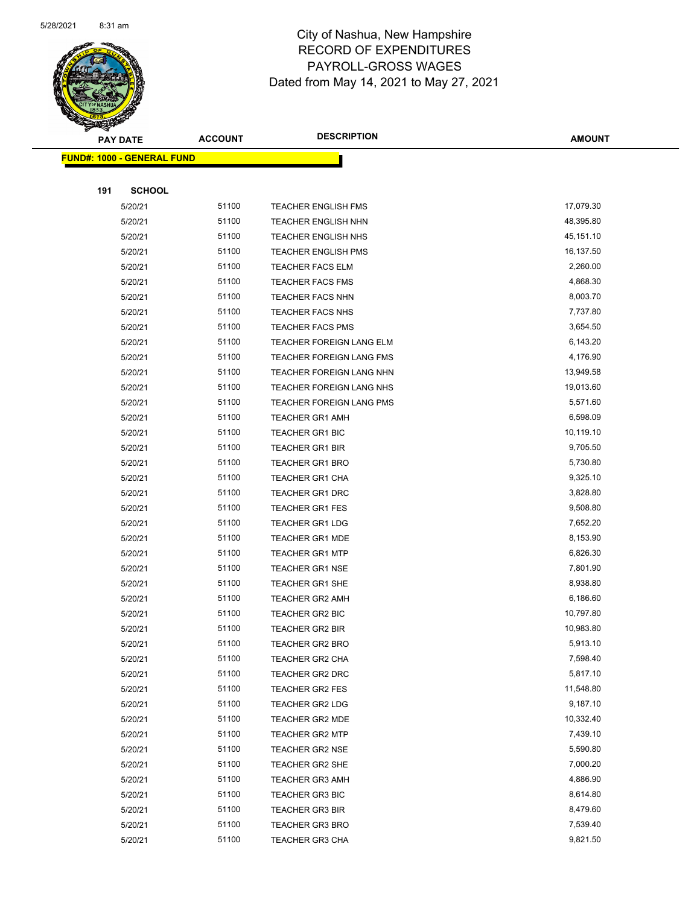# City of Nashua, New Hampshire
## RECORD OF EXPENDITURES
## PAYROLL-GROSS WAGES
## Dated from May 14, 2021 to May 27, 2021

| PAY DATE | ACCOUNT | DESCRIPTION | AMOUNT |
|---|---|---|---|
| **FUND#: 1000 - GENERAL FUND** | | | |
| **191 SCHOOL** | | | |
| 5/20/21 | 51100 | TEACHER ENGLISH FMS | 17,079.30 |
| 5/20/21 | 51100 | TEACHER ENGLISH NHN | 48,395.80 |
| 5/20/21 | 51100 | TEACHER ENGLISH NHS | 45,151.10 |
| 5/20/21 | 51100 | TEACHER ENGLISH PMS | 16,137.50 |
| 5/20/21 | 51100 | TEACHER FACS ELM | 2,260.00 |
| 5/20/21 | 51100 | TEACHER FACS FMS | 4,868.30 |
| 5/20/21 | 51100 | TEACHER FACS NHN | 8,003.70 |
| 5/20/21 | 51100 | TEACHER FACS NHS | 7,737.80 |
| 5/20/21 | 51100 | TEACHER FACS PMS | 3,654.50 |
| 5/20/21 | 51100 | TEACHER FOREIGN LANG ELM | 6,143.20 |
| 5/20/21 | 51100 | TEACHER FOREIGN LANG FMS | 4,176.90 |
| 5/20/21 | 51100 | TEACHER FOREIGN LANG NHN | 13,949.58 |
| 5/20/21 | 51100 | TEACHER FOREIGN LANG NHS | 19,013.60 |
| 5/20/21 | 51100 | TEACHER FOREIGN LANG PMS | 5,571.60 |
| 5/20/21 | 51100 | TEACHER GR1 AMH | 6,598.09 |
| 5/20/21 | 51100 | TEACHER GR1 BIC | 10,119.10 |
| 5/20/21 | 51100 | TEACHER GR1 BIR | 9,705.50 |
| 5/20/21 | 51100 | TEACHER GR1 BRO | 5,730.80 |
| 5/20/21 | 51100 | TEACHER GR1 CHA | 9,325.10 |
| 5/20/21 | 51100 | TEACHER GR1 DRC | 3,828.80 |
| 5/20/21 | 51100 | TEACHER GR1 FES | 9,508.80 |
| 5/20/21 | 51100 | TEACHER GR1 LDG | 7,652.20 |
| 5/20/21 | 51100 | TEACHER GR1 MDE | 8,153.90 |
| 5/20/21 | 51100 | TEACHER GR1 MTP | 6,826.30 |
| 5/20/21 | 51100 | TEACHER GR1 NSE | 7,801.90 |
| 5/20/21 | 51100 | TEACHER GR1 SHE | 8,938.80 |
| 5/20/21 | 51100 | TEACHER GR2 AMH | 6,186.60 |
| 5/20/21 | 51100 | TEACHER GR2 BIC | 10,797.80 |
| 5/20/21 | 51100 | TEACHER GR2 BIR | 10,983.80 |
| 5/20/21 | 51100 | TEACHER GR2 BRO | 5,913.10 |
| 5/20/21 | 51100 | TEACHER GR2 CHA | 7,598.40 |
| 5/20/21 | 51100 | TEACHER GR2 DRC | 5,817.10 |
| 5/20/21 | 51100 | TEACHER GR2 FES | 11,548.80 |
| 5/20/21 | 51100 | TEACHER GR2 LDG | 9,187.10 |
| 5/20/21 | 51100 | TEACHER GR2 MDE | 10,332.40 |
| 5/20/21 | 51100 | TEACHER GR2 MTP | 7,439.10 |
| 5/20/21 | 51100 | TEACHER GR2 NSE | 5,590.80 |
| 5/20/21 | 51100 | TEACHER GR2 SHE | 7,000.20 |
| 5/20/21 | 51100 | TEACHER GR3 AMH | 4,886.90 |
| 5/20/21 | 51100 | TEACHER GR3 BIC | 8,614.80 |
| 5/20/21 | 51100 | TEACHER GR3 BIR | 8,479.60 |
| 5/20/21 | 51100 | TEACHER GR3 BRO | 7,539.40 |
| 5/20/21 | 51100 | TEACHER GR3 CHA | 9,821.50 |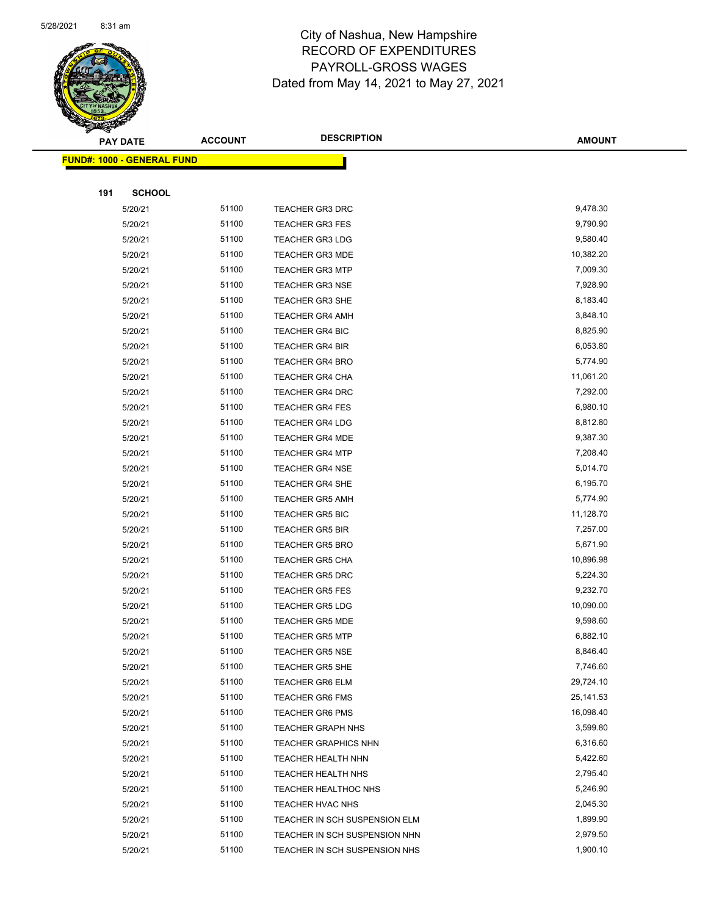5/28/2021 8:31 am

# City of Nashua, New Hampshire
## RECORD OF EXPENDITURES
## PAYROLL-GROSS WAGES
Dated from May 14, 2021 to May 27, 2021

| PAY DATE | ACCOUNT | DESCRIPTION | AMOUNT |
|---|---|---|---|
| **FUND#: 1000 - GENERAL FUND** | | | |
| **191 SCHOOL** | | | |
| 5/20/21 | 51100 | TEACHER GR3 DRC | 9,478.30 |
| 5/20/21 | 51100 | TEACHER GR3 FES | 9,790.90 |
| 5/20/21 | 51100 | TEACHER GR3 LDG | 9,580.40 |
| 5/20/21 | 51100 | TEACHER GR3 MDE | 10,382.20 |
| 5/20/21 | 51100 | TEACHER GR3 MTP | 7,009.30 |
| 5/20/21 | 51100 | TEACHER GR3 NSE | 7,928.90 |
| 5/20/21 | 51100 | TEACHER GR3 SHE | 8,183.40 |
| 5/20/21 | 51100 | TEACHER GR4 AMH | 3,848.10 |
| 5/20/21 | 51100 | TEACHER GR4 BIC | 8,825.90 |
| 5/20/21 | 51100 | TEACHER GR4 BIR | 6,053.80 |
| 5/20/21 | 51100 | TEACHER GR4 BRO | 5,774.90 |
| 5/20/21 | 51100 | TEACHER GR4 CHA | 11,061.20 |
| 5/20/21 | 51100 | TEACHER GR4 DRC | 7,292.00 |
| 5/20/21 | 51100 | TEACHER GR4 FES | 6,980.10 |
| 5/20/21 | 51100 | TEACHER GR4 LDG | 8,812.80 |
| 5/20/21 | 51100 | TEACHER GR4 MDE | 9,387.30 |
| 5/20/21 | 51100 | TEACHER GR4 MTP | 7,208.40 |
| 5/20/21 | 51100 | TEACHER GR4 NSE | 5,014.70 |
| 5/20/21 | 51100 | TEACHER GR4 SHE | 6,195.70 |
| 5/20/21 | 51100 | TEACHER GR5 AMH | 5,774.90 |
| 5/20/21 | 51100 | TEACHER GR5 BIC | 11,128.70 |
| 5/20/21 | 51100 | TEACHER GR5 BIR | 7,257.00 |
| 5/20/21 | 51100 | TEACHER GR5 BRO | 5,671.90 |
| 5/20/21 | 51100 | TEACHER GR5 CHA | 10,896.98 |
| 5/20/21 | 51100 | TEACHER GR5 DRC | 5,224.30 |
| 5/20/21 | 51100 | TEACHER GR5 FES | 9,232.70 |
| 5/20/21 | 51100 | TEACHER GR5 LDG | 10,090.00 |
| 5/20/21 | 51100 | TEACHER GR5 MDE | 9,598.60 |
| 5/20/21 | 51100 | TEACHER GR5 MTP | 6,882.10 |
| 5/20/21 | 51100 | TEACHER GR5 NSE | 8,846.40 |
| 5/20/21 | 51100 | TEACHER GR5 SHE | 7,746.60 |
| 5/20/21 | 51100 | TEACHER GR6 ELM | 29,724.10 |
| 5/20/21 | 51100 | TEACHER GR6 FMS | 25,141.53 |
| 5/20/21 | 51100 | TEACHER GR6 PMS | 16,098.40 |
| 5/20/21 | 51100 | TEACHER GRAPH NHS | 3,599.80 |
| 5/20/21 | 51100 | TEACHER GRAPHICS NHN | 6,316.60 |
| 5/20/21 | 51100 | TEACHER HEALTH NHN | 5,422.60 |
| 5/20/21 | 51100 | TEACHER HEALTH NHS | 2,795.40 |
| 5/20/21 | 51100 | TEACHER HEALTHOC NHS | 5,246.90 |
| 5/20/21 | 51100 | TEACHER HVAC NHS | 2,045.30 |
| 5/20/21 | 51100 | TEACHER IN SCH SUSPENSION ELM | 1,899.90 |
| 5/20/21 | 51100 | TEACHER IN SCH SUSPENSION NHN | 2,979.50 |
| 5/20/21 | 51100 | TEACHER IN SCH SUSPENSION NHS | 1,900.10 |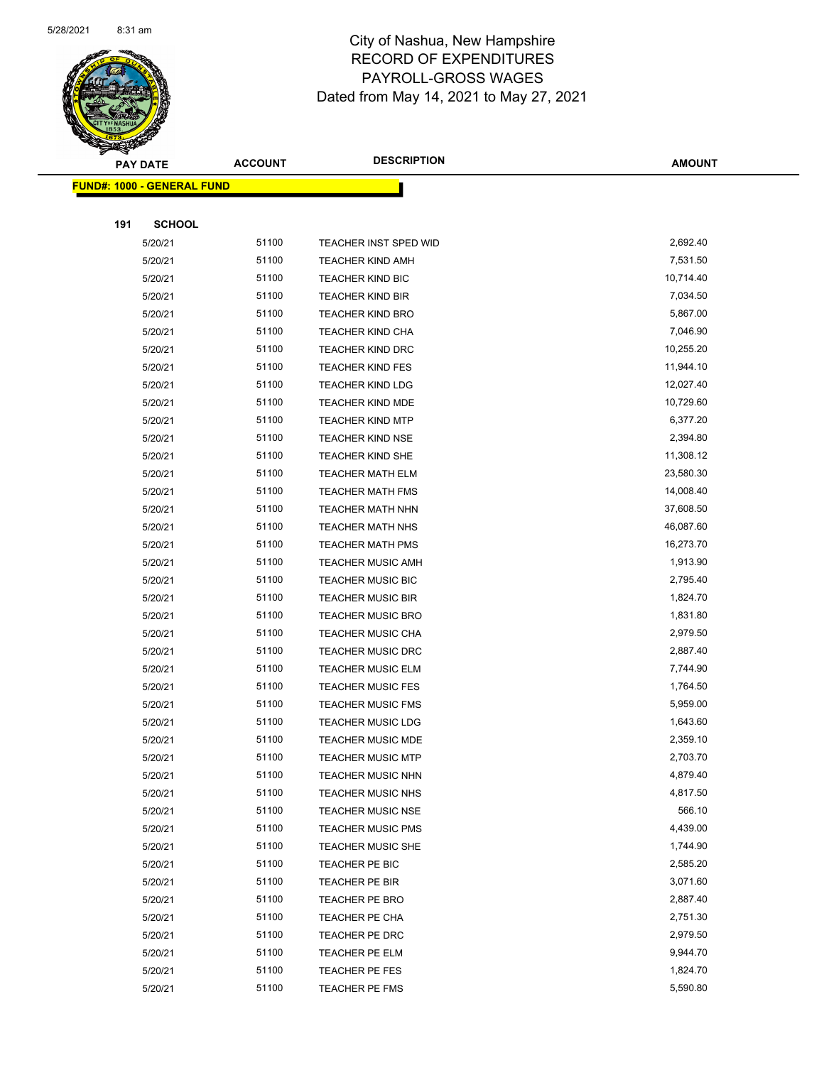# City of Nashua, New Hampshire
## RECORD OF EXPENDITURES
## PAYROLL-GROSS WAGES
## Dated from May 14, 2021 to May 27, 2021

| PAY DATE | ACCOUNT | DESCRIPTION | AMOUNT |
|---|---|---|---|
| **FUND#: 1000 - GENERAL FUND** | | | |
| **191 SCHOOL** | | | |
| 5/20/21 | 51100 | TEACHER INST SPED WID | 2,692.40 |
| 5/20/21 | 51100 | TEACHER KIND AMH | 7,531.50 |
| 5/20/21 | 51100 | TEACHER KIND BIC | 10,714.40 |
| 5/20/21 | 51100 | TEACHER KIND BIR | 7,034.50 |
| 5/20/21 | 51100 | TEACHER KIND BRO | 5,867.00 |
| 5/20/21 | 51100 | TEACHER KIND CHA | 7,046.90 |
| 5/20/21 | 51100 | TEACHER KIND DRC | 10,255.20 |
| 5/20/21 | 51100 | TEACHER KIND FES | 11,944.10 |
| 5/20/21 | 51100 | TEACHER KIND LDG | 12,027.40 |
| 5/20/21 | 51100 | TEACHER KIND MDE | 10,729.60 |
| 5/20/21 | 51100 | TEACHER KIND MTP | 6,377.20 |
| 5/20/21 | 51100 | TEACHER KIND NSE | 2,394.80 |
| 5/20/21 | 51100 | TEACHER KIND SHE | 11,308.12 |
| 5/20/21 | 51100 | TEACHER MATH ELM | 23,580.30 |
| 5/20/21 | 51100 | TEACHER MATH FMS | 14,008.40 |
| 5/20/21 | 51100 | TEACHER MATH NHN | 37,608.50 |
| 5/20/21 | 51100 | TEACHER MATH NHS | 46,087.60 |
| 5/20/21 | 51100 | TEACHER MATH PMS | 16,273.70 |
| 5/20/21 | 51100 | TEACHER MUSIC AMH | 1,913.90 |
| 5/20/21 | 51100 | TEACHER MUSIC BIC | 2,795.40 |
| 5/20/21 | 51100 | TEACHER MUSIC BIR | 1,824.70 |
| 5/20/21 | 51100 | TEACHER MUSIC BRO | 1,831.80 |
| 5/20/21 | 51100 | TEACHER MUSIC CHA | 2,979.50 |
| 5/20/21 | 51100 | TEACHER MUSIC DRC | 2,887.40 |
| 5/20/21 | 51100 | TEACHER MUSIC ELM | 7,744.90 |
| 5/20/21 | 51100 | TEACHER MUSIC FES | 1,764.50 |
| 5/20/21 | 51100 | TEACHER MUSIC FMS | 5,959.00 |
| 5/20/21 | 51100 | TEACHER MUSIC LDG | 1,643.60 |
| 5/20/21 | 51100 | TEACHER MUSIC MDE | 2,359.10 |
| 5/20/21 | 51100 | TEACHER MUSIC MTP | 2,703.70 |
| 5/20/21 | 51100 | TEACHER MUSIC NHN | 4,879.40 |
| 5/20/21 | 51100 | TEACHER MUSIC NHS | 4,817.50 |
| 5/20/21 | 51100 | TEACHER MUSIC NSE | 566.10 |
| 5/20/21 | 51100 | TEACHER MUSIC PMS | 4,439.00 |
| 5/20/21 | 51100 | TEACHER MUSIC SHE | 1,744.90 |
| 5/20/21 | 51100 | TEACHER PE BIC | 2,585.20 |
| 5/20/21 | 51100 | TEACHER PE BIR | 3,071.60 |
| 5/20/21 | 51100 | TEACHER PE BRO | 2,887.40 |
| 5/20/21 | 51100 | TEACHER PE CHA | 2,751.30 |
| 5/20/21 | 51100 | TEACHER PE DRC | 2,979.50 |
| 5/20/21 | 51100 | TEACHER PE ELM | 9,944.70 |
| 5/20/21 | 51100 | TEACHER PE FES | 1,824.70 |
| 5/20/21 | 51100 | TEACHER PE FMS | 5,590.80 |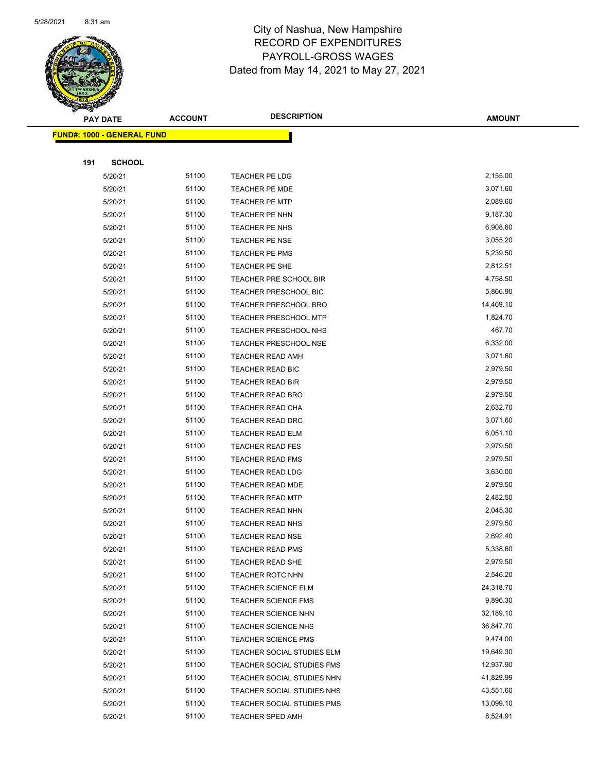City of Nashua, New Hampshire
RECORD OF EXPENDITURES
PAYROLL-GROSS WAGES
Dated from May 14, 2021 to May 27, 2021

| PAY DATE | ACCOUNT | DESCRIPTION | AMOUNT |
|---|---|---|---|
| **FUND#: 1000 - GENERAL FUND** | | | |
| **191 SCHOOL** | | | |
| 5/20/21 | 51100 | TEACHER PE LDG | 2,155.00 |
| 5/20/21 | 51100 | TEACHER PE MDE | 3,071.60 |
| 5/20/21 | 51100 | TEACHER PE MTP | 2,089.60 |
| 5/20/21 | 51100 | TEACHER PE NHN | 9,187.30 |
| 5/20/21 | 51100 | TEACHER PE NHS | 6,908.60 |
| 5/20/21 | 51100 | TEACHER PE NSE | 3,055.20 |
| 5/20/21 | 51100 | TEACHER PE PMS | 5,239.50 |
| 5/20/21 | 51100 | TEACHER PE SHE | 2,812.51 |
| 5/20/21 | 51100 | TEACHER PRE SCHOOL BIR | 4,758.50 |
| 5/20/21 | 51100 | TEACHER PRESCHOOL BIC | 5,866.90 |
| 5/20/21 | 51100 | TEACHER PRESCHOOL BRO | 14,469.10 |
| 5/20/21 | 51100 | TEACHER PRESCHOOL MTP | 1,824.70 |
| 5/20/21 | 51100 | TEACHER PRESCHOOL NHS | 467.70 |
| 5/20/21 | 51100 | TEACHER PRESCHOOL NSE | 6,332.00 |
| 5/20/21 | 51100 | TEACHER READ AMH | 3,071.60 |
| 5/20/21 | 51100 | TEACHER READ BIC | 2,979.50 |
| 5/20/21 | 51100 | TEACHER READ BIR | 2,979.50 |
| 5/20/21 | 51100 | TEACHER READ BRO | 2,979.50 |
| 5/20/21 | 51100 | TEACHER READ CHA | 2,632.70 |
| 5/20/21 | 51100 | TEACHER READ DRC | 3,071.60 |
| 5/20/21 | 51100 | TEACHER READ ELM | 6,051.10 |
| 5/20/21 | 51100 | TEACHER READ FES | 2,979.50 |
| 5/20/21 | 51100 | TEACHER READ FMS | 2,979.50 |
| 5/20/21 | 51100 | TEACHER READ LDG | 3,630.00 |
| 5/20/21 | 51100 | TEACHER READ MDE | 2,979.50 |
| 5/20/21 | 51100 | TEACHER READ MTP | 2,482.50 |
| 5/20/21 | 51100 | TEACHER READ NHN | 2,045.30 |
| 5/20/21 | 51100 | TEACHER READ NHS | 2,979.50 |
| 5/20/21 | 51100 | TEACHER READ NSE | 2,692.40 |
| 5/20/21 | 51100 | TEACHER READ PMS | 5,338.60 |
| 5/20/21 | 51100 | TEACHER READ SHE | 2,979.50 |
| 5/20/21 | 51100 | TEACHER ROTC NHN | 2,546.20 |
| 5/20/21 | 51100 | TEACHER SCIENCE ELM | 24,318.70 |
| 5/20/21 | 51100 | TEACHER SCIENCE FMS | 9,896.30 |
| 5/20/21 | 51100 | TEACHER SCIENCE NHN | 32,189.10 |
| 5/20/21 | 51100 | TEACHER SCIENCE NHS | 36,847.70 |
| 5/20/21 | 51100 | TEACHER SCIENCE PMS | 9,474.00 |
| 5/20/21 | 51100 | TEACHER SOCIAL STUDIES ELM | 19,649.30 |
| 5/20/21 | 51100 | TEACHER SOCIAL STUDIES FMS | 12,937.90 |
| 5/20/21 | 51100 | TEACHER SOCIAL STUDIES NHN | 41,829.99 |
| 5/20/21 | 51100 | TEACHER SOCIAL STUDIES NHS | 43,551.60 |
| 5/20/21 | 51100 | TEACHER SOCIAL STUDIES PMS | 13,099.10 |
| 5/20/21 | 51100 | TEACHER SPED AMH | 8,524.91 |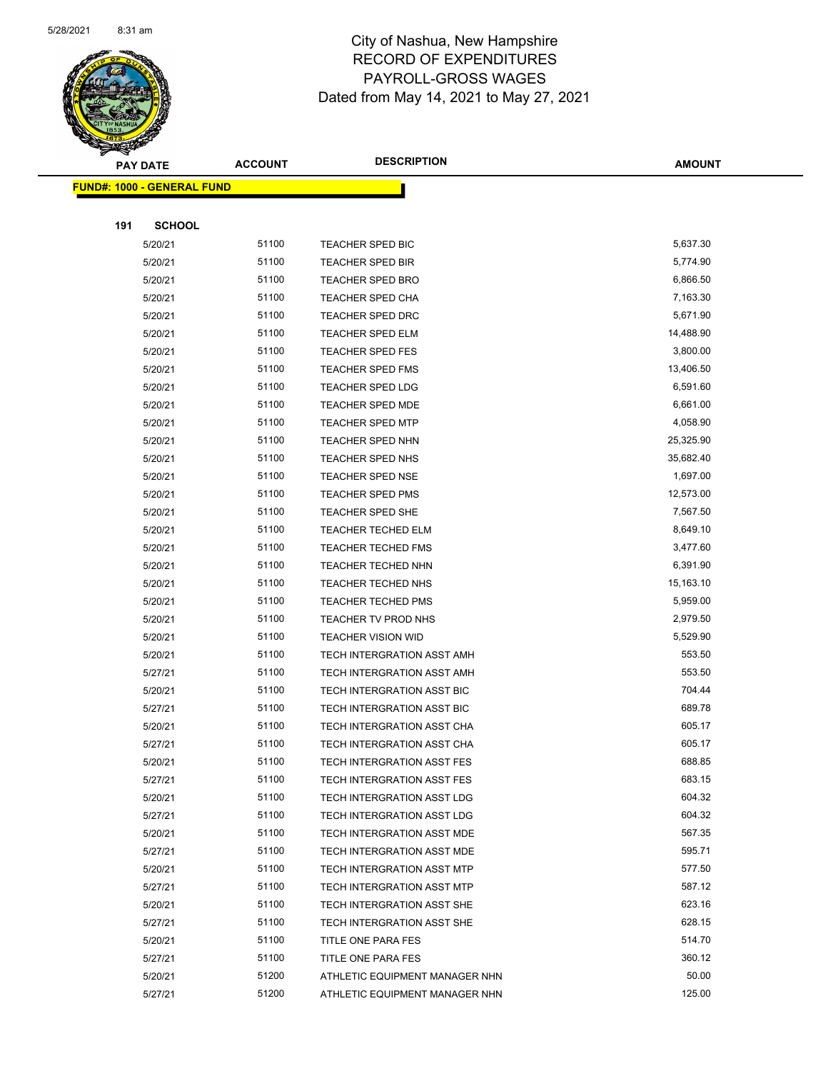City of Nashua, New Hampshire
RECORD OF EXPENDITURES
PAYROLL-GROSS WAGES
Dated from May 14, 2021 to May 27, 2021

| PAY DATE | ACCOUNT | DESCRIPTION | AMOUNT |
|---|---|---|---|
| **FUND#: 1000 - GENERAL FUND** | | | |
| **191 SCHOOL** | | | |
| 5/20/21 | 51100 | TEACHER SPED BIC | 5,637.30 |
| 5/20/21 | 51100 | TEACHER SPED BIR | 5,774.90 |
| 5/20/21 | 51100 | TEACHER SPED BRO | 6,866.50 |
| 5/20/21 | 51100 | TEACHER SPED CHA | 7,163.30 |
| 5/20/21 | 51100 | TEACHER SPED DRC | 5,671.90 |
| 5/20/21 | 51100 | TEACHER SPED ELM | 14,488.90 |
| 5/20/21 | 51100 | TEACHER SPED FES | 3,800.00 |
| 5/20/21 | 51100 | TEACHER SPED FMS | 13,406.50 |
| 5/20/21 | 51100 | TEACHER SPED LDG | 6,591.60 |
| 5/20/21 | 51100 | TEACHER SPED MDE | 6,661.00 |
| 5/20/21 | 51100 | TEACHER SPED MTP | 4,058.90 |
| 5/20/21 | 51100 | TEACHER SPED NHN | 25,325.90 |
| 5/20/21 | 51100 | TEACHER SPED NHS | 35,682.40 |
| 5/20/21 | 51100 | TEACHER SPED NSE | 1,697.00 |
| 5/20/21 | 51100 | TEACHER SPED PMS | 12,573.00 |
| 5/20/21 | 51100 | TEACHER SPED SHE | 7,567.50 |
| 5/20/21 | 51100 | TEACHER TECHED ELM | 8,649.10 |
| 5/20/21 | 51100 | TEACHER TECHED FMS | 3,477.60 |
| 5/20/21 | 51100 | TEACHER TECHED NHN | 6,391.90 |
| 5/20/21 | 51100 | TEACHER TECHED NHS | 15,163.10 |
| 5/20/21 | 51100 | TEACHER TECHED PMS | 5,959.00 |
| 5/20/21 | 51100 | TEACHER TV PROD NHS | 2,979.50 |
| 5/20/21 | 51100 | TEACHER VISION WID | 5,529.90 |
| 5/20/21 | 51100 | TECH INTERGRATION ASST AMH | 553.50 |
| 5/27/21 | 51100 | TECH INTERGRATION ASST AMH | 553.50 |
| 5/20/21 | 51100 | TECH INTERGRATION ASST BIC | 704.44 |
| 5/27/21 | 51100 | TECH INTERGRATION ASST BIC | 689.78 |
| 5/20/21 | 51100 | TECH INTERGRATION ASST CHA | 605.17 |
| 5/27/21 | 51100 | TECH INTERGRATION ASST CHA | 605.17 |
| 5/20/21 | 51100 | TECH INTERGRATION ASST FES | 688.85 |
| 5/27/21 | 51100 | TECH INTERGRATION ASST FES | 683.15 |
| 5/20/21 | 51100 | TECH INTERGRATION ASST LDG | 604.32 |
| 5/27/21 | 51100 | TECH INTERGRATION ASST LDG | 604.32 |
| 5/20/21 | 51100 | TECH INTERGRATION ASST MDE | 567.35 |
| 5/27/21 | 51100 | TECH INTERGRATION ASST MDE | 595.71 |
| 5/20/21 | 51100 | TECH INTERGRATION ASST MTP | 577.50 |
| 5/27/21 | 51100 | TECH INTERGRATION ASST MTP | 587.12 |
| 5/20/21 | 51100 | TECH INTERGRATION ASST SHE | 623.16 |
| 5/27/21 | 51100 | TECH INTERGRATION ASST SHE | 628.15 |
| 5/20/21 | 51100 | TITLE ONE PARA FES | 514.70 |
| 5/27/21 | 51100 | TITLE ONE PARA FES | 360.12 |
| 5/20/21 | 51200 | ATHLETIC EQUIPMENT MANAGER NHN | 50.00 |
| 5/27/21 | 51200 | ATHLETIC EQUIPMENT MANAGER NHN | 125.00 |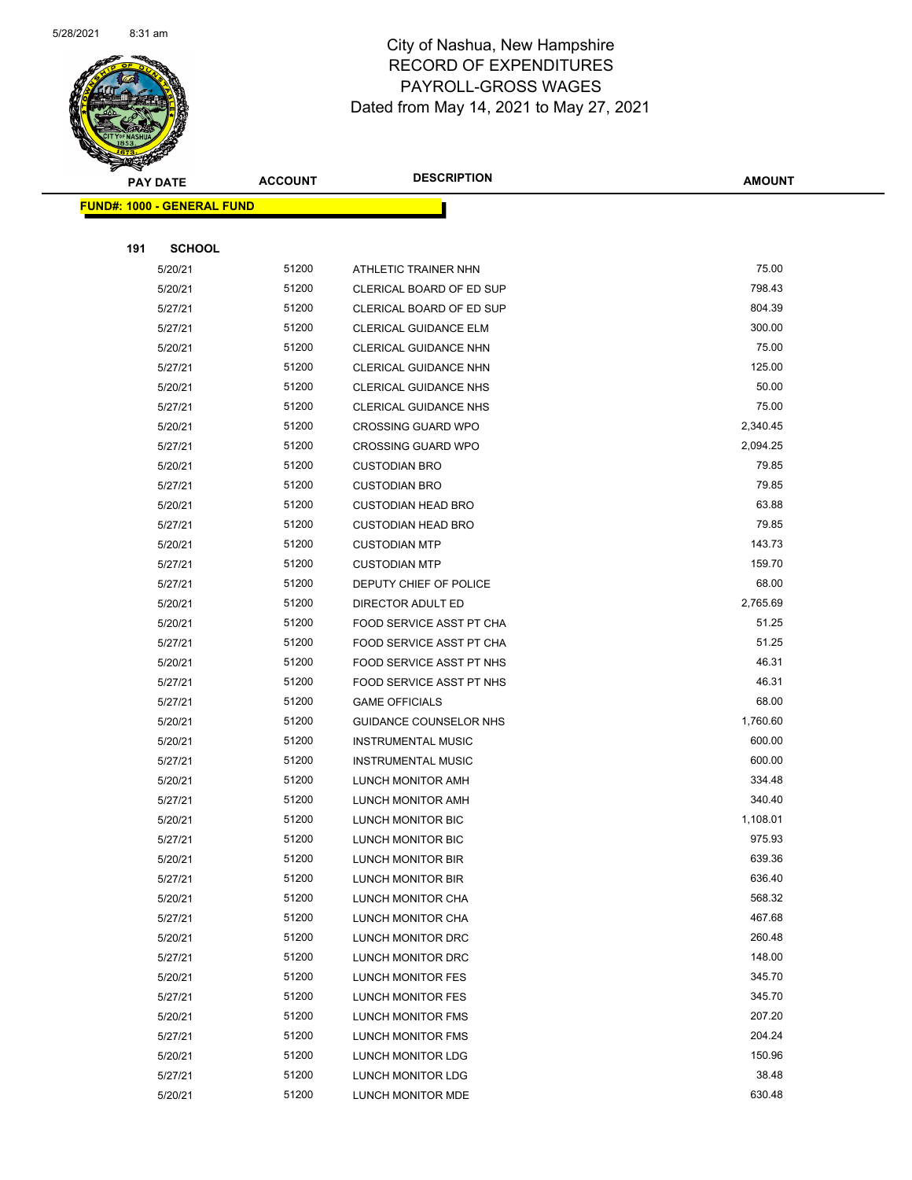City of Nashua, New Hampshire
RECORD OF EXPENDITURES
PAYROLL-GROSS WAGES
Dated from May 14, 2021 to May 27, 2021

| PAY DATE | ACCOUNT | DESCRIPTION | AMOUNT |
|---|---|---|---|
| **FUND#: 1000 - GENERAL FUND** | | | |
| **191 SCHOOL** | | | |
| 5/20/21 | 51200 | ATHLETIC TRAINER NHN | 75.00 |
| 5/20/21 | 51200 | CLERICAL BOARD OF ED SUP | 798.43 |
| 5/27/21 | 51200 | CLERICAL BOARD OF ED SUP | 804.39 |
| 5/27/21 | 51200 | CLERICAL GUIDANCE ELM | 300.00 |
| 5/20/21 | 51200 | CLERICAL GUIDANCE NHN | 75.00 |
| 5/27/21 | 51200 | CLERICAL GUIDANCE NHN | 125.00 |
| 5/20/21 | 51200 | CLERICAL GUIDANCE NHS | 50.00 |
| 5/27/21 | 51200 | CLERICAL GUIDANCE NHS | 75.00 |
| 5/20/21 | 51200 | CROSSING GUARD WPO | 2,340.45 |
| 5/27/21 | 51200 | CROSSING GUARD WPO | 2,094.25 |
| 5/20/21 | 51200 | CUSTODIAN BRO | 79.85 |
| 5/27/21 | 51200 | CUSTODIAN BRO | 79.85 |
| 5/20/21 | 51200 | CUSTODIAN HEAD BRO | 63.88 |
| 5/27/21 | 51200 | CUSTODIAN HEAD BRO | 79.85 |
| 5/20/21 | 51200 | CUSTODIAN MTP | 143.73 |
| 5/27/21 | 51200 | CUSTODIAN MTP | 159.70 |
| 5/27/21 | 51200 | DEPUTY CHIEF OF POLICE | 68.00 |
| 5/20/21 | 51200 | DIRECTOR ADULT ED | 2,765.69 |
| 5/20/21 | 51200 | FOOD SERVICE ASST PT CHA | 51.25 |
| 5/27/21 | 51200 | FOOD SERVICE ASST PT CHA | 51.25 |
| 5/20/21 | 51200 | FOOD SERVICE ASST PT NHS | 46.31 |
| 5/27/21 | 51200 | FOOD SERVICE ASST PT NHS | 46.31 |
| 5/27/21 | 51200 | GAME OFFICIALS | 68.00 |
| 5/20/21 | 51200 | GUIDANCE COUNSELOR NHS | 1,760.60 |
| 5/20/21 | 51200 | INSTRUMENTAL MUSIC | 600.00 |
| 5/27/21 | 51200 | INSTRUMENTAL MUSIC | 600.00 |
| 5/20/21 | 51200 | LUNCH MONITOR AMH | 334.48 |
| 5/27/21 | 51200 | LUNCH MONITOR AMH | 340.40 |
| 5/20/21 | 51200 | LUNCH MONITOR BIC | 1,108.01 |
| 5/27/21 | 51200 | LUNCH MONITOR BIC | 975.93 |
| 5/20/21 | 51200 | LUNCH MONITOR BIR | 639.36 |
| 5/27/21 | 51200 | LUNCH MONITOR BIR | 636.40 |
| 5/20/21 | 51200 | LUNCH MONITOR CHA | 568.32 |
| 5/27/21 | 51200 | LUNCH MONITOR CHA | 467.68 |
| 5/20/21 | 51200 | LUNCH MONITOR DRC | 260.48 |
| 5/27/21 | 51200 | LUNCH MONITOR DRC | 148.00 |
| 5/20/21 | 51200 | LUNCH MONITOR FES | 345.70 |
| 5/27/21 | 51200 | LUNCH MONITOR FES | 345.70 |
| 5/20/21 | 51200 | LUNCH MONITOR FMS | 207.20 |
| 5/27/21 | 51200 | LUNCH MONITOR FMS | 204.24 |
| 5/20/21 | 51200 | LUNCH MONITOR LDG | 150.96 |
| 5/27/21 | 51200 | LUNCH MONITOR LDG | 38.48 |
| 5/20/21 | 51200 | LUNCH MONITOR MDE | 630.48 |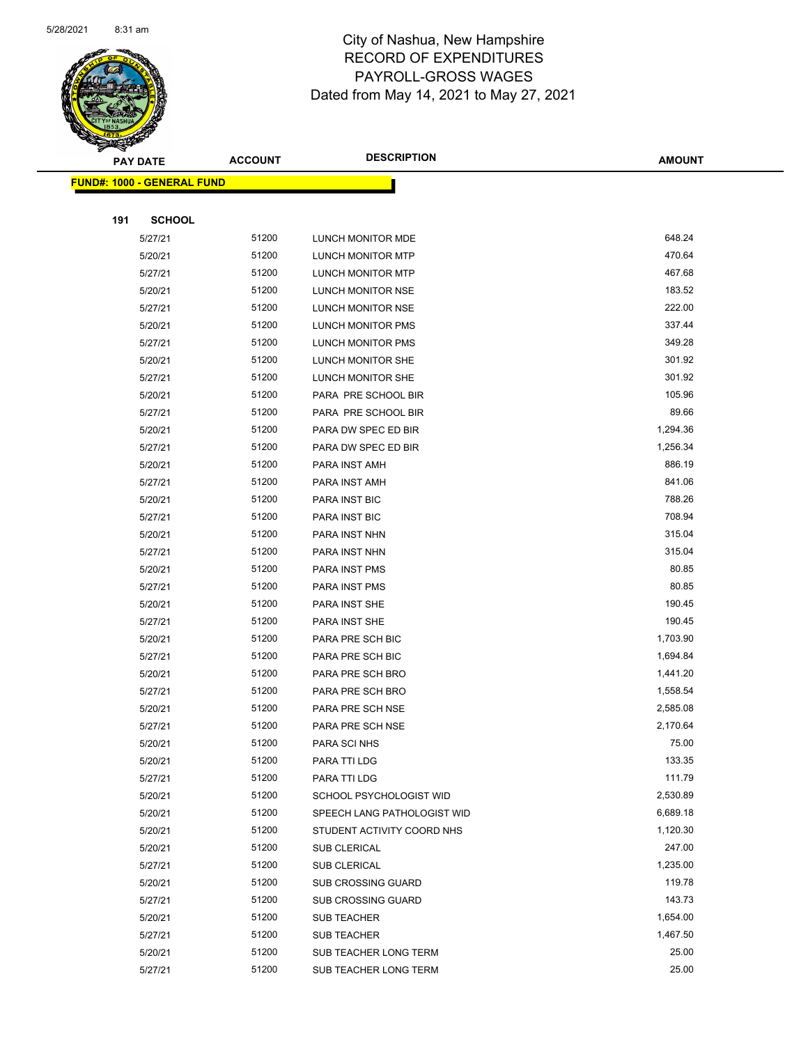City of Nashua, New Hampshire
RECORD OF EXPENDITURES
PAYROLL-GROSS WAGES
Dated from May 14, 2021 to May 27, 2021

**FUND#: 1000 - GENERAL FUND**

**191 SCHOOL**

| PAY DATE | ACCOUNT | DESCRIPTION | AMOUNT |
|---|---|---|---|
| 5/27/21 | 51200 | LUNCH MONITOR MDE | 648.24 |
| 5/20/21 | 51200 | LUNCH MONITOR MTP | 470.64 |
| 5/27/21 | 51200 | LUNCH MONITOR MTP | 467.68 |
| 5/20/21 | 51200 | LUNCH MONITOR NSE | 183.52 |
| 5/27/21 | 51200 | LUNCH MONITOR NSE | 222.00 |
| 5/20/21 | 51200 | LUNCH MONITOR PMS | 337.44 |
| 5/27/21 | 51200 | LUNCH MONITOR PMS | 349.28 |
| 5/20/21 | 51200 | LUNCH MONITOR SHE | 301.92 |
| 5/27/21 | 51200 | LUNCH MONITOR SHE | 301.92 |
| 5/20/21 | 51200 | PARA PRE SCHOOL BIR | 105.96 |
| 5/27/21 | 51200 | PARA PRE SCHOOL BIR | 89.66 |
| 5/20/21 | 51200 | PARA DW SPEC ED BIR | 1,294.36 |
| 5/27/21 | 51200 | PARA DW SPEC ED BIR | 1,256.34 |
| 5/20/21 | 51200 | PARA INST AMH | 886.19 |
| 5/27/21 | 51200 | PARA INST AMH | 841.06 |
| 5/20/21 | 51200 | PARA INST BIC | 788.26 |
| 5/27/21 | 51200 | PARA INST BIC | 708.94 |
| 5/20/21 | 51200 | PARA INST NHN | 315.04 |
| 5/27/21 | 51200 | PARA INST NHN | 315.04 |
| 5/20/21 | 51200 | PARA INST PMS | 80.85 |
| 5/27/21 | 51200 | PARA INST PMS | 80.85 |
| 5/20/21 | 51200 | PARA INST SHE | 190.45 |
| 5/27/21 | 51200 | PARA INST SHE | 190.45 |
| 5/20/21 | 51200 | PARA PRE SCH BIC | 1,703.90 |
| 5/27/21 | 51200 | PARA PRE SCH BIC | 1,694.84 |
| 5/20/21 | 51200 | PARA PRE SCH BRO | 1,441.20 |
| 5/27/21 | 51200 | PARA PRE SCH BRO | 1,558.54 |
| 5/20/21 | 51200 | PARA PRE SCH NSE | 2,585.08 |
| 5/27/21 | 51200 | PARA PRE SCH NSE | 2,170.64 |
| 5/20/21 | 51200 | PARA SCI NHS | 75.00 |
| 5/20/21 | 51200 | PARA TTI LDG | 133.35 |
| 5/27/21 | 51200 | PARA TTI LDG | 111.79 |
| 5/20/21 | 51200 | SCHOOL PSYCHOLOGIST WID | 2,530.89 |
| 5/20/21 | 51200 | SPEECH LANG PATHOLOGIST WID | 6,689.18 |
| 5/20/21 | 51200 | STUDENT ACTIVITY COORD NHS | 1,120.30 |
| 5/20/21 | 51200 | SUB CLERICAL | 247.00 |
| 5/27/21 | 51200 | SUB CLERICAL | 1,235.00 |
| 5/20/21 | 51200 | SUB CROSSING GUARD | 119.78 |
| 5/27/21 | 51200 | SUB CROSSING GUARD | 143.73 |
| 5/20/21 | 51200 | SUB TEACHER | 1,654.00 |
| 5/27/21 | 51200 | SUB TEACHER | 1,467.50 |
| 5/20/21 | 51200 | SUB TEACHER LONG TERM | 25.00 |
| 5/27/21 | 51200 | SUB TEACHER LONG TERM | 25.00 |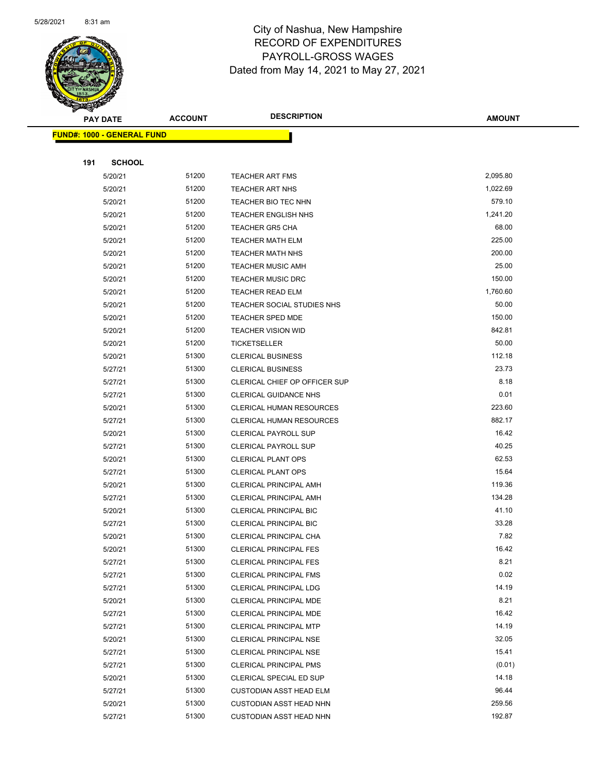# City of Nashua, New Hampshire
## RECORD OF EXPENDITURES
## PAYROLL-GROSS WAGES
### Dated from May 14, 2021 to May 27, 2021

**FUND#: 1000 - GENERAL FUND**

**191 SCHOOL**

| PAY DATE | ACCOUNT | DESCRIPTION | AMOUNT |
|---|---|---|---|
| 5/20/21 | 51200 | TEACHER ART FMS | 2,095.80 |
| 5/20/21 | 51200 | TEACHER ART NHS | 1,022.69 |
| 5/20/21 | 51200 | TEACHER BIO TEC NHN | 579.10 |
| 5/20/21 | 51200 | TEACHER ENGLISH NHS | 1,241.20 |
| 5/20/21 | 51200 | TEACHER GR5 CHA | 68.00 |
| 5/20/21 | 51200 | TEACHER MATH ELM | 225.00 |
| 5/20/21 | 51200 | TEACHER MATH NHS | 200.00 |
| 5/20/21 | 51200 | TEACHER MUSIC AMH | 25.00 |
| 5/20/21 | 51200 | TEACHER MUSIC DRC | 150.00 |
| 5/20/21 | 51200 | TEACHER READ ELM | 1,760.60 |
| 5/20/21 | 51200 | TEACHER SOCIAL STUDIES NHS | 50.00 |
| 5/20/21 | 51200 | TEACHER SPED MDE | 150.00 |
| 5/20/21 | 51200 | TEACHER VISION WID | 842.81 |
| 5/20/21 | 51200 | TICKETSELLER | 50.00 |
| 5/20/21 | 51300 | CLERICAL BUSINESS | 112.18 |
| 5/27/21 | 51300 | CLERICAL BUSINESS | 23.73 |
| 5/27/21 | 51300 | CLERICAL CHIEF OP OFFICER SUP | 8.18 |
| 5/27/21 | 51300 | CLERICAL GUIDANCE NHS | 0.01 |
| 5/20/21 | 51300 | CLERICAL HUMAN RESOURCES | 223.60 |
| 5/27/21 | 51300 | CLERICAL HUMAN RESOURCES | 882.17 |
| 5/20/21 | 51300 | CLERICAL PAYROLL SUP | 16.42 |
| 5/27/21 | 51300 | CLERICAL PAYROLL SUP | 40.25 |
| 5/20/21 | 51300 | CLERICAL PLANT OPS | 62.53 |
| 5/27/21 | 51300 | CLERICAL PLANT OPS | 15.64 |
| 5/20/21 | 51300 | CLERICAL PRINCIPAL AMH | 119.36 |
| 5/27/21 | 51300 | CLERICAL PRINCIPAL AMH | 134.28 |
| 5/20/21 | 51300 | CLERICAL PRINCIPAL BIC | 41.10 |
| 5/27/21 | 51300 | CLERICAL PRINCIPAL BIC | 33.28 |
| 5/20/21 | 51300 | CLERICAL PRINCIPAL CHA | 7.82 |
| 5/20/21 | 51300 | CLERICAL PRINCIPAL FES | 16.42 |
| 5/27/21 | 51300 | CLERICAL PRINCIPAL FES | 8.21 |
| 5/27/21 | 51300 | CLERICAL PRINCIPAL FMS | 0.02 |
| 5/27/21 | 51300 | CLERICAL PRINCIPAL LDG | 14.19 |
| 5/20/21 | 51300 | CLERICAL PRINCIPAL MDE | 8.21 |
| 5/27/21 | 51300 | CLERICAL PRINCIPAL MDE | 16.42 |
| 5/27/21 | 51300 | CLERICAL PRINCIPAL MTP | 14.19 |
| 5/20/21 | 51300 | CLERICAL PRINCIPAL NSE | 32.05 |
| 5/27/21 | 51300 | CLERICAL PRINCIPAL NSE | 15.41 |
| 5/27/21 | 51300 | CLERICAL PRINCIPAL PMS | (0.01) |
| 5/20/21 | 51300 | CLERICAL SPECIAL ED SUP | 14.18 |
| 5/27/21 | 51300 | CUSTODIAN ASST HEAD ELM | 96.44 |
| 5/20/21 | 51300 | CUSTODIAN ASST HEAD NHN | 259.56 |
| 5/27/21 | 51300 | CUSTODIAN ASST HEAD NHN | 192.87 |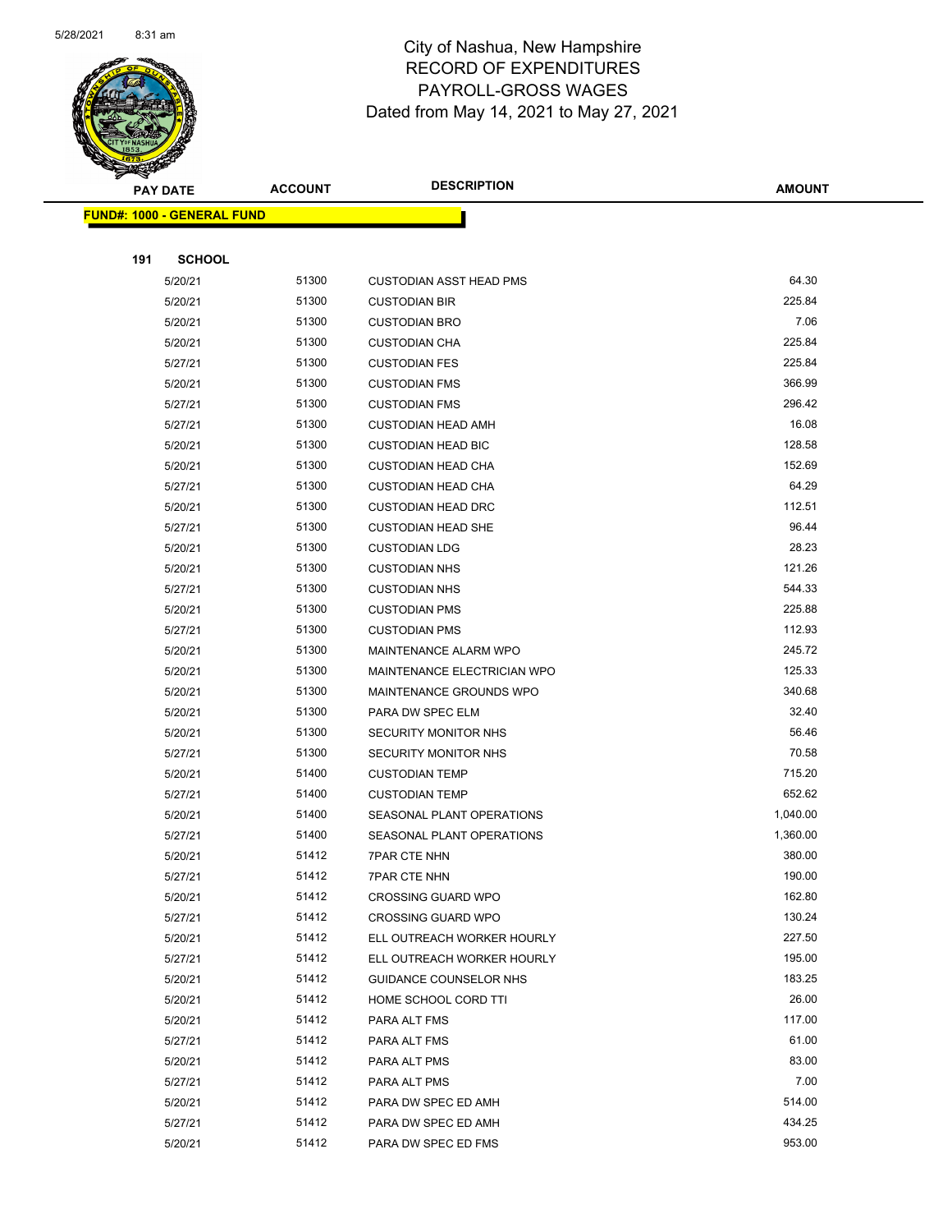City of Nashua, New Hampshire
RECORD OF EXPENDITURES
PAYROLL-GROSS WAGES
Dated from May 14, 2021 to May 27, 2021

| PAY DATE | ACCOUNT | DESCRIPTION | AMOUNT |
|---|---|---|---|

**FUND#: 1000 - GENERAL FUND**

**191 SCHOOL**

| PAY DATE | ACCOUNT | DESCRIPTION | AMOUNT |
|---|---|---|---|
| 5/20/21 | 51300 | CUSTODIAN ASST HEAD PMS | 64.30 |
| 5/20/21 | 51300 | CUSTODIAN BIR | 225.84 |
| 5/20/21 | 51300 | CUSTODIAN BRO | 7.06 |
| 5/20/21 | 51300 | CUSTODIAN CHA | 225.84 |
| 5/27/21 | 51300 | CUSTODIAN FES | 225.84 |
| 5/20/21 | 51300 | CUSTODIAN FMS | 366.99 |
| 5/27/21 | 51300 | CUSTODIAN FMS | 296.42 |
| 5/27/21 | 51300 | CUSTODIAN HEAD AMH | 16.08 |
| 5/20/21 | 51300 | CUSTODIAN HEAD BIC | 128.58 |
| 5/20/21 | 51300 | CUSTODIAN HEAD CHA | 152.69 |
| 5/27/21 | 51300 | CUSTODIAN HEAD CHA | 64.29 |
| 5/20/21 | 51300 | CUSTODIAN HEAD DRC | 112.51 |
| 5/27/21 | 51300 | CUSTODIAN HEAD SHE | 96.44 |
| 5/20/21 | 51300 | CUSTODIAN LDG | 28.23 |
| 5/20/21 | 51300 | CUSTODIAN NHS | 121.26 |
| 5/27/21 | 51300 | CUSTODIAN NHS | 544.33 |
| 5/20/21 | 51300 | CUSTODIAN PMS | 225.88 |
| 5/27/21 | 51300 | CUSTODIAN PMS | 112.93 |
| 5/20/21 | 51300 | MAINTENANCE ALARM WPO | 245.72 |
| 5/20/21 | 51300 | MAINTENANCE ELECTRICIAN WPO | 125.33 |
| 5/20/21 | 51300 | MAINTENANCE GROUNDS WPO | 340.68 |
| 5/20/21 | 51300 | PARA DW SPEC ELM | 32.40 |
| 5/20/21 | 51300 | SECURITY MONITOR NHS | 56.46 |
| 5/27/21 | 51300 | SECURITY MONITOR NHS | 70.58 |
| 5/20/21 | 51400 | CUSTODIAN TEMP | 715.20 |
| 5/27/21 | 51400 | CUSTODIAN TEMP | 652.62 |
| 5/20/21 | 51400 | SEASONAL PLANT OPERATIONS | 1,040.00 |
| 5/27/21 | 51400 | SEASONAL PLANT OPERATIONS | 1,360.00 |
| 5/20/21 | 51412 | 7PAR CTE NHN | 380.00 |
| 5/27/21 | 51412 | 7PAR CTE NHN | 190.00 |
| 5/20/21 | 51412 | CROSSING GUARD WPO | 162.80 |
| 5/27/21 | 51412 | CROSSING GUARD WPO | 130.24 |
| 5/20/21 | 51412 | ELL OUTREACH WORKER HOURLY | 227.50 |
| 5/27/21 | 51412 | ELL OUTREACH WORKER HOURLY | 195.00 |
| 5/20/21 | 51412 | GUIDANCE COUNSELOR NHS | 183.25 |
| 5/20/21 | 51412 | HOME SCHOOL CORD TTI | 26.00 |
| 5/20/21 | 51412 | PARA ALT FMS | 117.00 |
| 5/27/21 | 51412 | PARA ALT FMS | 61.00 |
| 5/20/21 | 51412 | PARA ALT PMS | 83.00 |
| 5/27/21 | 51412 | PARA ALT PMS | 7.00 |
| 5/20/21 | 51412 | PARA DW SPEC ED AMH | 514.00 |
| 5/27/21 | 51412 | PARA DW SPEC ED AMH | 434.25 |
| 5/20/21 | 51412 | PARA DW SPEC ED FMS | 953.00 |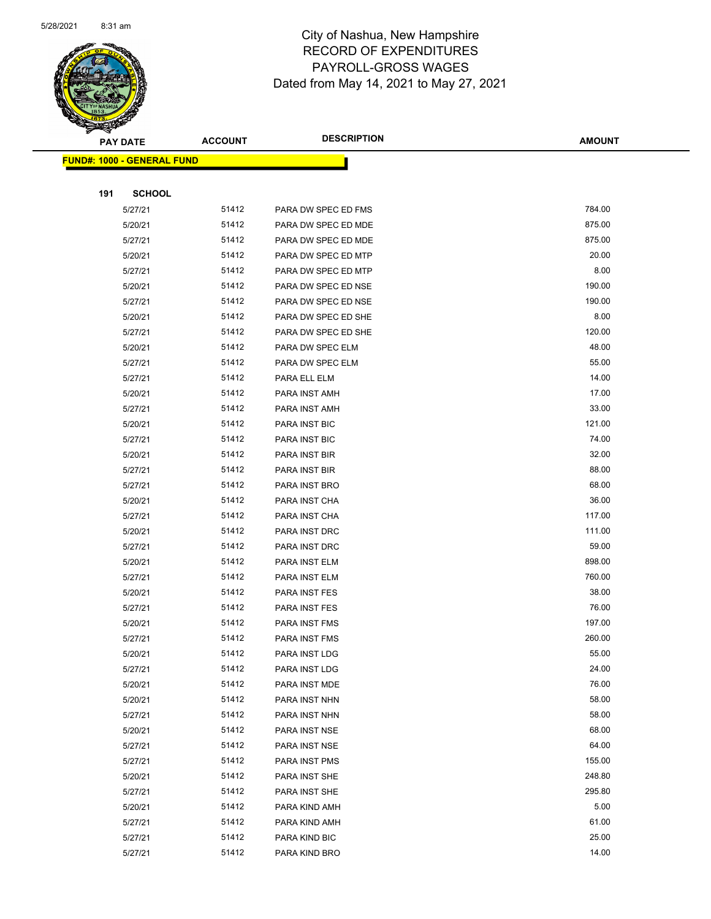City of Nashua, New Hampshire
RECORD OF EXPENDITURES
PAYROLL-GROSS WAGES
Dated from May 14, 2021 to May 27, 2021

| PAY DATE | ACCOUNT | DESCRIPTION | AMOUNT |
|---|---|---|---|
| **FUND#: 1000 - GENERAL FUND** | | | |
| **191 SCHOOL** | | | |
| 5/27/21 | 51412 | PARA DW SPEC ED FMS | 784.00 |
| 5/20/21 | 51412 | PARA DW SPEC ED MDE | 875.00 |
| 5/27/21 | 51412 | PARA DW SPEC ED MDE | 875.00 |
| 5/20/21 | 51412 | PARA DW SPEC ED MTP | 20.00 |
| 5/27/21 | 51412 | PARA DW SPEC ED MTP | 8.00 |
| 5/20/21 | 51412 | PARA DW SPEC ED NSE | 190.00 |
| 5/27/21 | 51412 | PARA DW SPEC ED NSE | 190.00 |
| 5/20/21 | 51412 | PARA DW SPEC ED SHE | 8.00 |
| 5/27/21 | 51412 | PARA DW SPEC ED SHE | 120.00 |
| 5/20/21 | 51412 | PARA DW SPEC ELM | 48.00 |
| 5/27/21 | 51412 | PARA DW SPEC ELM | 55.00 |
| 5/27/21 | 51412 | PARA ELL ELM | 14.00 |
| 5/20/21 | 51412 | PARA INST AMH | 17.00 |
| 5/27/21 | 51412 | PARA INST AMH | 33.00 |
| 5/20/21 | 51412 | PARA INST BIC | 121.00 |
| 5/27/21 | 51412 | PARA INST BIC | 74.00 |
| 5/20/21 | 51412 | PARA INST BIR | 32.00 |
| 5/27/21 | 51412 | PARA INST BIR | 88.00 |
| 5/27/21 | 51412 | PARA INST BRO | 68.00 |
| 5/20/21 | 51412 | PARA INST CHA | 36.00 |
| 5/27/21 | 51412 | PARA INST CHA | 117.00 |
| 5/20/21 | 51412 | PARA INST DRC | 111.00 |
| 5/27/21 | 51412 | PARA INST DRC | 59.00 |
| 5/20/21 | 51412 | PARA INST ELM | 898.00 |
| 5/27/21 | 51412 | PARA INST ELM | 760.00 |
| 5/20/21 | 51412 | PARA INST FES | 38.00 |
| 5/27/21 | 51412 | PARA INST FES | 76.00 |
| 5/20/21 | 51412 | PARA INST FMS | 197.00 |
| 5/27/21 | 51412 | PARA INST FMS | 260.00 |
| 5/20/21 | 51412 | PARA INST LDG | 55.00 |
| 5/27/21 | 51412 | PARA INST LDG | 24.00 |
| 5/20/21 | 51412 | PARA INST MDE | 76.00 |
| 5/20/21 | 51412 | PARA INST NHN | 58.00 |
| 5/27/21 | 51412 | PARA INST NHN | 58.00 |
| 5/20/21 | 51412 | PARA INST NSE | 68.00 |
| 5/27/21 | 51412 | PARA INST NSE | 64.00 |
| 5/27/21 | 51412 | PARA INST PMS | 155.00 |
| 5/20/21 | 51412 | PARA INST SHE | 248.80 |
| 5/27/21 | 51412 | PARA INST SHE | 295.80 |
| 5/20/21 | 51412 | PARA KIND AMH | 5.00 |
| 5/27/21 | 51412 | PARA KIND AMH | 61.00 |
| 5/27/21 | 51412 | PARA KIND BIC | 25.00 |
| 5/27/21 | 51412 | PARA KIND BRO | 14.00 |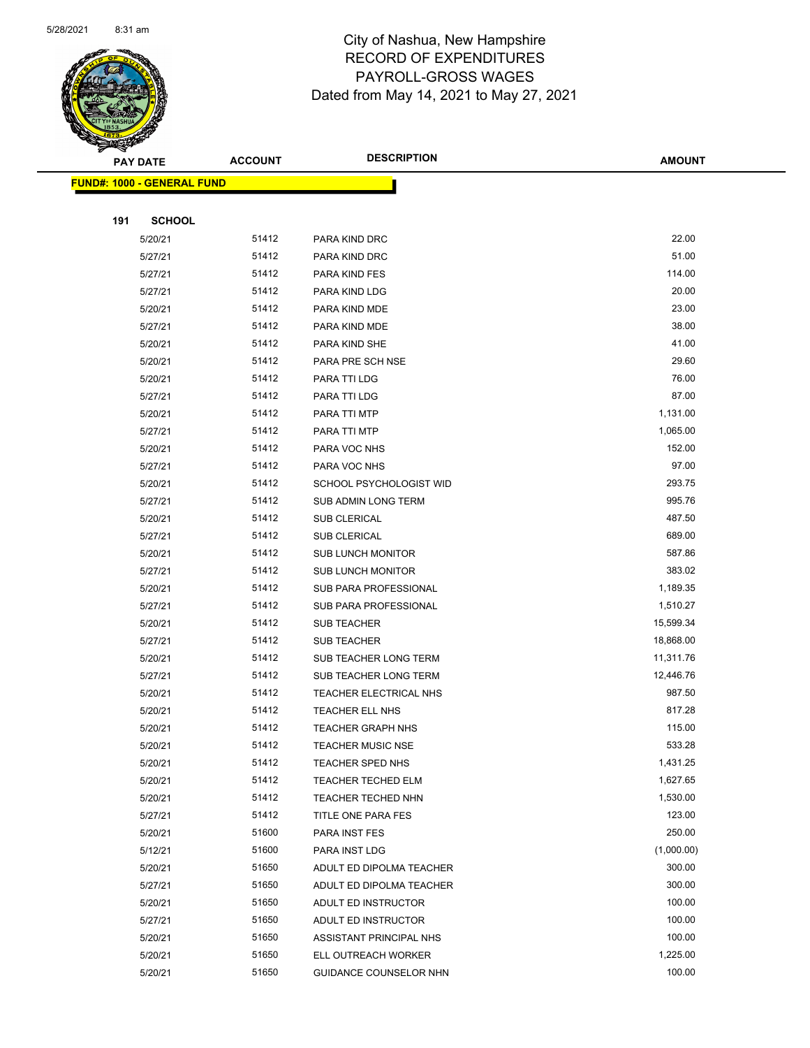City of Nashua, New Hampshire
RECORD OF EXPENDITURES
PAYROLL-GROSS WAGES
Dated from May 14, 2021 to May 27, 2021

| PAY DATE | ACCOUNT | DESCRIPTION | AMOUNT |
|---|---|---|---|
| **FUND#: 1000 - GENERAL FUND** | | | |
| **191 SCHOOL** | | | |
| 5/20/21 | 51412 | PARA KIND DRC | 22.00 |
| 5/27/21 | 51412 | PARA KIND DRC | 51.00 |
| 5/27/21 | 51412 | PARA KIND FES | 114.00 |
| 5/27/21 | 51412 | PARA KIND LDG | 20.00 |
| 5/20/21 | 51412 | PARA KIND MDE | 23.00 |
| 5/27/21 | 51412 | PARA KIND MDE | 38.00 |
| 5/20/21 | 51412 | PARA KIND SHE | 41.00 |
| 5/20/21 | 51412 | PARA PRE SCH NSE | 29.60 |
| 5/20/21 | 51412 | PARA TTI LDG | 76.00 |
| 5/27/21 | 51412 | PARA TTI LDG | 87.00 |
| 5/20/21 | 51412 | PARA TTI MTP | 1,131.00 |
| 5/27/21 | 51412 | PARA TTI MTP | 1,065.00 |
| 5/20/21 | 51412 | PARA VOC NHS | 152.00 |
| 5/27/21 | 51412 | PARA VOC NHS | 97.00 |
| 5/20/21 | 51412 | SCHOOL PSYCHOLOGIST WID | 293.75 |
| 5/27/21 | 51412 | SUB ADMIN LONG TERM | 995.76 |
| 5/20/21 | 51412 | SUB CLERICAL | 487.50 |
| 5/27/21 | 51412 | SUB CLERICAL | 689.00 |
| 5/20/21 | 51412 | SUB LUNCH MONITOR | 587.86 |
| 5/27/21 | 51412 | SUB LUNCH MONITOR | 383.02 |
| 5/20/21 | 51412 | SUB PARA PROFESSIONAL | 1,189.35 |
| 5/27/21 | 51412 | SUB PARA PROFESSIONAL | 1,510.27 |
| 5/20/21 | 51412 | SUB TEACHER | 15,599.34 |
| 5/27/21 | 51412 | SUB TEACHER | 18,868.00 |
| 5/20/21 | 51412 | SUB TEACHER LONG TERM | 11,311.76 |
| 5/27/21 | 51412 | SUB TEACHER LONG TERM | 12,446.76 |
| 5/20/21 | 51412 | TEACHER ELECTRICAL NHS | 987.50 |
| 5/20/21 | 51412 | TEACHER ELL NHS | 817.28 |
| 5/20/21 | 51412 | TEACHER GRAPH NHS | 115.00 |
| 5/20/21 | 51412 | TEACHER MUSIC NSE | 533.28 |
| 5/20/21 | 51412 | TEACHER SPED NHS | 1,431.25 |
| 5/20/21 | 51412 | TEACHER TECHED ELM | 1,627.65 |
| 5/20/21 | 51412 | TEACHER TECHED NHN | 1,530.00 |
| 5/27/21 | 51412 | TITLE ONE PARA FES | 123.00 |
| 5/20/21 | 51600 | PARA INST FES | 250.00 |
| 5/12/21 | 51600 | PARA INST LDG | (1,000.00) |
| 5/20/21 | 51650 | ADULT ED DIPOLMA TEACHER | 300.00 |
| 5/27/21 | 51650 | ADULT ED DIPOLMA TEACHER | 300.00 |
| 5/20/21 | 51650 | ADULT ED INSTRUCTOR | 100.00 |
| 5/27/21 | 51650 | ADULT ED INSTRUCTOR | 100.00 |
| 5/20/21 | 51650 | ASSISTANT PRINCIPAL NHS | 100.00 |
| 5/20/21 | 51650 | ELL OUTREACH WORKER | 1,225.00 |
| 5/20/21 | 51650 | GUIDANCE COUNSELOR NHN | 100.00 |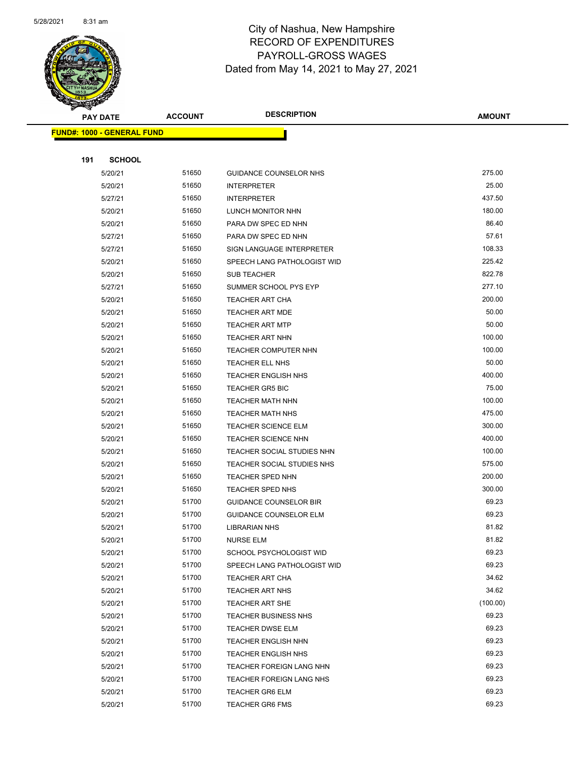City of Nashua, New Hampshire
RECORD OF EXPENDITURES
PAYROLL-GROSS WAGES
Dated from May 14, 2021 to May 27, 2021

| PAY DATE | ACCOUNT | DESCRIPTION | AMOUNT |
|---|---|---|---|
| **FUND#: 1000 - GENERAL FUND** | | | |
| **191 SCHOOL** | | | |
| 5/20/21 | 51650 | GUIDANCE COUNSELOR NHS | 275.00 |
| 5/20/21 | 51650 | INTERPRETER | 25.00 |
| 5/27/21 | 51650 | INTERPRETER | 437.50 |
| 5/20/21 | 51650 | LUNCH MONITOR NHN | 180.00 |
| 5/20/21 | 51650 | PARA DW SPEC ED NHN | 86.40 |
| 5/27/21 | 51650 | PARA DW SPEC ED NHN | 57.61 |
| 5/27/21 | 51650 | SIGN LANGUAGE INTERPRETER | 108.33 |
| 5/20/21 | 51650 | SPEECH LANG PATHOLOGIST WID | 225.42 |
| 5/20/21 | 51650 | SUB TEACHER | 822.78 |
| 5/27/21 | 51650 | SUMMER SCHOOL PYS EYP | 277.10 |
| 5/20/21 | 51650 | TEACHER ART CHA | 200.00 |
| 5/20/21 | 51650 | TEACHER ART MDE | 50.00 |
| 5/20/21 | 51650 | TEACHER ART MTP | 50.00 |
| 5/20/21 | 51650 | TEACHER ART NHN | 100.00 |
| 5/20/21 | 51650 | TEACHER COMPUTER NHN | 100.00 |
| 5/20/21 | 51650 | TEACHER ELL NHS | 50.00 |
| 5/20/21 | 51650 | TEACHER ENGLISH NHS | 400.00 |
| 5/20/21 | 51650 | TEACHER GR5 BIC | 75.00 |
| 5/20/21 | 51650 | TEACHER MATH NHN | 100.00 |
| 5/20/21 | 51650 | TEACHER MATH NHS | 475.00 |
| 5/20/21 | 51650 | TEACHER SCIENCE ELM | 300.00 |
| 5/20/21 | 51650 | TEACHER SCIENCE NHN | 400.00 |
| 5/20/21 | 51650 | TEACHER SOCIAL STUDIES NHN | 100.00 |
| 5/20/21 | 51650 | TEACHER SOCIAL STUDIES NHS | 575.00 |
| 5/20/21 | 51650 | TEACHER SPED NHN | 200.00 |
| 5/20/21 | 51650 | TEACHER SPED NHS | 300.00 |
| 5/20/21 | 51700 | GUIDANCE COUNSELOR BIR | 69.23 |
| 5/20/21 | 51700 | GUIDANCE COUNSELOR ELM | 69.23 |
| 5/20/21 | 51700 | LIBRARIAN NHS | 81.82 |
| 5/20/21 | 51700 | NURSE ELM | 81.82 |
| 5/20/21 | 51700 | SCHOOL PSYCHOLOGIST WID | 69.23 |
| 5/20/21 | 51700 | SPEECH LANG PATHOLOGIST WID | 69.23 |
| 5/20/21 | 51700 | TEACHER ART CHA | 34.62 |
| 5/20/21 | 51700 | TEACHER ART NHS | 34.62 |
| 5/20/21 | 51700 | TEACHER ART SHE | (100.00) |
| 5/20/21 | 51700 | TEACHER BUSINESS NHS | 69.23 |
| 5/20/21 | 51700 | TEACHER DWSE ELM | 69.23 |
| 5/20/21 | 51700 | TEACHER ENGLISH NHN | 69.23 |
| 5/20/21 | 51700 | TEACHER ENGLISH NHS | 69.23 |
| 5/20/21 | 51700 | TEACHER FOREIGN LANG NHN | 69.23 |
| 5/20/21 | 51700 | TEACHER FOREIGN LANG NHS | 69.23 |
| 5/20/21 | 51700 | TEACHER GR6 ELM | 69.23 |
| 5/20/21 | 51700 | TEACHER GR6 FMS | 69.23 |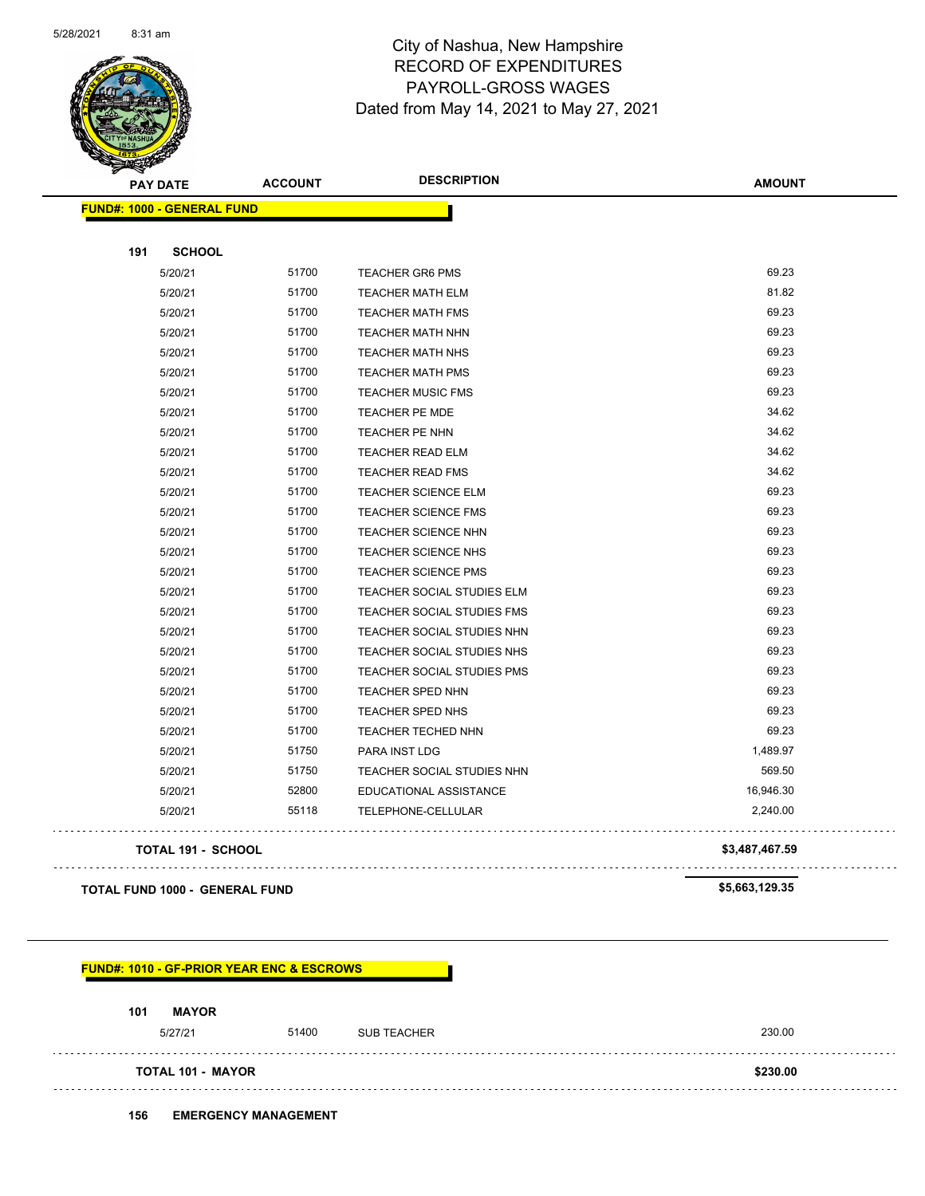City of Nashua, New Hampshire
RECORD OF EXPENDITURES
PAYROLL-GROSS WAGES
Dated from May 14, 2021 to May 27, 2021

| PAY DATE | ACCOUNT | DESCRIPTION | AMOUNT |
|---|---|---|---|
| **FUND#: 1000 - GENERAL FUND** | | | |
| **191 SCHOOL** | | | |
| 5/20/21 | 51700 | TEACHER GR6 PMS | 69.23 |
| 5/20/21 | 51700 | TEACHER MATH ELM | 81.82 |
| 5/20/21 | 51700 | TEACHER MATH FMS | 69.23 |
| 5/20/21 | 51700 | TEACHER MATH NHN | 69.23 |
| 5/20/21 | 51700 | TEACHER MATH NHS | 69.23 |
| 5/20/21 | 51700 | TEACHER MATH PMS | 69.23 |
| 5/20/21 | 51700 | TEACHER MUSIC FMS | 69.23 |
| 5/20/21 | 51700 | TEACHER PE MDE | 34.62 |
| 5/20/21 | 51700 | TEACHER PE NHN | 34.62 |
| 5/20/21 | 51700 | TEACHER READ ELM | 34.62 |
| 5/20/21 | 51700 | TEACHER READ FMS | 34.62 |
| 5/20/21 | 51700 | TEACHER SCIENCE ELM | 69.23 |
| 5/20/21 | 51700 | TEACHER SCIENCE FMS | 69.23 |
| 5/20/21 | 51700 | TEACHER SCIENCE NHN | 69.23 |
| 5/20/21 | 51700 | TEACHER SCIENCE NHS | 69.23 |
| 5/20/21 | 51700 | TEACHER SCIENCE PMS | 69.23 |
| 5/20/21 | 51700 | TEACHER SOCIAL STUDIES ELM | 69.23 |
| 5/20/21 | 51700 | TEACHER SOCIAL STUDIES FMS | 69.23 |
| 5/20/21 | 51700 | TEACHER SOCIAL STUDIES NHN | 69.23 |
| 5/20/21 | 51700 | TEACHER SOCIAL STUDIES NHS | 69.23 |
| 5/20/21 | 51700 | TEACHER SOCIAL STUDIES PMS | 69.23 |
| 5/20/21 | 51700 | TEACHER SPED NHN | 69.23 |
| 5/20/21 | 51700 | TEACHER SPED NHS | 69.23 |
| 5/20/21 | 51700 | TEACHER TECHED NHN | 69.23 |
| 5/20/21 | 51750 | PARA INST LDG | 1,489.97 |
| 5/20/21 | 51750 | TEACHER SOCIAL STUDIES NHN | 569.50 |
| 5/20/21 | 52800 | EDUCATIONAL ASSISTANCE | 16,946.30 |
| 5/20/21 | 55118 | TELEPHONE-CELLULAR | 2,240.00 |
| **TOTAL 191 - SCHOOL** | | | **$3,487,467.59** |
| **TOTAL FUND 1000 - GENERAL FUND** | | | **$5,663,129.35** |

| PAY DATE | ACCOUNT | DESCRIPTION | AMOUNT |
|---|---|---|---|
| **FUND#: 1010 - GF-PRIOR YEAR ENC & ESCROWS** | | | |
| **101 MAYOR** | | | |
| 5/27/21 | 51400 | SUB TEACHER | 230.00 |
| **TOTAL 101 - MAYOR** | | | **$230.00** |
| **156 EMERGENCY MANAGEMENT** | | | |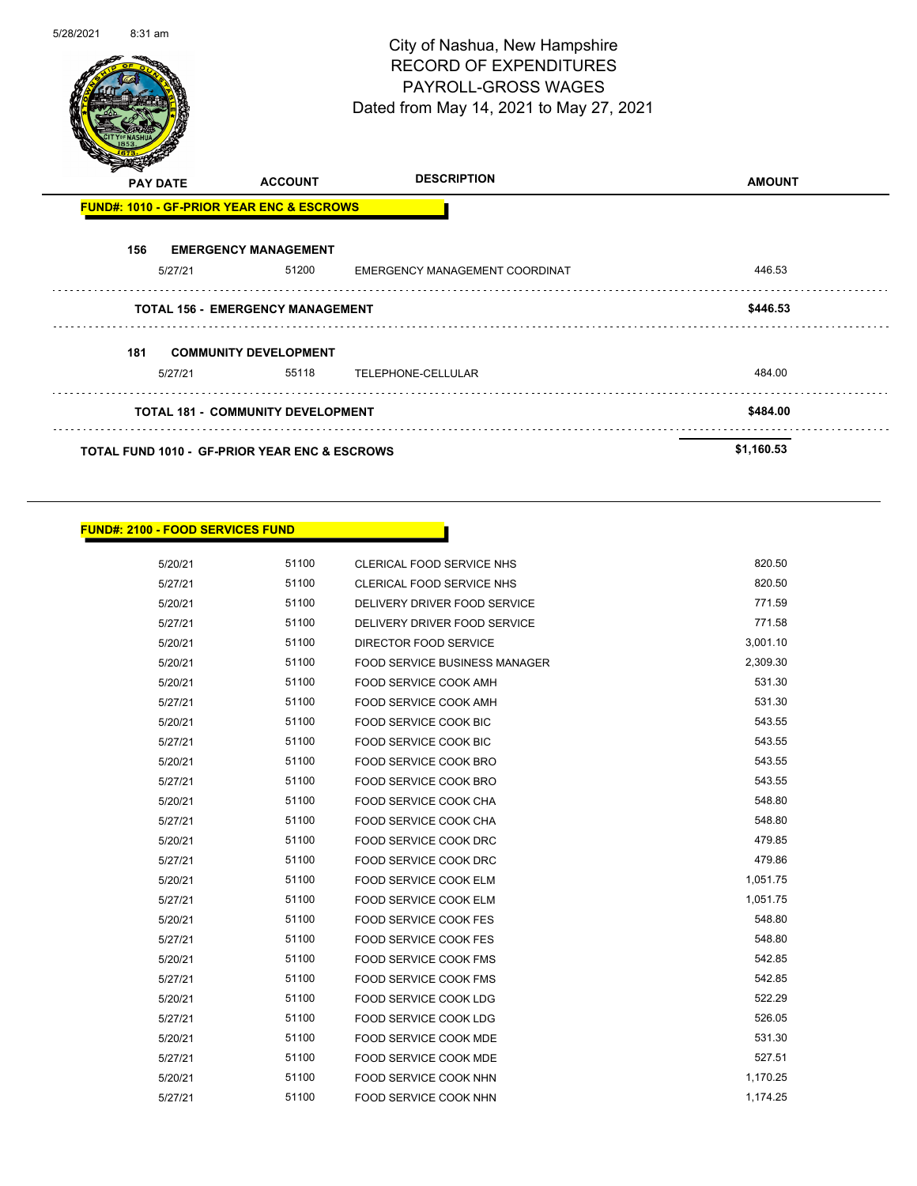5/28/2021 8:31 am

# City of Nashua, New Hampshire
## RECORD OF EXPENDITURES
## PAYROLL-GROSS WAGES
Dated from May 14, 2021 to May 27, 2021

| PAY DATE | ACCOUNT | DESCRIPTION | AMOUNT |
|---|---|---|---|
| **FUND#: 1010 - GF-PRIOR YEAR ENC & ESCROWS** | | | |
| **156 EMERGENCY MANAGEMENT** | | | |
| 5/27/21 | 51200 | EMERGENCY MANAGEMENT COORDINAT | 446.53 |
| **TOTAL 156 - EMERGENCY MANAGEMENT** | | | **$446.53** |
| **181 COMMUNITY DEVELOPMENT** | | | |
| 5/27/21 | 55118 | TELEPHONE-CELLULAR | 484.00 |
| **TOTAL 181 - COMMUNITY DEVELOPMENT** | | | **$484.00** |
| **TOTAL FUND 1010 - GF-PRIOR YEAR ENC & ESCROWS** | | | **$1,160.53** |

**FUND#: 2100 - FOOD SERVICES FUND**

| PAY DATE | ACCOUNT | DESCRIPTION | AMOUNT |
|---|---|---|---|
| 5/20/21 | 51100 | CLERICAL FOOD SERVICE NHS | 820.50 |
| 5/27/21 | 51100 | CLERICAL FOOD SERVICE NHS | 820.50 |
| 5/20/21 | 51100 | DELIVERY DRIVER FOOD SERVICE | 771.59 |
| 5/27/21 | 51100 | DELIVERY DRIVER FOOD SERVICE | 771.58 |
| 5/20/21 | 51100 | DIRECTOR FOOD SERVICE | 3,001.10 |
| 5/20/21 | 51100 | FOOD SERVICE BUSINESS MANAGER | 2,309.30 |
| 5/20/21 | 51100 | FOOD SERVICE COOK AMH | 531.30 |
| 5/27/21 | 51100 | FOOD SERVICE COOK AMH | 531.30 |
| 5/20/21 | 51100 | FOOD SERVICE COOK BIC | 543.55 |
| 5/27/21 | 51100 | FOOD SERVICE COOK BIC | 543.55 |
| 5/20/21 | 51100 | FOOD SERVICE COOK BRO | 543.55 |
| 5/27/21 | 51100 | FOOD SERVICE COOK BRO | 543.55 |
| 5/20/21 | 51100 | FOOD SERVICE COOK CHA | 548.80 |
| 5/27/21 | 51100 | FOOD SERVICE COOK CHA | 548.80 |
| 5/20/21 | 51100 | FOOD SERVICE COOK DRC | 479.85 |
| 5/27/21 | 51100 | FOOD SERVICE COOK DRC | 479.86 |
| 5/20/21 | 51100 | FOOD SERVICE COOK ELM | 1,051.75 |
| 5/27/21 | 51100 | FOOD SERVICE COOK ELM | 1,051.75 |
| 5/20/21 | 51100 | FOOD SERVICE COOK FES | 548.80 |
| 5/27/21 | 51100 | FOOD SERVICE COOK FES | 548.80 |
| 5/20/21 | 51100 | FOOD SERVICE COOK FMS | 542.85 |
| 5/27/21 | 51100 | FOOD SERVICE COOK FMS | 542.85 |
| 5/20/21 | 51100 | FOOD SERVICE COOK LDG | 522.29 |
| 5/27/21 | 51100 | FOOD SERVICE COOK LDG | 526.05 |
| 5/20/21 | 51100 | FOOD SERVICE COOK MDE | 531.30 |
| 5/27/21 | 51100 | FOOD SERVICE COOK MDE | 527.51 |
| 5/20/21 | 51100 | FOOD SERVICE COOK NHN | 1,170.25 |
| 5/27/21 | 51100 | FOOD SERVICE COOK NHN | 1,174.25 |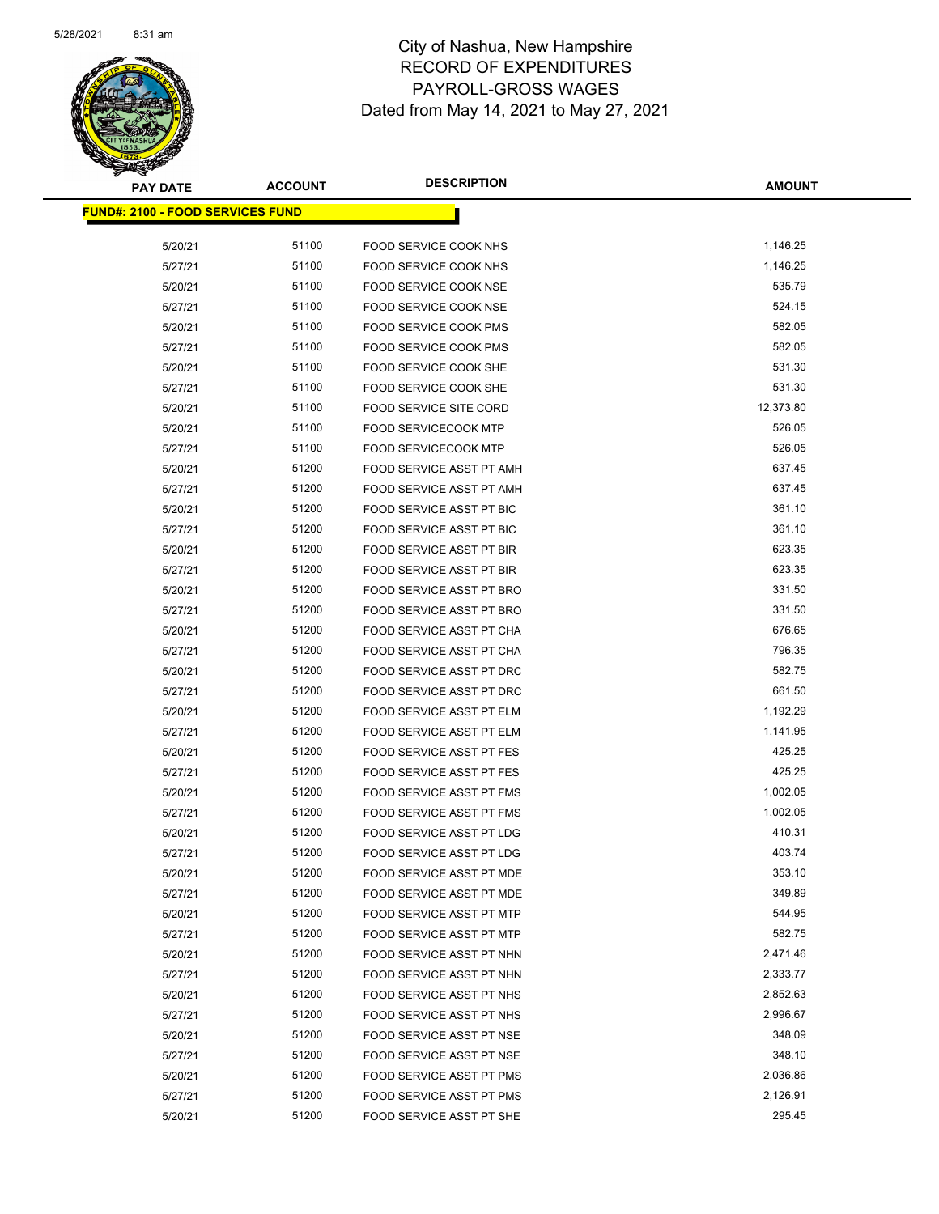# City of Nashua, New Hampshire
## RECORD OF EXPENDITURES
## PAYROLL-GROSS WAGES
## Dated from May 14, 2021 to May 27, 2021

**FUND#: 2100 - FOOD SERVICES FUND**

| PAY DATE | ACCOUNT | DESCRIPTION | AMOUNT |
|---|---|---|---|
| 5/20/21 | 51100 | FOOD SERVICE COOK NHS | 1,146.25 |
| 5/27/21 | 51100 | FOOD SERVICE COOK NHS | 1,146.25 |
| 5/20/21 | 51100 | FOOD SERVICE COOK NSE | 535.79 |
| 5/27/21 | 51100 | FOOD SERVICE COOK NSE | 524.15 |
| 5/20/21 | 51100 | FOOD SERVICE COOK PMS | 582.05 |
| 5/27/21 | 51100 | FOOD SERVICE COOK PMS | 582.05 |
| 5/20/21 | 51100 | FOOD SERVICE COOK SHE | 531.30 |
| 5/27/21 | 51100 | FOOD SERVICE COOK SHE | 531.30 |
| 5/20/21 | 51100 | FOOD SERVICE SITE CORD | 12,373.80 |
| 5/20/21 | 51100 | FOOD SERVICECOOK MTP | 526.05 |
| 5/27/21 | 51100 | FOOD SERVICECOOK MTP | 526.05 |
| 5/20/21 | 51200 | FOOD SERVICE ASST PT AMH | 637.45 |
| 5/27/21 | 51200 | FOOD SERVICE ASST PT AMH | 637.45 |
| 5/20/21 | 51200 | FOOD SERVICE ASST PT BIC | 361.10 |
| 5/27/21 | 51200 | FOOD SERVICE ASST PT BIC | 361.10 |
| 5/20/21 | 51200 | FOOD SERVICE ASST PT BIR | 623.35 |
| 5/27/21 | 51200 | FOOD SERVICE ASST PT BIR | 623.35 |
| 5/20/21 | 51200 | FOOD SERVICE ASST PT BRO | 331.50 |
| 5/27/21 | 51200 | FOOD SERVICE ASST PT BRO | 331.50 |
| 5/20/21 | 51200 | FOOD SERVICE ASST PT CHA | 676.65 |
| 5/27/21 | 51200 | FOOD SERVICE ASST PT CHA | 796.35 |
| 5/20/21 | 51200 | FOOD SERVICE ASST PT DRC | 582.75 |
| 5/27/21 | 51200 | FOOD SERVICE ASST PT DRC | 661.50 |
| 5/20/21 | 51200 | FOOD SERVICE ASST PT ELM | 1,192.29 |
| 5/27/21 | 51200 | FOOD SERVICE ASST PT ELM | 1,141.95 |
| 5/20/21 | 51200 | FOOD SERVICE ASST PT FES | 425.25 |
| 5/27/21 | 51200 | FOOD SERVICE ASST PT FES | 425.25 |
| 5/20/21 | 51200 | FOOD SERVICE ASST PT FMS | 1,002.05 |
| 5/27/21 | 51200 | FOOD SERVICE ASST PT FMS | 1,002.05 |
| 5/20/21 | 51200 | FOOD SERVICE ASST PT LDG | 410.31 |
| 5/27/21 | 51200 | FOOD SERVICE ASST PT LDG | 403.74 |
| 5/20/21 | 51200 | FOOD SERVICE ASST PT MDE | 353.10 |
| 5/27/21 | 51200 | FOOD SERVICE ASST PT MDE | 349.89 |
| 5/20/21 | 51200 | FOOD SERVICE ASST PT MTP | 544.95 |
| 5/27/21 | 51200 | FOOD SERVICE ASST PT MTP | 582.75 |
| 5/20/21 | 51200 | FOOD SERVICE ASST PT NHN | 2,471.46 |
| 5/27/21 | 51200 | FOOD SERVICE ASST PT NHN | 2,333.77 |
| 5/20/21 | 51200 | FOOD SERVICE ASST PT NHS | 2,852.63 |
| 5/27/21 | 51200 | FOOD SERVICE ASST PT NHS | 2,996.67 |
| 5/20/21 | 51200 | FOOD SERVICE ASST PT NSE | 348.09 |
| 5/27/21 | 51200 | FOOD SERVICE ASST PT NSE | 348.10 |
| 5/20/21 | 51200 | FOOD SERVICE ASST PT PMS | 2,036.86 |
| 5/27/21 | 51200 | FOOD SERVICE ASST PT PMS | 2,126.91 |
| 5/20/21 | 51200 | FOOD SERVICE ASST PT SHE | 295.45 |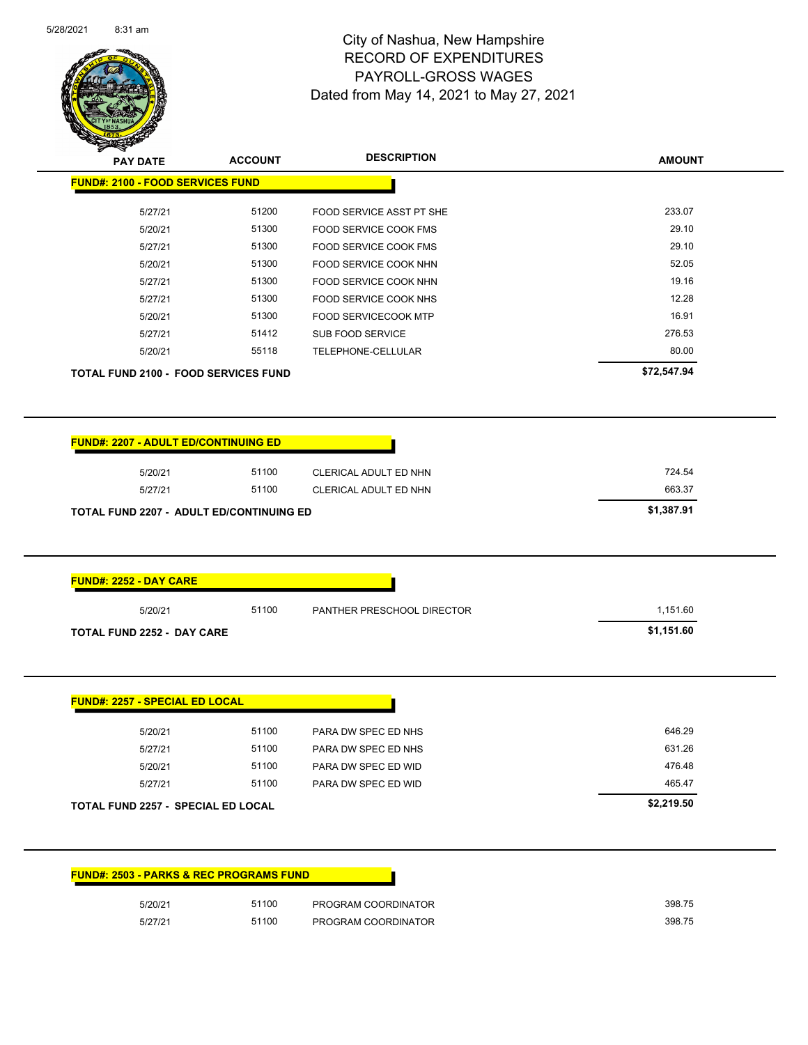# City of Nashua, New Hampshire
## RECORD OF EXPENDITURES
## PAYROLL-GROSS WAGES
### Dated from May 14, 2021 to May 27, 2021

| PAY DATE | ACCOUNT | DESCRIPTION | AMOUNT |
|---|---|---|---|
| **FUND#: 2100 - FOOD SERVICES FUND** | | | |
| 5/27/21 | 51200 | FOOD SERVICE ASST PT SHE | 233.07 |
| 5/20/21 | 51300 | FOOD SERVICE COOK FMS | 29.10 |
| 5/27/21 | 51300 | FOOD SERVICE COOK FMS | 29.10 |
| 5/20/21 | 51300 | FOOD SERVICE COOK NHN | 52.05 |
| 5/27/21 | 51300 | FOOD SERVICE COOK NHN | 19.16 |
| 5/27/21 | 51300 | FOOD SERVICE COOK NHS | 12.28 |
| 5/20/21 | 51300 | FOOD SERVICECOOK MTP | 16.91 |
| 5/27/21 | 51412 | SUB FOOD SERVICE | 276.53 |
| 5/20/21 | 55118 | TELEPHONE-CELLULAR | 80.00 |
| **TOTAL FUND 2100 - FOOD SERVICES FUND** | | | **$72,547.94** |

| PAY DATE | ACCOUNT | DESCRIPTION | AMOUNT |
|---|---|---|---|
| **FUND#: 2207 - ADULT ED/CONTINUING ED** | | | |
| 5/20/21 | 51100 | CLERICAL ADULT ED NHN | 724.54 |
| 5/27/21 | 51100 | CLERICAL ADULT ED NHN | 663.37 |
| **TOTAL FUND 2207 - ADULT ED/CONTINUING ED** | | | **$1,387.91** |

| PAY DATE | ACCOUNT | DESCRIPTION | AMOUNT |
|---|---|---|---|
| **FUND#: 2252 - DAY CARE** | | | |
| 5/20/21 | 51100 | PANTHER PRESCHOOL DIRECTOR | 1,151.60 |
| **TOTAL FUND 2252 - DAY CARE** | | | **$1,151.60** |

| PAY DATE | ACCOUNT | DESCRIPTION | AMOUNT |
|---|---|---|---|
| **FUND#: 2257 - SPECIAL ED LOCAL** | | | |
| 5/20/21 | 51100 | PARA DW SPEC ED NHS | 646.29 |
| 5/27/21 | 51100 | PARA DW SPEC ED NHS | 631.26 |
| 5/20/21 | 51100 | PARA DW SPEC ED WID | 476.48 |
| 5/27/21 | 51100 | PARA DW SPEC ED WID | 465.47 |
| **TOTAL FUND 2257 - SPECIAL ED LOCAL** | | | **$2,219.50** |

| PAY DATE | ACCOUNT | DESCRIPTION | AMOUNT |
|---|---|---|---|
| **FUND#: 2503 - PARKS & REC PROGRAMS FUND** | | | |
| 5/20/21 | 51100 | PROGRAM COORDINATOR | 398.75 |
| 5/27/21 | 51100 | PROGRAM COORDINATOR | 398.75 |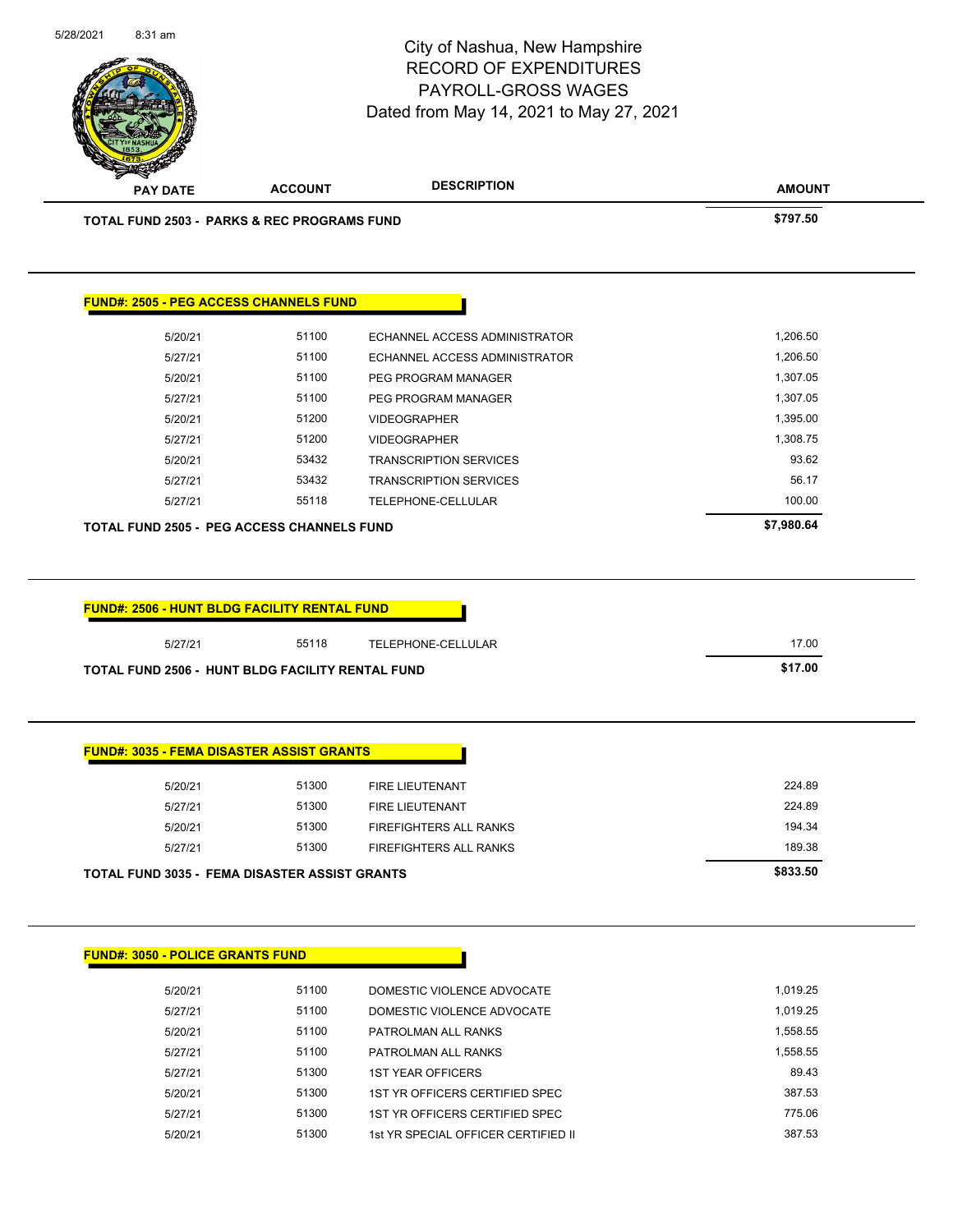City of Nashua, New Hampshire
RECORD OF EXPENDITURES
PAYROLL-GROSS WAGES
Dated from May 14, 2021 to May 27, 2021

| PAY DATE | ACCOUNT | DESCRIPTION | AMOUNT |
|---|---|---|---|
| **TOTAL FUND 2503 - PARKS & REC PROGRAMS FUND** | | | **$797.50** |

**FUND#: 2505 - PEG ACCESS CHANNELS FUND**

| PAY DATE | ACCOUNT | DESCRIPTION | AMOUNT |
|---|---|---|---|
| 5/20/21 | 51100 | ECHANNEL ACCESS ADMINISTRATOR | 1,206.50 |
| 5/27/21 | 51100 | ECHANNEL ACCESS ADMINISTRATOR | 1,206.50 |
| 5/20/21 | 51100 | PEG PROGRAM MANAGER | 1,307.05 |
| 5/27/21 | 51100 | PEG PROGRAM MANAGER | 1,307.05 |
| 5/20/21 | 51200 | VIDEOGRAPHER | 1,395.00 |
| 5/27/21 | 51200 | VIDEOGRAPHER | 1,308.75 |
| 5/20/21 | 53432 | TRANSCRIPTION SERVICES | 93.62 |
| 5/27/21 | 53432 | TRANSCRIPTION SERVICES | 56.17 |
| 5/27/21 | 55118 | TELEPHONE-CELLULAR | 100.00 |
| **TOTAL FUND 2505 - PEG ACCESS CHANNELS FUND** | | | **$7,980.64** |

**FUND#: 2506 - HUNT BLDG FACILITY RENTAL FUND**

| PAY DATE | ACCOUNT | DESCRIPTION | AMOUNT |
|---|---|---|---|
| 5/27/21 | 55118 | TELEPHONE-CELLULAR | 17.00 |
| **TOTAL FUND 2506 - HUNT BLDG FACILITY RENTAL FUND** | | | **$17.00** |

**FUND#: 3035 - FEMA DISASTER ASSIST GRANTS**

| PAY DATE | ACCOUNT | DESCRIPTION | AMOUNT |
|---|---|---|---|
| 5/20/21 | 51300 | FIRE LIEUTENANT | 224.89 |
| 5/27/21 | 51300 | FIRE LIEUTENANT | 224.89 |
| 5/20/21 | 51300 | FIREFIGHTERS ALL RANKS | 194.34 |
| 5/27/21 | 51300 | FIREFIGHTERS ALL RANKS | 189.38 |
| **TOTAL FUND 3035 - FEMA DISASTER ASSIST GRANTS** | | | **$833.50** |

**FUND#: 3050 - POLICE GRANTS FUND**

| PAY DATE | ACCOUNT | DESCRIPTION | AMOUNT |
|---|---|---|---|
| 5/20/21 | 51100 | DOMESTIC VIOLENCE ADVOCATE | 1,019.25 |
| 5/27/21 | 51100 | DOMESTIC VIOLENCE ADVOCATE | 1,019.25 |
| 5/20/21 | 51100 | PATROLMAN ALL RANKS | 1,558.55 |
| 5/27/21 | 51100 | PATROLMAN ALL RANKS | 1,558.55 |
| 5/27/21 | 51300 | 1ST YEAR OFFICERS | 89.43 |
| 5/20/21 | 51300 | 1ST YR OFFICERS CERTIFIED SPEC | 387.53 |
| 5/27/21 | 51300 | 1ST YR OFFICERS CERTIFIED SPEC | 775.06 |
| 5/20/21 | 51300 | 1st YR SPECIAL OFFICER CERTIFIED II | 387.53 |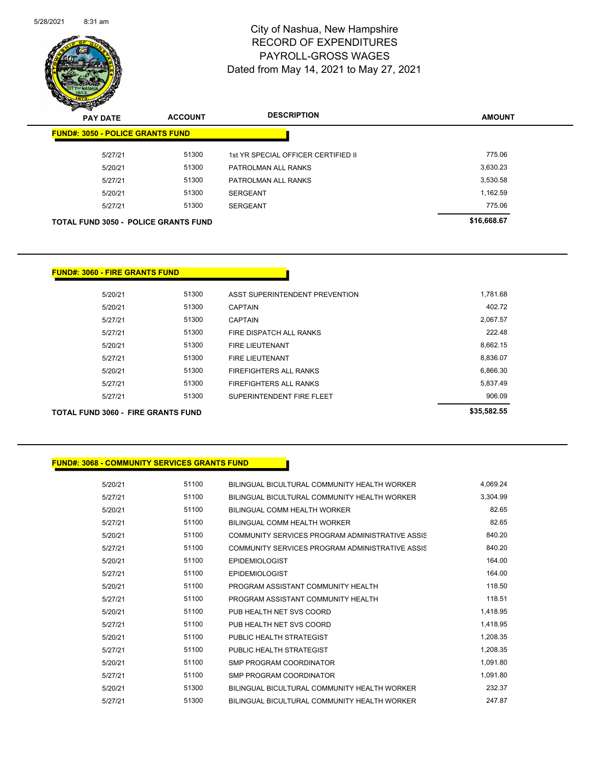# City of Nashua, New Hampshire
## RECORD OF EXPENDITURES
## PAYROLL-GROSS WAGES
### Dated from May 14, 2021 to May 27, 2021

| PAY DATE | ACCOUNT | DESCRIPTION | AMOUNT |
|---|---|---|---|
| **FUND#: 3050 - POLICE GRANTS FUND** | | | |
| 5/27/21 | 51300 | 1st YR SPECIAL OFFICER CERTIFIED II | 775.06 |
| 5/20/21 | 51300 | PATROLMAN ALL RANKS | 3,630.23 |
| 5/27/21 | 51300 | PATROLMAN ALL RANKS | 3,530.58 |
| 5/20/21 | 51300 | SERGEANT | 1,162.59 |
| 5/27/21 | 51300 | SERGEANT | 775.06 |
| **TOTAL FUND 3050 - POLICE GRANTS FUND** | | | **$16,668.67** |

| PAY DATE | ACCOUNT | DESCRIPTION | AMOUNT |
|---|---|---|---|
| **FUND#: 3060 - FIRE GRANTS FUND** | | | |
| 5/20/21 | 51300 | ASST SUPERINTENDENT PREVENTION | 1,781.68 |
| 5/20/21 | 51300 | CAPTAIN | 402.72 |
| 5/27/21 | 51300 | CAPTAIN | 2,067.57 |
| 5/27/21 | 51300 | FIRE DISPATCH ALL RANKS | 222.48 |
| 5/20/21 | 51300 | FIRE LIEUTENANT | 8,662.15 |
| 5/27/21 | 51300 | FIRE LIEUTENANT | 8,836.07 |
| 5/20/21 | 51300 | FIREFIGHTERS ALL RANKS | 6,866.30 |
| 5/27/21 | 51300 | FIREFIGHTERS ALL RANKS | 5,837.49 |
| 5/27/21 | 51300 | SUPERINTENDENT FIRE FLEET | 906.09 |
| **TOTAL FUND 3060 - FIRE GRANTS FUND** | | | **$35,582.55** |

| PAY DATE | ACCOUNT | DESCRIPTION | AMOUNT |
|---|---|---|---|
| **FUND#: 3068 - COMMUNITY SERVICES GRANTS FUND** | | | |
| 5/20/21 | 51100 | BILINGUAL BICULTURAL COMMUNITY HEALTH WORKER | 4,069.24 |
| 5/27/21 | 51100 | BILINGUAL BICULTURAL COMMUNITY HEALTH WORKER | 3,304.99 |
| 5/20/21 | 51100 | BILINGUAL COMM HEALTH WORKER | 82.65 |
| 5/27/21 | 51100 | BILINGUAL COMM HEALTH WORKER | 82.65 |
| 5/20/21 | 51100 | COMMUNITY SERVICES PROGRAM ADMINISTRATIVE ASSIS | 840.20 |
| 5/27/21 | 51100 | COMMUNITY SERVICES PROGRAM ADMINISTRATIVE ASSIS | 840.20 |
| 5/20/21 | 51100 | EPIDEMIOLOGIST | 164.00 |
| 5/27/21 | 51100 | EPIDEMIOLOGIST | 164.00 |
| 5/20/21 | 51100 | PROGRAM ASSISTANT COMMUNITY HEALTH | 118.50 |
| 5/27/21 | 51100 | PROGRAM ASSISTANT COMMUNITY HEALTH | 118.51 |
| 5/20/21 | 51100 | PUB HEALTH NET SVS COORD | 1,418.95 |
| 5/27/21 | 51100 | PUB HEALTH NET SVS COORD | 1,418.95 |
| 5/20/21 | 51100 | PUBLIC HEALTH STRATEGIST | 1,208.35 |
| 5/27/21 | 51100 | PUBLIC HEALTH STRATEGIST | 1,208.35 |
| 5/20/21 | 51100 | SMP PROGRAM COORDINATOR | 1,091.80 |
| 5/27/21 | 51100 | SMP PROGRAM COORDINATOR | 1,091.80 |
| 5/20/21 | 51300 | BILINGUAL BICULTURAL COMMUNITY HEALTH WORKER | 232.37 |
| 5/27/21 | 51300 | BILINGUAL BICULTURAL COMMUNITY HEALTH WORKER | 247.87 |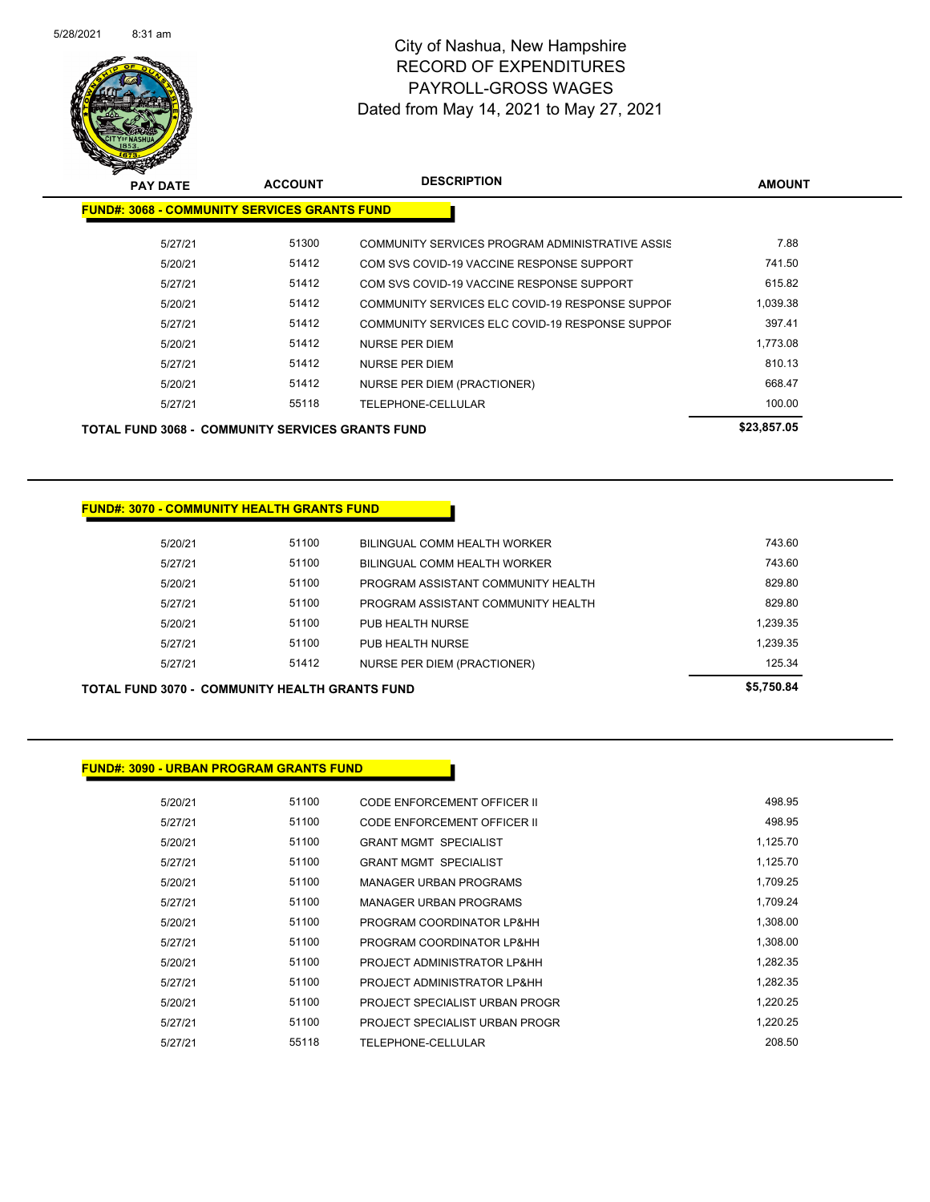# City of Nashua, New Hampshire
## RECORD OF EXPENDITURES
## PAYROLL-GROSS WAGES
## Dated from May 14, 2021 to May 27, 2021

| PAY DATE | ACCOUNT | DESCRIPTION | AMOUNT |
|---|---|---|---|
| **FUND#: 3068 - COMMUNITY SERVICES GRANTS FUND** | | | |
| 5/27/21 | 51300 | COMMUNITY SERVICES PROGRAM ADMINISTRATIVE ASSIS | 7.88 |
| 5/20/21 | 51412 | COM SVS COVID-19 VACCINE RESPONSE SUPPORT | 741.50 |
| 5/27/21 | 51412 | COM SVS COVID-19 VACCINE RESPONSE SUPPORT | 615.82 |
| 5/20/21 | 51412 | COMMUNITY SERVICES ELC COVID-19 RESPONSE SUPPOF | 1,039.38 |
| 5/27/21 | 51412 | COMMUNITY SERVICES ELC COVID-19 RESPONSE SUPPOF | 397.41 |
| 5/20/21 | 51412 | NURSE PER DIEM | 1,773.08 |
| 5/27/21 | 51412 | NURSE PER DIEM | 810.13 |
| 5/20/21 | 51412 | NURSE PER DIEM (PRACTIONER) | 668.47 |
| 5/27/21 | 55118 | TELEPHONE-CELLULAR | 100.00 |
| **TOTAL FUND 3068 - COMMUNITY SERVICES GRANTS FUND** | | | **$23,857.05** |

| PAY DATE | ACCOUNT | DESCRIPTION | AMOUNT |
|---|---|---|---|
| **FUND#: 3070 - COMMUNITY HEALTH GRANTS FUND** | | | |
| 5/20/21 | 51100 | BILINGUAL COMM HEALTH WORKER | 743.60 |
| 5/27/21 | 51100 | BILINGUAL COMM HEALTH WORKER | 743.60 |
| 5/20/21 | 51100 | PROGRAM ASSISTANT COMMUNITY HEALTH | 829.80 |
| 5/27/21 | 51100 | PROGRAM ASSISTANT COMMUNITY HEALTH | 829.80 |
| 5/20/21 | 51100 | PUB HEALTH NURSE | 1,239.35 |
| 5/27/21 | 51100 | PUB HEALTH NURSE | 1,239.35 |
| 5/27/21 | 51412 | NURSE PER DIEM (PRACTIONER) | 125.34 |
| **TOTAL FUND 3070 - COMMUNITY HEALTH GRANTS FUND** | | | **$5,750.84** |

| PAY DATE | ACCOUNT | DESCRIPTION | AMOUNT |
|---|---|---|---|
| **FUND#: 3090 - URBAN PROGRAM GRANTS FUND** | | | |
| 5/20/21 | 51100 | CODE ENFORCEMENT OFFICER II | 498.95 |
| 5/27/21 | 51100 | CODE ENFORCEMENT OFFICER II | 498.95 |
| 5/20/21 | 51100 | GRANT MGMT SPECIALIST | 1,125.70 |
| 5/27/21 | 51100 | GRANT MGMT SPECIALIST | 1,125.70 |
| 5/20/21 | 51100 | MANAGER URBAN PROGRAMS | 1,709.25 |
| 5/27/21 | 51100 | MANAGER URBAN PROGRAMS | 1,709.24 |
| 5/20/21 | 51100 | PROGRAM COORDINATOR LP&HH | 1,308.00 |
| 5/27/21 | 51100 | PROGRAM COORDINATOR LP&HH | 1,308.00 |
| 5/20/21 | 51100 | PROJECT ADMINISTRATOR LP&HH | 1,282.35 |
| 5/27/21 | 51100 | PROJECT ADMINISTRATOR LP&HH | 1,282.35 |
| 5/20/21 | 51100 | PROJECT SPECIALIST URBAN PROGR | 1,220.25 |
| 5/27/21 | 51100 | PROJECT SPECIALIST URBAN PROGR | 1,220.25 |
| 5/27/21 | 55118 | TELEPHONE-CELLULAR | 208.50 |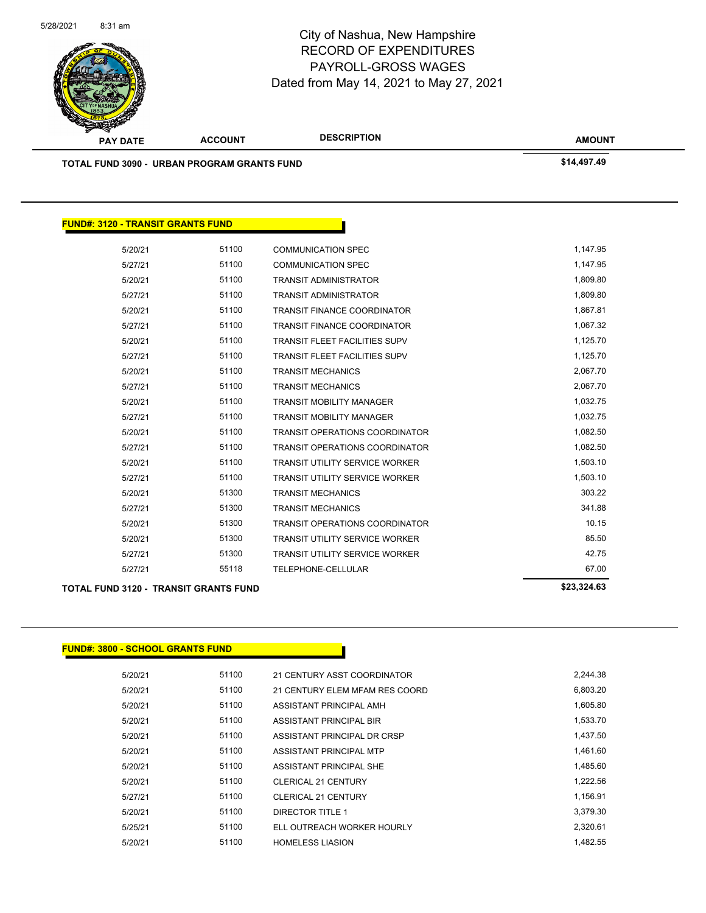City of Nashua, New Hampshire
RECORD OF EXPENDITURES
PAYROLL-GROSS WAGES
Dated from May 14, 2021 to May 27, 2021

| PAY DATE | ACCOUNT | DESCRIPTION | AMOUNT |
|---|---|---|---|
| **TOTAL FUND 3090 - URBAN PROGRAM GRANTS FUND** | | | **$14,497.49** |

**FUND#: 3120 - TRANSIT GRANTS FUND**

| PAY DATE | ACCOUNT | DESCRIPTION | AMOUNT |
|---|---|---|---|
| 5/20/21 | 51100 | COMMUNICATION SPEC | 1,147.95 |
| 5/27/21 | 51100 | COMMUNICATION SPEC | 1,147.95 |
| 5/20/21 | 51100 | TRANSIT ADMINISTRATOR | 1,809.80 |
| 5/27/21 | 51100 | TRANSIT ADMINISTRATOR | 1,809.80 |
| 5/20/21 | 51100 | TRANSIT FINANCE COORDINATOR | 1,867.81 |
| 5/27/21 | 51100 | TRANSIT FINANCE COORDINATOR | 1,067.32 |
| 5/20/21 | 51100 | TRANSIT FLEET FACILITIES SUPV | 1,125.70 |
| 5/27/21 | 51100 | TRANSIT FLEET FACILITIES SUPV | 1,125.70 |
| 5/20/21 | 51100 | TRANSIT MECHANICS | 2,067.70 |
| 5/27/21 | 51100 | TRANSIT MECHANICS | 2,067.70 |
| 5/20/21 | 51100 | TRANSIT MOBILITY MANAGER | 1,032.75 |
| 5/27/21 | 51100 | TRANSIT MOBILITY MANAGER | 1,032.75 |
| 5/20/21 | 51100 | TRANSIT OPERATIONS COORDINATOR | 1,082.50 |
| 5/27/21 | 51100 | TRANSIT OPERATIONS COORDINATOR | 1,082.50 |
| 5/20/21 | 51100 | TRANSIT UTILITY SERVICE WORKER | 1,503.10 |
| 5/27/21 | 51100 | TRANSIT UTILITY SERVICE WORKER | 1,503.10 |
| 5/20/21 | 51300 | TRANSIT MECHANICS | 303.22 |
| 5/27/21 | 51300 | TRANSIT MECHANICS | 341.88 |
| 5/20/21 | 51300 | TRANSIT OPERATIONS COORDINATOR | 10.15 |
| 5/20/21 | 51300 | TRANSIT UTILITY SERVICE WORKER | 85.50 |
| 5/27/21 | 51300 | TRANSIT UTILITY SERVICE WORKER | 42.75 |
| 5/27/21 | 55118 | TELEPHONE-CELLULAR | 67.00 |
| **TOTAL FUND 3120 - TRANSIT GRANTS FUND** | | | **$23,324.63** |

**FUND#: 3800 - SCHOOL GRANTS FUND**

| PAY DATE | ACCOUNT | DESCRIPTION | AMOUNT |
|---|---|---|---|
| 5/20/21 | 51100 | 21 CENTURY ASST COORDINATOR | 2,244.38 |
| 5/20/21 | 51100 | 21 CENTURY ELEM MFAM RES COORD | 6,803.20 |
| 5/20/21 | 51100 | ASSISTANT PRINCIPAL AMH | 1,605.80 |
| 5/20/21 | 51100 | ASSISTANT PRINCIPAL BIR | 1,533.70 |
| 5/20/21 | 51100 | ASSISTANT PRINCIPAL DR CRSP | 1,437.50 |
| 5/20/21 | 51100 | ASSISTANT PRINCIPAL MTP | 1,461.60 |
| 5/20/21 | 51100 | ASSISTANT PRINCIPAL SHE | 1,485.60 |
| 5/20/21 | 51100 | CLERICAL 21 CENTURY | 1,222.56 |
| 5/27/21 | 51100 | CLERICAL 21 CENTURY | 1,156.91 |
| 5/20/21 | 51100 | DIRECTOR TITLE 1 | 3,379.30 |
| 5/25/21 | 51100 | ELL OUTREACH WORKER HOURLY | 2,320.61 |
| 5/20/21 | 51100 | HOMELESS LIASION | 1,482.55 |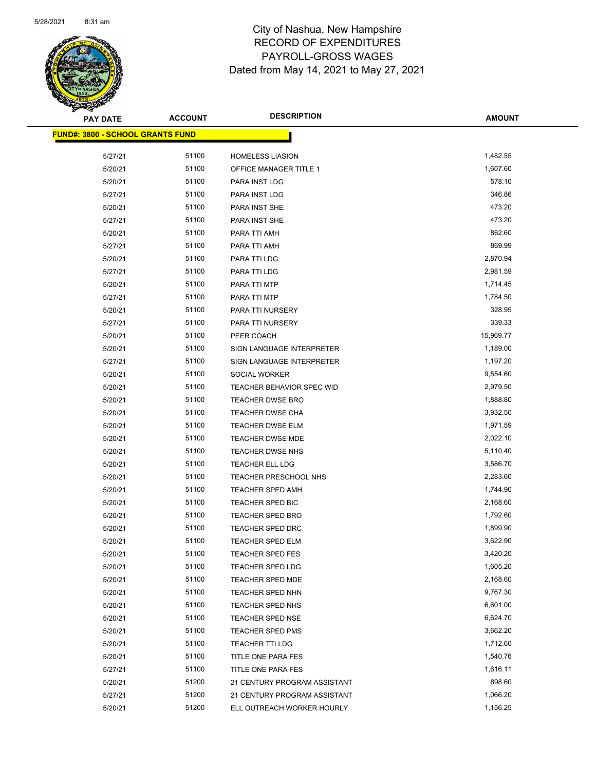# City of Nashua, New Hampshire
# RECORD OF EXPENDITURES
# PAYROLL-GROSS WAGES
# Dated from May 14, 2021 to May 27, 2021

**FUND#: 3800 - SCHOOL GRANTS FUND**

| PAY DATE | ACCOUNT | DESCRIPTION | AMOUNT |
|---|---|---|---|
| 5/27/21 | 51100 | HOMELESS LIASION | 1,482.55 |
| 5/20/21 | 51100 | OFFICE MANAGER TITLE 1 | 1,607.60 |
| 5/20/21 | 51100 | PARA INST LDG | 578.10 |
| 5/27/21 | 51100 | PARA INST LDG | 346.86 |
| 5/20/21 | 51100 | PARA INST SHE | 473.20 |
| 5/27/21 | 51100 | PARA INST SHE | 473.20 |
| 5/20/21 | 51100 | PARA TTI AMH | 862.60 |
| 5/27/21 | 51100 | PARA TTI AMH | 869.99 |
| 5/20/21 | 51100 | PARA TTI LDG | 2,870.94 |
| 5/27/21 | 51100 | PARA TTI LDG | 2,981.59 |
| 5/20/21 | 51100 | PARA TTI MTP | 1,714.45 |
| 5/27/21 | 51100 | PARA TTI MTP | 1,784.50 |
| 5/20/21 | 51100 | PARA TTI NURSERY | 328.95 |
| 5/27/21 | 51100 | PARA TTI NURSERY | 339.33 |
| 5/20/21 | 51100 | PEER COACH | 15,969.77 |
| 5/20/21 | 51100 | SIGN LANGUAGE INTERPRETER | 1,189.00 |
| 5/27/21 | 51100 | SIGN LANGUAGE INTERPRETER | 1,197.20 |
| 5/20/21 | 51100 | SOCIAL WORKER | 9,554.60 |
| 5/20/21 | 51100 | TEACHER BEHAVIOR SPEC WID | 2,979.50 |
| 5/20/21 | 51100 | TEACHER DWSE BRO | 1,888.80 |
| 5/20/21 | 51100 | TEACHER DWSE CHA | 3,932.50 |
| 5/20/21 | 51100 | TEACHER DWSE ELM | 1,971.59 |
| 5/20/21 | 51100 | TEACHER DWSE MDE | 2,022.10 |
| 5/20/21 | 51100 | TEACHER DWSE NHS | 5,110.40 |
| 5/20/21 | 51100 | TEACHER ELL LDG | 3,586.70 |
| 5/20/21 | 51100 | TEACHER PRESCHOOL NHS | 2,283.60 |
| 5/20/21 | 51100 | TEACHER SPED AMH | 1,744.90 |
| 5/20/21 | 51100 | TEACHER SPED BIC | 2,168.60 |
| 5/20/21 | 51100 | TEACHER SPED BRO | 1,792.60 |
| 5/20/21 | 51100 | TEACHER SPED DRC | 1,899.90 |
| 5/20/21 | 51100 | TEACHER SPED ELM | 3,622.90 |
| 5/20/21 | 51100 | TEACHER SPED FES | 3,420.20 |
| 5/20/21 | 51100 | TEACHER SPED LDG | 1,605.20 |
| 5/20/21 | 51100 | TEACHER SPED MDE | 2,168.60 |
| 5/20/21 | 51100 | TEACHER SPED NHN | 9,767.30 |
| 5/20/21 | 51100 | TEACHER SPED NHS | 6,601.00 |
| 5/20/21 | 51100 | TEACHER SPED NSE | 6,624.70 |
| 5/20/21 | 51100 | TEACHER SPED PMS | 3,662.20 |
| 5/20/21 | 51100 | TEACHER TTI LDG | 1,712.60 |
| 5/20/21 | 51100 | TITLE ONE PARA FES | 1,540.76 |
| 5/27/21 | 51100 | TITLE ONE PARA FES | 1,616.11 |
| 5/20/21 | 51200 | 21 CENTURY PROGRAM ASSISTANT | 898.60 |
| 5/27/21 | 51200 | 21 CENTURY PROGRAM ASSISTANT | 1,066.20 |
| 5/20/21 | 51200 | ELL OUTREACH WORKER HOURLY | 1,156.25 |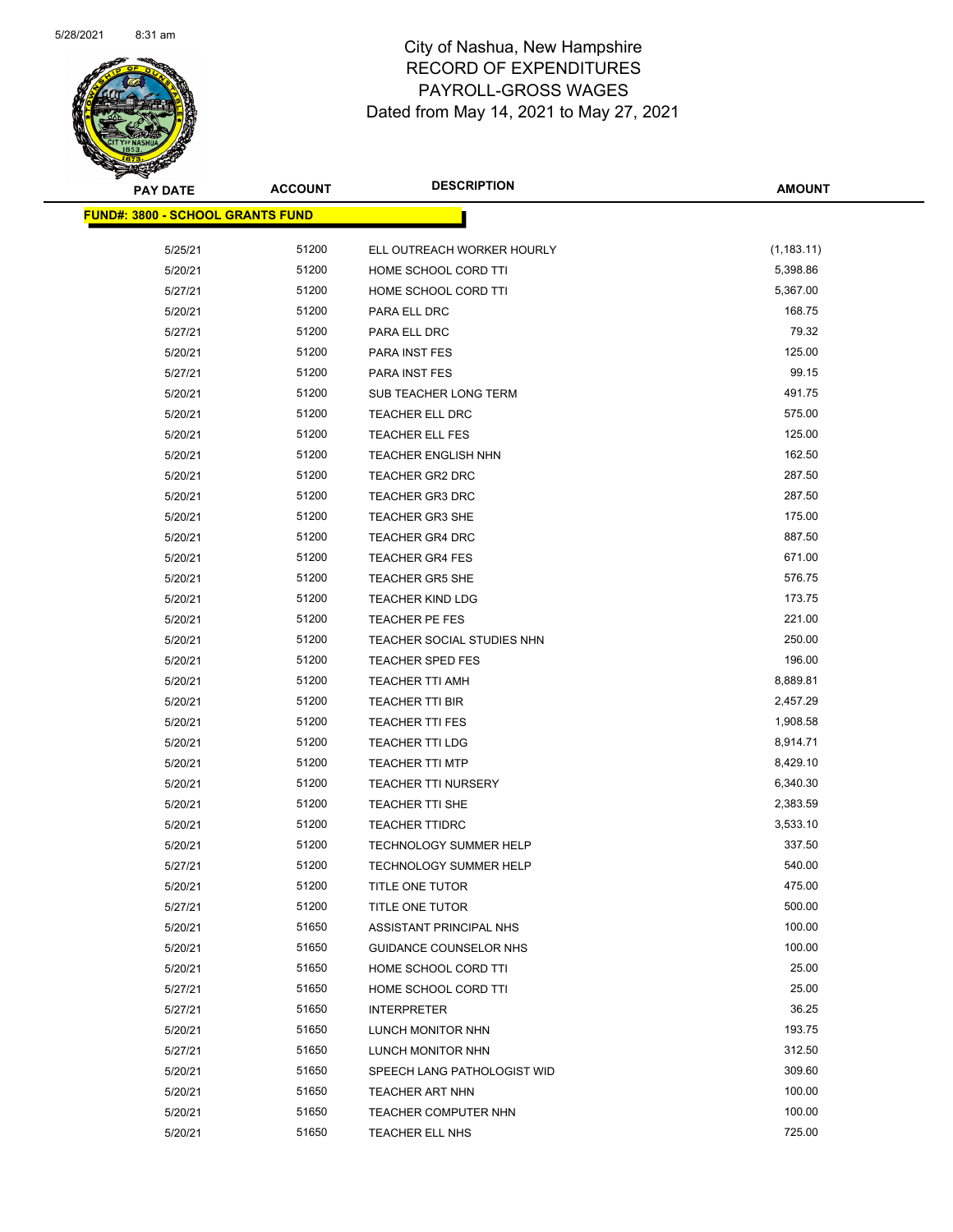City of Nashua, New Hampshire
RECORD OF EXPENDITURES
PAYROLL-GROSS WAGES
Dated from May 14, 2021 to May 27, 2021

| PAY DATE | ACCOUNT | DESCRIPTION | AMOUNT |
|---|---|---|---|
| **FUND#: 3800 - SCHOOL GRANTS FUND** | | | |
| 5/25/21 | 51200 | ELL OUTREACH WORKER HOURLY | (1,183.11) |
| 5/20/21 | 51200 | HOME SCHOOL CORD TTI | 5,398.86 |
| 5/27/21 | 51200 | HOME SCHOOL CORD TTI | 5,367.00 |
| 5/20/21 | 51200 | PARA ELL DRC | 168.75 |
| 5/27/21 | 51200 | PARA ELL DRC | 79.32 |
| 5/20/21 | 51200 | PARA INST FES | 125.00 |
| 5/27/21 | 51200 | PARA INST FES | 99.15 |
| 5/20/21 | 51200 | SUB TEACHER LONG TERM | 491.75 |
| 5/20/21 | 51200 | TEACHER ELL DRC | 575.00 |
| 5/20/21 | 51200 | TEACHER ELL FES | 125.00 |
| 5/20/21 | 51200 | TEACHER ENGLISH NHN | 162.50 |
| 5/20/21 | 51200 | TEACHER GR2 DRC | 287.50 |
| 5/20/21 | 51200 | TEACHER GR3 DRC | 287.50 |
| 5/20/21 | 51200 | TEACHER GR3 SHE | 175.00 |
| 5/20/21 | 51200 | TEACHER GR4 DRC | 887.50 |
| 5/20/21 | 51200 | TEACHER GR4 FES | 671.00 |
| 5/20/21 | 51200 | TEACHER GR5 SHE | 576.75 |
| 5/20/21 | 51200 | TEACHER KIND LDG | 173.75 |
| 5/20/21 | 51200 | TEACHER PE FES | 221.00 |
| 5/20/21 | 51200 | TEACHER SOCIAL STUDIES NHN | 250.00 |
| 5/20/21 | 51200 | TEACHER SPED FES | 196.00 |
| 5/20/21 | 51200 | TEACHER TTI AMH | 8,889.81 |
| 5/20/21 | 51200 | TEACHER TTI BIR | 2,457.29 |
| 5/20/21 | 51200 | TEACHER TTI FES | 1,908.58 |
| 5/20/21 | 51200 | TEACHER TTI LDG | 8,914.71 |
| 5/20/21 | 51200 | TEACHER TTI MTP | 8,429.10 |
| 5/20/21 | 51200 | TEACHER TTI NURSERY | 6,340.30 |
| 5/20/21 | 51200 | TEACHER TTI SHE | 2,383.59 |
| 5/20/21 | 51200 | TEACHER TTIDRC | 3,533.10 |
| 5/20/21 | 51200 | TECHNOLOGY SUMMER HELP | 337.50 |
| 5/27/21 | 51200 | TECHNOLOGY SUMMER HELP | 540.00 |
| 5/20/21 | 51200 | TITLE ONE TUTOR | 475.00 |
| 5/27/21 | 51200 | TITLE ONE TUTOR | 500.00 |
| 5/20/21 | 51650 | ASSISTANT PRINCIPAL NHS | 100.00 |
| 5/20/21 | 51650 | GUIDANCE COUNSELOR NHS | 100.00 |
| 5/20/21 | 51650 | HOME SCHOOL CORD TTI | 25.00 |
| 5/27/21 | 51650 | HOME SCHOOL CORD TTI | 25.00 |
| 5/27/21 | 51650 | INTERPRETER | 36.25 |
| 5/20/21 | 51650 | LUNCH MONITOR NHN | 193.75 |
| 5/27/21 | 51650 | LUNCH MONITOR NHN | 312.50 |
| 5/20/21 | 51650 | SPEECH LANG PATHOLOGIST WID | 309.60 |
| 5/20/21 | 51650 | TEACHER ART NHN | 100.00 |
| 5/20/21 | 51650 | TEACHER COMPUTER NHN | 100.00 |
| 5/20/21 | 51650 | TEACHER ELL NHS | 725.00 |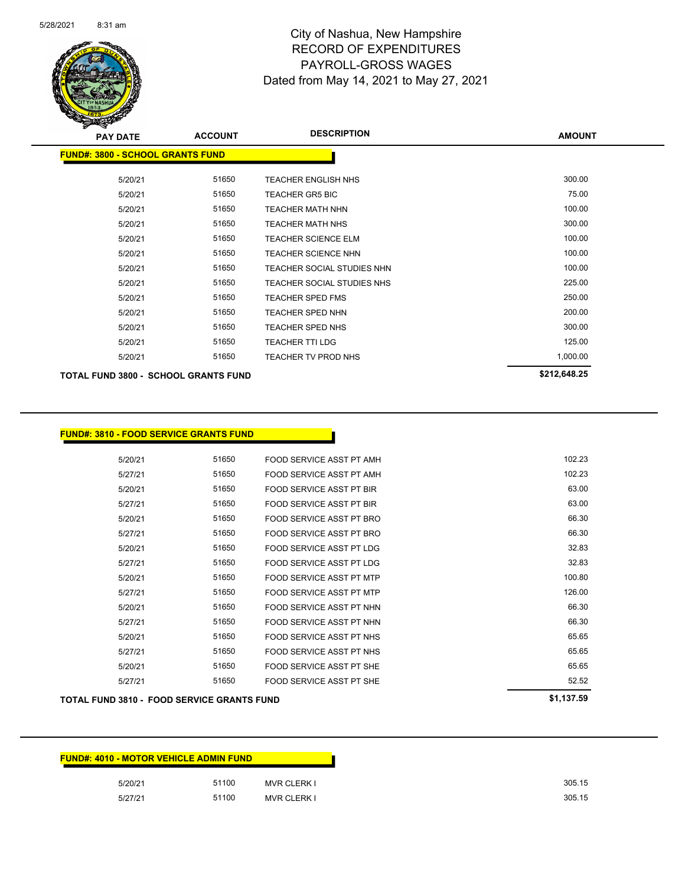# City of Nashua, New Hampshire
## RECORD OF EXPENDITURES
## PAYROLL-GROSS WAGES
## Dated from May 14, 2021 to May 27, 2021

| PAY DATE | ACCOUNT | DESCRIPTION | AMOUNT |
|---|---|---|---|
| **FUND#: 3800 - SCHOOL GRANTS FUND** | | | |
| 5/20/21 | 51650 | TEACHER ENGLISH NHS | 300.00 |
| 5/20/21 | 51650 | TEACHER GR5 BIC | 75.00 |
| 5/20/21 | 51650 | TEACHER MATH NHN | 100.00 |
| 5/20/21 | 51650 | TEACHER MATH NHS | 300.00 |
| 5/20/21 | 51650 | TEACHER SCIENCE ELM | 100.00 |
| 5/20/21 | 51650 | TEACHER SCIENCE NHN | 100.00 |
| 5/20/21 | 51650 | TEACHER SOCIAL STUDIES NHN | 100.00 |
| 5/20/21 | 51650 | TEACHER SOCIAL STUDIES NHS | 225.00 |
| 5/20/21 | 51650 | TEACHER SPED FMS | 250.00 |
| 5/20/21 | 51650 | TEACHER SPED NHN | 200.00 |
| 5/20/21 | 51650 | TEACHER SPED NHS | 300.00 |
| 5/20/21 | 51650 | TEACHER TTI LDG | 125.00 |
| 5/20/21 | 51650 | TEACHER TV PROD NHS | 1,000.00 |
| **TOTAL FUND 3800 - SCHOOL GRANTS FUND** | | | **$212,648.25** |

| PAY DATE | ACCOUNT | DESCRIPTION | AMOUNT |
|---|---|---|---|
| **FUND#: 3810 - FOOD SERVICE GRANTS FUND** | | | |
| 5/20/21 | 51650 | FOOD SERVICE ASST PT AMH | 102.23 |
| 5/27/21 | 51650 | FOOD SERVICE ASST PT AMH | 102.23 |
| 5/20/21 | 51650 | FOOD SERVICE ASST PT BIR | 63.00 |
| 5/27/21 | 51650 | FOOD SERVICE ASST PT BIR | 63.00 |
| 5/20/21 | 51650 | FOOD SERVICE ASST PT BRO | 66.30 |
| 5/27/21 | 51650 | FOOD SERVICE ASST PT BRO | 66.30 |
| 5/20/21 | 51650 | FOOD SERVICE ASST PT LDG | 32.83 |
| 5/27/21 | 51650 | FOOD SERVICE ASST PT LDG | 32.83 |
| 5/20/21 | 51650 | FOOD SERVICE ASST PT MTP | 100.80 |
| 5/27/21 | 51650 | FOOD SERVICE ASST PT MTP | 126.00 |
| 5/20/21 | 51650 | FOOD SERVICE ASST PT NHN | 66.30 |
| 5/27/21 | 51650 | FOOD SERVICE ASST PT NHN | 66.30 |
| 5/20/21 | 51650 | FOOD SERVICE ASST PT NHS | 65.65 |
| 5/27/21 | 51650 | FOOD SERVICE ASST PT NHS | 65.65 |
| 5/20/21 | 51650 | FOOD SERVICE ASST PT SHE | 65.65 |
| 5/27/21 | 51650 | FOOD SERVICE ASST PT SHE | 52.52 |
| **TOTAL FUND 3810 - FOOD SERVICE GRANTS FUND** | | | **$1,137.59** |

| PAY DATE | ACCOUNT | DESCRIPTION | AMOUNT |
|---|---|---|---|
| **FUND#: 4010 - MOTOR VEHICLE ADMIN FUND** | | | |
| 5/20/21 | 51100 | MVR CLERK I | 305.15 |
| 5/27/21 | 51100 | MVR CLERK I | 305.15 |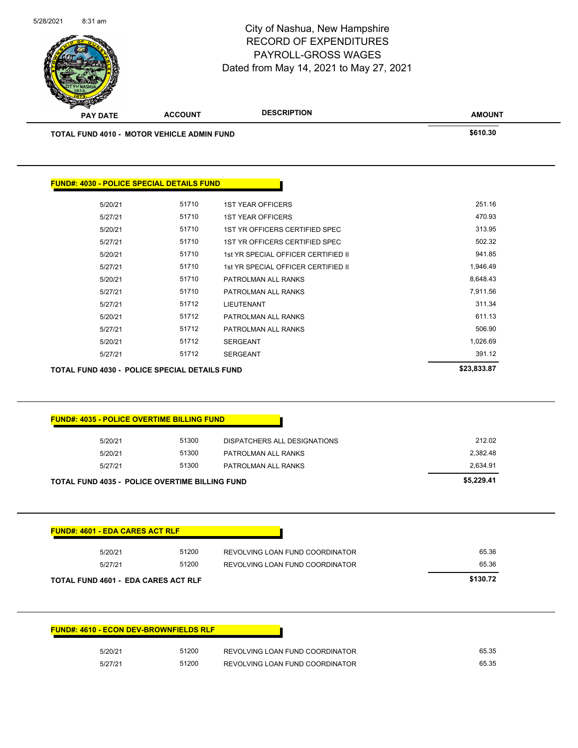| PAY DATE | ACCOUNT | DESCRIPTION | AMOUNT |
|---|---|---|---|
| **TOTAL FUND 4010 - MOTOR VEHICLE ADMIN FUND** | | | **$610.30** |

**FUND#: 4030 - POLICE SPECIAL DETAILS FUND**

| PAY DATE | ACCOUNT | DESCRIPTION | AMOUNT |
|---|---|---|---|
| 5/20/21 | 51710 | 1ST YEAR OFFICERS | 251.16 |
| 5/27/21 | 51710 | 1ST YEAR OFFICERS | 470.93 |
| 5/20/21 | 51710 | 1ST YR OFFICERS CERTIFIED SPEC | 313.95 |
| 5/27/21 | 51710 | 1ST YR OFFICERS CERTIFIED SPEC | 502.32 |
| 5/20/21 | 51710 | 1st YR SPECIAL OFFICER CERTIFIED II | 941.85 |
| 5/27/21 | 51710 | 1st YR SPECIAL OFFICER CERTIFIED II | 1,946.49 |
| 5/20/21 | 51710 | PATROLMAN ALL RANKS | 8,648.43 |
| 5/27/21 | 51710 | PATROLMAN ALL RANKS | 7,911.56 |
| 5/27/21 | 51712 | LIEUTENANT | 311.34 |
| 5/20/21 | 51712 | PATROLMAN ALL RANKS | 611.13 |
| 5/27/21 | 51712 | PATROLMAN ALL RANKS | 506.90 |
| 5/20/21 | 51712 | SERGEANT | 1,026.69 |
| 5/27/21 | 51712 | SERGEANT | 391.12 |
| **TOTAL FUND 4030 - POLICE SPECIAL DETAILS FUND** | | | **$23,833.87** |

**FUND#: 4035 - POLICE OVERTIME BILLING FUND**

| PAY DATE | ACCOUNT | DESCRIPTION | AMOUNT |
|---|---|---|---|
| 5/20/21 | 51300 | DISPATCHERS ALL DESIGNATIONS | 212.02 |
| 5/20/21 | 51300 | PATROLMAN ALL RANKS | 2,382.48 |
| 5/27/21 | 51300 | PATROLMAN ALL RANKS | 2,634.91 |
| **TOTAL FUND 4035 - POLICE OVERTIME BILLING FUND** | | | **$5,229.41** |

**FUND#: 4601 - EDA CARES ACT RLF**

| PAY DATE | ACCOUNT | DESCRIPTION | AMOUNT |
|---|---|---|---|
| 5/20/21 | 51200 | REVOLVING LOAN FUND COORDINATOR | 65.36 |
| 5/27/21 | 51200 | REVOLVING LOAN FUND COORDINATOR | 65.36 |
| **TOTAL FUND 4601 - EDA CARES ACT RLF** | | | **$130.72** |

**FUND#: 4610 - ECON DEV-BROWNFIELDS RLF**

| PAY DATE | ACCOUNT | DESCRIPTION | AMOUNT |
|---|---|---|---|
| 5/20/21 | 51200 | REVOLVING LOAN FUND COORDINATOR | 65.35 |
| 5/27/21 | 51200 | REVOLVING LOAN FUND COORDINATOR | 65.35 |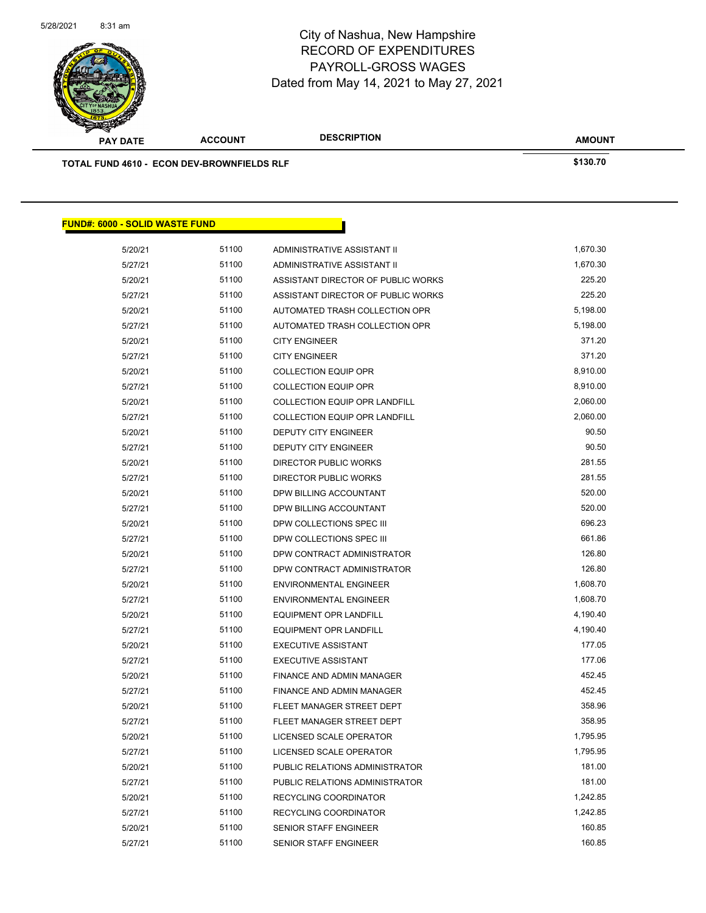# City of Nashua, New Hampshire
## RECORD OF EXPENDITURES
## PAYROLL-GROSS WAGES
## Dated from May 14, 2021 to May 27, 2021

| PAY DATE | ACCOUNT | DESCRIPTION | AMOUNT |
|---|---|---|---|
| **TOTAL FUND 4610 - ECON DEV-BROWNFIELDS RLF** | | | **$130.70** |

**FUND#: 6000 - SOLID WASTE FUND**

| PAY DATE | ACCOUNT | DESCRIPTION | AMOUNT |
|---|---|---|---|
| 5/20/21 | 51100 | ADMINISTRATIVE ASSISTANT II | 1,670.30 |
| 5/27/21 | 51100 | ADMINISTRATIVE ASSISTANT II | 1,670.30 |
| 5/20/21 | 51100 | ASSISTANT DIRECTOR OF PUBLIC WORKS | 225.20 |
| 5/27/21 | 51100 | ASSISTANT DIRECTOR OF PUBLIC WORKS | 225.20 |
| 5/20/21 | 51100 | AUTOMATED TRASH COLLECTION OPR | 5,198.00 |
| 5/27/21 | 51100 | AUTOMATED TRASH COLLECTION OPR | 5,198.00 |
| 5/20/21 | 51100 | CITY ENGINEER | 371.20 |
| 5/27/21 | 51100 | CITY ENGINEER | 371.20 |
| 5/20/21 | 51100 | COLLECTION EQUIP OPR | 8,910.00 |
| 5/27/21 | 51100 | COLLECTION EQUIP OPR | 8,910.00 |
| 5/20/21 | 51100 | COLLECTION EQUIP OPR LANDFILL | 2,060.00 |
| 5/27/21 | 51100 | COLLECTION EQUIP OPR LANDFILL | 2,060.00 |
| 5/20/21 | 51100 | DEPUTY CITY ENGINEER | 90.50 |
| 5/27/21 | 51100 | DEPUTY CITY ENGINEER | 90.50 |
| 5/20/21 | 51100 | DIRECTOR PUBLIC WORKS | 281.55 |
| 5/27/21 | 51100 | DIRECTOR PUBLIC WORKS | 281.55 |
| 5/20/21 | 51100 | DPW BILLING ACCOUNTANT | 520.00 |
| 5/27/21 | 51100 | DPW BILLING ACCOUNTANT | 520.00 |
| 5/20/21 | 51100 | DPW COLLECTIONS SPEC III | 696.23 |
| 5/27/21 | 51100 | DPW COLLECTIONS SPEC III | 661.86 |
| 5/20/21 | 51100 | DPW CONTRACT ADMINISTRATOR | 126.80 |
| 5/27/21 | 51100 | DPW CONTRACT ADMINISTRATOR | 126.80 |
| 5/20/21 | 51100 | ENVIRONMENTAL ENGINEER | 1,608.70 |
| 5/27/21 | 51100 | ENVIRONMENTAL ENGINEER | 1,608.70 |
| 5/20/21 | 51100 | EQUIPMENT OPR LANDFILL | 4,190.40 |
| 5/27/21 | 51100 | EQUIPMENT OPR LANDFILL | 4,190.40 |
| 5/20/21 | 51100 | EXECUTIVE ASSISTANT | 177.05 |
| 5/27/21 | 51100 | EXECUTIVE ASSISTANT | 177.06 |
| 5/20/21 | 51100 | FINANCE AND ADMIN MANAGER | 452.45 |
| 5/27/21 | 51100 | FINANCE AND ADMIN MANAGER | 452.45 |
| 5/20/21 | 51100 | FLEET MANAGER STREET DEPT | 358.96 |
| 5/27/21 | 51100 | FLEET MANAGER STREET DEPT | 358.95 |
| 5/20/21 | 51100 | LICENSED SCALE OPERATOR | 1,795.95 |
| 5/27/21 | 51100 | LICENSED SCALE OPERATOR | 1,795.95 |
| 5/20/21 | 51100 | PUBLIC RELATIONS ADMINISTRATOR | 181.00 |
| 5/27/21 | 51100 | PUBLIC RELATIONS ADMINISTRATOR | 181.00 |
| 5/20/21 | 51100 | RECYCLING COORDINATOR | 1,242.85 |
| 5/27/21 | 51100 | RECYCLING COORDINATOR | 1,242.85 |
| 5/20/21 | 51100 | SENIOR STAFF ENGINEER | 160.85 |
| 5/27/21 | 51100 | SENIOR STAFF ENGINEER | 160.85 |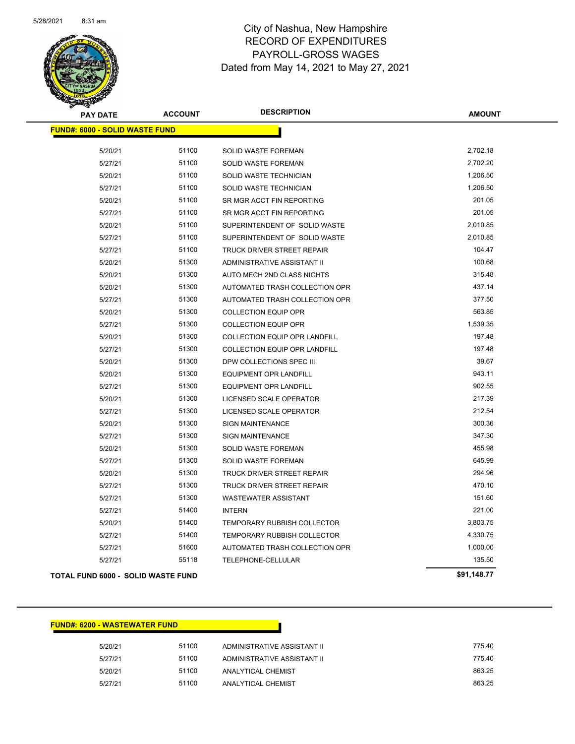# City of Nashua, New Hampshire
## RECORD OF EXPENDITURES
## PAYROLL-GROSS WAGES
### Dated from May 14, 2021 to May 27, 2021

| PAY DATE | ACCOUNT | DESCRIPTION | AMOUNT |
|---|---|---|---|
| **FUND#: 6000 - SOLID WASTE FUND** | | | |
| 5/20/21 | 51100 | SOLID WASTE FOREMAN | 2,702.18 |
| 5/27/21 | 51100 | SOLID WASTE FOREMAN | 2,702.20 |
| 5/20/21 | 51100 | SOLID WASTE TECHNICIAN | 1,206.50 |
| 5/27/21 | 51100 | SOLID WASTE TECHNICIAN | 1,206.50 |
| 5/20/21 | 51100 | SR MGR ACCT FIN REPORTING | 201.05 |
| 5/27/21 | 51100 | SR MGR ACCT FIN REPORTING | 201.05 |
| 5/20/21 | 51100 | SUPERINTENDENT OF SOLID WASTE | 2,010.85 |
| 5/27/21 | 51100 | SUPERINTENDENT OF SOLID WASTE | 2,010.85 |
| 5/27/21 | 51100 | TRUCK DRIVER STREET REPAIR | 104.47 |
| 5/20/21 | 51300 | ADMINISTRATIVE ASSISTANT II | 100.68 |
| 5/20/21 | 51300 | AUTO MECH 2ND CLASS NIGHTS | 315.48 |
| 5/20/21 | 51300 | AUTOMATED TRASH COLLECTION OPR | 437.14 |
| 5/27/21 | 51300 | AUTOMATED TRASH COLLECTION OPR | 377.50 |
| 5/20/21 | 51300 | COLLECTION EQUIP OPR | 563.85 |
| 5/27/21 | 51300 | COLLECTION EQUIP OPR | 1,539.35 |
| 5/20/21 | 51300 | COLLECTION EQUIP OPR LANDFILL | 197.48 |
| 5/27/21 | 51300 | COLLECTION EQUIP OPR LANDFILL | 197.48 |
| 5/20/21 | 51300 | DPW COLLECTIONS SPEC III | 39.67 |
| 5/20/21 | 51300 | EQUIPMENT OPR LANDFILL | 943.11 |
| 5/27/21 | 51300 | EQUIPMENT OPR LANDFILL | 902.55 |
| 5/20/21 | 51300 | LICENSED SCALE OPERATOR | 217.39 |
| 5/27/21 | 51300 | LICENSED SCALE OPERATOR | 212.54 |
| 5/20/21 | 51300 | SIGN MAINTENANCE | 300.36 |
| 5/27/21 | 51300 | SIGN MAINTENANCE | 347.30 |
| 5/20/21 | 51300 | SOLID WASTE FOREMAN | 455.98 |
| 5/27/21 | 51300 | SOLID WASTE FOREMAN | 645.99 |
| 5/20/21 | 51300 | TRUCK DRIVER STREET REPAIR | 294.96 |
| 5/27/21 | 51300 | TRUCK DRIVER STREET REPAIR | 470.10 |
| 5/27/21 | 51300 | WASTEWATER ASSISTANT | 151.60 |
| 5/27/21 | 51400 | INTERN | 221.00 |
| 5/20/21 | 51400 | TEMPORARY RUBBISH COLLECTOR | 3,803.75 |
| 5/27/21 | 51400 | TEMPORARY RUBBISH COLLECTOR | 4,330.75 |
| 5/27/21 | 51600 | AUTOMATED TRASH COLLECTION OPR | 1,000.00 |
| 5/27/21 | 55118 | TELEPHONE-CELLULAR | 135.50 |
| **TOTAL FUND 6000 - SOLID WASTE FUND** | | | **$91,148.77** |

| PAY DATE | ACCOUNT | DESCRIPTION | AMOUNT |
|---|---|---|---|
| **FUND#: 6200 - WASTEWATER FUND** | | | |
| 5/20/21 | 51100 | ADMINISTRATIVE ASSISTANT II | 775.40 |
| 5/27/21 | 51100 | ADMINISTRATIVE ASSISTANT II | 775.40 |
| 5/20/21 | 51100 | ANALYTICAL CHEMIST | 863.25 |
| 5/27/21 | 51100 | ANALYTICAL CHEMIST | 863.25 |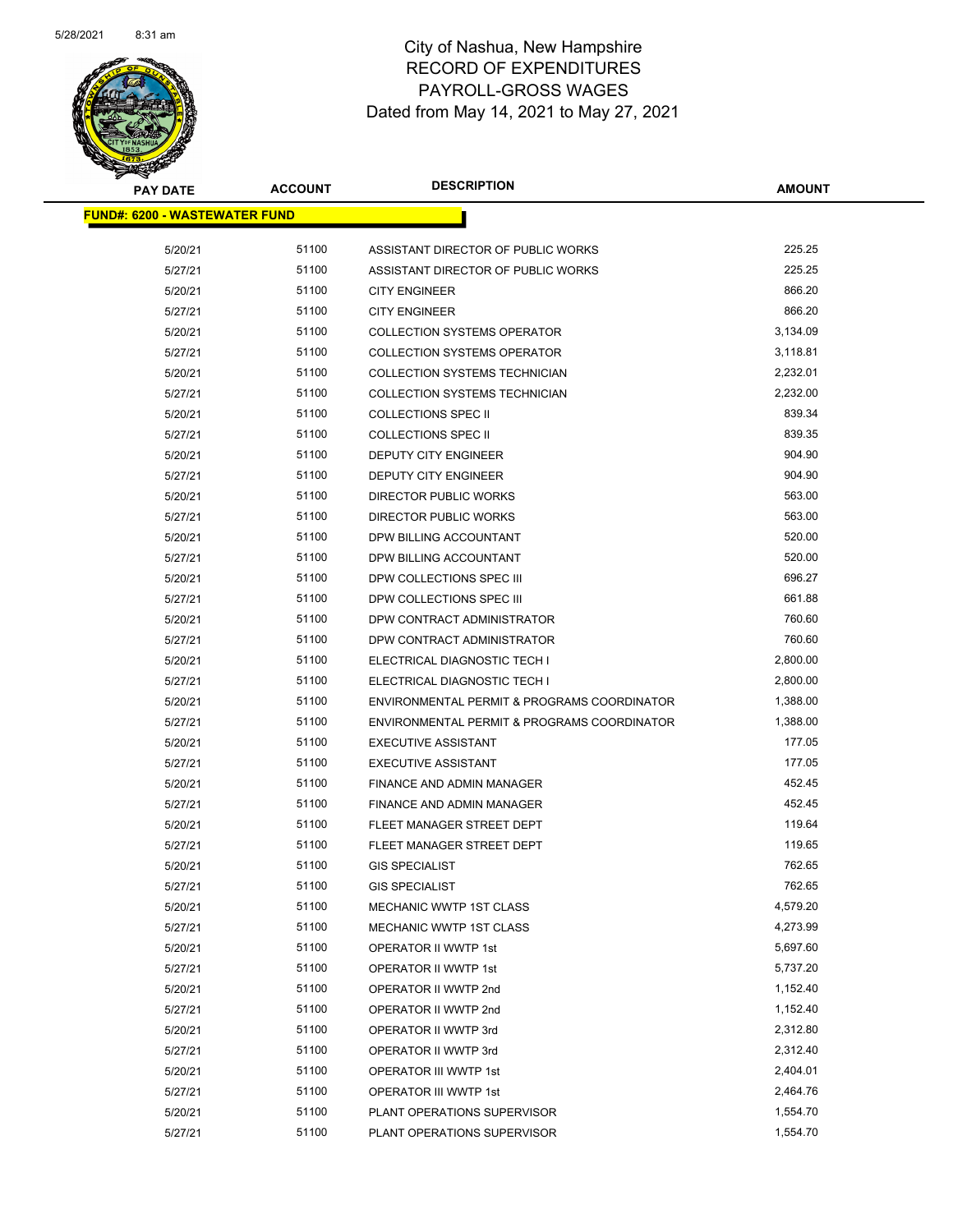City of Nashua, New Hampshire
RECORD OF EXPENDITURES
PAYROLL-GROSS WAGES
Dated from May 14, 2021 to May 27, 2021

| PAY DATE | ACCOUNT | DESCRIPTION | AMOUNT |
|---|---|---|---|
| **FUND#: 6200 - WASTEWATER FUND** | | | |
| 5/20/21 | 51100 | ASSISTANT DIRECTOR OF PUBLIC WORKS | 225.25 |
| 5/27/21 | 51100 | ASSISTANT DIRECTOR OF PUBLIC WORKS | 225.25 |
| 5/20/21 | 51100 | CITY ENGINEER | 866.20 |
| 5/27/21 | 51100 | CITY ENGINEER | 866.20 |
| 5/20/21 | 51100 | COLLECTION SYSTEMS OPERATOR | 3,134.09 |
| 5/27/21 | 51100 | COLLECTION SYSTEMS OPERATOR | 3,118.81 |
| 5/20/21 | 51100 | COLLECTION SYSTEMS TECHNICIAN | 2,232.01 |
| 5/27/21 | 51100 | COLLECTION SYSTEMS TECHNICIAN | 2,232.00 |
| 5/20/21 | 51100 | COLLECTIONS SPEC II | 839.34 |
| 5/27/21 | 51100 | COLLECTIONS SPEC II | 839.35 |
| 5/20/21 | 51100 | DEPUTY CITY ENGINEER | 904.90 |
| 5/27/21 | 51100 | DEPUTY CITY ENGINEER | 904.90 |
| 5/20/21 | 51100 | DIRECTOR PUBLIC WORKS | 563.00 |
| 5/27/21 | 51100 | DIRECTOR PUBLIC WORKS | 563.00 |
| 5/20/21 | 51100 | DPW BILLING ACCOUNTANT | 520.00 |
| 5/27/21 | 51100 | DPW BILLING ACCOUNTANT | 520.00 |
| 5/20/21 | 51100 | DPW COLLECTIONS SPEC III | 696.27 |
| 5/27/21 | 51100 | DPW COLLECTIONS SPEC III | 661.88 |
| 5/20/21 | 51100 | DPW CONTRACT ADMINISTRATOR | 760.60 |
| 5/27/21 | 51100 | DPW CONTRACT ADMINISTRATOR | 760.60 |
| 5/20/21 | 51100 | ELECTRICAL DIAGNOSTIC TECH I | 2,800.00 |
| 5/27/21 | 51100 | ELECTRICAL DIAGNOSTIC TECH I | 2,800.00 |
| 5/20/21 | 51100 | ENVIRONMENTAL PERMIT & PROGRAMS COORDINATOR | 1,388.00 |
| 5/27/21 | 51100 | ENVIRONMENTAL PERMIT & PROGRAMS COORDINATOR | 1,388.00 |
| 5/20/21 | 51100 | EXECUTIVE ASSISTANT | 177.05 |
| 5/27/21 | 51100 | EXECUTIVE ASSISTANT | 177.05 |
| 5/20/21 | 51100 | FINANCE AND ADMIN MANAGER | 452.45 |
| 5/27/21 | 51100 | FINANCE AND ADMIN MANAGER | 452.45 |
| 5/20/21 | 51100 | FLEET MANAGER STREET DEPT | 119.64 |
| 5/27/21 | 51100 | FLEET MANAGER STREET DEPT | 119.65 |
| 5/20/21 | 51100 | GIS SPECIALIST | 762.65 |
| 5/27/21 | 51100 | GIS SPECIALIST | 762.65 |
| 5/20/21 | 51100 | MECHANIC WWTP 1ST CLASS | 4,579.20 |
| 5/27/21 | 51100 | MECHANIC WWTP 1ST CLASS | 4,273.99 |
| 5/20/21 | 51100 | OPERATOR II WWTP 1st | 5,697.60 |
| 5/27/21 | 51100 | OPERATOR II WWTP 1st | 5,737.20 |
| 5/20/21 | 51100 | OPERATOR II WWTP 2nd | 1,152.40 |
| 5/27/21 | 51100 | OPERATOR II WWTP 2nd | 1,152.40 |
| 5/20/21 | 51100 | OPERATOR II WWTP 3rd | 2,312.80 |
| 5/27/21 | 51100 | OPERATOR II WWTP 3rd | 2,312.40 |
| 5/20/21 | 51100 | OPERATOR III WWTP 1st | 2,404.01 |
| 5/27/21 | 51100 | OPERATOR III WWTP 1st | 2,464.76 |
| 5/20/21 | 51100 | PLANT OPERATIONS SUPERVISOR | 1,554.70 |
| 5/27/21 | 51100 | PLANT OPERATIONS SUPERVISOR | 1,554.70 |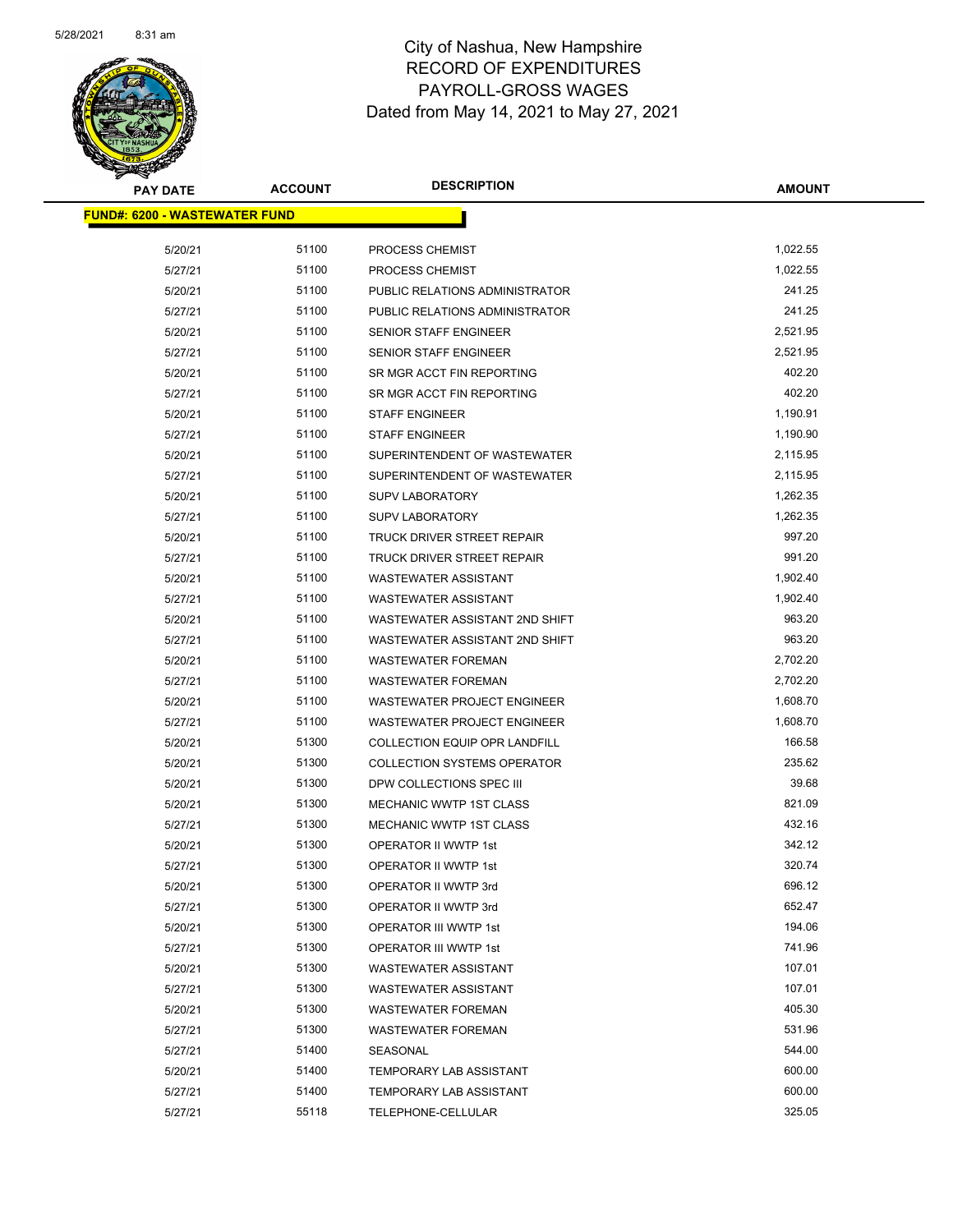# City of Nashua, New Hampshire
## RECORD OF EXPENDITURES
## PAYROLL-GROSS WAGES
### Dated from May 14, 2021 to May 27, 2021

**FUND#: 6200 - WASTEWATER FUND**

| PAY DATE | ACCOUNT | DESCRIPTION | AMOUNT |
|---|---|---|---|
| 5/20/21 | 51100 | PROCESS CHEMIST | 1,022.55 |
| 5/27/21 | 51100 | PROCESS CHEMIST | 1,022.55 |
| 5/20/21 | 51100 | PUBLIC RELATIONS ADMINISTRATOR | 241.25 |
| 5/27/21 | 51100 | PUBLIC RELATIONS ADMINISTRATOR | 241.25 |
| 5/20/21 | 51100 | SENIOR STAFF ENGINEER | 2,521.95 |
| 5/27/21 | 51100 | SENIOR STAFF ENGINEER | 2,521.95 |
| 5/20/21 | 51100 | SR MGR ACCT FIN REPORTING | 402.20 |
| 5/27/21 | 51100 | SR MGR ACCT FIN REPORTING | 402.20 |
| 5/20/21 | 51100 | STAFF ENGINEER | 1,190.91 |
| 5/27/21 | 51100 | STAFF ENGINEER | 1,190.90 |
| 5/20/21 | 51100 | SUPERINTENDENT OF WASTEWATER | 2,115.95 |
| 5/27/21 | 51100 | SUPERINTENDENT OF WASTEWATER | 2,115.95 |
| 5/20/21 | 51100 | SUPV LABORATORY | 1,262.35 |
| 5/27/21 | 51100 | SUPV LABORATORY | 1,262.35 |
| 5/20/21 | 51100 | TRUCK DRIVER STREET REPAIR | 997.20 |
| 5/27/21 | 51100 | TRUCK DRIVER STREET REPAIR | 991.20 |
| 5/20/21 | 51100 | WASTEWATER ASSISTANT | 1,902.40 |
| 5/27/21 | 51100 | WASTEWATER ASSISTANT | 1,902.40 |
| 5/20/21 | 51100 | WASTEWATER ASSISTANT 2ND SHIFT | 963.20 |
| 5/27/21 | 51100 | WASTEWATER ASSISTANT 2ND SHIFT | 963.20 |
| 5/20/21 | 51100 | WASTEWATER FOREMAN | 2,702.20 |
| 5/27/21 | 51100 | WASTEWATER FOREMAN | 2,702.20 |
| 5/20/21 | 51100 | WASTEWATER PROJECT ENGINEER | 1,608.70 |
| 5/27/21 | 51100 | WASTEWATER PROJECT ENGINEER | 1,608.70 |
| 5/20/21 | 51300 | COLLECTION EQUIP OPR LANDFILL | 166.58 |
| 5/20/21 | 51300 | COLLECTION SYSTEMS OPERATOR | 235.62 |
| 5/20/21 | 51300 | DPW COLLECTIONS SPEC III | 39.68 |
| 5/20/21 | 51300 | MECHANIC WWTP 1ST CLASS | 821.09 |
| 5/27/21 | 51300 | MECHANIC WWTP 1ST CLASS | 432.16 |
| 5/20/21 | 51300 | OPERATOR II WWTP 1st | 342.12 |
| 5/27/21 | 51300 | OPERATOR II WWTP 1st | 320.74 |
| 5/20/21 | 51300 | OPERATOR II WWTP 3rd | 696.12 |
| 5/27/21 | 51300 | OPERATOR II WWTP 3rd | 652.47 |
| 5/20/21 | 51300 | OPERATOR III WWTP 1st | 194.06 |
| 5/27/21 | 51300 | OPERATOR III WWTP 1st | 741.96 |
| 5/20/21 | 51300 | WASTEWATER ASSISTANT | 107.01 |
| 5/27/21 | 51300 | WASTEWATER ASSISTANT | 107.01 |
| 5/20/21 | 51300 | WASTEWATER FOREMAN | 405.30 |
| 5/27/21 | 51300 | WASTEWATER FOREMAN | 531.96 |
| 5/27/21 | 51400 | SEASONAL | 544.00 |
| 5/20/21 | 51400 | TEMPORARY LAB ASSISTANT | 600.00 |
| 5/27/21 | 51400 | TEMPORARY LAB ASSISTANT | 600.00 |
| 5/27/21 | 55118 | TELEPHONE-CELLULAR | 325.05 |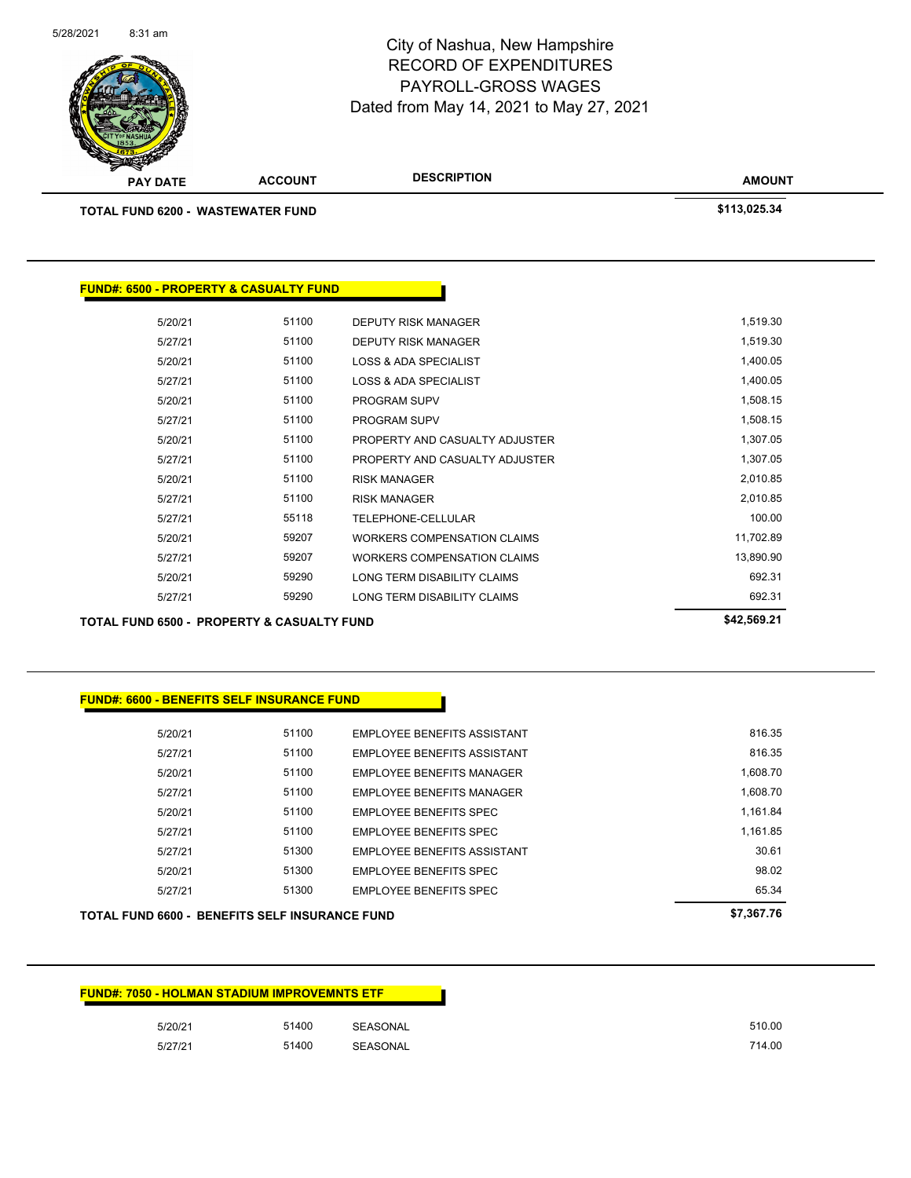City of Nashua, New Hampshire
RECORD OF EXPENDITURES
PAYROLL-GROSS WAGES
Dated from May 14, 2021 to May 27, 2021

| PAY DATE | ACCOUNT | DESCRIPTION | AMOUNT |
|---|---|---|---|
| **TOTAL FUND 6200 - WASTEWATER FUND** | | | **$113,025.34** |

**FUND#: 6500 - PROPERTY & CASUALTY FUND**

| PAY DATE | ACCOUNT | DESCRIPTION | AMOUNT |
|---|---|---|---|
| 5/20/21 | 51100 | DEPUTY RISK MANAGER | 1,519.30 |
| 5/27/21 | 51100 | DEPUTY RISK MANAGER | 1,519.30 |
| 5/20/21 | 51100 | LOSS & ADA SPECIALIST | 1,400.05 |
| 5/27/21 | 51100 | LOSS & ADA SPECIALIST | 1,400.05 |
| 5/20/21 | 51100 | PROGRAM SUPV | 1,508.15 |
| 5/27/21 | 51100 | PROGRAM SUPV | 1,508.15 |
| 5/20/21 | 51100 | PROPERTY AND CASUALTY ADJUSTER | 1,307.05 |
| 5/27/21 | 51100 | PROPERTY AND CASUALTY ADJUSTER | 1,307.05 |
| 5/20/21 | 51100 | RISK MANAGER | 2,010.85 |
| 5/27/21 | 51100 | RISK MANAGER | 2,010.85 |
| 5/27/21 | 55118 | TELEPHONE-CELLULAR | 100.00 |
| 5/20/21 | 59207 | WORKERS COMPENSATION CLAIMS | 11,702.89 |
| 5/27/21 | 59207 | WORKERS COMPENSATION CLAIMS | 13,890.90 |
| 5/20/21 | 59290 | LONG TERM DISABILITY CLAIMS | 692.31 |
| 5/27/21 | 59290 | LONG TERM DISABILITY CLAIMS | 692.31 |
| **TOTAL FUND 6500 - PROPERTY & CASUALTY FUND** | | | **$42,569.21** |

**FUND#: 6600 - BENEFITS SELF INSURANCE FUND**

| PAY DATE | ACCOUNT | DESCRIPTION | AMOUNT |
|---|---|---|---|
| 5/20/21 | 51100 | EMPLOYEE BENEFITS ASSISTANT | 816.35 |
| 5/27/21 | 51100 | EMPLOYEE BENEFITS ASSISTANT | 816.35 |
| 5/20/21 | 51100 | EMPLOYEE BENEFITS MANAGER | 1,608.70 |
| 5/27/21 | 51100 | EMPLOYEE BENEFITS MANAGER | 1,608.70 |
| 5/20/21 | 51100 | EMPLOYEE BENEFITS SPEC | 1,161.84 |
| 5/27/21 | 51100 | EMPLOYEE BENEFITS SPEC | 1,161.85 |
| 5/27/21 | 51300 | EMPLOYEE BENEFITS ASSISTANT | 30.61 |
| 5/20/21 | 51300 | EMPLOYEE BENEFITS SPEC | 98.02 |
| 5/27/21 | 51300 | EMPLOYEE BENEFITS SPEC | 65.34 |
| **TOTAL FUND 6600 - BENEFITS SELF INSURANCE FUND** | | | **$7,367.76** |

**FUND#: 7050 - HOLMAN STADIUM IMPROVEMNTS ETF**

| PAY DATE | ACCOUNT | DESCRIPTION | AMOUNT |
|---|---|---|---|
| 5/20/21 | 51400 | SEASONAL | 510.00 |
| 5/27/21 | 51400 | SEASONAL | 714.00 |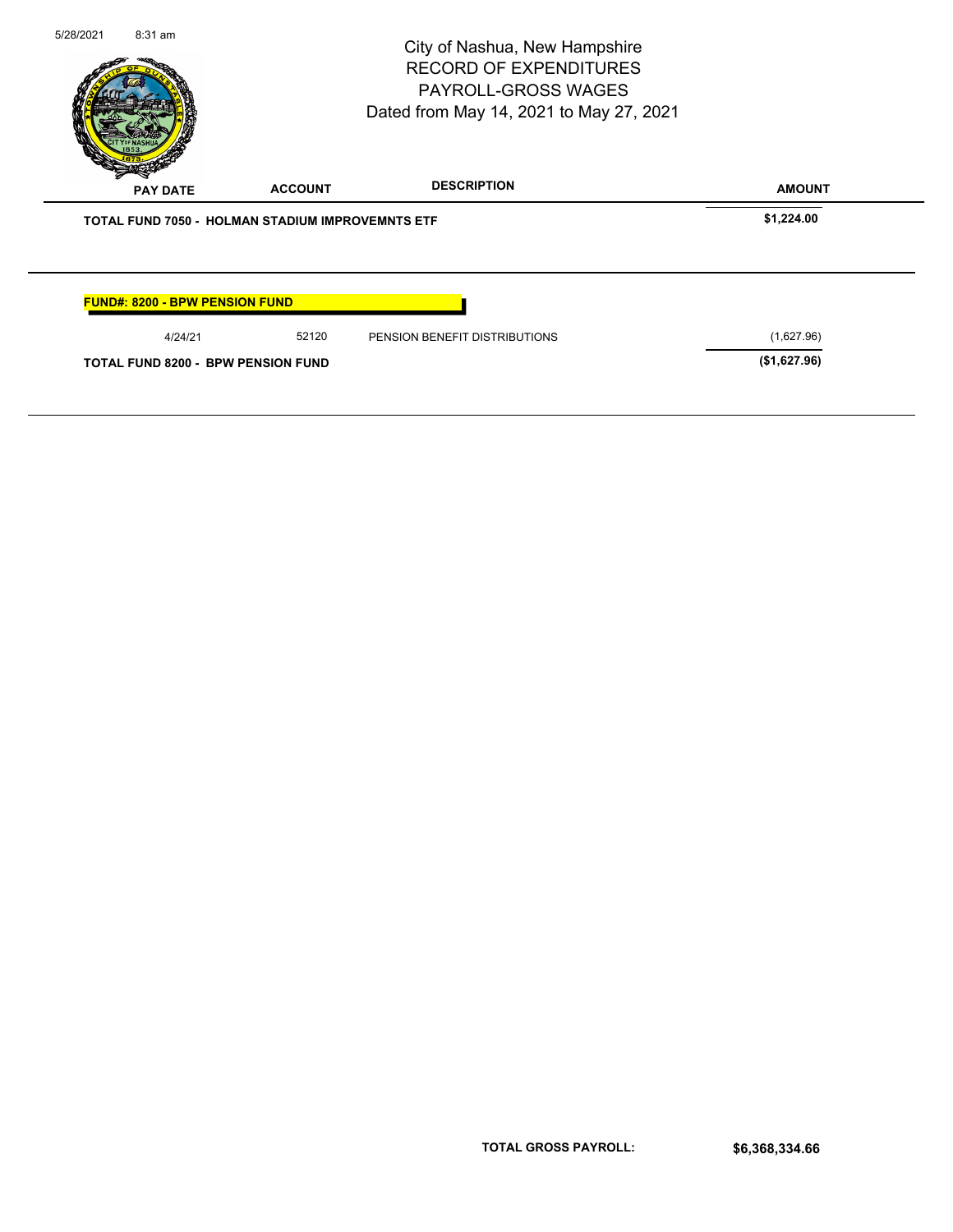City of Nashua, New Hampshire
RECORD OF EXPENDITURES
PAYROLL-GROSS WAGES
Dated from May 14, 2021 to May 27, 2021

| PAY DATE | ACCOUNT | DESCRIPTION | AMOUNT |
|---|---|---|---|
| **TOTAL FUND 7050 - HOLMAN STADIUM IMPROVEMNTS ETF** | | | **$1,224.00** |
| **FUND#: 8200 - BPW PENSION FUND** | | | |
| 4/24/21 | 52120 | PENSION BENEFIT DISTRIBUTIONS | (1,627.96) |
| **TOTAL FUND 8200 - BPW PENSION FUND** | | | **($1,627.96)** |

**TOTAL GROSS PAYROLL:** **$6,368,334.66**